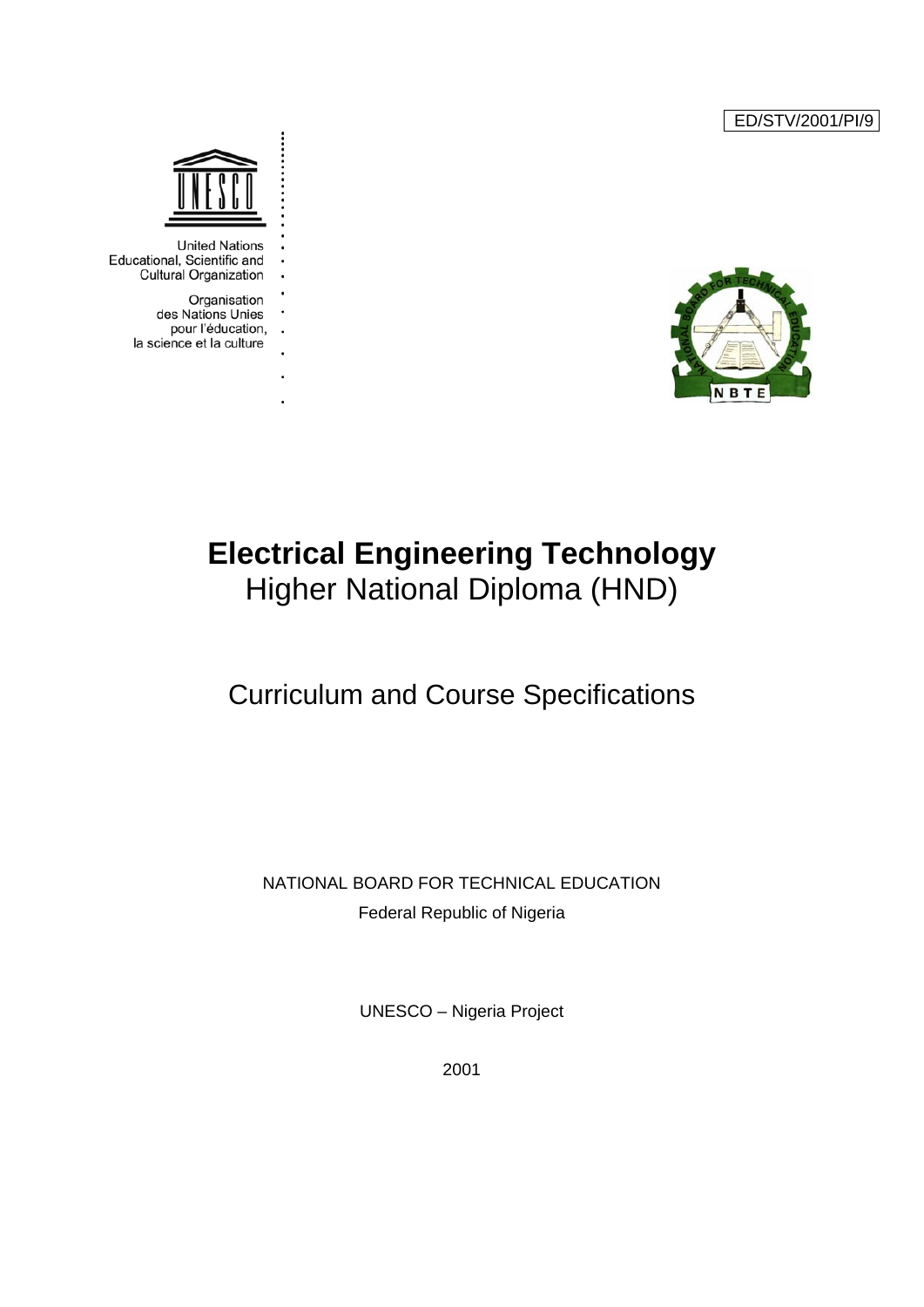ED/STV/2001/PI/9

United Nations
Educational, Scientific and
Cultural Organization

Organisation
des Nations Unies
pour l'éducation,
la science et la culture

# Electrical Engineering Technology

## Higher National Diploma (HND)

## Curriculum and Course Specifications

NATIONAL BOARD FOR TECHNICAL EDUCATION

Federal Republic of Nigeria

UNESCO – Nigeria Project

2001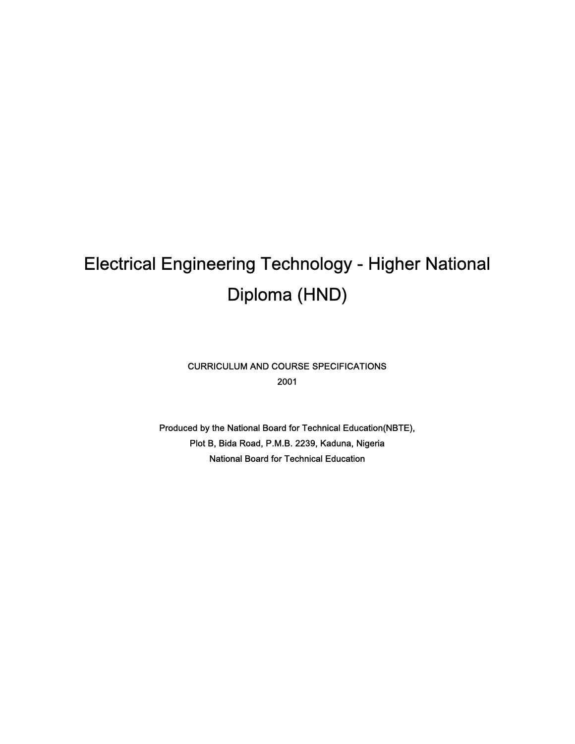# Electrical Engineering Technology - Higher National Diploma (HND)

CURRICULUM AND COURSE SPECIFICATIONS

2001

Produced by the National Board for Technical Education(NBTE),

Plot B, Bida Road, P.M.B. 2239, Kaduna, Nigeria

National Board for Technical Education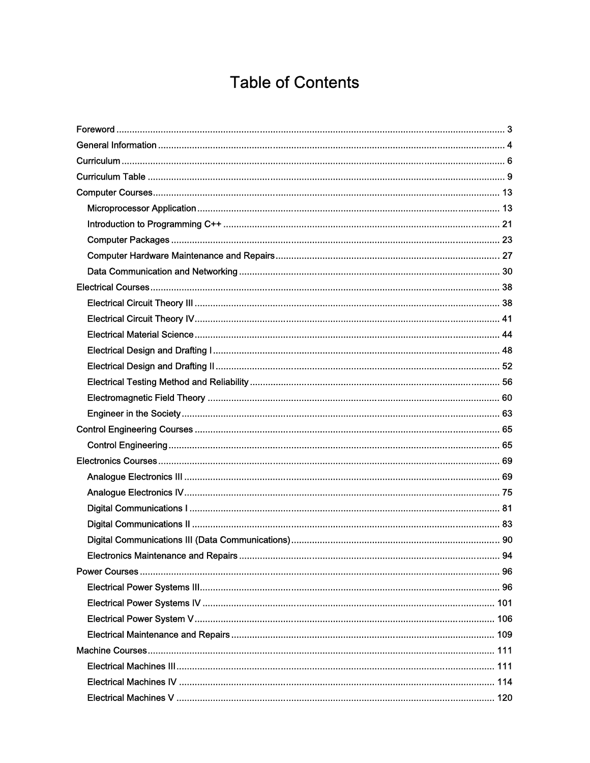# Table of Contents

- Foreword ... 3
- General Information ... 4
- Curriculum ... 6
- Curriculum Table ... 9
- Computer Courses ... 13
  - Microprocessor Application ... 13
  - Introduction to Programming C++ ... 21
  - Computer Packages ... 23
  - Computer Hardware Maintenance and Repairs ... 27
  - Data Communication and Networking ... 30
- Electrical Courses ... 38
  - Electrical Circuit Theory III ... 38
  - Electrical Circuit Theory IV ... 41
  - Electrical Material Science ... 44
  - Electrical Design and Drafting I ... 48
  - Electrical Design and Drafting II ... 52
  - Electrical Testing Method and Reliability ... 56
  - Electromagnetic Field Theory ... 60
  - Engineer in the Society ... 63
- Control Engineering Courses ... 65
  - Control Engineering ... 65
- Electronics Courses ... 69
  - Analogue Electronics III ... 69
  - Analogue Electronics IV ... 75
  - Digital Communications I ... 81
  - Digital Communications II ... 83
  - Digital Communications III (Data Communications) ... 90
  - Electronics Maintenance and Repairs ... 94
- Power Courses ... 96
  - Electrical Power Systems III ... 96
  - Electrical Power Systems IV ... 101
  - Electrical Power System V ... 106
  - Electrical Maintenance and Repairs ... 109
- Machine Courses ... 111
  - Electrical Machines III ... 111
  - Electrical Machines IV ... 114
  - Electrical Machines V ... 120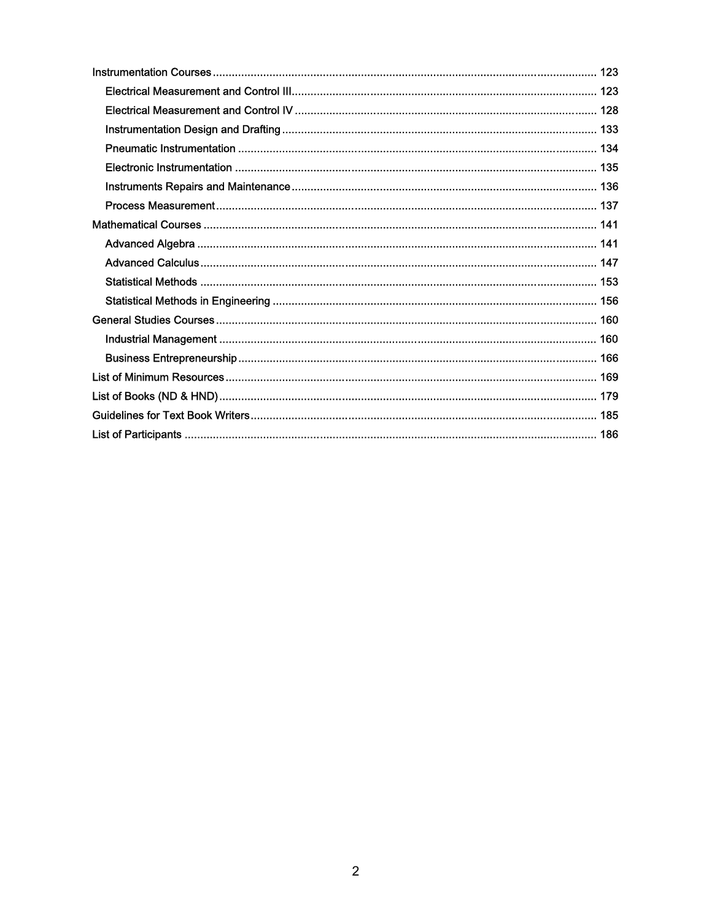- Instrumentation Courses ........................................................................................................... 123
  - Electrical Measurement and Control III ................................................................................ 123
  - Electrical Measurement and Control IV ................................................................................ 128
  - Instrumentation Design and Drafting .................................................................................... 133
  - Pneumatic Instrumentation .................................................................................................. 134
  - Electronic Instrumentation ................................................................................................... 135
  - Instruments Repairs and Maintenance ................................................................................. 136
  - Process Measurement ......................................................................................................... 137
- Mathematical Courses ............................................................................................................. 141
  - Advanced Algebra ............................................................................................................... 141
  - Advanced Calculus .............................................................................................................. 147
  - Statistical Methods .............................................................................................................. 153
  - Statistical Methods in Engineering ....................................................................................... 156
- General Studies Courses ......................................................................................................... 160
  - Industrial Management ........................................................................................................ 160
  - Business Entrepreneurship .................................................................................................. 166
- List of Minimum Resources ..................................................................................................... 169
- List of Books (ND & HND) ........................................................................................................ 179
- Guidelines for Text Book Writers ............................................................................................. 185
- List of Participants ................................................................................................................... 186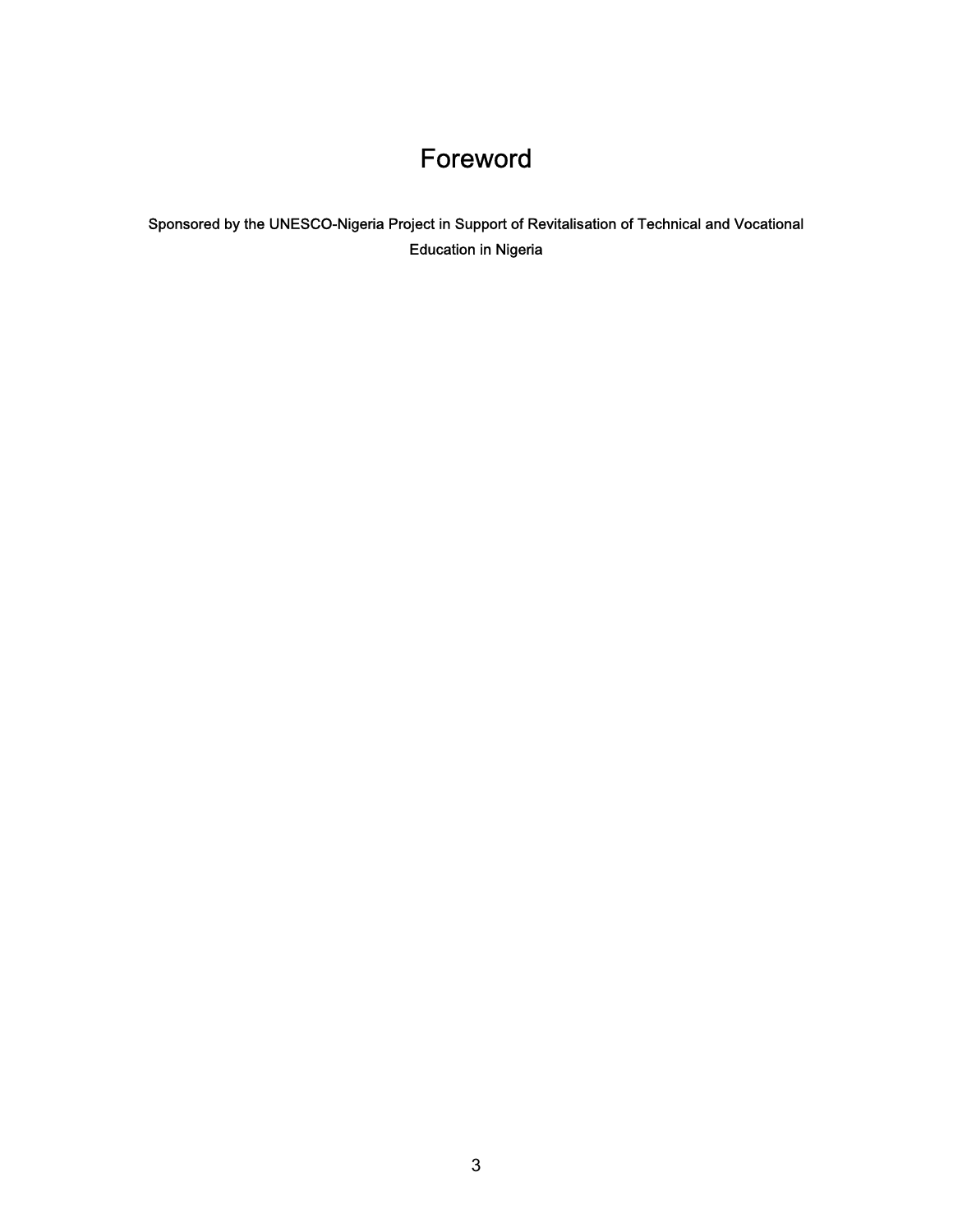# Foreword

Sponsored by the UNESCO-Nigeria Project in Support of Revitalisation of Technical and Vocational Education in Nigeria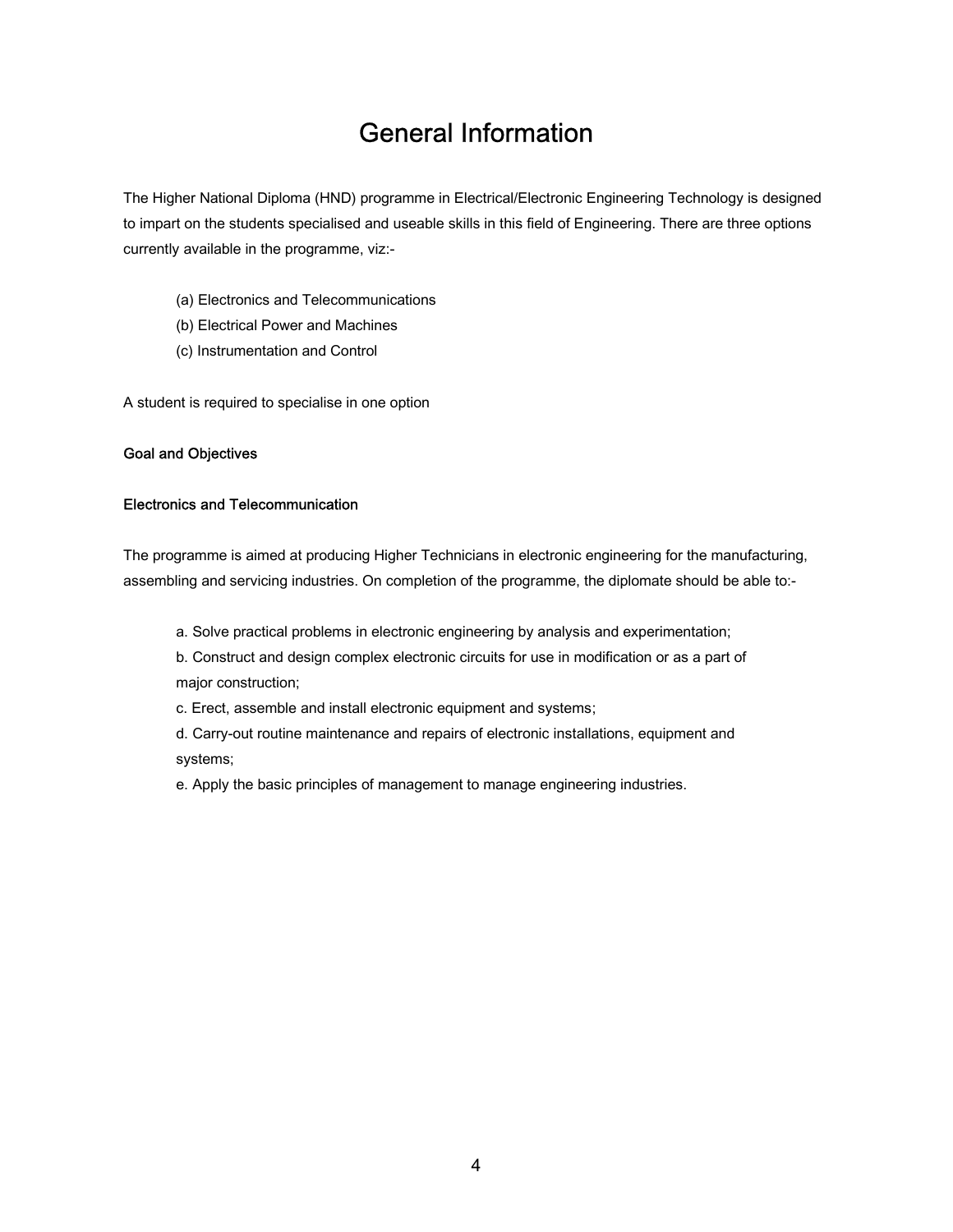# General Information

The Higher National Diploma (HND) programme in Electrical/Electronic Engineering Technology is designed to impart on the students specialised and useable skills in this field of Engineering. There are three options currently available in the programme, viz:-

(a) Electronics and Telecommunications
(b) Electrical Power and Machines
(c) Instrumentation and Control

A student is required to specialise in one option

**Goal and Objectives**

**Electronics and Telecommunication**

The programme is aimed at producing Higher Technicians in electronic engineering for the manufacturing, assembling and servicing industries. On completion of the programme, the diplomate should be able to:-

a. Solve practical problems in electronic engineering by analysis and experimentation;
b. Construct and design complex electronic circuits for use in modification or as a part of major construction;
c. Erect, assemble and install electronic equipment and systems;
d. Carry-out routine maintenance and repairs of electronic installations, equipment and systems;
e. Apply the basic principles of management to manage engineering industries.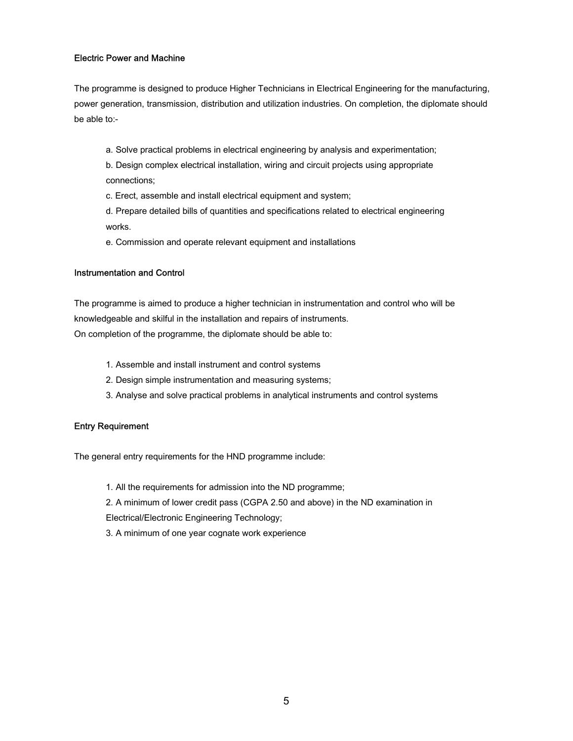### Electric Power and Machine

The programme is designed to produce Higher Technicians in Electrical Engineering for the manufacturing, power generation, transmission, distribution and utilization industries. On completion, the diplomate should be able to:-

a. Solve practical problems in electrical engineering by analysis and experimentation;

b. Design complex electrical installation, wiring and circuit projects using appropriate connections;

c. Erect, assemble and install electrical equipment and system;

d. Prepare detailed bills of quantities and specifications related to electrical engineering works.

e. Commission and operate relevant equipment and installations

### Instrumentation and Control

The programme is aimed to produce a higher technician in instrumentation and control who will be knowledgeable and skilful in the installation and repairs of instruments.
On completion of the programme, the diplomate should be able to:

1. Assemble and install instrument and control systems
2. Design simple instrumentation and measuring systems;
3. Analyse and solve practical problems in analytical instruments and control systems

### Entry Requirement

The general entry requirements for the HND programme include:

1. All the requirements for admission into the ND programme;
2. A minimum of lower credit pass (CGPA 2.50 and above) in the ND examination in Electrical/Electronic Engineering Technology;
3. A minimum of one year cognate work experience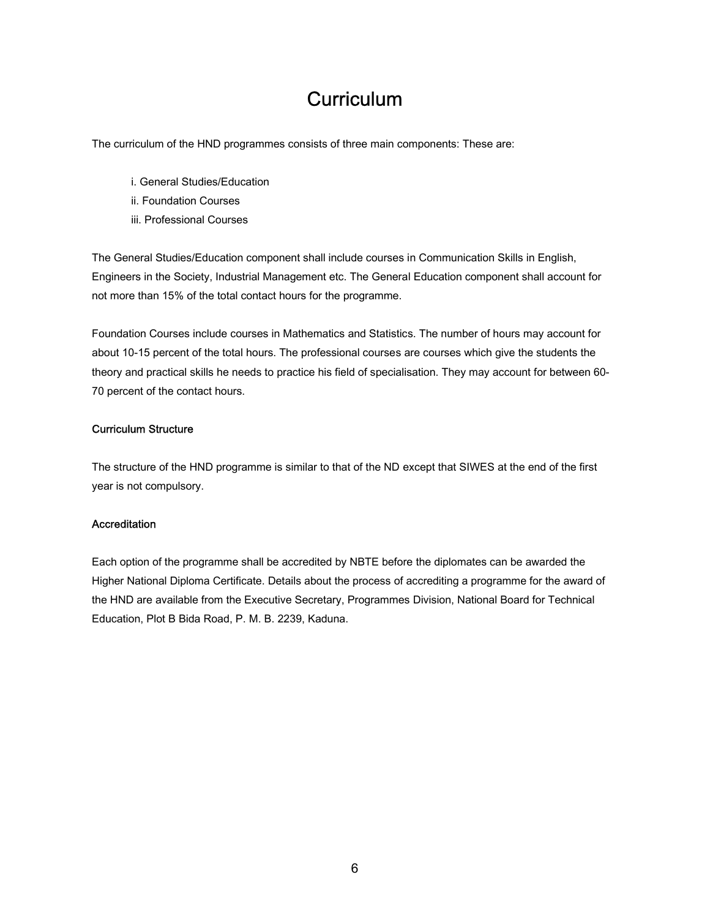# Curriculum

The curriculum of the HND programmes consists of three main components: These are:

i. General Studies/Education
ii. Foundation Courses
iii. Professional Courses

The General Studies/Education component shall include courses in Communication Skills in English, Engineers in the Society, Industrial Management etc. The General Education component shall account for not more than 15% of the total contact hours for the programme.

Foundation Courses include courses in Mathematics and Statistics. The number of hours may account for about 10-15 percent of the total hours. The professional courses are courses which give the students the theory and practical skills he needs to practice his field of specialisation. They may account for between 60-70 percent of the contact hours.

### Curriculum Structure

The structure of the HND programme is similar to that of the ND except that SIWES at the end of the first year is not compulsory.

### Accreditation

Each option of the programme shall be accredited by NBTE before the diplomates can be awarded the Higher National Diploma Certificate. Details about the process of accrediting a programme for the award of the HND are available from the Executive Secretary, Programmes Division, National Board for Technical Education, Plot B Bida Road, P. M. B. 2239, Kaduna.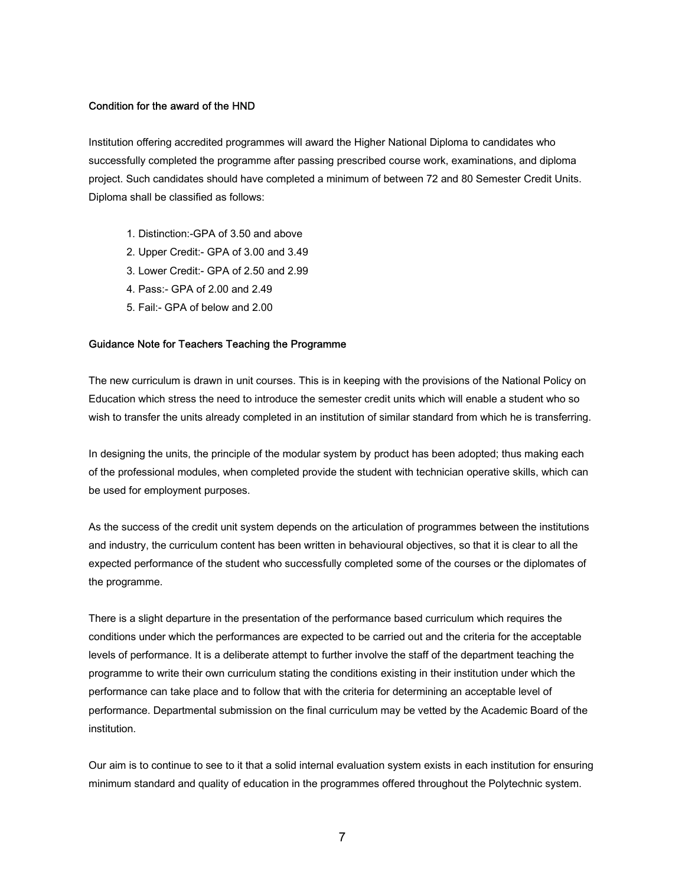### Condition for the award of the HND

Institution offering accredited programmes will award the Higher National Diploma to candidates who successfully completed the programme after passing prescribed course work, examinations, and diploma project. Such candidates should have completed a minimum of between 72 and 80 Semester Credit Units. Diploma shall be classified as follows:

1. Distinction:-GPA of 3.50 and above
2. Upper Credit:- GPA of 3.00 and 3.49
3. Lower Credit:- GPA of 2.50 and 2.99
4. Pass:- GPA of 2.00 and 2.49
5. Fail:- GPA of below and 2.00

### Guidance Note for Teachers Teaching the Programme

The new curriculum is drawn in unit courses. This is in keeping with the provisions of the National Policy on Education which stress the need to introduce the semester credit units which will enable a student who so wish to transfer the units already completed in an institution of similar standard from which he is transferring.

In designing the units, the principle of the modular system by product has been adopted; thus making each of the professional modules, when completed provide the student with technician operative skills, which can be used for employment purposes.

As the success of the credit unit system depends on the articulation of programmes between the institutions and industry, the curriculum content has been written in behavioural objectives, so that it is clear to all the expected performance of the student who successfully completed some of the courses or the diplomates of the programme.

There is a slight departure in the presentation of the performance based curriculum which requires the conditions under which the performances are expected to be carried out and the criteria for the acceptable levels of performance. It is a deliberate attempt to further involve the staff of the department teaching the programme to write their own curriculum stating the conditions existing in their institution under which the performance can take place and to follow that with the criteria for determining an acceptable level of performance. Departmental submission on the final curriculum may be vetted by the Academic Board of the institution.

Our aim is to continue to see to it that a solid internal evaluation system exists in each institution for ensuring minimum standard and quality of education in the programmes offered throughout the Polytechnic system.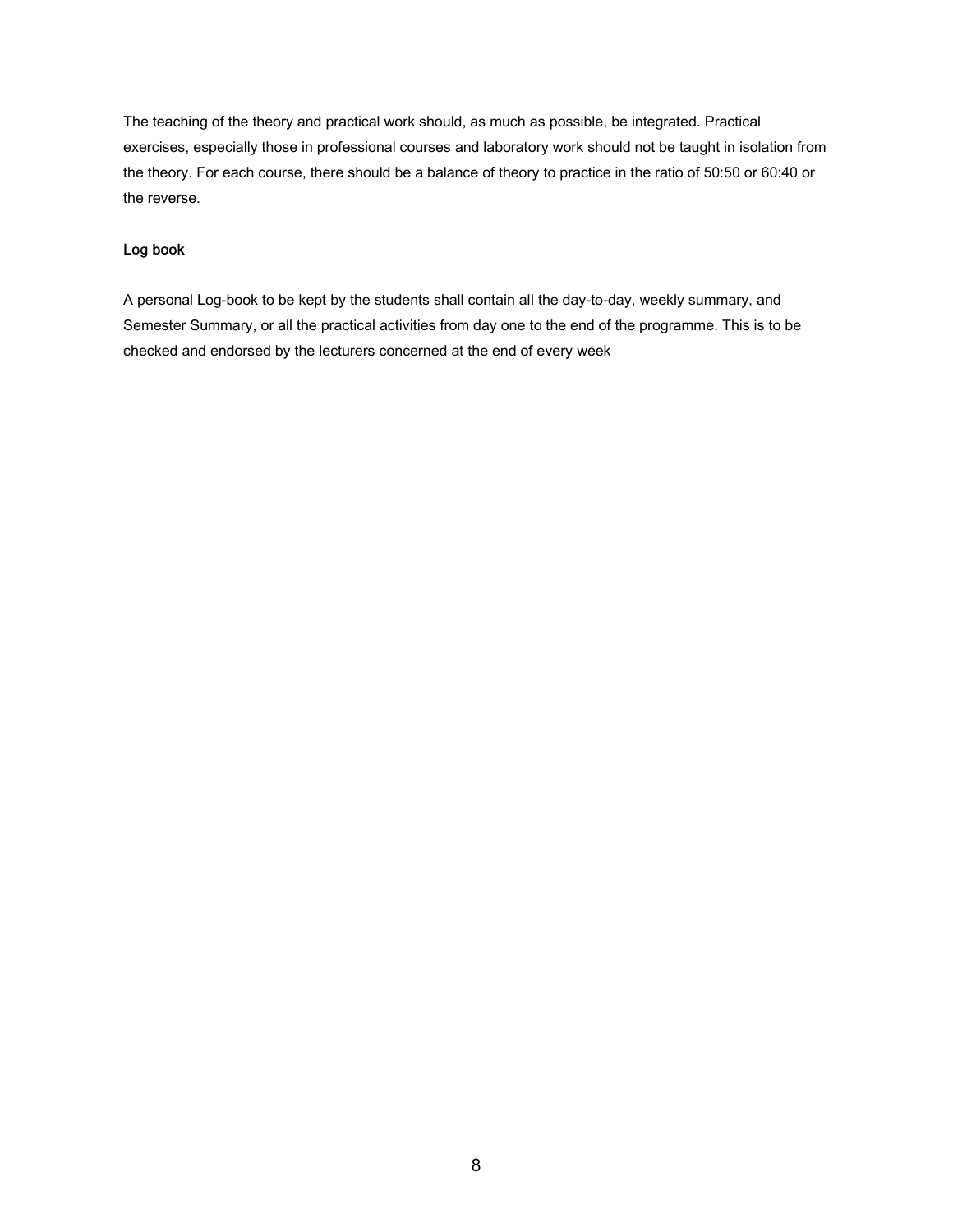The teaching of the theory and practical work should, as much as possible, be integrated. Practical exercises, especially those in professional courses and laboratory work should not be taught in isolation from the theory. For each course, there should be a balance of theory to practice in the ratio of 50:50 or 60:40 or the reverse.

**Log book**

A personal Log-book to be kept by the students shall contain all the day-to-day, weekly summary, and Semester Summary, or all the practical activities from day one to the end of the programme. This is to be checked and endorsed by the lecturers concerned at the end of every week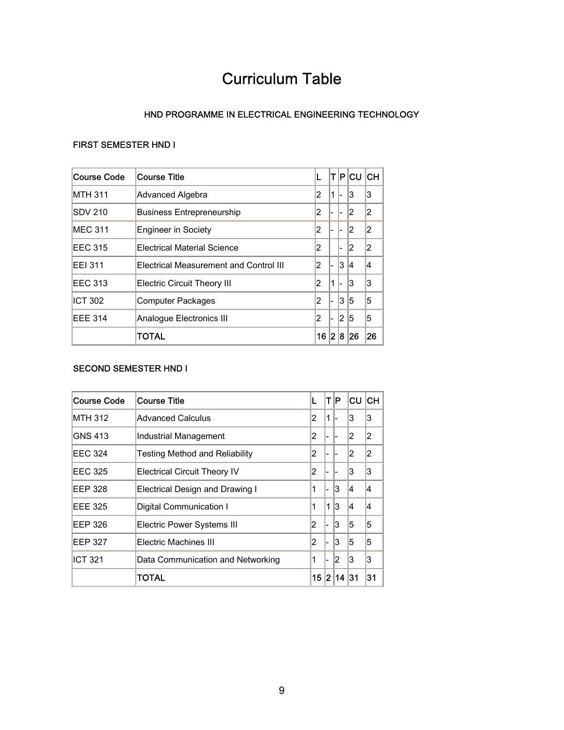# Curriculum Table

### HND PROGRAMME IN ELECTRICAL ENGINEERING TECHNOLOGY

#### FIRST SEMESTER HND I

| Course Code | Course Title | L | T | P | CU | CH |
|---|---|---|---|---|---|---|
| MTH 311 | Advanced Algebra | 2 | 1 | - | 3 | 3 |
| SDV 210 | Business Entrepreneurship | 2 | - | - | 2 | 2 |
| MEC 311 | Engineer in Society | 2 | - | - | 2 | 2 |
| EEC 315 | Electrical Material Science | 2 | | - | 2 | 2 |
| EEI 311 | Electrical Measurement and Control III | 2 | - | 3 | 4 | 4 |
| EEC 313 | Electric Circuit Theory III | 2 | 1 | - | 3 | 3 |
| ICT 302 | Computer Packages | 2 | - | 3 | 5 | 5 |
| EEE 314 | Analogue Electronics III | 2 | - | 2 | 5 | 5 |
| | **TOTAL** | **16** | **2** | **8** | **26** | **26** |

#### SECOND SEMESTER HND I

| Course Code | Course Title | L | T | P | CU | CH |
|---|---|---|---|---|---|---|
| MTH 312 | Advanced Calculus | 2 | 1 | - | 3 | 3 |
| GNS 413 | Industrial Management | 2 | - | - | 2 | 2 |
| EEC 324 | Testing Method and Reliability | 2 | - | - | 2 | 2 |
| EEC 325 | Electrical Circuit Theory IV | 2 | - | - | 3 | 3 |
| EEP 328 | Electrical Design and Drawing I | 1 | - | 3 | 4 | 4 |
| EEE 325 | Digital Communication I | 1 | 1 | 3 | 4 | 4 |
| EEP 326 | Electric Power Systems III | 2 | - | 3 | 5 | 5 |
| EEP 327 | Electric Machines III | 2 | - | 3 | 5 | 5 |
| ICT 321 | Data Communication and Networking | 1 | - | 2 | 3 | 3 |
| | **TOTAL** | **15** | **2** | **14** | **31** | **31** |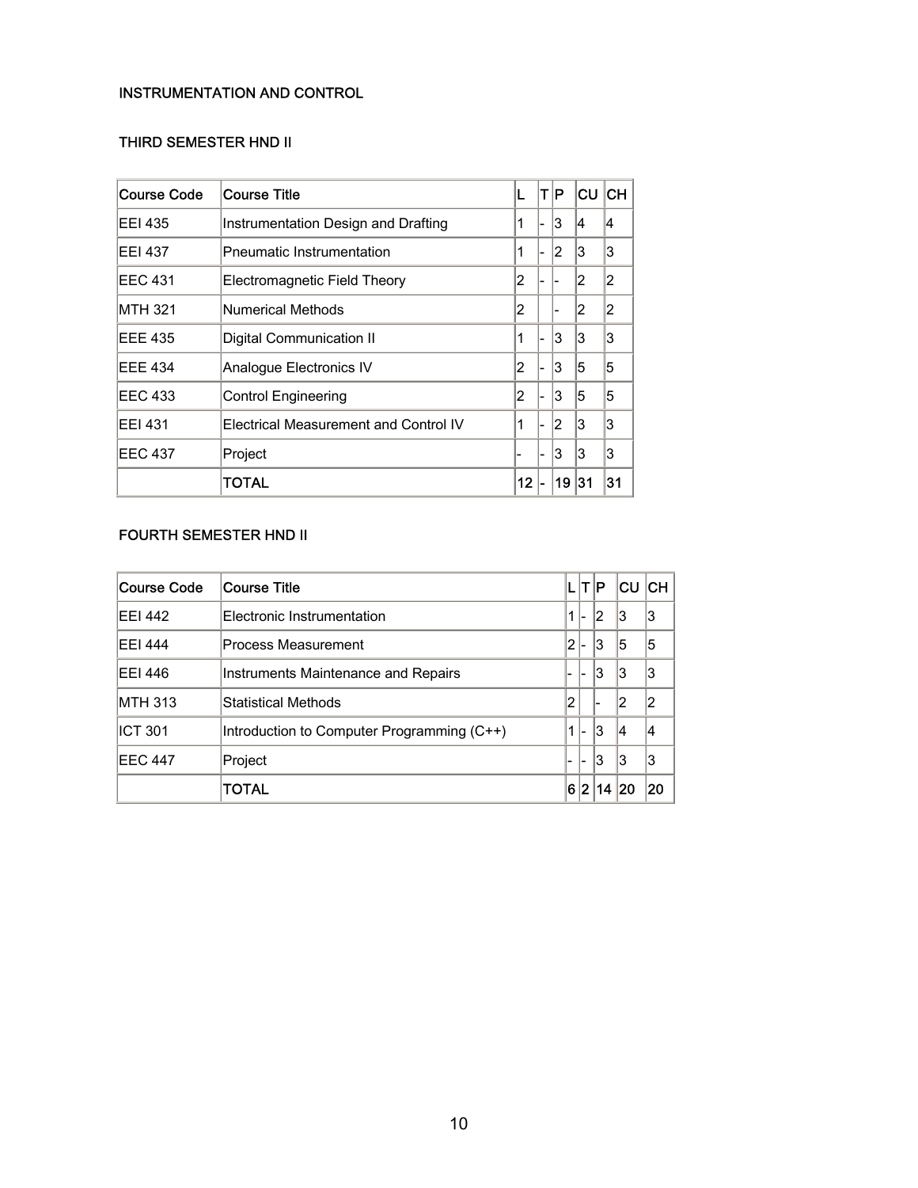## INSTRUMENTATION AND CONTROL

### THIRD SEMESTER HND II

| Course Code | Course Title | L | T | P | CU | CH |
|---|---|---|---|---|---|---|
| EEI 435 | Instrumentation Design and Drafting | 1 | - | 3 | 4 | 4 |
| EEI 437 | Pneumatic Instrumentation | 1 | - | 2 | 3 | 3 |
| EEC 431 | Electromagnetic Field Theory | 2 | - | - | 2 | 2 |
| MTH 321 | Numerical Methods | 2 | | - | 2 | 2 |
| EEE 435 | Digital Communication II | 1 | - | 3 | 3 | 3 |
| EEE 434 | Analogue Electronics IV | 2 | - | 3 | 5 | 5 |
| EEC 433 | Control Engineering | 2 | - | 3 | 5 | 5 |
| EEI 431 | Electrical Measurement and Control IV | 1 | - | 2 | 3 | 3 |
| EEC 437 | Project | - | - | 3 | 3 | 3 |
| | **TOTAL** | **12** | **-** | **19** | **31** | **31** |

### FOURTH SEMESTER HND II

| Course Code | Course Title | L | T | P | CU | CH |
|---|---|---|---|---|---|---|
| EEI 442 | Electronic Instrumentation | 1 | - | 2 | 3 | 3 |
| EEI 444 | Process Measurement | 2 | - | 3 | 5 | 5 |
| EEI 446 | Instruments Maintenance and Repairs | - | - | 3 | 3 | 3 |
| MTH 313 | Statistical Methods | 2 | | - | 2 | 2 |
| ICT 301 | Introduction to Computer Programming (C++) | 1 | - | 3 | 4 | 4 |
| EEC 447 | Project | - | - | 3 | 3 | 3 |
| | **TOTAL** | **6** | **2** | **14** | **20** | **20** |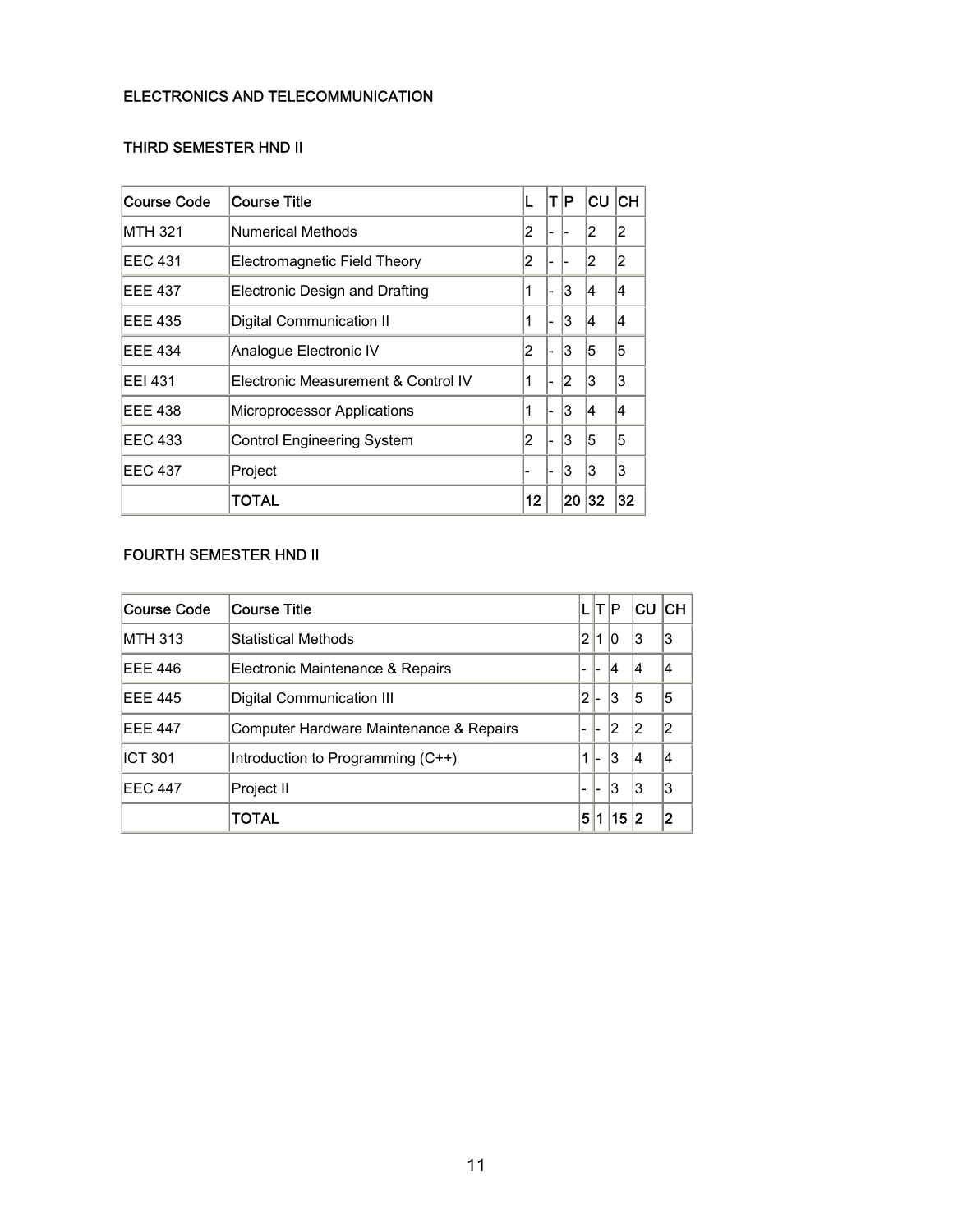## ELECTRONICS AND TELECOMMUNICATION

### THIRD SEMESTER HND II

| Course Code | Course Title | L | T | P | CU | CH |
|---|---|---|---|---|---|---|
| MTH 321 | Numerical Methods | 2 | - | - | 2 | 2 |
| EEC 431 | Electromagnetic Field Theory | 2 | - | - | 2 | 2 |
| EEE 437 | Electronic Design and Drafting | 1 | - | 3 | 4 | 4 |
| EEE 435 | Digital Communication II | 1 | - | 3 | 4 | 4 |
| EEE 434 | Analogue Electronic IV | 2 | - | 3 | 5 | 5 |
| EEI 431 | Electronic Measurement & Control IV | 1 | - | 2 | 3 | 3 |
| EEE 438 | Microprocessor Applications | 1 | - | 3 | 4 | 4 |
| EEC 433 | Control Engineering System | 2 | - | 3 | 5 | 5 |
| EEC 437 | Project | - | - | 3 | 3 | 3 |
| | **TOTAL** | **12** | | **20** | **32** | **32** |

### FOURTH SEMESTER HND II

| Course Code | Course Title | L | T | P | CU | CH |
|---|---|---|---|---|---|---|
| MTH 313 | Statistical Methods | 2 | 1 | 0 | 3 | 3 |
| EEE 446 | Electronic Maintenance & Repairs | - | - | 4 | 4 | 4 |
| EEE 445 | Digital Communication III | 2 | - | 3 | 5 | 5 |
| EEE 447 | Computer Hardware Maintenance & Repairs | - | - | 2 | 2 | 2 |
| ICT 301 | Introduction to Programming (C++) | 1 | - | 3 | 4 | 4 |
| EEC 447 | Project II | - | - | 3 | 3 | 3 |
| | **TOTAL** | **5** | **1** | **15** | **2** | **2** |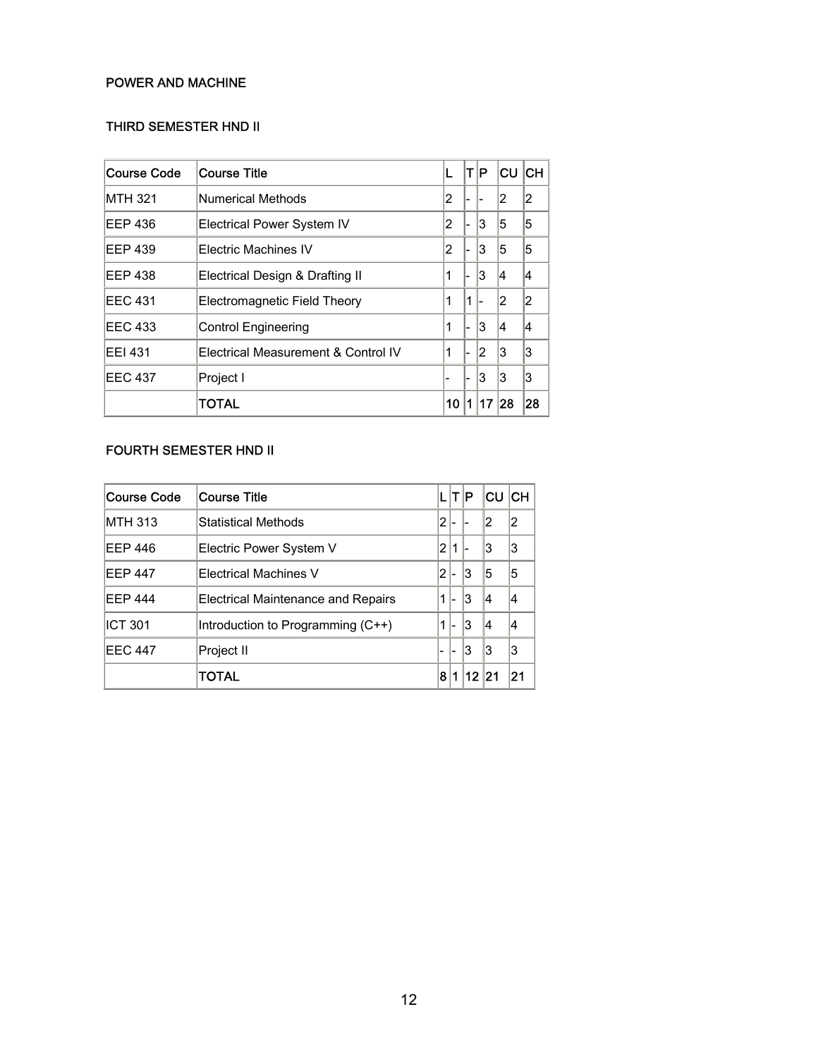## POWER AND MACHINE

### THIRD SEMESTER HND II

| Course Code | Course Title | L | T | P | CU | CH |
|---|---|---|---|---|---|---|
| MTH 321 | Numerical Methods | 2 | - | - | 2 | 2 |
| EEP 436 | Electrical Power System IV | 2 | - | 3 | 5 | 5 |
| EEP 439 | Electric Machines IV | 2 | - | 3 | 5 | 5 |
| EEP 438 | Electrical Design & Drafting II | 1 | - | 3 | 4 | 4 |
| EEC 431 | Electromagnetic Field Theory | 1 | 1 | - | 2 | 2 |
| EEC 433 | Control Engineering | 1 | - | 3 | 4 | 4 |
| EEI 431 | Electrical Measurement & Control IV | 1 | - | 2 | 3 | 3 |
| EEC 437 | Project I | - | - | 3 | 3 | 3 |
| | **TOTAL** | **10** | **1** | **17** | **28** | **28** |

### FOURTH SEMESTER HND II

| Course Code | Course Title | L | T | P | CU | CH |
|---|---|---|---|---|---|---|
| MTH 313 | Statistical Methods | 2 | - | - | 2 | 2 |
| EEP 446 | Electric Power System V | 2 | 1 | - | 3 | 3 |
| EEP 447 | Electrical Machines V | 2 | - | 3 | 5 | 5 |
| EEP 444 | Electrical Maintenance and Repairs | 1 | - | 3 | 4 | 4 |
| ICT 301 | Introduction to Programming (C++) | 1 | - | 3 | 4 | 4 |
| EEC 447 | Project II | - | - | 3 | 3 | 3 |
| | **TOTAL** | **8** | **1** | **12** | **21** | **21** |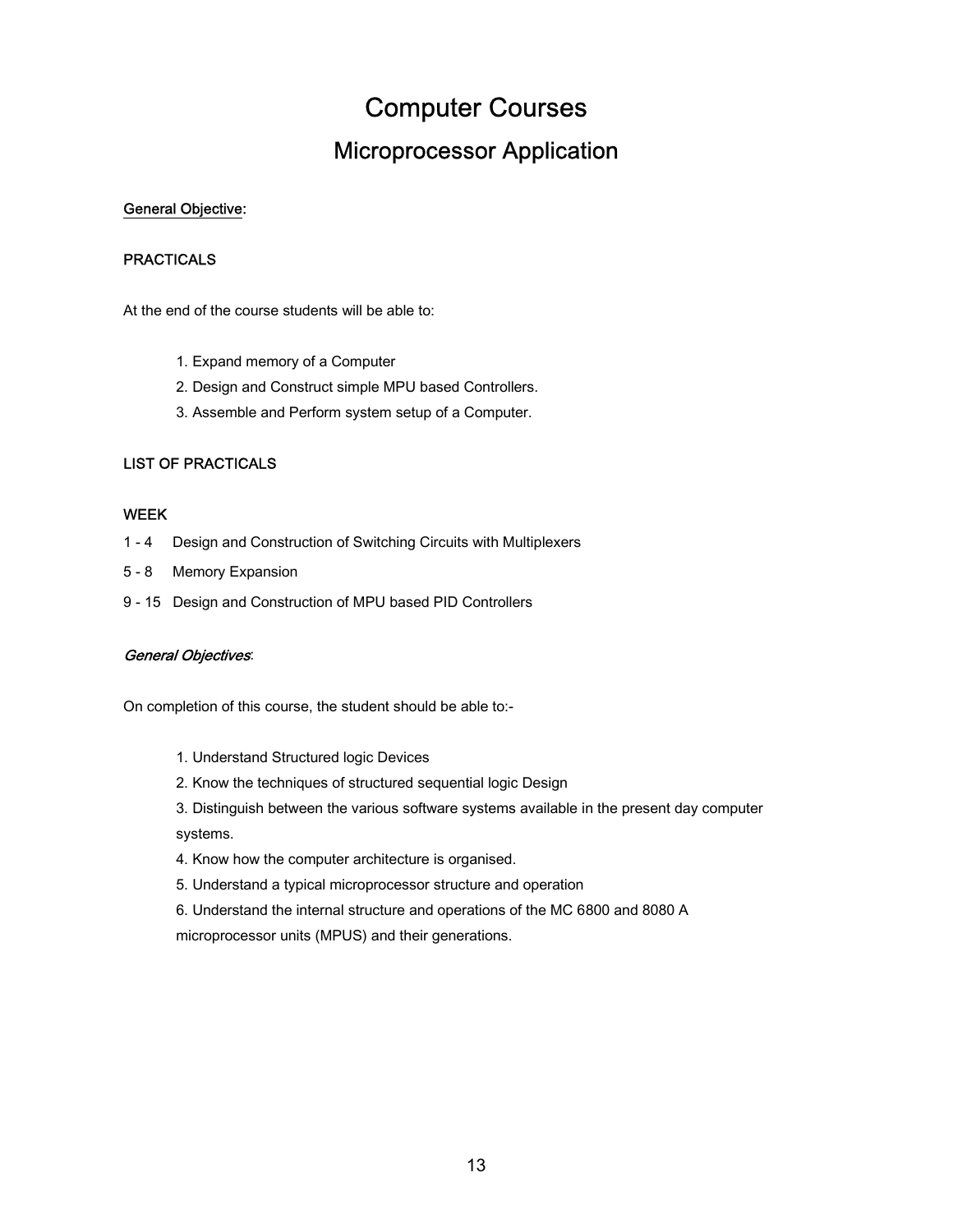# Computer Courses

## Microprocessor Application

General Objective:

PRACTICALS

At the end of the course students will be able to:

1. Expand memory of a Computer
2. Design and Construct simple MPU based Controllers.
3. Assemble and Perform system setup of a Computer.

LIST OF PRACTICALS

WEEK

1 - 4 Design and Construction of Switching Circuits with Multiplexers

5 - 8 Memory Expansion

9 - 15 Design and Construction of MPU based PID Controllers

*General Objectives*:

On completion of this course, the student should be able to:-

1. Understand Structured logic Devices
2. Know the techniques of structured sequential logic Design
3. Distinguish between the various software systems available in the present day computer systems.
4. Know how the computer architecture is organised.
5. Understand a typical microprocessor structure and operation
6. Understand the internal structure and operations of the MC 6800 and 8080 A microprocessor units (MPUS) and their generations.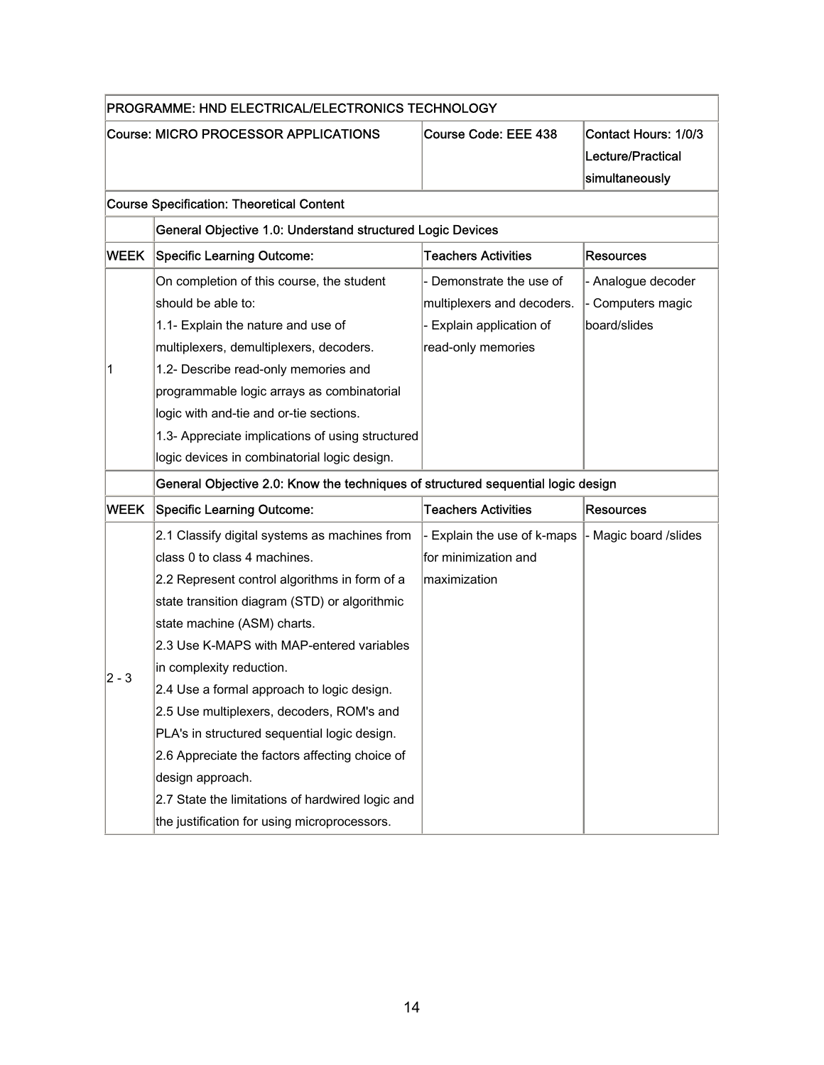| PROGRAMME: HND ELECTRICAL/ELECTRONICS TECHNOLOGY | | | |
|---|---|---|---|
| Course: MICRO PROCESSOR APPLICATIONS | | Course Code: EEE 438 | Contact Hours: 1/0/3 Lecture/Practical simultaneously |
| Course Specification: Theoretical Content | | | |
| | **General Objective 1.0: Understand structured Logic Devices** | | |
| **WEEK** | **Specific Learning Outcome:** | **Teachers Activities** | **Resources** |
| 1 | On completion of this course, the student should be able to:<br>1.1- Explain the nature and use of multiplexers, demultiplexers, decoders.<br>1.2- Describe read-only memories and programmable logic arrays as combinatorial logic with and-tie and or-tie sections.<br>1.3- Appreciate implications of using structured logic devices in combinatorial logic design. | - Demonstrate the use of multiplexers and decoders.<br>- Explain application of read-only memories | - Analogue decoder<br>- Computers magic board/slides |
| | **General Objective 2.0: Know the techniques of structured sequential logic design** | | |
| **WEEK** | **Specific Learning Outcome:** | **Teachers Activities** | **Resources** |
| 2 - 3 | 2.1 Classify digital systems as machines from class 0 to class 4 machines.<br>2.2 Represent control algorithms in form of a state transition diagram (STD) or algorithmic state machine (ASM) charts.<br>2.3 Use K-MAPS with MAP-entered variables in complexity reduction.<br>2.4 Use a formal approach to logic design.<br>2.5 Use multiplexers, decoders, ROM's and PLA's in structured sequential logic design.<br>2.6 Appreciate the factors affecting choice of design approach.<br>2.7 State the limitations of hardwired logic and the justification for using microprocessors. | - Explain the use of k-maps for minimization and maximization | - Magic board /slides |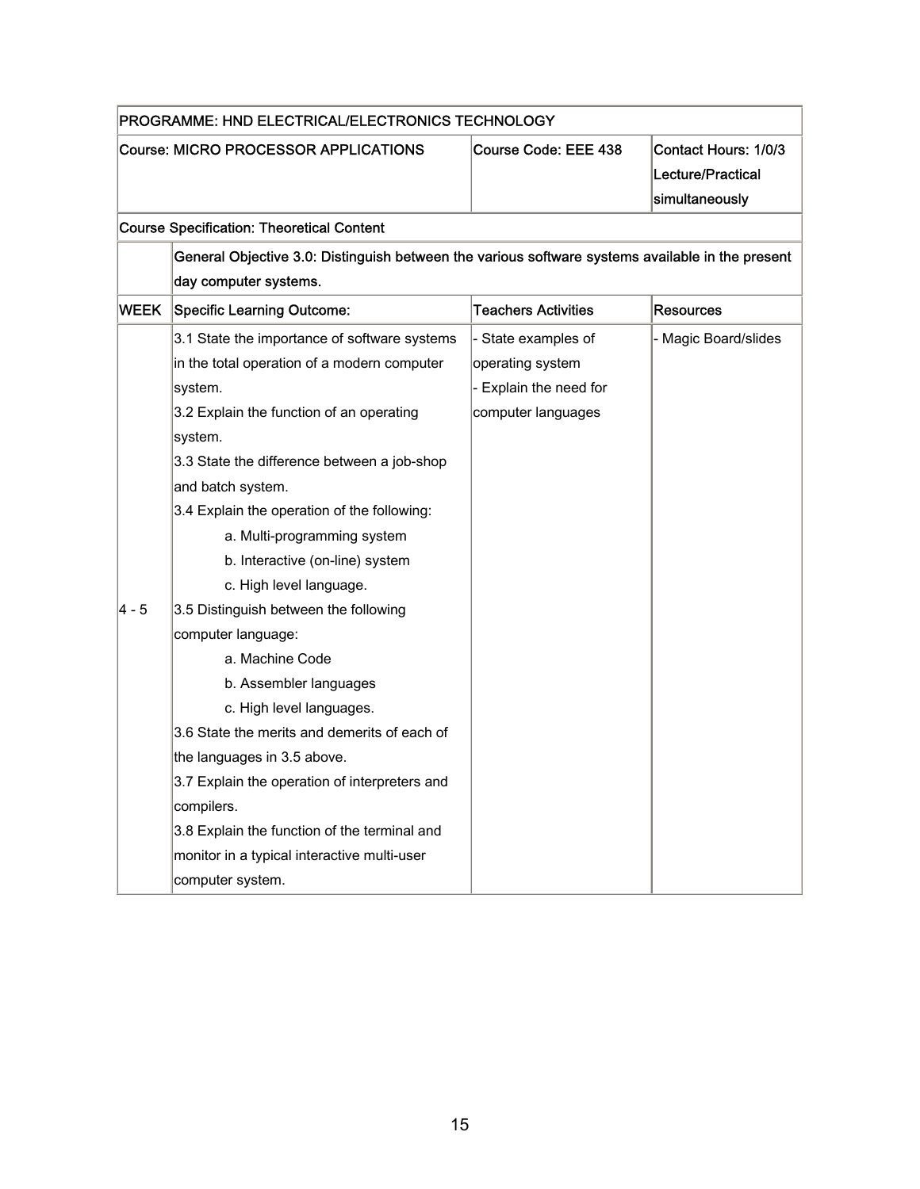| PROGRAMME: HND ELECTRICAL/ELECTRONICS TECHNOLOGY | | | |
|---|---|---|---|
| Course: MICRO PROCESSOR APPLICATIONS | | Course Code: EEE 438 | Contact Hours: 1/0/3 Lecture/Practical simultaneously |
| Course Specification: Theoretical Content | | | |
| | General Objective 3.0: Distinguish between the various software systems available in the present day computer systems. | | |
| WEEK | Specific Learning Outcome: | Teachers Activities | Resources |
| 4 - 5 | 3.1 State the importance of software systems in the total operation of a modern computer system.<br>3.2 Explain the function of an operating system.<br>3.3 State the difference between a job-shop and batch system.<br>3.4 Explain the operation of the following:<br>a. Multi-programming system<br>b. Interactive (on-line) system<br>c. High level language.<br>3.5 Distinguish between the following computer language:<br>a. Machine Code<br>b. Assembler languages<br>c. High level languages.<br>3.6 State the merits and demerits of each of the languages in 3.5 above.<br>3.7 Explain the operation of interpreters and compilers.<br>3.8 Explain the function of the terminal and monitor in a typical interactive multi-user computer system. | - State examples of operating system<br>- Explain the need for computer languages | - Magic Board/slides |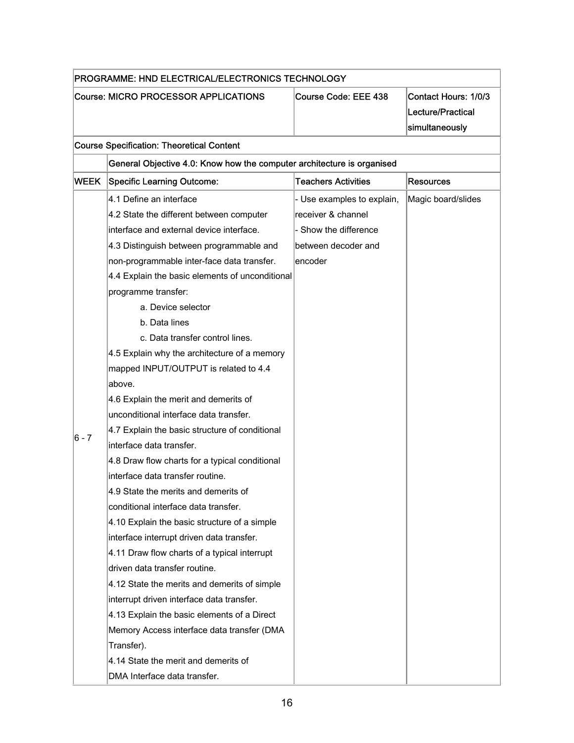| PROGRAMME: HND ELECTRICAL/ELECTRONICS TECHNOLOGY | | | |
|---|---|---|---|
| Course: MICRO PROCESSOR APPLICATIONS | | Course Code: EEE 438 | Contact Hours: 1/0/3 Lecture/Practical simultaneously |
| Course Specification: Theoretical Content | | | |
| | General Objective 4.0: Know how the computer architecture is organised | | |
| WEEK | Specific Learning Outcome: | Teachers Activities | Resources |
| 6 - 7 | 4.1 Define an interface<br>4.2 State the different between computer interface and external device interface.<br>4.3 Distinguish between programmable and non-programmable inter-face data transfer.<br>4.4 Explain the basic elements of unconditional programme transfer:<br>a. Device selector<br>b. Data lines<br>c. Data transfer control lines.<br>4.5 Explain why the architecture of a memory mapped INPUT/OUTPUT is related to 4.4 above.<br>4.6 Explain the merit and demerits of unconditional interface data transfer.<br>4.7 Explain the basic structure of conditional interface data transfer.<br>4.8 Draw flow charts for a typical conditional interface data transfer routine.<br>4.9 State the merits and demerits of conditional interface data transfer.<br>4.10 Explain the basic structure of a simple interface interrupt driven data transfer.<br>4.11 Draw flow charts of a typical interrupt driven data transfer routine.<br>4.12 State the merits and demerits of simple interrupt driven interface data transfer.<br>4.13 Explain the basic elements of a Direct Memory Access interface data transfer (DMA Transfer).<br>4.14 State the merit and demerits of DMA Interface data transfer. | - Use examples to explain, receiver & channel<br>- Show the difference between decoder and encoder | Magic board/slides |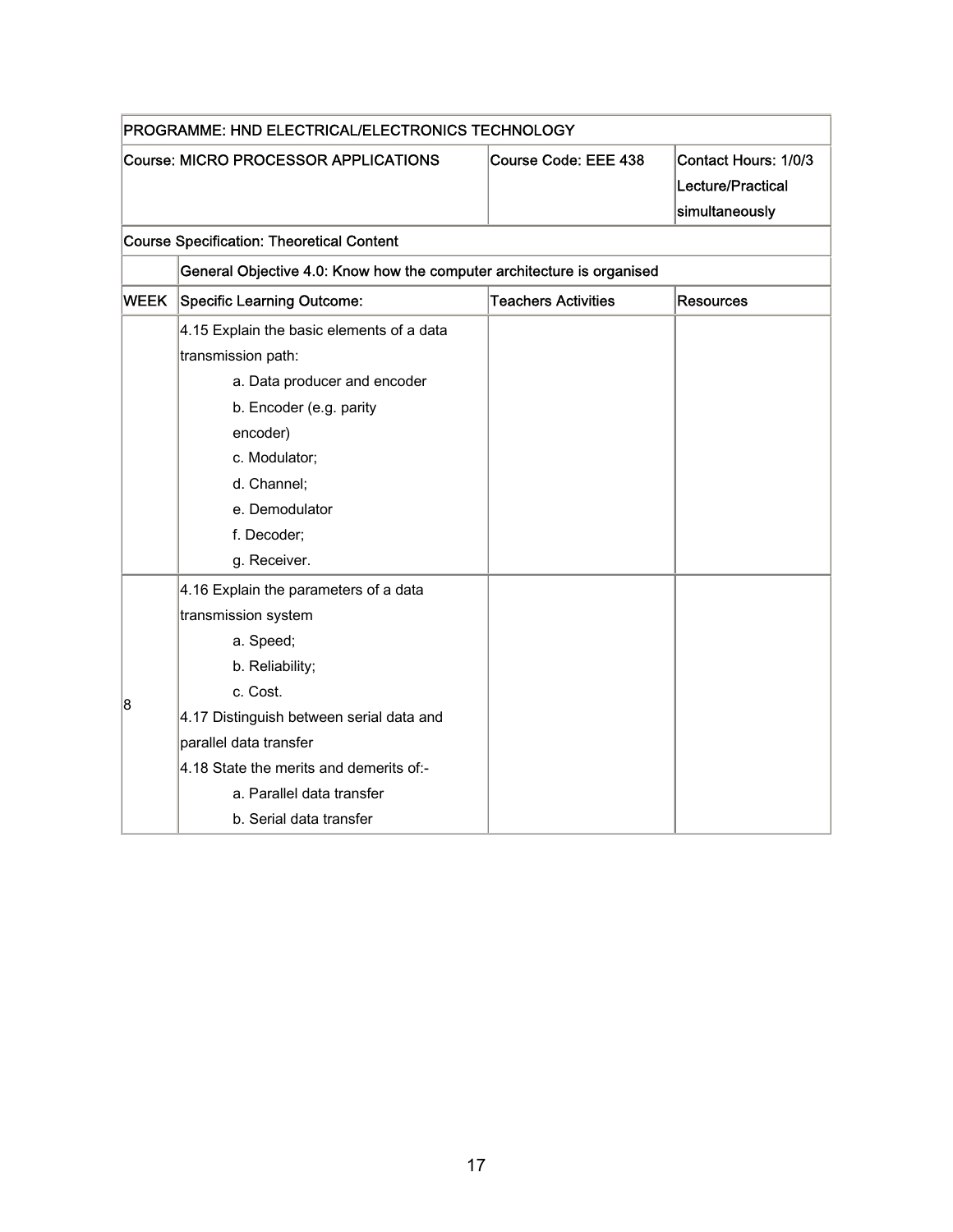| PROGRAMME: HND ELECTRICAL/ELECTRONICS TECHNOLOGY | | | |
|---|---|---|---|
| Course: MICRO PROCESSOR APPLICATIONS | | Course Code: EEE 438 | Contact Hours: 1/0/3 Lecture/Practical simultaneously |
| Course Specification: Theoretical Content | | | |
| | General Objective 4.0: Know how the computer architecture is organised | | |
| WEEK | Specific Learning Outcome: | Teachers Activities | Resources |
| | 4.15 Explain the basic elements of a data transmission path:<br>a. Data producer and encoder<br>b. Encoder (e.g. parity encoder)<br>c. Modulator;<br>d. Channel;<br>e. Demodulator<br>f. Decoder;<br>g. Receiver. | | |
| 8 | 4.16 Explain the parameters of a data transmission system<br>a. Speed;<br>b. Reliability;<br>c. Cost.<br>4.17 Distinguish between serial data and parallel data transfer<br>4.18 State the merits and demerits of:-<br>a. Parallel data transfer<br>b. Serial data transfer | | |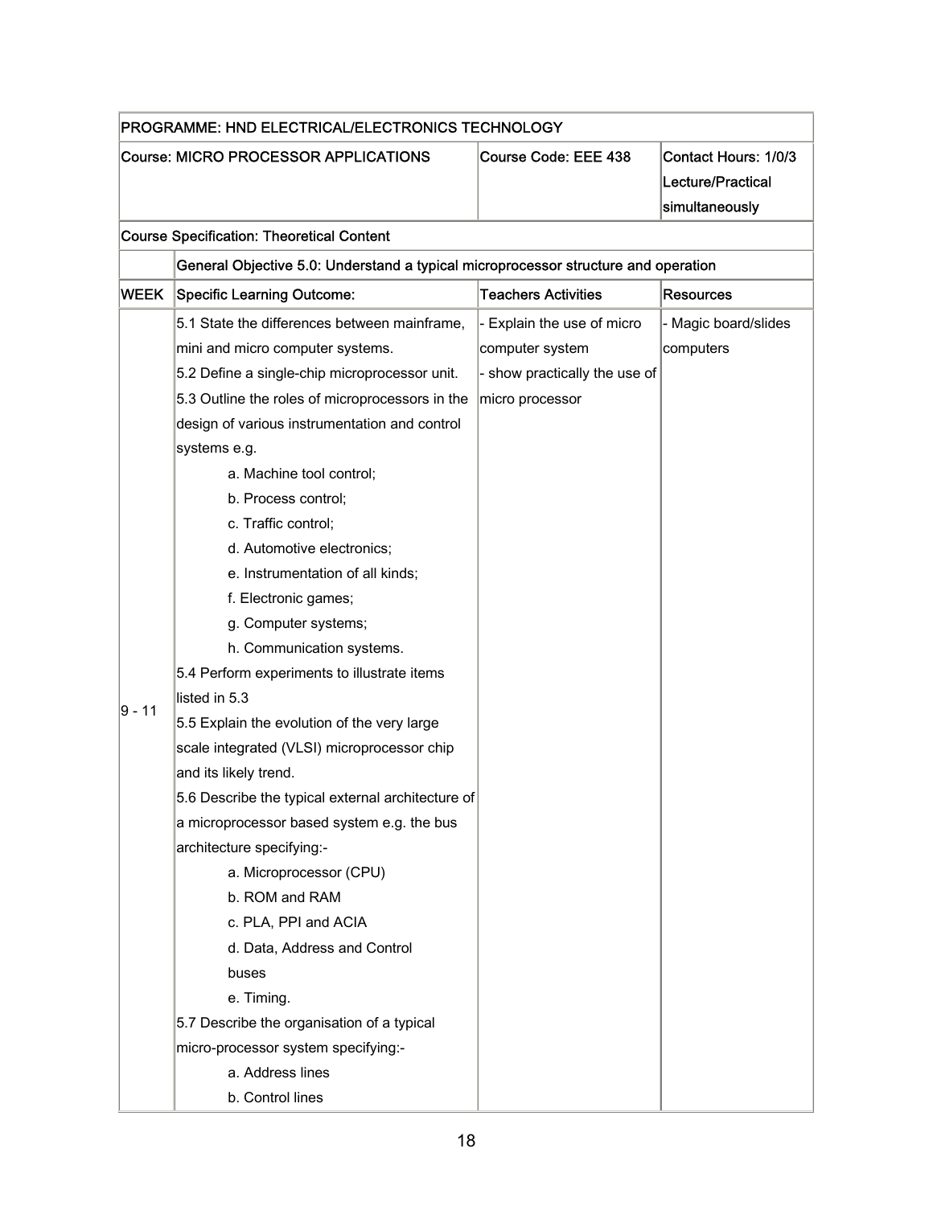| PROGRAMME: HND ELECTRICAL/ELECTRONICS TECHNOLOGY | | | |
|---|---|---|---|
| Course: MICRO PROCESSOR APPLICATIONS | | Course Code: EEE 438 | Contact Hours: 1/0/3 Lecture/Practical simultaneously |
| Course Specification: Theoretical Content | | | |
| | General Objective 5.0: Understand a typical microprocessor structure and operation | | |
| WEEK | Specific Learning Outcome: | Teachers Activities | Resources |
| 9 - 11 | 5.1 State the differences between mainframe, mini and micro computer systems.<br>5.2 Define a single-chip microprocessor unit.<br>5.3 Outline the roles of microprocessors in the design of various instrumentation and control systems e.g.<br>a. Machine tool control;<br>b. Process control;<br>c. Traffic control;<br>d. Automotive electronics;<br>e. Instrumentation of all kinds;<br>f. Electronic games;<br>g. Computer systems;<br>h. Communication systems.<br>5.4 Perform experiments to illustrate items listed in 5.3<br>5.5 Explain the evolution of the very large scale integrated (VLSI) microprocessor chip and its likely trend.<br>5.6 Describe the typical external architecture of a microprocessor based system e.g. the bus architecture specifying:-<br>a. Microprocessor (CPU)<br>b. ROM and RAM<br>c. PLA, PPI and ACIA<br>d. Data, Address and Control buses<br>e. Timing.<br>5.7 Describe the organisation of a typical micro-processor system specifying:-<br>a. Address lines<br>b. Control lines | - Explain the use of micro computer system<br>- show practically the use of micro processor | - Magic board/slides computers |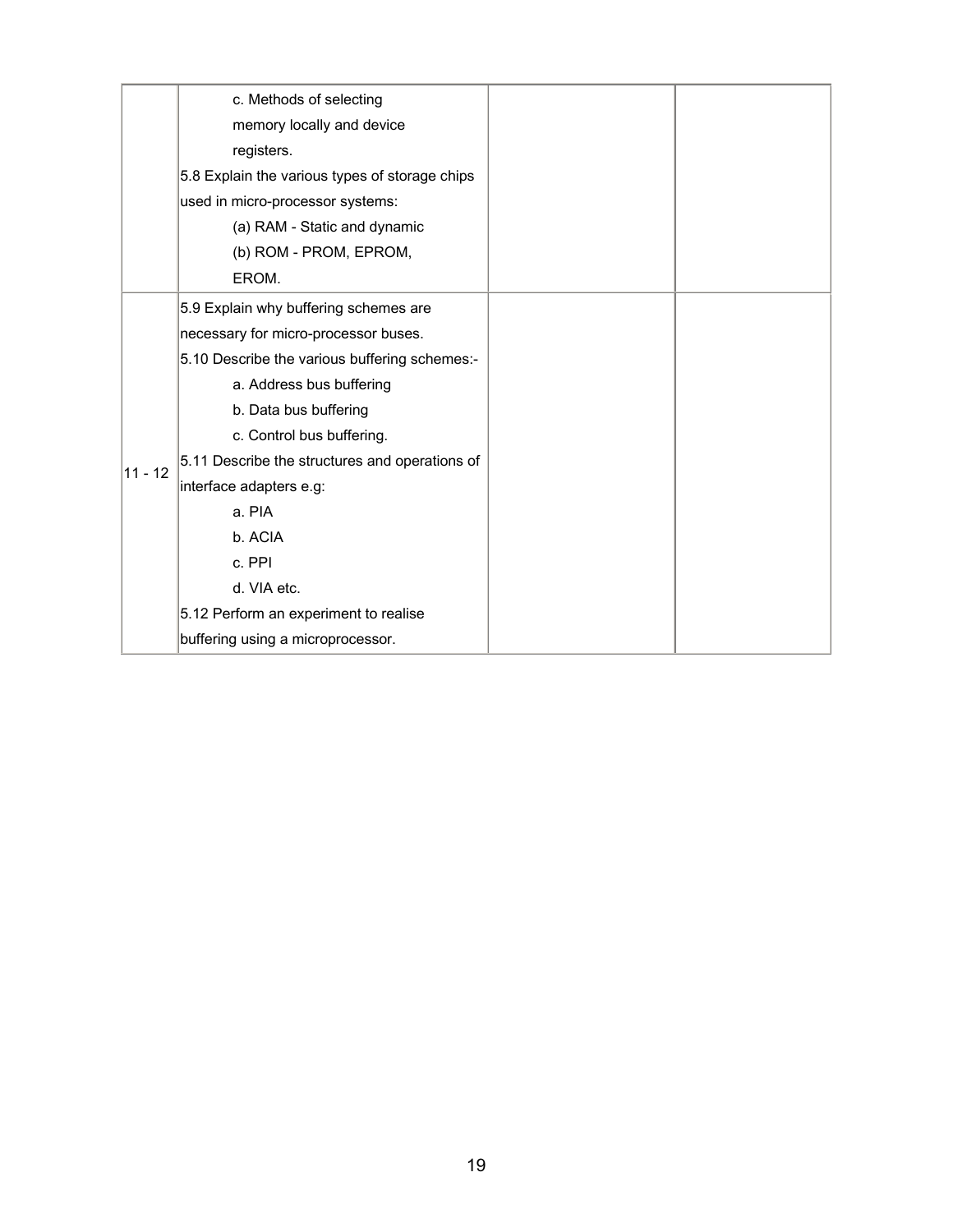| | | | |
|---|---|---|---|
| | c. Methods of selecting memory locally and device registers.<br>5.8 Explain the various types of storage chips used in micro-processor systems:<br>(a) RAM - Static and dynamic<br>(b) ROM - PROM, EPROM, EROM. | | |
| 11 - 12 | 5.9 Explain why buffering schemes are necessary for micro-processor buses.<br>5.10 Describe the various buffering schemes:-<br>a. Address bus buffering<br>b. Data bus buffering<br>c. Control bus buffering.<br>5.11 Describe the structures and operations of interface adapters e.g:<br>a. PIA<br>b. ACIA<br>c. PPI<br>d. VIA etc.<br>5.12 Perform an experiment to realise buffering using a microprocessor. | | |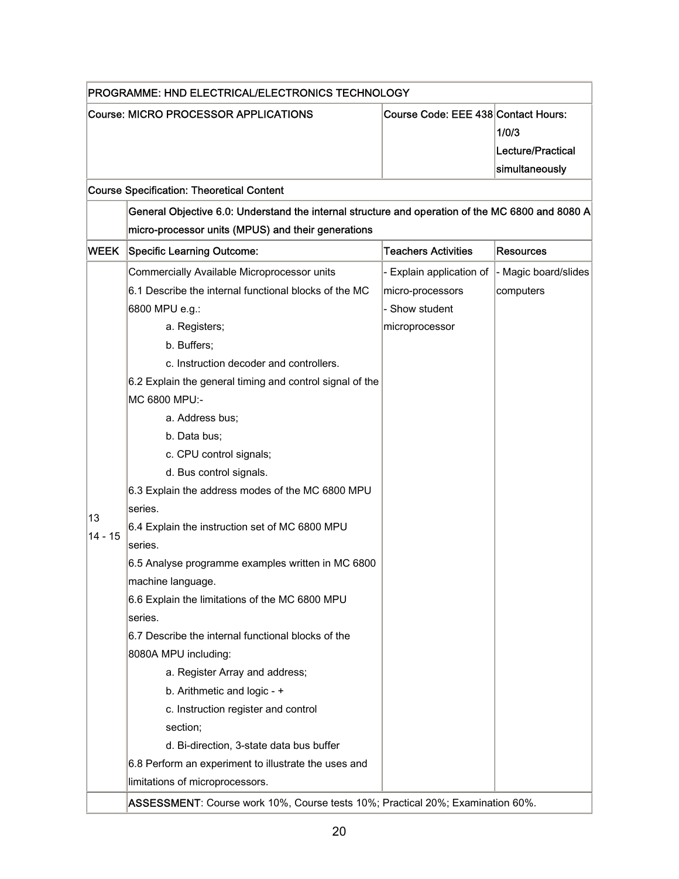| PROGRAMME: HND ELECTRICAL/ELECTRONICS TECHNOLOGY | | | |
|---|---|---|---|
| Course: MICRO PROCESSOR APPLICATIONS | | Course Code: EEE 438 | Contact Hours: 1/0/3 Lecture/Practical simultaneously |
| Course Specification: Theoretical Content | | | |
| | General Objective 6.0: Understand the internal structure and operation of the MC 6800 and 8080 A micro-processor units (MPUS) and their generations | | |
| WEEK | Specific Learning Outcome: | Teachers Activities | Resources |
| 13<br>14 - 15 | Commercially Available Microprocessor units<br>6.1 Describe the internal functional blocks of the MC 6800 MPU e.g.:<br>a. Registers;<br>b. Buffers;<br>c. Instruction decoder and controllers.<br>6.2 Explain the general timing and control signal of the MC 6800 MPU:-<br>a. Address bus;<br>b. Data bus;<br>c. CPU control signals;<br>d. Bus control signals.<br>6.3 Explain the address modes of the MC 6800 MPU series.<br>6.4 Explain the instruction set of MC 6800 MPU series.<br>6.5 Analyse programme examples written in MC 6800 machine language.<br>6.6 Explain the limitations of the MC 6800 MPU series.<br>6.7 Describe the internal functional blocks of the 8080A MPU including:<br>a. Register Array and address;<br>b. Arithmetic and logic - +<br>c. Instruction register and control section;<br>d. Bi-direction, 3-state data bus buffer<br>6.8 Perform an experiment to illustrate the uses and limitations of microprocessors. | - Explain application of micro-processors<br>- Show student microprocessor | - Magic board/slides computers |
| | **ASSESSMENT**: Course work 10%, Course tests 10%; Practical 20%; Examination 60%. | | |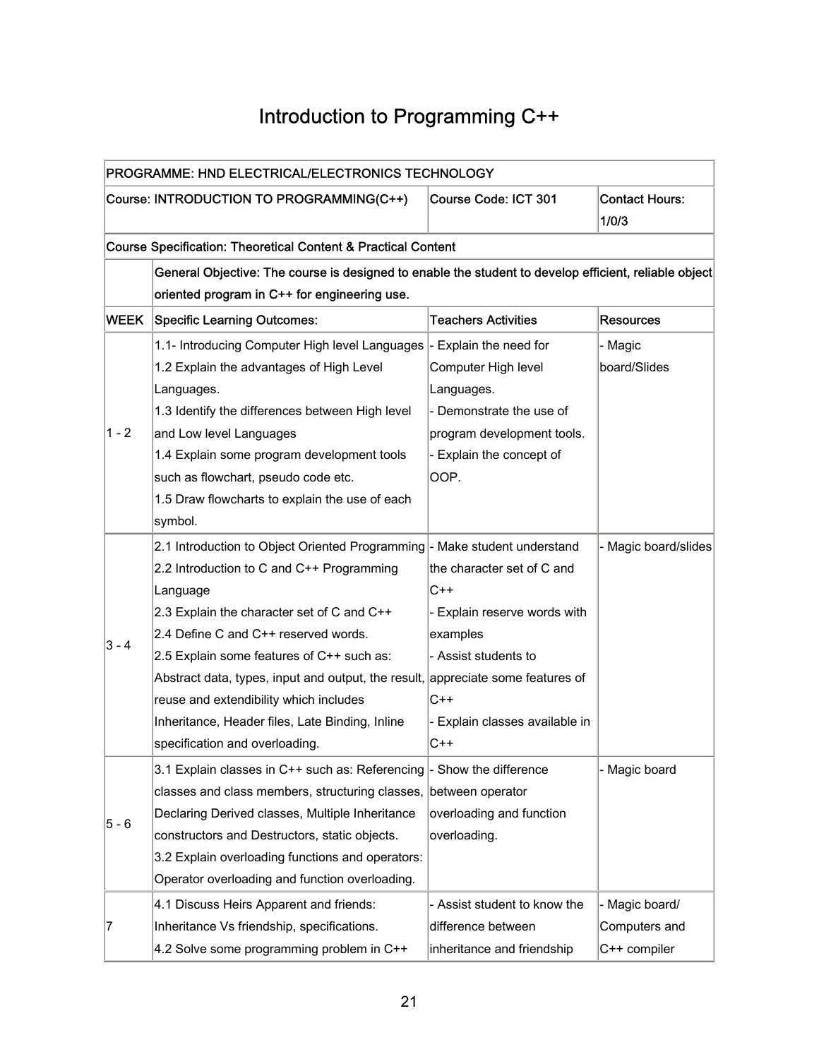# Introduction to Programming C++

| PROGRAMME: HND ELECTRICAL/ELECTRONICS TECHNOLOGY | | | |
|---|---|---|---|
| Course: INTRODUCTION TO PROGRAMMING(C++) | | Course Code: ICT 301 | Contact Hours: 1/0/3 |
| Course Specification: Theoretical Content & Practical Content | | | |
| | General Objective: The course is designed to enable the student to develop efficient, reliable object oriented program in C++ for engineering use. | | |
| WEEK | Specific Learning Outcomes: | Teachers Activities | Resources |
| 1 - 2 | 1.1- Introducing Computer High level Languages<br>1.2 Explain the advantages of High Level Languages.<br>1.3 Identify the differences between High level and Low level Languages<br>1.4 Explain some program development tools such as flowchart, pseudo code etc.<br>1.5 Draw flowcharts to explain the use of each symbol. | - Explain the need for Computer High level Languages.<br>- Demonstrate the use of program development tools.<br>- Explain the concept of OOP. | - Magic board/Slides |
| 3 - 4 | 2.1 Introduction to Object Oriented Programming<br>2.2 Introduction to C and C++ Programming Language<br>2.3 Explain the character set of C and C++<br>2.4 Define C and C++ reserved words.<br>2.5 Explain some features of C++ such as: Abstract data, types, input and output, the result, reuse and extendibility which includes Inheritance, Header files, Late Binding, Inline specification and overloading. | - Make student understand the character set of C and C++<br>- Explain reserve words with examples<br>- Assist students to appreciate some features of C++<br>- Explain classes available in C++ | - Magic board/slides |
| 5 - 6 | 3.1 Explain classes in C++ such as: Referencing classes and class members, structuring classes, Declaring Derived classes, Multiple Inheritance constructors and Destructors, static objects.<br>3.2 Explain overloading functions and operators: Operator overloading and function overloading. | - Show the difference between operator overloading and function overloading. | - Magic board |
| 7 | 4.1 Discuss Heirs Apparent and friends: Inheritance Vs friendship, specifications.<br>4.2 Solve some programming problem in C++ | - Assist student to know the difference between inheritance and friendship | - Magic board/ Computers and C++ compiler |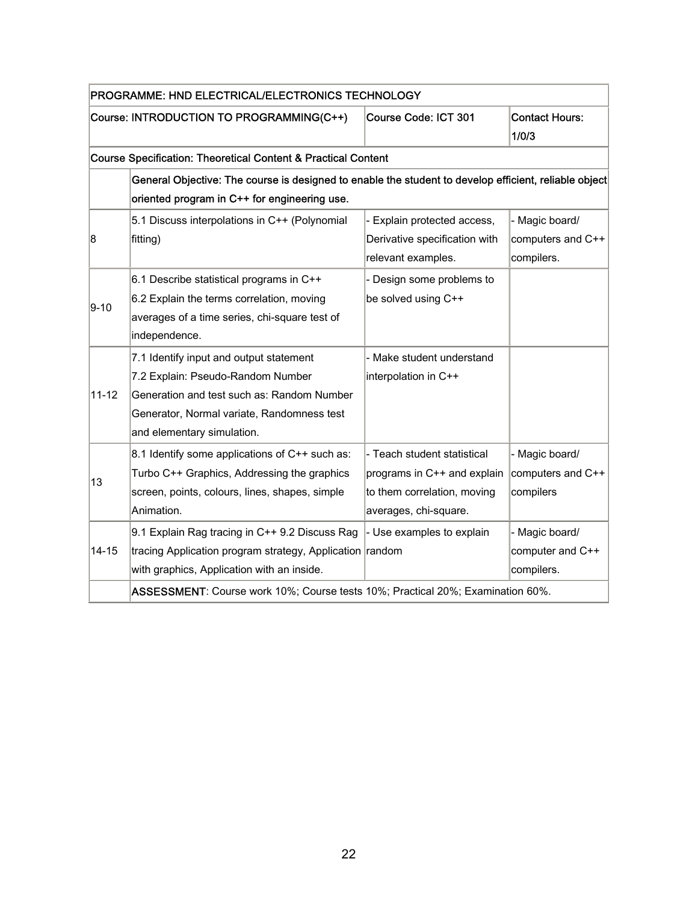| PROGRAMME: HND ELECTRICAL/ELECTRONICS TECHNOLOGY | | | |
|---|---|---|---|
| Course: INTRODUCTION TO PROGRAMMING(C++) | | Course Code: ICT 301 | Contact Hours: 1/0/3 |
| Course Specification: Theoretical Content & Practical Content | | | |
| | General Objective: The course is designed to enable the student to develop efficient, reliable object oriented program in C++ for engineering use. | | |
| 8 | 5.1 Discuss interpolations in C++ (Polynomial fitting) | - Explain protected access, Derivative specification with relevant examples. | - Magic board/ computers and C++ compilers. |
| 9-10 | 6.1 Describe statistical programs in C++<br>6.2 Explain the terms correlation, moving averages of a time series, chi-square test of independence. | - Design some problems to be solved using C++ | |
| 11-12 | 7.1 Identify input and output statement<br>7.2 Explain: Pseudo-Random Number Generation and test such as: Random Number Generator, Normal variate, Randomness test and elementary simulation. | - Make student understand interpolation in C++ | |
| 13 | 8.1 Identify some applications of C++ such as: Turbo C++ Graphics, Addressing the graphics screen, points, colours, lines, shapes, simple Animation. | - Teach student statistical programs in C++ and explain to them correlation, moving averages, chi-square. | - Magic board/ computers and C++ compilers |
| 14-15 | 9.1 Explain Rag tracing in C++ 9.2 Discuss Rag tracing Application program strategy, Application with graphics, Application with an inside. | - Use examples to explain random | - Magic board/ computer and C++ compilers. |
| | **ASSESSMENT**: Course work 10%; Course tests 10%; Practical 20%; Examination 60%. | | |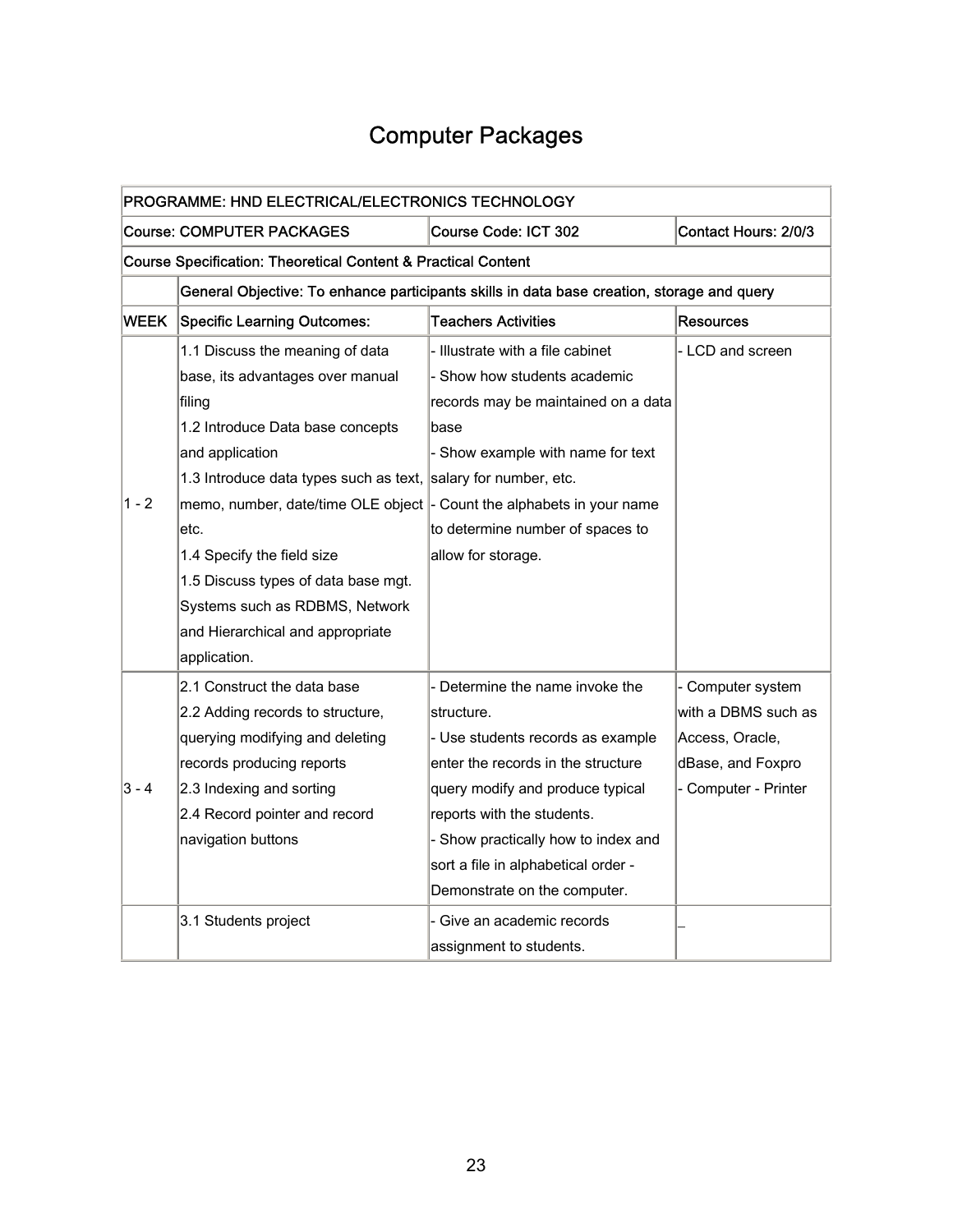# Computer Packages

| PROGRAMME: HND ELECTRICAL/ELECTRONICS TECHNOLOGY | | | |
|---|---|---|---|
| Course: COMPUTER PACKAGES | | Course Code: ICT 302 | Contact Hours: 2/0/3 |
| Course Specification: Theoretical Content & Practical Content | | | |
| | General Objective: To enhance participants skills in data base creation, storage and query | | |
| WEEK | Specific Learning Outcomes: | Teachers Activities | Resources |
| 1 - 2 | 1.1 Discuss the meaning of data base, its advantages over manual filing<br>1.2 Introduce Data base concepts and application<br>1.3 Introduce data types such as text, memo, number, date/time OLE object etc.<br>1.4 Specify the field size<br>1.5 Discuss types of data base mgt. Systems such as RDBMS, Network and Hierarchical and appropriate application. | - Illustrate with a file cabinet<br>- Show how students academic records may be maintained on a data base<br>- Show example with name for text salary for number, etc.<br>- Count the alphabets in your name to determine number of spaces to allow for storage. | - LCD and screen |
| 3 - 4 | 2.1 Construct the data base<br>2.2 Adding records to structure, querying modifying and deleting records producing reports<br>2.3 Indexing and sorting<br>2.4 Record pointer and record navigation buttons | - Determine the name invoke the structure.<br>- Use students records as example enter the records in the structure query modify and produce typical reports with the students.<br>- Show practically how to index and sort a file in alphabetical order - Demonstrate on the computer. | - Computer system with a DBMS such as Access, Oracle, dBase, and Foxpro<br>- Computer - Printer |
| | 3.1 Students project | - Give an academic records assignment to students. | _ |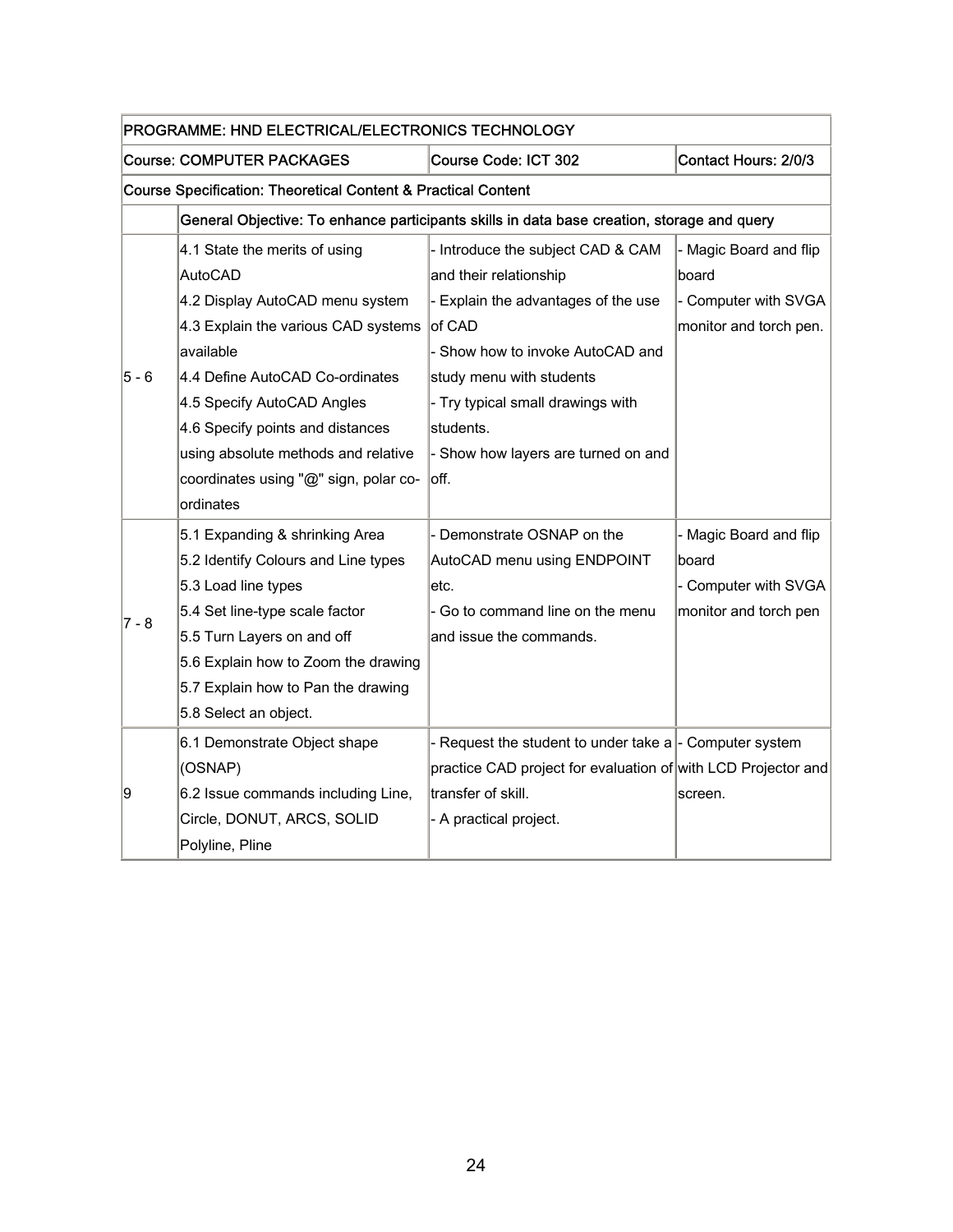| PROGRAMME: HND ELECTRICAL/ELECTRONICS TECHNOLOGY | | | |
|---|---|---|---|
| Course: COMPUTER PACKAGES | | Course Code: ICT 302 | Contact Hours: 2/0/3 |
| Course Specification: Theoretical Content & Practical Content | | | |
| | General Objective: To enhance participants skills in data base creation, storage and query | | |
| 5 - 6 | 4.1 State the merits of using AutoCAD<br>4.2 Display AutoCAD menu system<br>4.3 Explain the various CAD systems available<br>4.4 Define AutoCAD Co-ordinates<br>4.5 Specify AutoCAD Angles<br>4.6 Specify points and distances using absolute methods and relative coordinates using "@" sign, polar co-ordinates | - Introduce the subject CAD & CAM and their relationship<br>- Explain the advantages of the use of CAD<br>- Show how to invoke AutoCAD and study menu with students<br>- Try typical small drawings with students.<br>- Show how layers are turned on and off. | - Magic Board and flip board<br>- Computer with SVGA monitor and torch pen. |
| 7 - 8 | 5.1 Expanding & shrinking Area<br>5.2 Identify Colours and Line types<br>5.3 Load line types<br>5.4 Set line-type scale factor<br>5.5 Turn Layers on and off<br>5.6 Explain how to Zoom the drawing<br>5.7 Explain how to Pan the drawing<br>5.8 Select an object. | - Demonstrate OSNAP on the AutoCAD menu using ENDPOINT etc.<br>- Go to command line on the menu and issue the commands. | - Magic Board and flip board<br>- Computer with SVGA monitor and torch pen |
| 9 | 6.1 Demonstrate Object shape (OSNAP)<br>6.2 Issue commands including Line, Circle, DONUT, ARCS, SOLID Polyline, Pline | - Request the student to under take a practice CAD project for evaluation of transfer of skill.<br>- A practical project. | - Computer system with LCD Projector and screen. |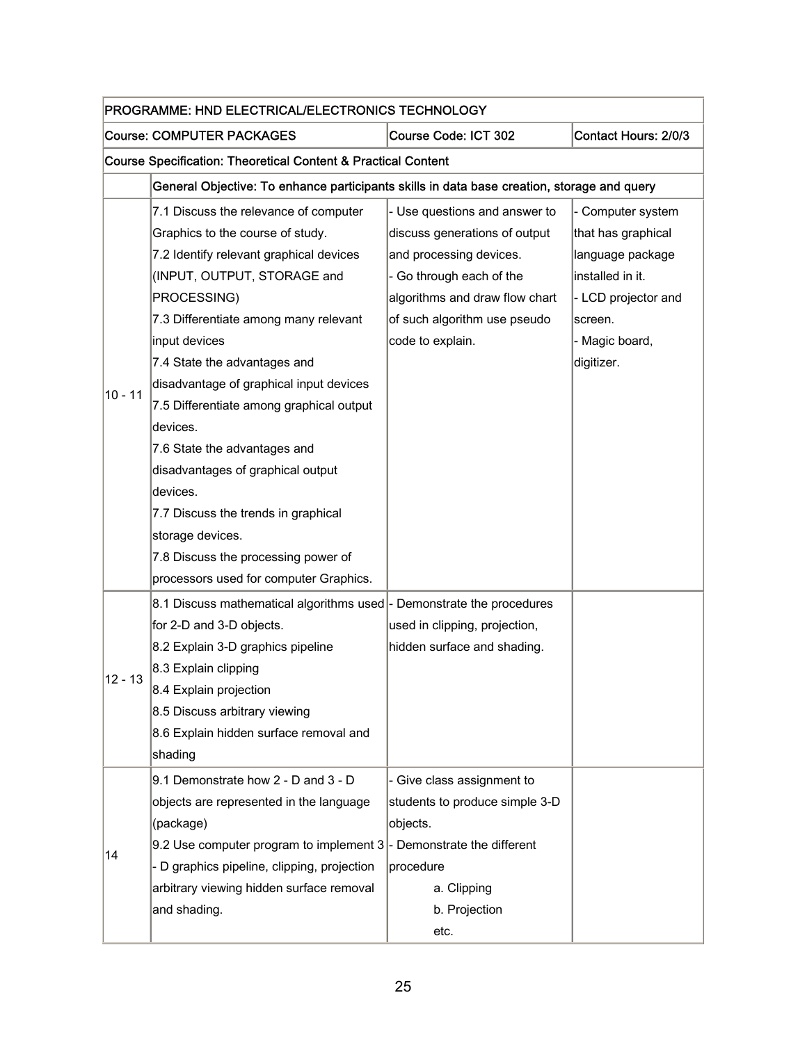| PROGRAMME: HND ELECTRICAL/ELECTRONICS TECHNOLOGY | | | |
|---|---|---|---|
| Course: COMPUTER PACKAGES | | Course Code: ICT 302 | Contact Hours: 2/0/3 |
| Course Specification: Theoretical Content & Practical Content | | | |
| | General Objective: To enhance participants skills in data base creation, storage and query | | |
| 10 - 11 | 7.1 Discuss the relevance of computer Graphics to the course of study.<br>7.2 Identify relevant graphical devices (INPUT, OUTPUT, STORAGE and PROCESSING)<br>7.3 Differentiate among many relevant input devices<br>7.4 State the advantages and disadvantage of graphical input devices<br>7.5 Differentiate among graphical output devices.<br>7.6 State the advantages and disadvantages of graphical output devices.<br>7.7 Discuss the trends in graphical storage devices.<br>7.8 Discuss the processing power of processors used for computer Graphics. | - Use questions and answer to discuss generations of output and processing devices.<br>- Go through each of the algorithms and draw flow chart of such algorithm use pseudo code to explain. | - Computer system that has graphical language package installed in it.<br>- LCD projector and screen.<br>- Magic board, digitizer. |
| 12 - 13 | 8.1 Discuss mathematical algorithms used for 2-D and 3-D objects.<br>8.2 Explain 3-D graphics pipeline<br>8.3 Explain clipping<br>8.4 Explain projection<br>8.5 Discuss arbitrary viewing<br>8.6 Explain hidden surface removal and shading | - Demonstrate the procedures used in clipping, projection, hidden surface and shading. | |
| 14 | 9.1 Demonstrate how 2 - D and 3 - D objects are represented in the language (package)<br>9.2 Use computer program to implement 3 - D graphics pipeline, clipping, projection arbitrary viewing hidden surface removal and shading. | - Give class assignment to students to produce simple 3-D objects.<br>- Demonstrate the different procedure<br>a. Clipping<br>b. Projection<br>etc. | |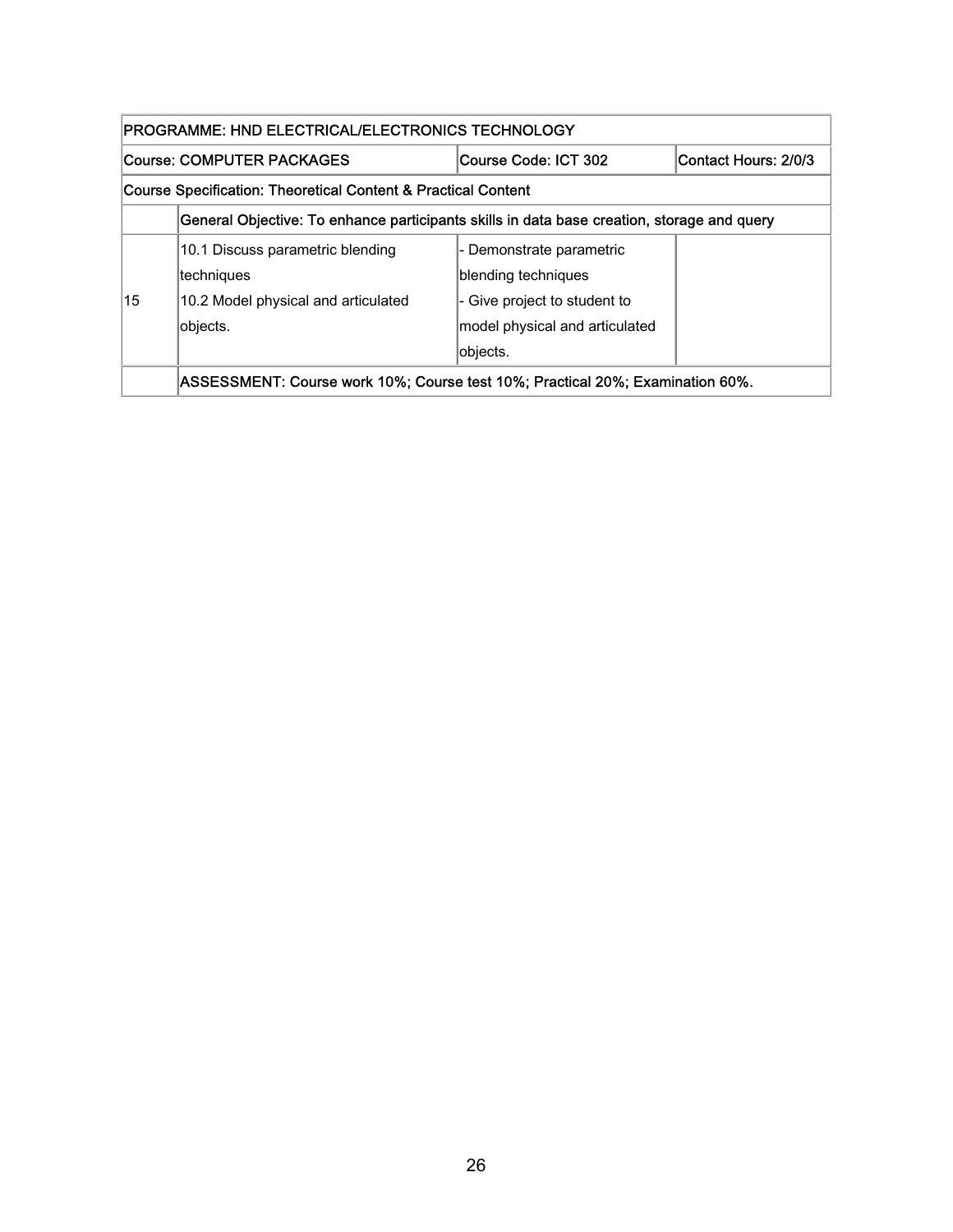| PROGRAMME: HND ELECTRICAL/ELECTRONICS TECHNOLOGY | | | |
|---|---|---|---|
| Course: COMPUTER PACKAGES | | Course Code: ICT 302 | Contact Hours: 2/0/3 |
| Course Specification: Theoretical Content & Practical Content | | | |
| | General Objective: To enhance participants skills in data base creation, storage and query | | |
| 15 | 10.1 Discuss parametric blending techniques<br>10.2 Model physical and articulated objects. | - Demonstrate parametric blending techniques<br>- Give project to student to model physical and articulated objects. | |
| | ASSESSMENT: Course work 10%; Course test 10%; Practical 20%; Examination 60%. | | |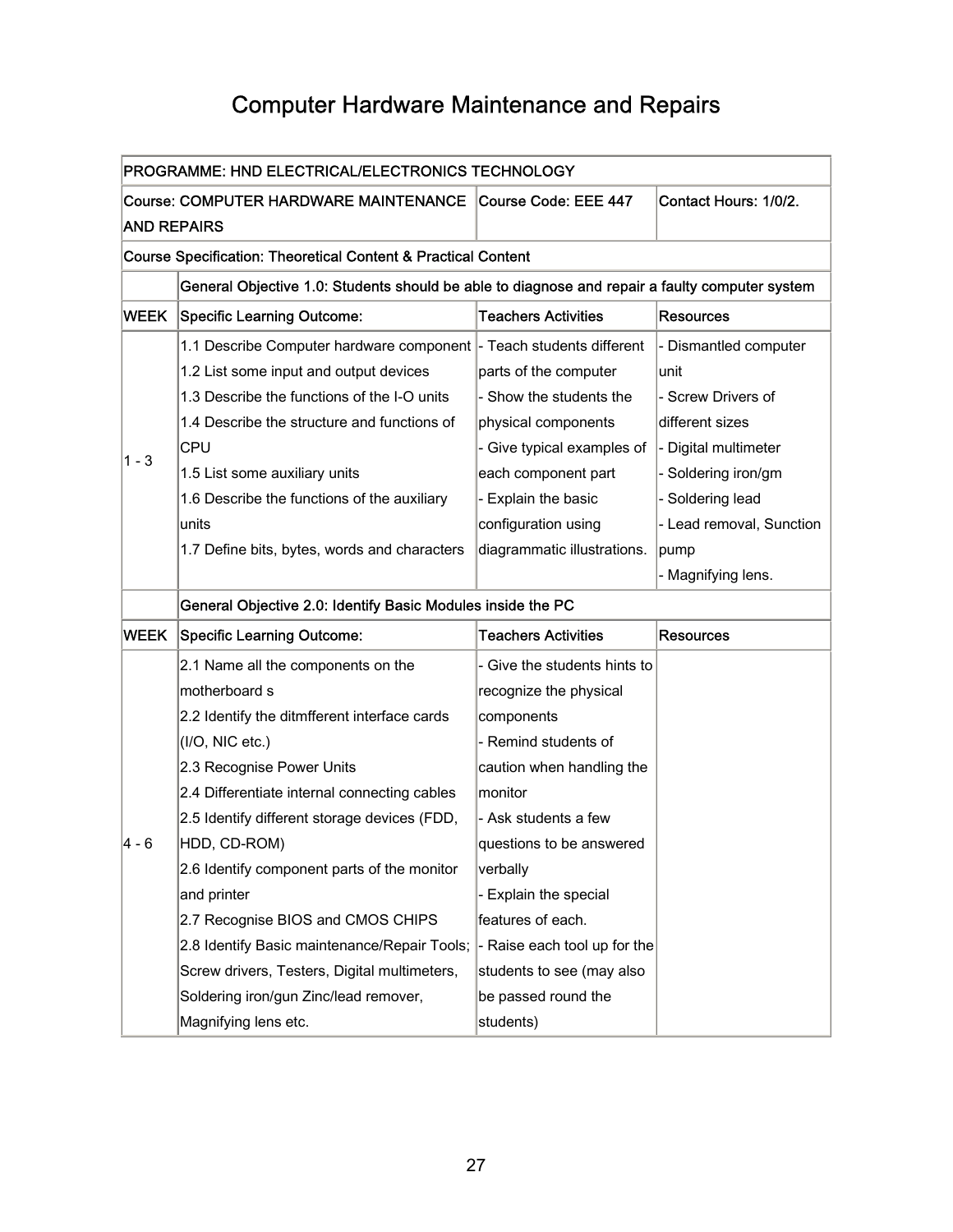# Computer Hardware Maintenance and Repairs

| PROGRAMME: HND ELECTRICAL/ELECTRONICS TECHNOLOGY | | | |
|---|---|---|---|
| Course: COMPUTER HARDWARE MAINTENANCE AND REPAIRS | | Course Code: EEE 447 | Contact Hours: 1/0/2. |
| Course Specification: Theoretical Content & Practical Content | | | |
| | General Objective 1.0: Students should be able to diagnose and repair a faulty computer system | | |
| WEEK | Specific Learning Outcome: | Teachers Activities | Resources |
| 1 - 3 | 1.1 Describe Computer hardware component<br>1.2 List some input and output devices<br>1.3 Describe the functions of the I-O units<br>1.4 Describe the structure and functions of CPU<br>1.5 List some auxiliary units<br>1.6 Describe the functions of the auxiliary units<br>1.7 Define bits, bytes, words and characters | - Teach students different parts of the computer<br>- Show the students the physical components<br>- Give typical examples of each component part<br>- Explain the basic configuration using diagrammatic illustrations. | - Dismantled computer unit<br>- Screw Drivers of different sizes<br>- Digital multimeter<br>- Soldering iron/gm<br>- Soldering lead<br>- Lead removal, Sunction pump<br>- Magnifying lens. |
| | General Objective 2.0: Identify Basic Modules inside the PC | | |
| WEEK | Specific Learning Outcome: | Teachers Activities | Resources |
| 4 - 6 | 2.1 Name all the components on the motherboard s<br>2.2 Identify the ditmfferent interface cards (I/O, NIC etc.)<br>2.3 Recognise Power Units<br>2.4 Differentiate internal connecting cables<br>2.5 Identify different storage devices (FDD, HDD, CD-ROM)<br>2.6 Identify component parts of the monitor and printer<br>2.7 Recognise BIOS and CMOS CHIPS<br>2.8 Identify Basic maintenance/Repair Tools; Screw drivers, Testers, Digital multimeters, Soldering iron/gun Zinc/lead remover, Magnifying lens etc. | - Give the students hints to recognize the physical components<br>- Remind students of caution when handling the monitor<br>- Ask students a few questions to be answered verbally<br>- Explain the special features of each.<br>- Raise each tool up for the students to see (may also be passed round the students) | |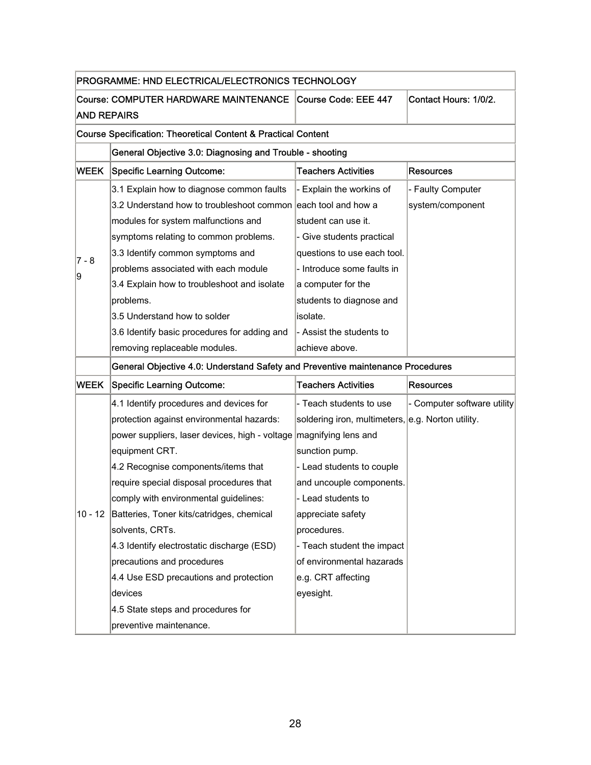| PROGRAMME: HND ELECTRICAL/ELECTRONICS TECHNOLOGY | | | |
|---|---|---|---|
| Course: COMPUTER HARDWARE MAINTENANCE AND REPAIRS | | Course Code: EEE 447 | Contact Hours: 1/0/2. |
| Course Specification: Theoretical Content & Practical Content | | | |
| | General Objective 3.0: Diagnosing and Trouble - shooting | | |
| WEEK | Specific Learning Outcome: | Teachers Activities | Resources |
| 7 - 8<br>9 | 3.1 Explain how to diagnose common faults<br>3.2 Understand how to troubleshoot common modules for system malfunctions and symptoms relating to common problems.<br>3.3 Identify common symptoms and problems associated with each module<br>3.4 Explain how to troubleshoot and isolate problems.<br>3.5 Understand how to solder<br>3.6 Identify basic procedures for adding and removing replaceable modules. | - Explain the workins of each tool and how a student can use it.<br>- Give students practical questions to use each tool.<br>- Introduce some faults in a computer for the students to diagnose and isolate.<br>- Assist the students to achieve above. | - Faulty Computer system/component |
| | General Objective 4.0: Understand Safety and Preventive maintenance Procedures | | |
| WEEK | Specific Learning Outcome: | Teachers Activities | Resources |
| 10 - 12 | 4.1 Identify procedures and devices for protection against environmental hazards: power suppliers, laser devices, high - voltage equipment CRT.<br>4.2 Recognise components/items that require special disposal procedures that comply with environmental guidelines: Batteries, Toner kits/catridges, chemical solvents, CRTs.<br>4.3 Identify electrostatic discharge (ESD) precautions and procedures<br>4.4 Use ESD precautions and protection devices<br>4.5 State steps and procedures for preventive maintenance. | - Teach students to use soldering iron, multimeters, magnifying lens and sunction pump.<br>- Lead students to couple and uncouple components.<br>- Lead students to appreciate safety procedures.<br>- Teach student the impact of environmental hazarads e.g. CRT affecting eyesight. | - Computer software utility e.g. Norton utility. |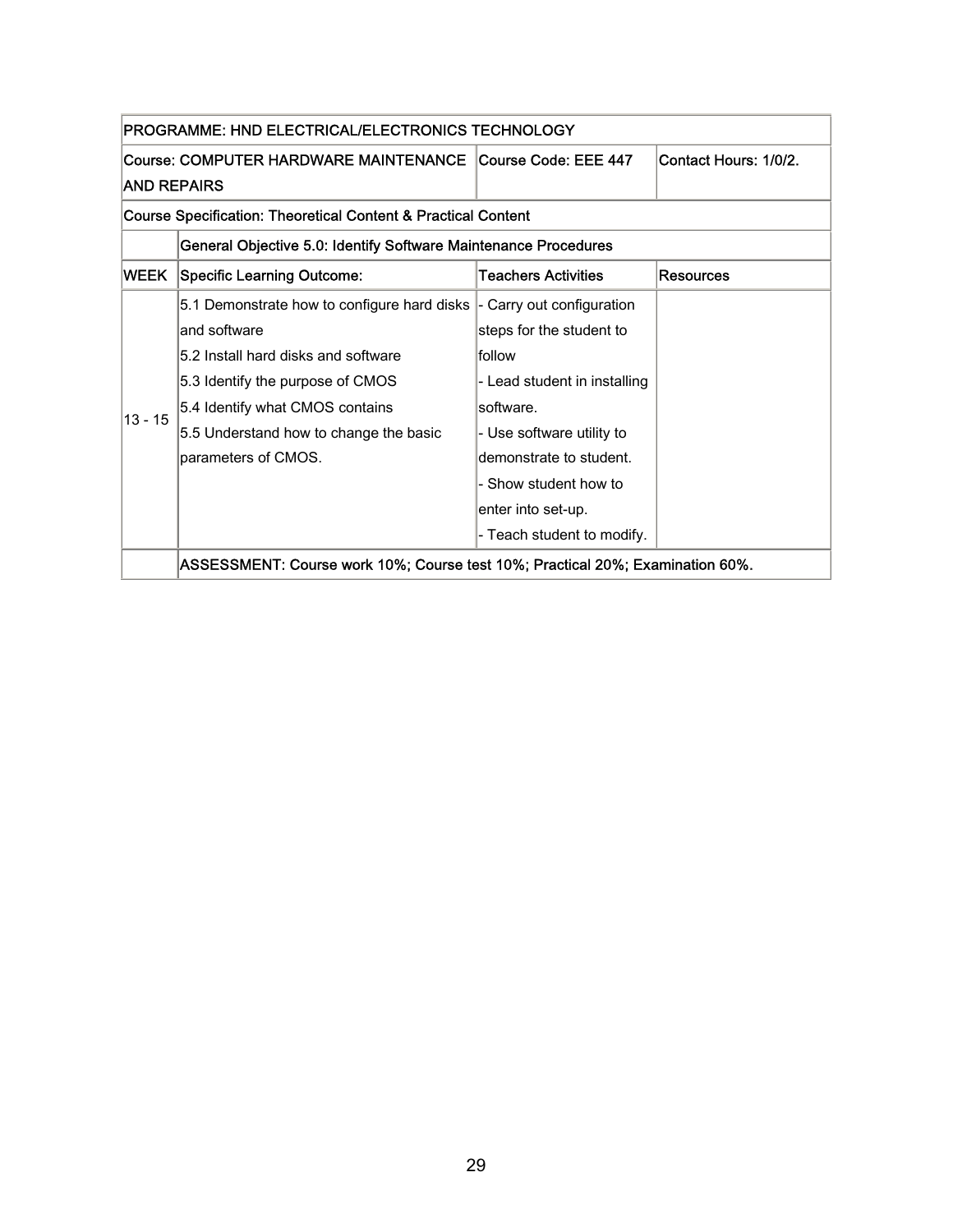| PROGRAMME: HND ELECTRICAL/ELECTRONICS TECHNOLOGY | | | |
|---|---|---|---|
| Course: COMPUTER HARDWARE MAINTENANCE AND REPAIRS | | Course Code: EEE 447 | Contact Hours: 1/0/2. |
| Course Specification: Theoretical Content & Practical Content | | | |
| | General Objective 5.0: Identify Software Maintenance Procedures | | |
| WEEK | Specific Learning Outcome: | Teachers Activities | Resources |
| 13 - 15 | 5.1 Demonstrate how to configure hard disks and software<br>5.2 Install hard disks and software<br>5.3 Identify the purpose of CMOS<br>5.4 Identify what CMOS contains<br>5.5 Understand how to change the basic parameters of CMOS. | - Carry out configuration steps for the student to follow<br>- Lead student in installing software.<br>- Use software utility to demonstrate to student.<br>- Show student how to enter into set-up.<br>- Teach student to modify. | |
| | ASSESSMENT: Course work 10%; Course test 10%; Practical 20%; Examination 60%. | | |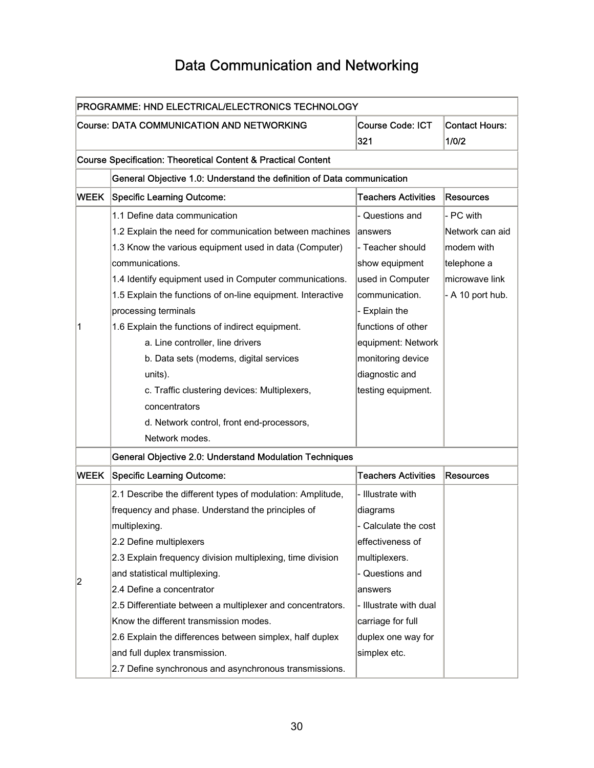# Data Communication and Networking

| PROGRAMME: HND ELECTRICAL/ELECTRONICS TECHNOLOGY | | | |
|---|---|---|---|
| Course: DATA COMMUNICATION AND NETWORKING | | Course Code: ICT 321 | Contact Hours: 1/0/2 |
| Course Specification: Theoretical Content & Practical Content | | | |
| | General Objective 1.0: Understand the definition of Data communication | | |
| WEEK | Specific Learning Outcome: | Teachers Activities | Resources |
| 1 | 1.1 Define data communication<br>1.2 Explain the need for communication between machines<br>1.3 Know the various equipment used in data (Computer) communications.<br>1.4 Identify equipment used in Computer communications.<br>1.5 Explain the functions of on-line equipment. Interactive processing terminals<br>1.6 Explain the functions of indirect equipment.<br>a. Line controller, line drivers<br>b. Data sets (modems, digital services units).<br>c. Traffic clustering devices: Multiplexers, concentrators<br>d. Network control, front end-processors, Network modes. | - Questions and answers<br>- Teacher should show equipment used in Computer communication.<br>- Explain the functions of other equipment: Network monitoring device diagnostic and testing equipment. | - PC with Network can aid modem with telephone a microwave link<br>- A 10 port hub. |
| | General Objective 2.0: Understand Modulation Techniques | | |
| WEEK | Specific Learning Outcome: | Teachers Activities | Resources |
| 2 | 2.1 Describe the different types of modulation: Amplitude, frequency and phase. Understand the principles of multiplexing.<br>2.2 Define multiplexers<br>2.3 Explain frequency division multiplexing, time division and statistical multiplexing.<br>2.4 Define a concentrator<br>2.5 Differentiate between a multiplexer and concentrators. Know the different transmission modes.<br>2.6 Explain the differences between simplex, half duplex and full duplex transmission.<br>2.7 Define synchronous and asynchronous transmissions. | - Illustrate with diagrams<br>- Calculate the cost effectiveness of multiplexers.<br>- Questions and answers<br>- Illustrate with dual carriage for full duplex one way for simplex etc. | |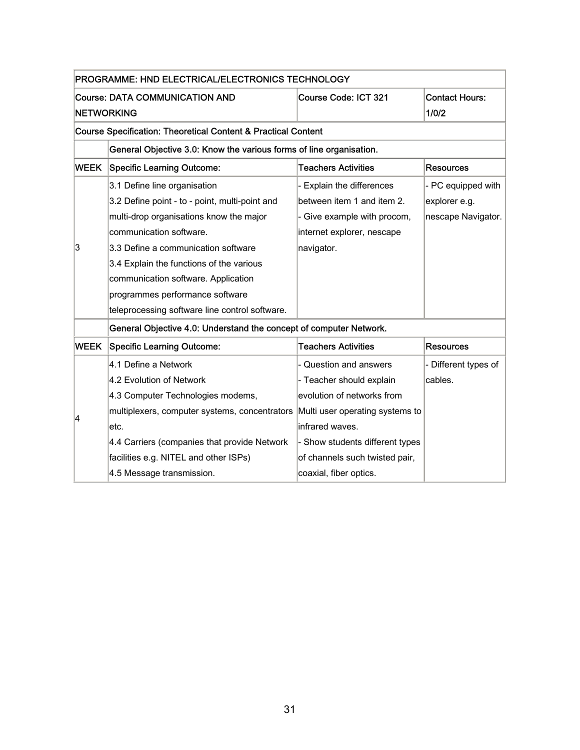| PROGRAMME: HND ELECTRICAL/ELECTRONICS TECHNOLOGY | | | |
|---|---|---|---|
| Course: DATA COMMUNICATION AND NETWORKING | | Course Code: ICT 321 | Contact Hours: 1/0/2 |
| Course Specification: Theoretical Content & Practical Content | | | |
| | General Objective 3.0: Know the various forms of line organisation. | | |
| WEEK | Specific Learning Outcome: | Teachers Activities | Resources |
| 3 | 3.1 Define line organisation<br>3.2 Define point - to - point, multi-point and multi-drop organisations know the major communication software.<br>3.3 Define a communication software<br>3.4 Explain the functions of the various communication software. Application programmes performance software teleprocessing software line control software. | - Explain the differences between item 1 and item 2.<br>- Give example with procom, internet explorer, nescape navigator. | - PC equipped with explorer e.g. nescape Navigator. |
| | General Objective 4.0: Understand the concept of computer Network. | | |
| WEEK | Specific Learning Outcome: | Teachers Activities | Resources |
| 4 | 4.1 Define a Network<br>4.2 Evolution of Network<br>4.3 Computer Technologies modems, multiplexers, computer systems, concentrators etc.<br>4.4 Carriers (companies that provide Network facilities e.g. NITEL and other ISPs)<br>4.5 Message transmission. | - Question and answers<br>- Teacher should explain evolution of networks from Multi user operating systems to infrared waves.<br>- Show students different types of channels such twisted pair, coaxial, fiber optics. | - Different types of cables. |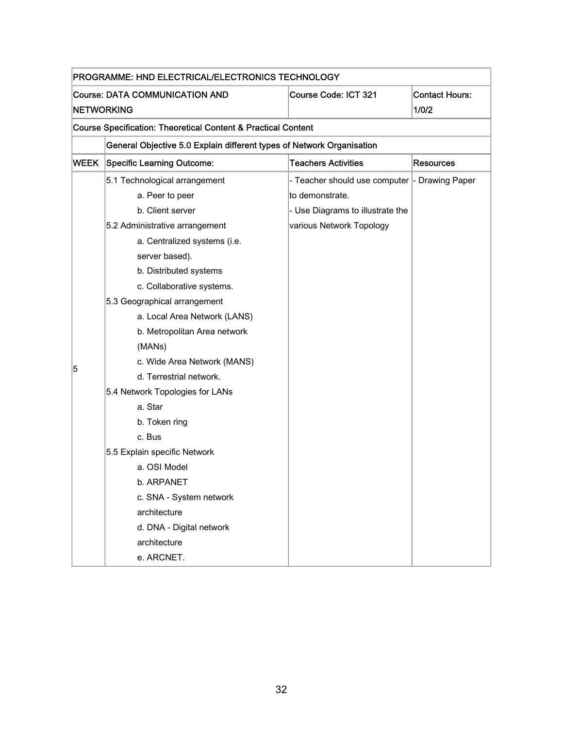| PROGRAMME: HND ELECTRICAL/ELECTRONICS TECHNOLOGY | | | |
|---|---|---|---|
| Course: DATA COMMUNICATION AND NETWORKING | | Course Code: ICT 321 | Contact Hours: 1/0/2 |
| Course Specification: Theoretical Content & Practical Content | | | |
| | General Objective 5.0 Explain different types of Network Organisation | | |
| WEEK | Specific Learning Outcome: | Teachers Activities | Resources |
| 5 | 5.1 Technological arrangement<br>a. Peer to peer<br>b. Client server<br>5.2 Administrative arrangement<br>a. Centralized systems (i.e. server based).<br>b. Distributed systems<br>c. Collaborative systems.<br>5.3 Geographical arrangement<br>a. Local Area Network (LANS)<br>b. Metropolitan Area network (MANs)<br>c. Wide Area Network (MANS)<br>d. Terrestrial network.<br>5.4 Network Topologies for LANs<br>a. Star<br>b. Token ring<br>c. Bus<br>5.5 Explain specific Network<br>a. OSI Model<br>b. ARPANET<br>c. SNA - System network architecture<br>d. DNA - Digital network architecture<br>e. ARCNET. | - Teacher should use computer to demonstrate.<br>- Use Diagrams to illustrate the various Network Topology | - Drawing Paper |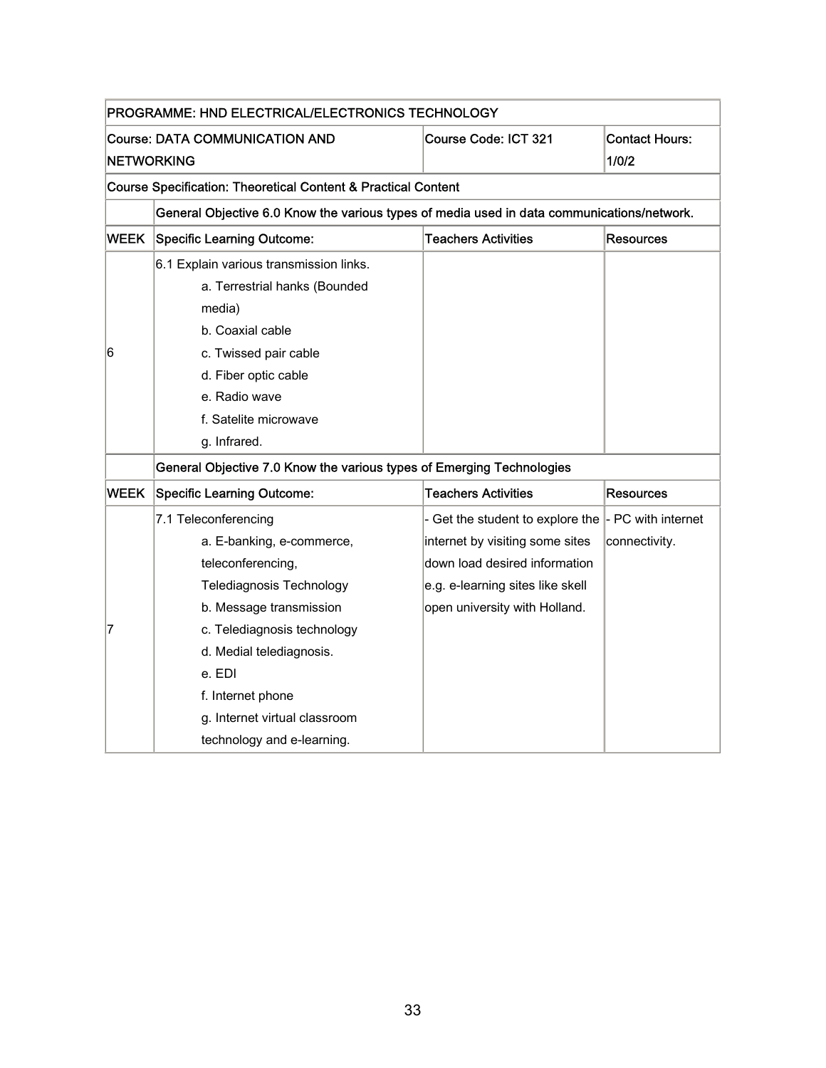| PROGRAMME: HND ELECTRICAL/ELECTRONICS TECHNOLOGY | | | |
|---|---|---|---|
| Course: DATA COMMUNICATION AND NETWORKING | | Course Code: ICT 321 | Contact Hours: 1/0/2 |
| Course Specification: Theoretical Content & Practical Content | | | |
| | General Objective 6.0 Know the various types of media used in data communications/network. | | |
| WEEK | Specific Learning Outcome: | Teachers Activities | Resources |
| 6 | 6.1 Explain various transmission links.<br>a. Terrestrial hanks (Bounded media)<br>b. Coaxial cable<br>c. Twissed pair cable<br>d. Fiber optic cable<br>e. Radio wave<br>f. Satelite microwave<br>g. Infrared. | | |
| | General Objective 7.0 Know the various types of Emerging Technologies | | |
| WEEK | Specific Learning Outcome: | Teachers Activities | Resources |
| 7 | 7.1 Teleconferencing<br>a. E-banking, e-commerce, teleconferencing, Telediagnosis Technology<br>b. Message transmission<br>c. Telediagnosis technology<br>d. Medial telediagnosis.<br>e. EDI<br>f. Internet phone<br>g. Internet virtual classroom technology and e-learning. | - Get the student to explore the internet by visiting some sites down load desired information e.g. e-learning sites like skell open university with Holland. | - PC with internet connectivity. |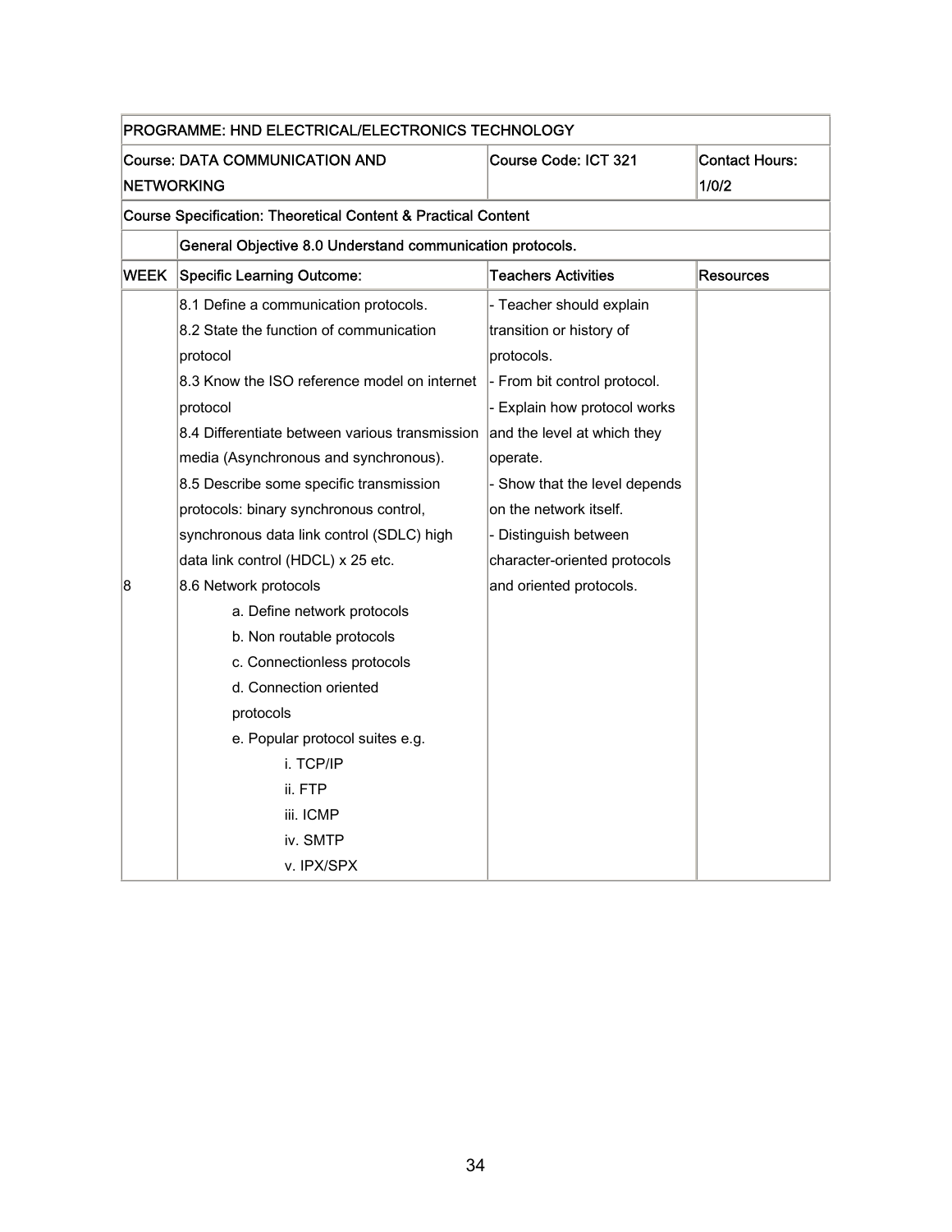| PROGRAMME: HND ELECTRICAL/ELECTRONICS TECHNOLOGY | | | |
|---|---|---|---|
| Course: DATA COMMUNICATION AND NETWORKING | | Course Code: ICT 321 | Contact Hours: 1/0/2 |
| Course Specification: Theoretical Content & Practical Content | | | |
| | General Objective 8.0 Understand communication protocols. | | |
| WEEK | Specific Learning Outcome: | Teachers Activities | Resources |
| 8 | 8.1 Define a communication protocols.<br>8.2 State the function of communication protocol<br>8.3 Know the ISO reference model on internet protocol<br>8.4 Differentiate between various transmission media (Asynchronous and synchronous).<br>8.5 Describe some specific transmission protocols: binary synchronous control, synchronous data link control (SDLC) high data link control (HDCL) x 25 etc.<br>8.6 Network protocols<br>a. Define network protocols<br>b. Non routable protocols<br>c. Connectionless protocols<br>d. Connection oriented protocols<br>e. Popular protocol suites e.g.<br>i. TCP/IP<br>ii. FTP<br>iii. ICMP<br>iv. SMTP<br>v. IPX/SPX | - Teacher should explain transition or history of protocols.<br>- From bit control protocol.<br>- Explain how protocol works and the level at which they operate.<br>- Show that the level depends on the network itself.<br>- Distinguish between character-oriented protocols and oriented protocols. | |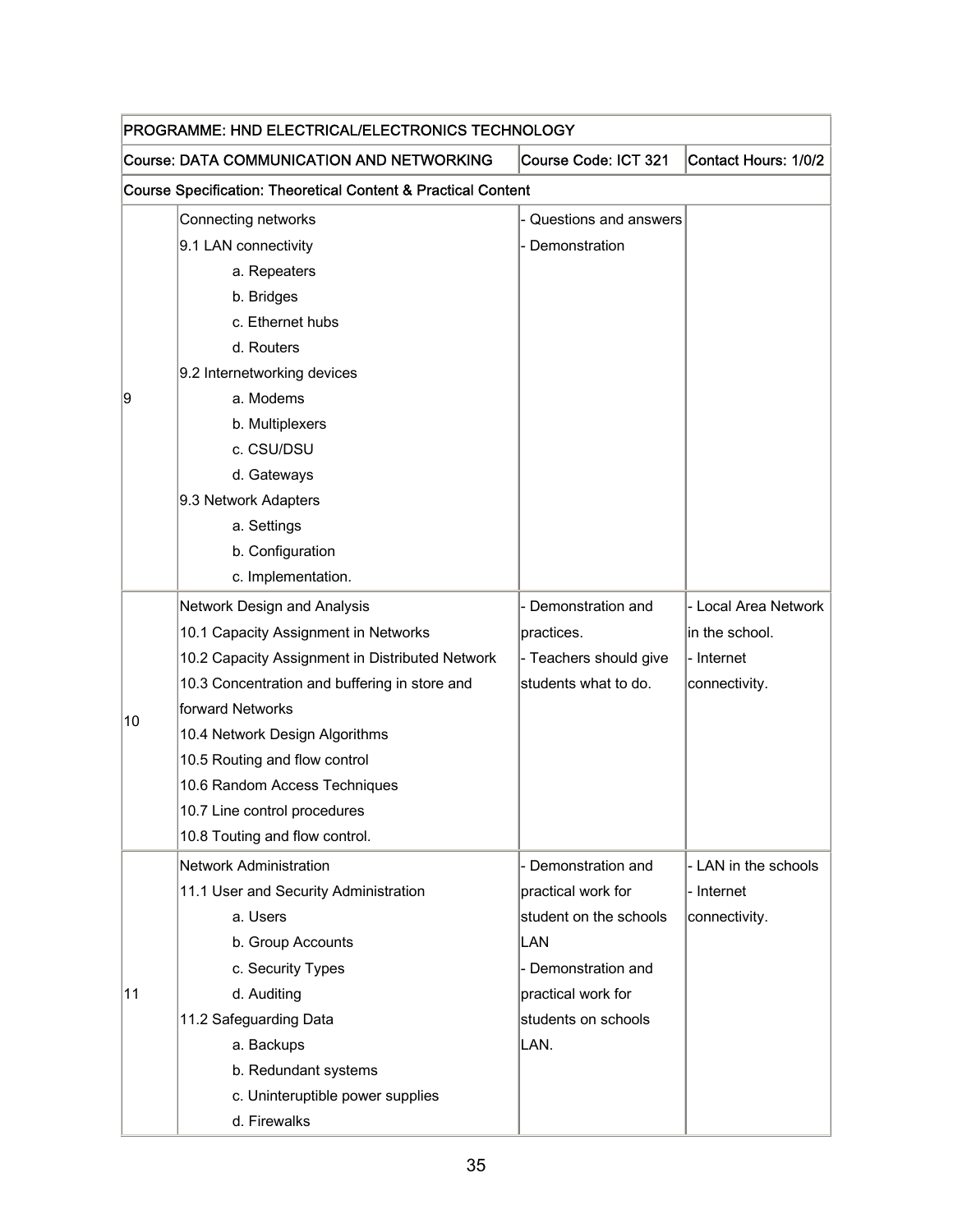| PROGRAMME: HND ELECTRICAL/ELECTRONICS TECHNOLOGY | | | |
|---|---|---|---|
| Course: DATA COMMUNICATION AND NETWORKING | | Course Code: ICT 321 | Contact Hours: 1/0/2 |
| Course Specification: Theoretical Content & Practical Content | | | |
| 9 | Connecting networks<br>9.1 LAN connectivity<br>a. Repeaters<br>b. Bridges<br>c. Ethernet hubs<br>d. Routers<br>9.2 Internetworking devices<br>a. Modems<br>b. Multiplexers<br>c. CSU/DSU<br>d. Gateways<br>9.3 Network Adapters<br>a. Settings<br>b. Configuration<br>c. Implementation. | - Questions and answers<br>- Demonstration | |
| 10 | Network Design and Analysis<br>10.1 Capacity Assignment in Networks<br>10.2 Capacity Assignment in Distributed Network<br>10.3 Concentration and buffering in store and forward Networks<br>10.4 Network Design Algorithms<br>10.5 Routing and flow control<br>10.6 Random Access Techniques<br>10.7 Line control procedures<br>10.8 Touting and flow control. | - Demonstration and practices.<br>- Teachers should give students what to do. | - Local Area Network in the school.<br>- Internet connectivity. |
| 11 | Network Administration<br>11.1 User and Security Administration<br>a. Users<br>b. Group Accounts<br>c. Security Types<br>d. Auditing<br>11.2 Safeguarding Data<br>a. Backups<br>b. Redundant systems<br>c. Uninteruptible power supplies<br>d. Firewalks | - Demonstration and practical work for student on the schools LAN<br>- Demonstration and practical work for students on schools LAN. | - LAN in the schools<br>- Internet connectivity. |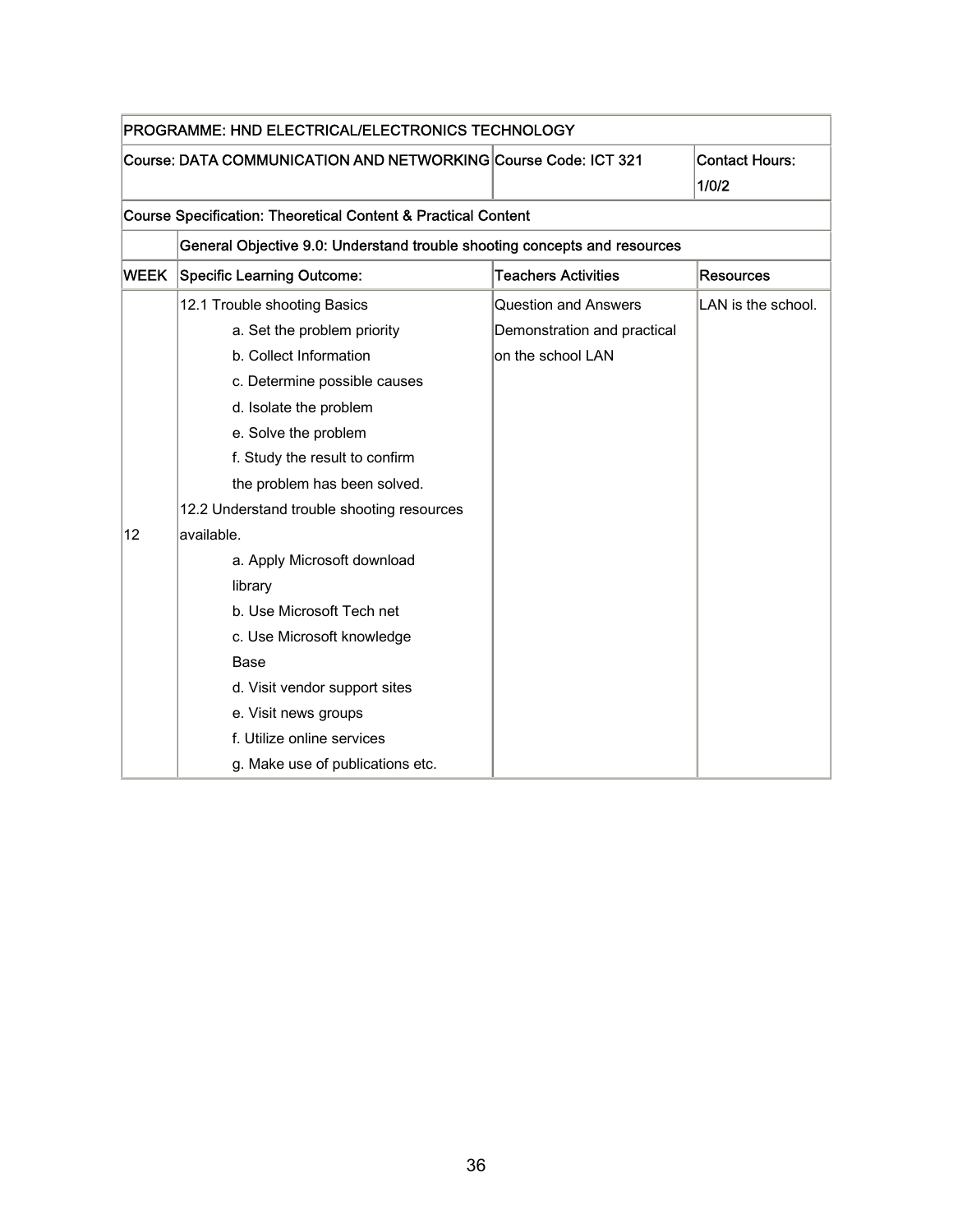| PROGRAMME: HND ELECTRICAL/ELECTRONICS TECHNOLOGY | | | |
|---|---|---|---|
| Course: DATA COMMUNICATION AND NETWORKING | | Course Code: ICT 321 | Contact Hours: 1/0/2 |
| Course Specification: Theoretical Content & Practical Content | | | |
| | General Objective 9.0: Understand trouble shooting concepts and resources | | |
| **WEEK** | **Specific Learning Outcome:** | **Teachers Activities** | **Resources** |
| 12 | 12.1 Trouble shooting Basics<br>a. Set the problem priority<br>b. Collect Information<br>c. Determine possible causes<br>d. Isolate the problem<br>e. Solve the problem<br>f. Study the result to confirm the problem has been solved.<br>12.2 Understand trouble shooting resources available.<br>a. Apply Microsoft download library<br>b. Use Microsoft Tech net<br>c. Use Microsoft knowledge Base<br>d. Visit vendor support sites<br>e. Visit news groups<br>f. Utilize online services<br>g. Make use of publications etc. | Question and Answers<br>Demonstration and practical on the school LAN | LAN is the school. |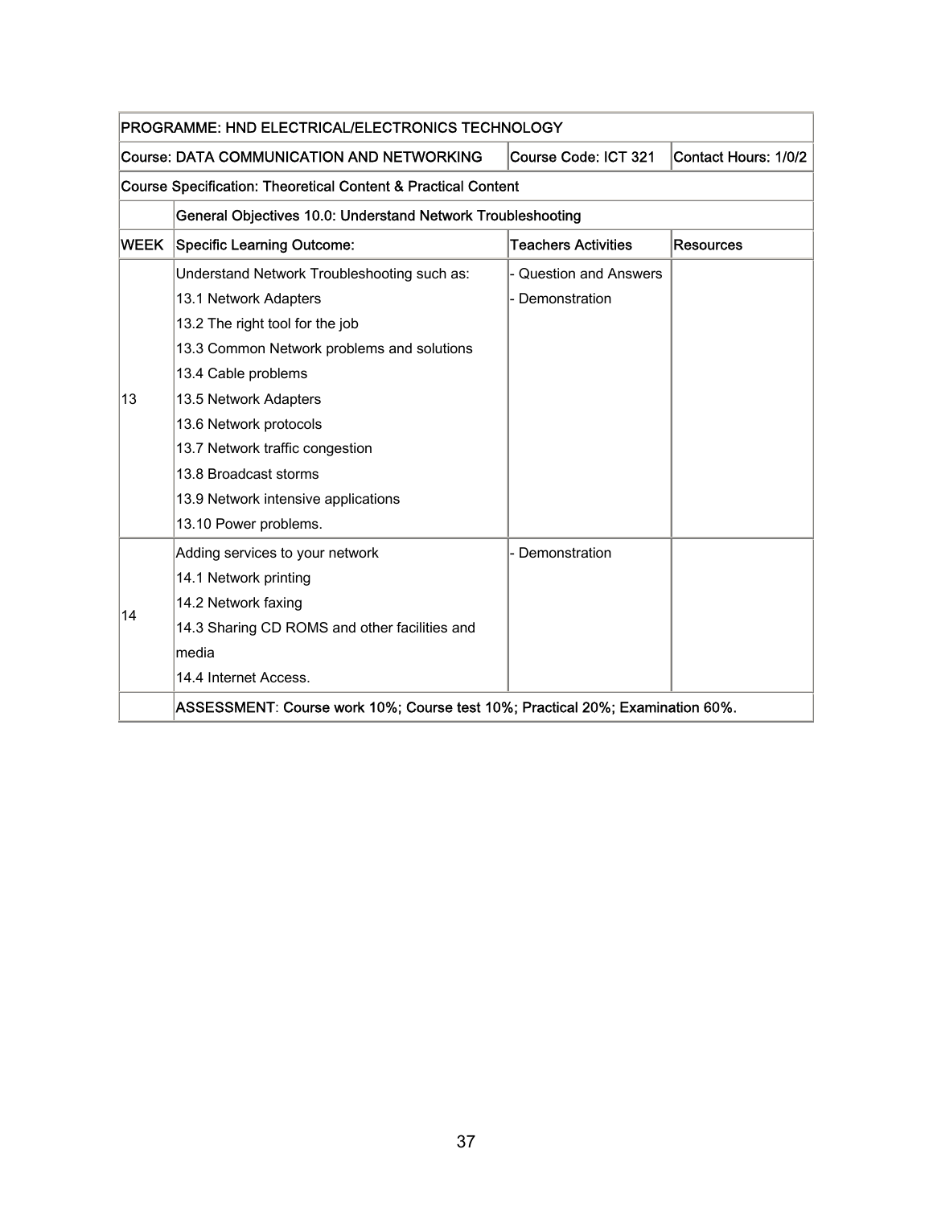| PROGRAMME: HND ELECTRICAL/ELECTRONICS TECHNOLOGY | | | |
|---|---|---|---|
| Course: DATA COMMUNICATION AND NETWORKING | | Course Code: ICT 321 | Contact Hours: 1/0/2 |
| Course Specification: Theoretical Content & Practical Content | | | |
| | General Objectives 10.0: Understand Network Troubleshooting | | |
| **WEEK** | **Specific Learning Outcome:** | **Teachers Activities** | **Resources** |
| 13 | Understand Network Troubleshooting such as:<br>13.1 Network Adapters<br>13.2 The right tool for the job<br>13.3 Common Network problems and solutions<br>13.4 Cable problems<br>13.5 Network Adapters<br>13.6 Network protocols<br>13.7 Network traffic congestion<br>13.8 Broadcast storms<br>13.9 Network intensive applications<br>13.10 Power problems. | - Question and Answers<br>- Demonstration | |
| 14 | Adding services to your network<br>14.1 Network printing<br>14.2 Network faxing<br>14.3 Sharing CD ROMS and other facilities and media<br>14.4 Internet Access. | - Demonstration | |
| | **ASSESSMENT: Course work 10%; Course test 10%; Practical 20%; Examination 60%.** | | |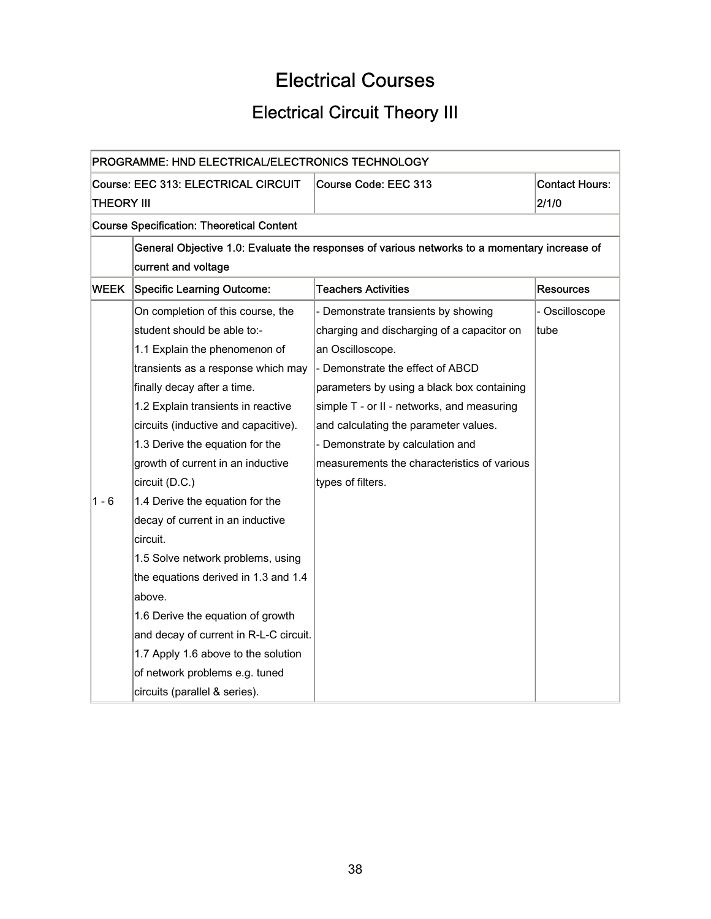# Electrical Courses

## Electrical Circuit Theory III

| PROGRAMME: HND ELECTRICAL/ELECTRONICS TECHNOLOGY | | | |
|---|---|---|---|
| Course: EEC 313: ELECTRICAL CIRCUIT THEORY III | | Course Code: EEC 313 | Contact Hours: 2/1/0 |
| Course Specification: Theoretical Content | | | |
| | General Objective 1.0: Evaluate the responses of various networks to a momentary increase of current and voltage | | |
| WEEK | Specific Learning Outcome: | Teachers Activities | Resources |
| 1 - 6 | On completion of this course, the student should be able to:-<br>1.1 Explain the phenomenon of transients as a response which may finally decay after a time.<br>1.2 Explain transients in reactive circuits (inductive and capacitive).<br>1.3 Derive the equation for the growth of current in an inductive circuit (D.C.)<br>1.4 Derive the equation for the decay of current in an inductive circuit.<br>1.5 Solve network problems, using the equations derived in 1.3 and 1.4 above.<br>1.6 Derive the equation of growth and decay of current in R-L-C circuit.<br>1.7 Apply 1.6 above to the solution of network problems e.g. tuned circuits (parallel & series). | - Demonstrate transients by showing charging and discharging of a capacitor on an Oscilloscope.<br>- Demonstrate the effect of ABCD parameters by using a black box containing simple T - or II - networks, and measuring and calculating the parameter values.<br>- Demonstrate by calculation and measurements the characteristics of various types of filters. | - Oscilloscope tube |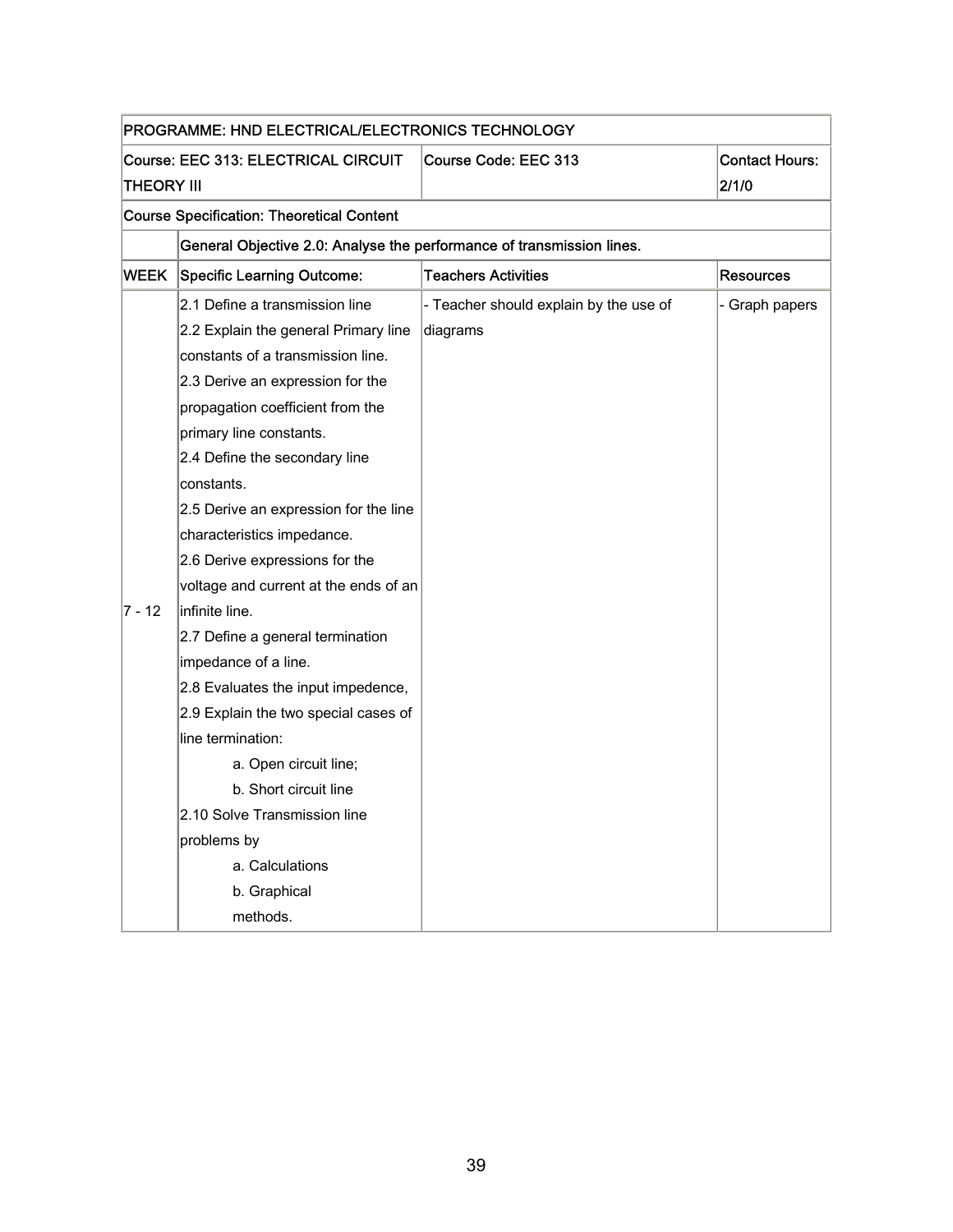| PROGRAMME: HND ELECTRICAL/ELECTRONICS TECHNOLOGY | | | |
|---|---|---|---|
| Course: EEC 313: ELECTRICAL CIRCUIT THEORY III | | Course Code: EEC 313 | Contact Hours: 2/1/0 |
| Course Specification: Theoretical Content | | | |
| | General Objective 2.0: Analyse the performance of transmission lines. | | |
| WEEK | Specific Learning Outcome: | Teachers Activities | Resources |
| 7 - 12 | 2.1 Define a transmission line<br>2.2 Explain the general Primary line constants of a transmission line.<br>2.3 Derive an expression for the propagation coefficient from the primary line constants.<br>2.4 Define the secondary line constants.<br>2.5 Derive an expression for the line characteristics impedance.<br>2.6 Derive expressions for the voltage and current at the ends of an infinite line.<br>2.7 Define a general termination impedance of a line.<br>2.8 Evaluates the input impedence,<br>2.9 Explain the two special cases of line termination:<br>a. Open circuit line;<br>b. Short circuit line<br>2.10 Solve Transmission line problems by<br>a. Calculations<br>b. Graphical methods. | - Teacher should explain by the use of diagrams | - Graph papers |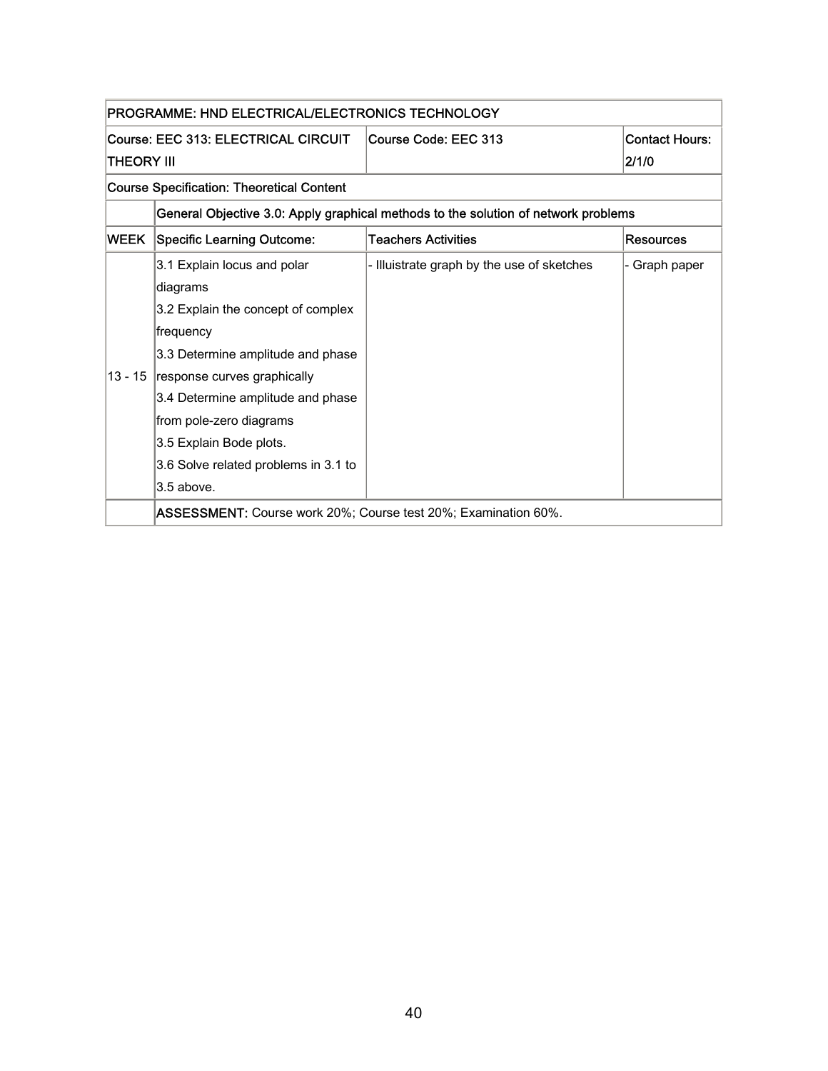| PROGRAMME: HND ELECTRICAL/ELECTRONICS TECHNOLOGY | | | |
|---|---|---|---|
| Course: EEC 313: ELECTRICAL CIRCUIT THEORY III | | Course Code: EEC 313 | Contact Hours: 2/1/0 |
| Course Specification: Theoretical Content | | | |
| | General Objective 3.0: Apply graphical methods to the solution of network problems | | |
| WEEK | Specific Learning Outcome: | Teachers Activities | Resources |
| 13 - 15 | 3.1 Explain locus and polar diagrams<br>3.2 Explain the concept of complex frequency<br>3.3 Determine amplitude and phase response curves graphically<br>3.4 Determine amplitude and phase from pole-zero diagrams<br>3.5 Explain Bode plots.<br>3.6 Solve related problems in 3.1 to 3.5 above. | - Illuistrate graph by the use of sketches | - Graph paper |
| | **ASSESSMENT:** Course work 20%; Course test 20%; Examination 60%. | | |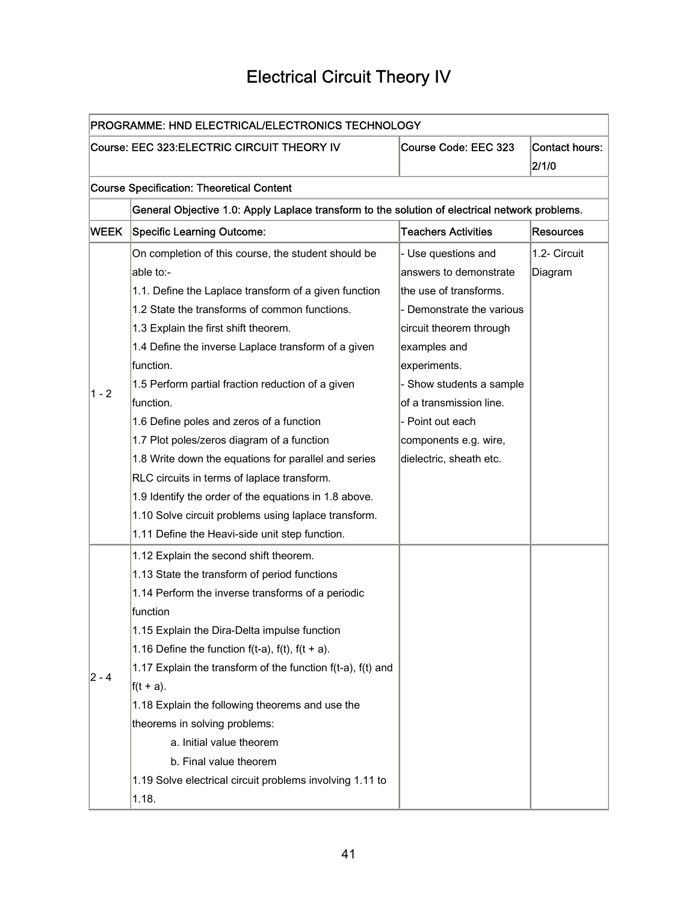# Electrical Circuit Theory IV

| PROGRAMME: HND ELECTRICAL/ELECTRONICS TECHNOLOGY | | | |
|---|---|---|---|
| Course: EEC 323:ELECTRIC CIRCUIT THEORY IV | | Course Code: EEC 323 | Contact hours: 2/1/0 |
| Course Specification: Theoretical Content | | | |
| | General Objective 1.0: Apply Laplace transform to the solution of electrical network problems. | | |
| WEEK | Specific Learning Outcome: | Teachers Activities | Resources |
| 1 - 2 | On completion of this course, the student should be able to:-<br>1.1. Define the Laplace transform of a given function<br>1.2 State the transforms of common functions.<br>1.3 Explain the first shift theorem.<br>1.4 Define the inverse Laplace transform of a given function.<br>1.5 Perform partial fraction reduction of a given function.<br>1.6 Define poles and zeros of a function<br>1.7 Plot poles/zeros diagram of a function<br>1.8 Write down the equations for parallel and series RLC circuits in terms of laplace transform.<br>1.9 Identify the order of the equations in 1.8 above.<br>1.10 Solve circuit problems using laplace transform.<br>1.11 Define the Heavi-side unit step function. | - Use questions and answers to demonstrate the use of transforms.<br>- Demonstrate the various circuit theorem through examples and experiments.<br>- Show students a sample of a transmission line.<br>- Point out each components e.g. wire, dielectric, sheath etc. | 1.2- Circuit Diagram |
| 2 - 4 | 1.12 Explain the second shift theorem.<br>1.13 State the transform of period functions<br>1.14 Perform the inverse transforms of a periodic function<br>1.15 Explain the Dira-Delta impulse function<br>1.16 Define the function f(t-a), f(t), f(t + a).<br>1.17 Explain the transform of the function f(t-a), f(t) and f(t + a).<br>1.18 Explain the following theorems and use the theorems in solving problems:<br>a. Initial value theorem<br>b. Final value theorem<br>1.19 Solve electrical circuit problems involving 1.11 to 1.18. | | |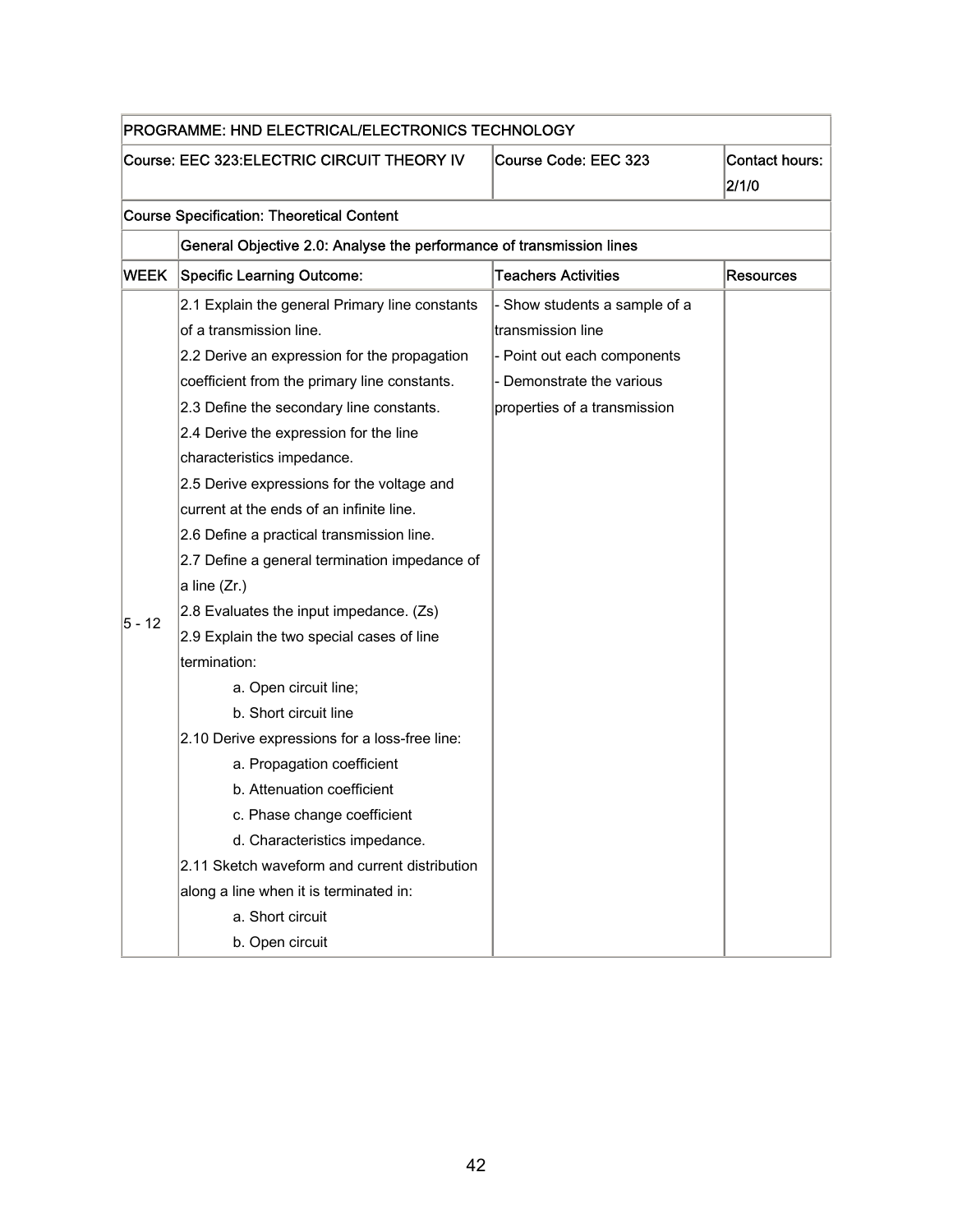| PROGRAMME: HND ELECTRICAL/ELECTRONICS TECHNOLOGY | | | |
|---|---|---|---|
| Course: EEC 323:ELECTRIC CIRCUIT THEORY IV | | Course Code: EEC 323 | Contact hours: 2/1/0 |
| Course Specification: Theoretical Content | | | |
| | General Objective 2.0: Analyse the performance of transmission lines | | |
| WEEK | Specific Learning Outcome: | Teachers Activities | Resources |
| 5 - 12 | 2.1 Explain the general Primary line constants of a transmission line.<br>2.2 Derive an expression for the propagation coefficient from the primary line constants.<br>2.3 Define the secondary line constants.<br>2.4 Derive the expression for the line characteristics impedance.<br>2.5 Derive expressions for the voltage and current at the ends of an infinite line.<br>2.6 Define a practical transmission line.<br>2.7 Define a general termination impedance of a line (Zr.)<br>2.8 Evaluates the input impedance. (Zs)<br>2.9 Explain the two special cases of line termination:<br>a. Open circuit line;<br>b. Short circuit line<br>2.10 Derive expressions for a loss-free line:<br>a. Propagation coefficient<br>b. Attenuation coefficient<br>c. Phase change coefficient<br>d. Characteristics impedance.<br>2.11 Sketch waveform and current distribution along a line when it is terminated in:<br>a. Short circuit<br>b. Open circuit | - Show students a sample of a transmission line<br>- Point out each components<br>- Demonstrate the various properties of a transmission | |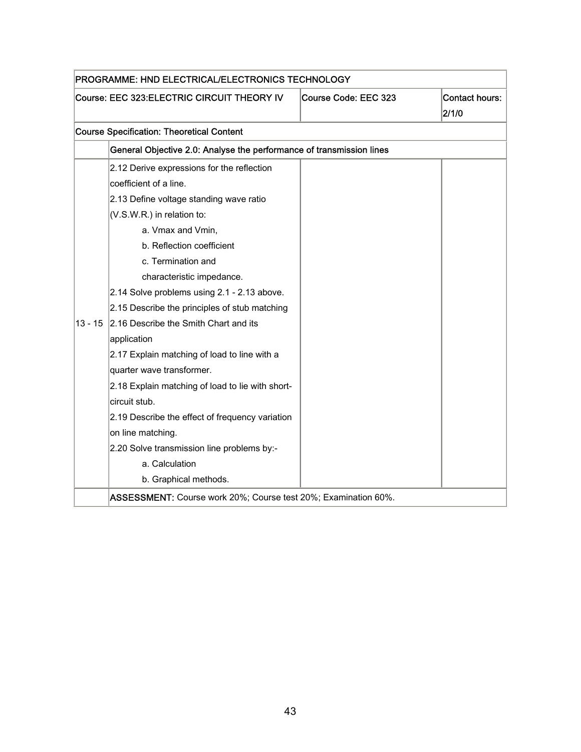| PROGRAMME: HND ELECTRICAL/ELECTRONICS TECHNOLOGY | | | |
|---|---|---|---|
| Course: EEC 323:ELECTRIC CIRCUIT THEORY IV | | Course Code: EEC 323 | Contact hours: 2/1/0 |
| Course Specification: Theoretical Content | | | |
| | General Objective 2.0: Analyse the performance of transmission lines | | |
| 13 - 15 | 2.12 Derive expressions for the reflection coefficient of a line.<br>2.13 Define voltage standing wave ratio (V.S.W.R.) in relation to:<br>a. Vmax and Vmin,<br>b. Reflection coefficient<br>c. Termination and characteristic impedance.<br>2.14 Solve problems using 2.1 - 2.13 above.<br>2.15 Describe the principles of stub matching<br>2.16 Describe the Smith Chart and its application<br>2.17 Explain matching of load to line with a quarter wave transformer.<br>2.18 Explain matching of load to lie with short-circuit stub.<br>2.19 Describe the effect of frequency variation on line matching.<br>2.20 Solve transmission line problems by:-<br>a. Calculation<br>b. Graphical methods. | | |
| | **ASSESSMENT:** Course work 20%; Course test 20%; Examination 60%. | | |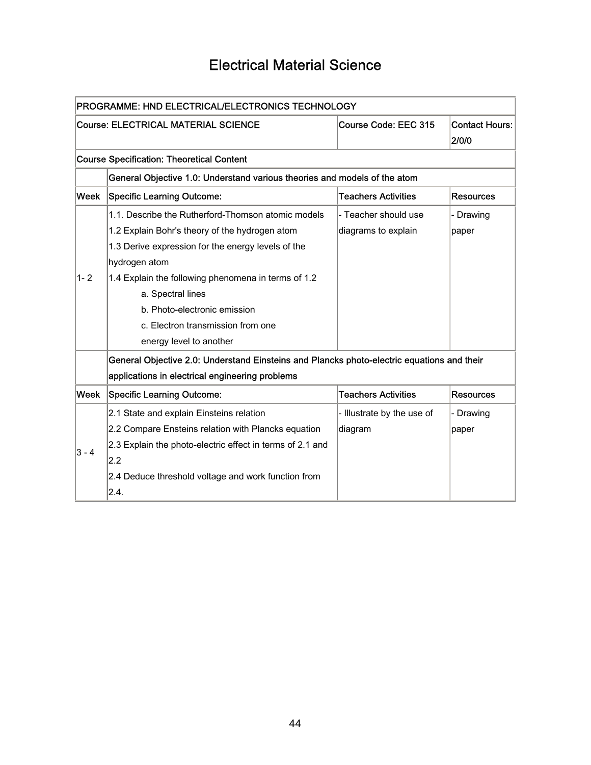# Electrical Material Science

| PROGRAMME: HND ELECTRICAL/ELECTRONICS TECHNOLOGY | | | |
|---|---|---|---|
| Course: ELECTRICAL MATERIAL SCIENCE | | Course Code: EEC 315 | Contact Hours: 2/0/0 |
| Course Specification: Theoretical Content | | | |
| | General Objective 1.0: Understand various theories and models of the atom | | |
| Week | Specific Learning Outcome: | Teachers Activities | Resources |
| 1- 2 | 1.1. Describe the Rutherford-Thomson atomic models<br>1.2 Explain Bohr's theory of the hydrogen atom<br>1.3 Derive expression for the energy levels of the hydrogen atom<br>1.4 Explain the following phenomena in terms of 1.2<br>a. Spectral lines<br>b. Photo-electronic emission<br>c. Electron transmission from one energy level to another | - Teacher should use diagrams to explain | - Drawing paper |
| | General Objective 2.0: Understand Einsteins and Plancks photo-electric equations and their applications in electrical engineering problems | | |
| Week | Specific Learning Outcome: | Teachers Activities | Resources |
| 3 - 4 | 2.1 State and explain Einsteins relation<br>2.2 Compare Ensteins relation with Plancks equation<br>2.3 Explain the photo-electric effect in terms of 2.1 and 2.2<br>2.4 Deduce threshold voltage and work function from 2.4. | - Illustrate by the use of diagram | - Drawing paper |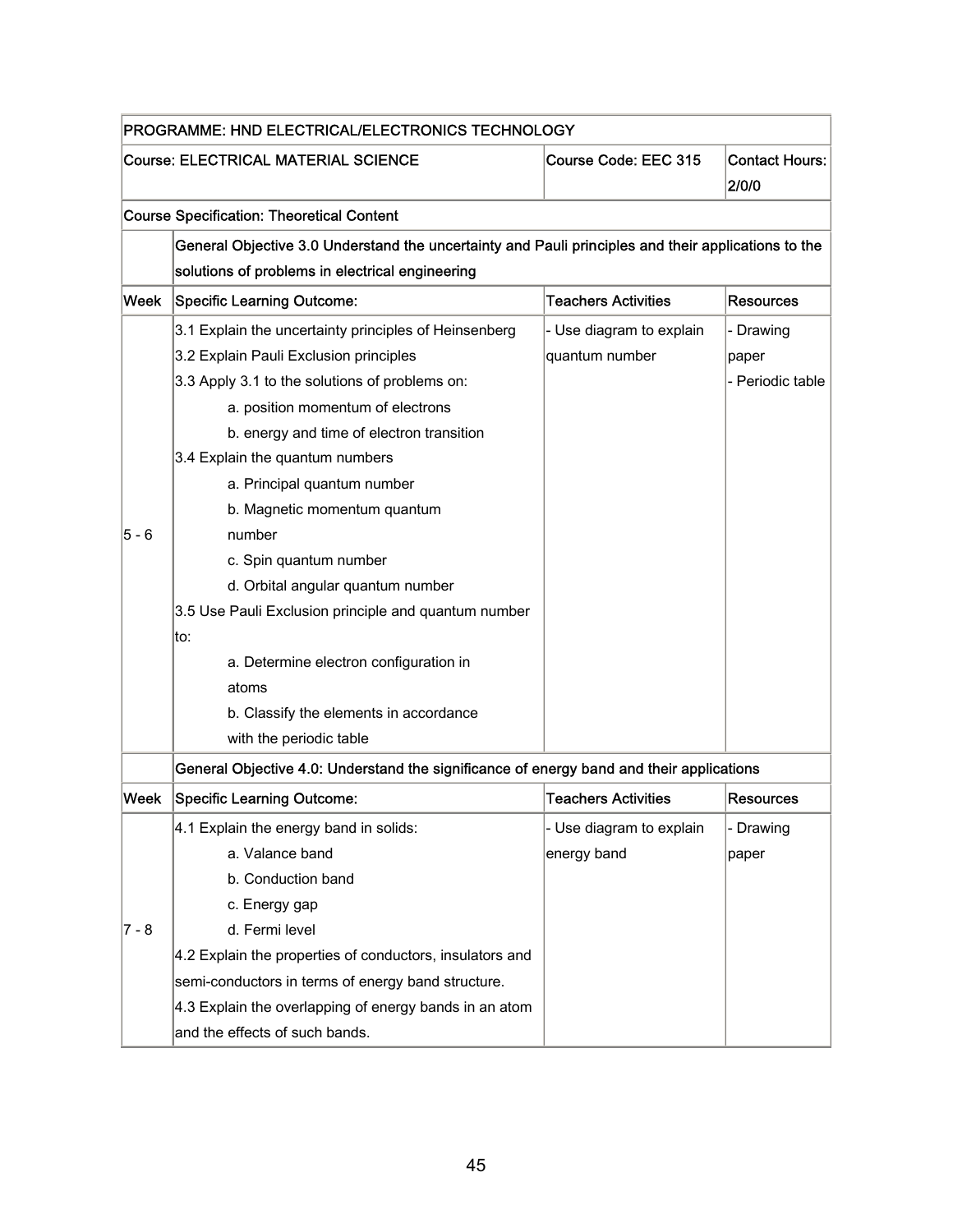| PROGRAMME: HND ELECTRICAL/ELECTRONICS TECHNOLOGY | | | |
|---|---|---|---|
| Course: ELECTRICAL MATERIAL SCIENCE | | Course Code: EEC 315 | Contact Hours: 2/0/0 |
| Course Specification: Theoretical Content | | | |
| | General Objective 3.0 Understand the uncertainty and Pauli principles and their applications to the solutions of problems in electrical engineering | | |
| Week | Specific Learning Outcome: | Teachers Activities | Resources |
| 5 - 6 | 3.1 Explain the uncertainty principles of Heinsenberg<br>3.2 Explain Pauli Exclusion principles<br>3.3 Apply 3.1 to the solutions of problems on:<br>a. position momentum of electrons<br>b. energy and time of electron transition<br>3.4 Explain the quantum numbers<br>a. Principal quantum number<br>b. Magnetic momentum quantum number<br>c. Spin quantum number<br>d. Orbital angular quantum number<br>3.5 Use Pauli Exclusion principle and quantum number to:<br>a. Determine electron configuration in atoms<br>b. Classify the elements in accordance with the periodic table | - Use diagram to explain quantum number | - Drawing paper<br>- Periodic table |
| | General Objective 4.0: Understand the significance of energy band and their applications | | |
| Week | Specific Learning Outcome: | Teachers Activities | Resources |
| 7 - 8 | 4.1 Explain the energy band in solids:<br>a. Valance band<br>b. Conduction band<br>c. Energy gap<br>d. Fermi level<br>4.2 Explain the properties of conductors, insulators and semi-conductors in terms of energy band structure.<br>4.3 Explain the overlapping of energy bands in an atom and the effects of such bands. | - Use diagram to explain energy band | - Drawing paper |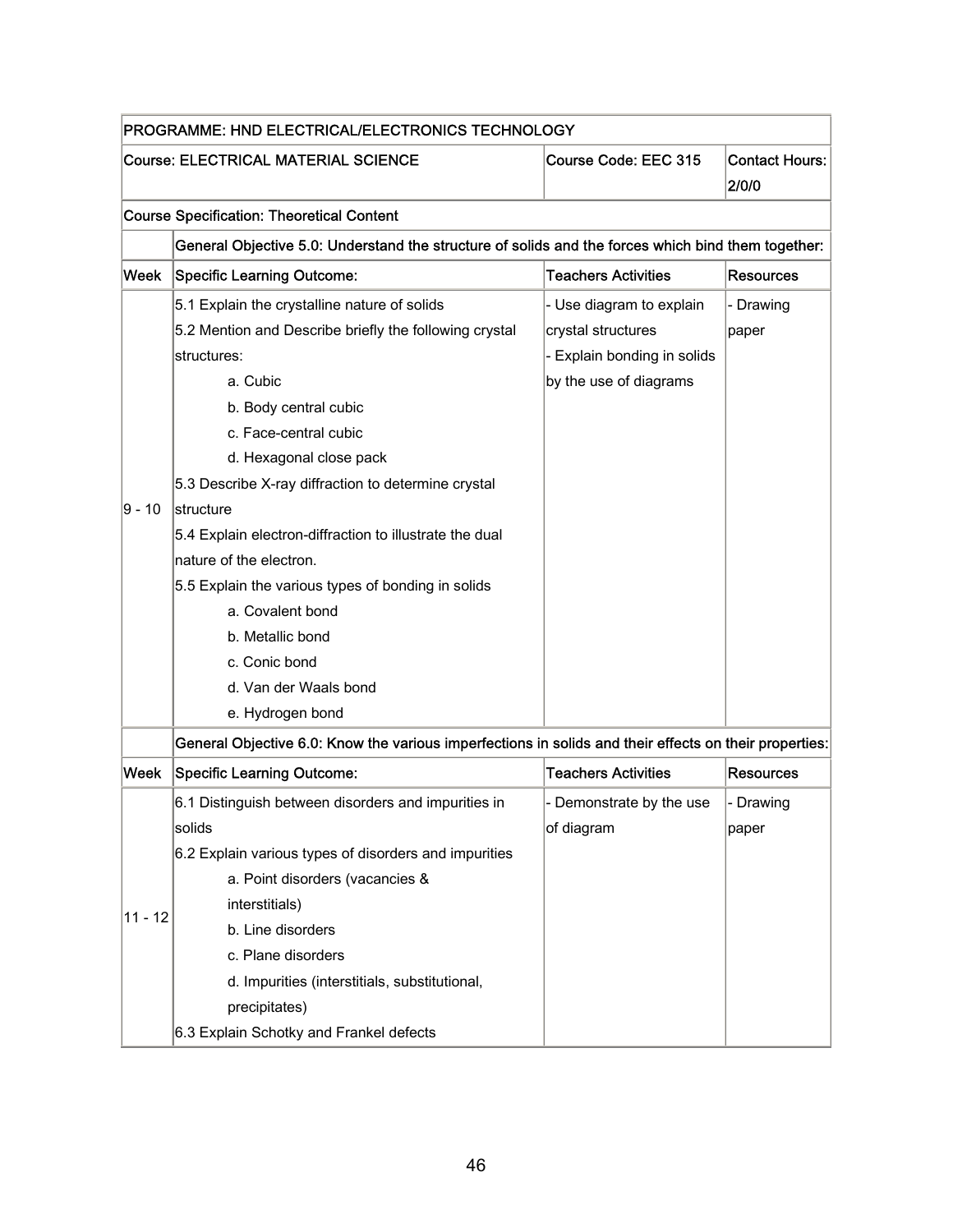| PROGRAMME: HND ELECTRICAL/ELECTRONICS TECHNOLOGY | | | |
|---|---|---|---|
| Course: ELECTRICAL MATERIAL SCIENCE | | Course Code: EEC 315 | Contact Hours: 2/0/0 |
| Course Specification: Theoretical Content | | | |
| | General Objective 5.0: Understand the structure of solids and the forces which bind them together: | | |
| Week | Specific Learning Outcome: | Teachers Activities | Resources |
| 9 - 10 | 5.1 Explain the crystalline nature of solids<br>5.2 Mention and Describe briefly the following crystal structures:<br>a. Cubic<br>b. Body central cubic<br>c. Face-central cubic<br>d. Hexagonal close pack<br>5.3 Describe X-ray diffraction to determine crystal structure<br>5.4 Explain electron-diffraction to illustrate the dual nature of the electron.<br>5.5 Explain the various types of bonding in solids<br>a. Covalent bond<br>b. Metallic bond<br>c. Conic bond<br>d. Van der Waals bond<br>e. Hydrogen bond | - Use diagram to explain crystal structures<br>- Explain bonding in solids by the use of diagrams | - Drawing paper |
| | General Objective 6.0: Know the various imperfections in solids and their effects on their properties: | | |
| Week | Specific Learning Outcome: | Teachers Activities | Resources |
| 11 - 12 | 6.1 Distinguish between disorders and impurities in solids<br>6.2 Explain various types of disorders and impurities<br>a. Point disorders (vacancies & interstitials)<br>b. Line disorders<br>c. Plane disorders<br>d. Impurities (interstitials, substitutional, precipitates)<br>6.3 Explain Schotky and Frankel defects | - Demonstrate by the use of diagram | - Drawing paper |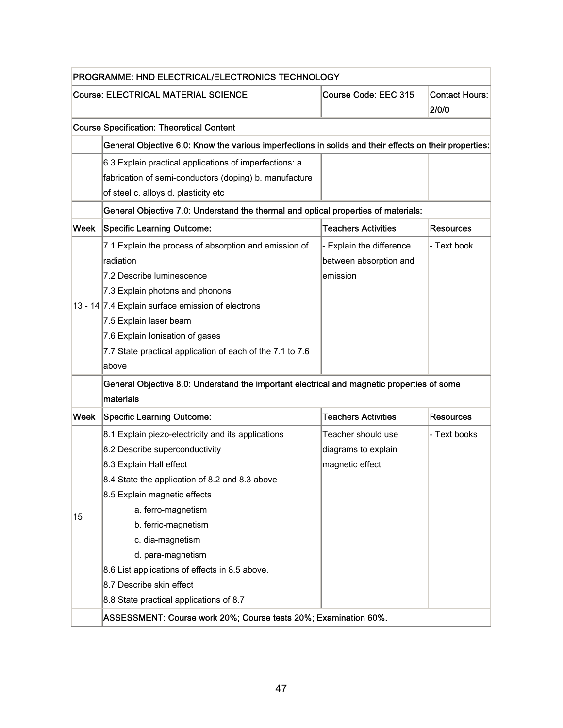| PROGRAMME: HND ELECTRICAL/ELECTRONICS TECHNOLOGY | | | |
|---|---|---|---|
| Course: ELECTRICAL MATERIAL SCIENCE | | Course Code: EEC 315 | Contact Hours: 2/0/0 |
| Course Specification: Theoretical Content | | | |
| | General Objective 6.0: Know the various imperfections in solids and their effects on their properties: | | |
| | 6.3 Explain practical applications of imperfections: a. fabrication of semi-conductors (doping) b. manufacture of steel c. alloys d. plasticity etc | | |
| | General Objective 7.0: Understand the thermal and optical properties of materials: | | |
| Week | Specific Learning Outcome: | Teachers Activities | Resources |
| 13 - 14 | 7.1 Explain the process of absorption and emission of radiation<br>7.2 Describe luminescence<br>7.3 Explain photons and phonons<br>7.4 Explain surface emission of electrons<br>7.5 Explain laser beam<br>7.6 Explain Ionisation of gases<br>7.7 State practical application of each of the 7.1 to 7.6 above | - Explain the difference between absorption and emission | - Text book |
| | General Objective 8.0: Understand the important electrical and magnetic properties of some materials | | |
| Week | Specific Learning Outcome: | Teachers Activities | Resources |
| 15 | 8.1 Explain piezo-electricity and its applications<br>8.2 Describe superconductivity<br>8.3 Explain Hall effect<br>8.4 State the application of 8.2 and 8.3 above<br>8.5 Explain magnetic effects<br>a. ferro-magnetism<br>b. ferric-magnetism<br>c. dia-magnetism<br>d. para-magnetism<br>8.6 List applications of effects in 8.5 above.<br>8.7 Describe skin effect<br>8.8 State practical applications of 8.7 | Teacher should use diagrams to explain magnetic effect | - Text books |
| | ASSESSMENT: Course work 20%; Course tests 20%; Examination 60%. | | |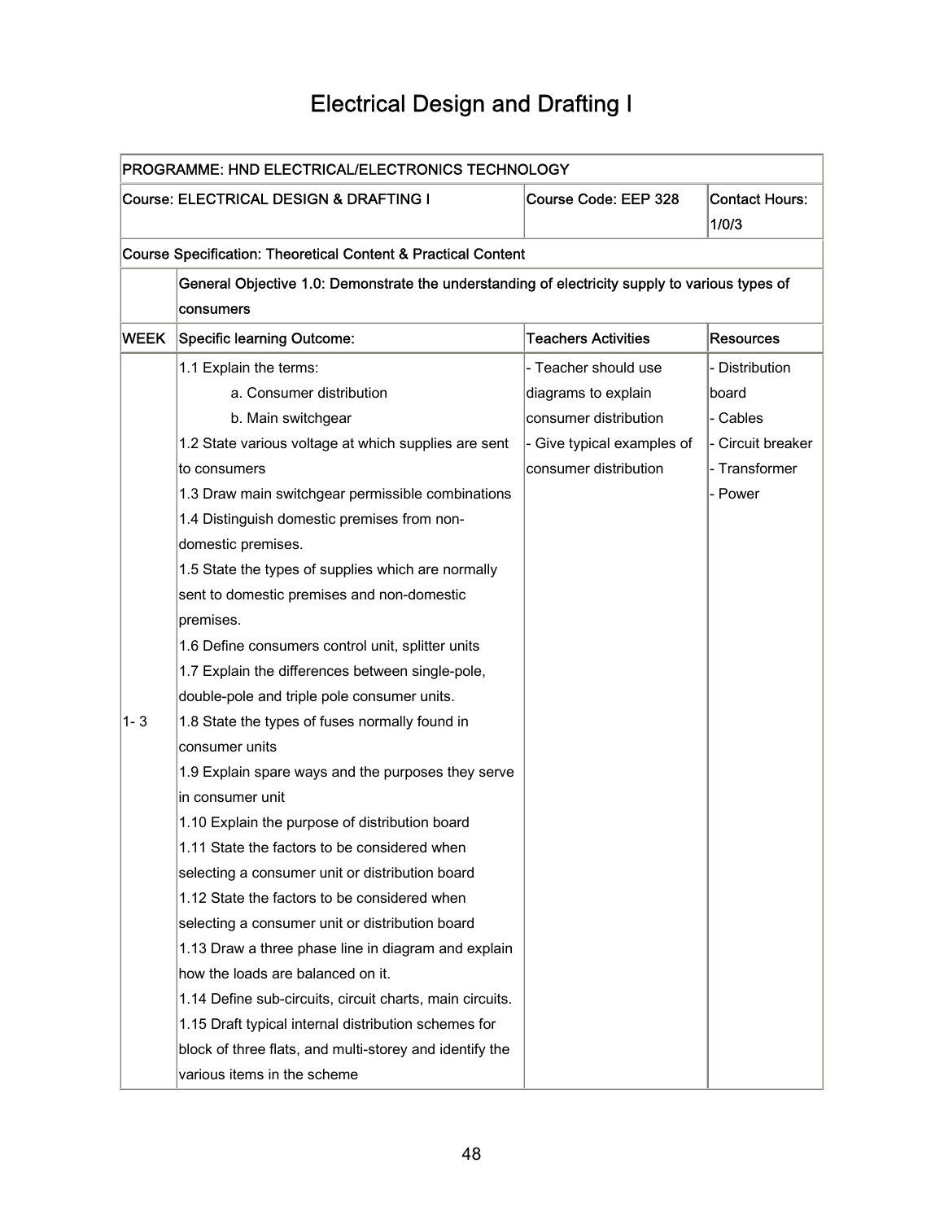# Electrical Design and Drafting I

| PROGRAMME: HND ELECTRICAL/ELECTRONICS TECHNOLOGY | | | |
|---|---|---|---|
| Course: ELECTRICAL DESIGN & DRAFTING I | | Course Code: EEP 328 | Contact Hours: 1/0/3 |
| Course Specification: Theoretical Content & Practical Content | | | |
| | General Objective 1.0: Demonstrate the understanding of electricity supply to various types of consumers | | |
| WEEK | Specific learning Outcome: | Teachers Activities | Resources |
| 1- 3 | 1.1 Explain the terms:<br>a. Consumer distribution<br>b. Main switchgear<br>1.2 State various voltage at which supplies are sent to consumers<br>1.3 Draw main switchgear permissible combinations<br>1.4 Distinguish domestic premises from non-domestic premises.<br>1.5 State the types of supplies which are normally sent to domestic premises and non-domestic premises.<br>1.6 Define consumers control unit, splitter units<br>1.7 Explain the differences between single-pole, double-pole and triple pole consumer units.<br>1.8 State the types of fuses normally found in consumer units<br>1.9 Explain spare ways and the purposes they serve in consumer unit<br>1.10 Explain the purpose of distribution board<br>1.11 State the factors to be considered when selecting a consumer unit or distribution board<br>1.12 State the factors to be considered when selecting a consumer unit or distribution board<br>1.13 Draw a three phase line in diagram and explain how the loads are balanced on it.<br>1.14 Define sub-circuits, circuit charts, main circuits.<br>1.15 Draft typical internal distribution schemes for block of three flats, and multi-storey and identify the various items in the scheme | - Teacher should use diagrams to explain consumer distribution<br>- Give typical examples of consumer distribution | - Distribution board<br>- Cables<br>- Circuit breaker<br>- Transformer<br>- Power |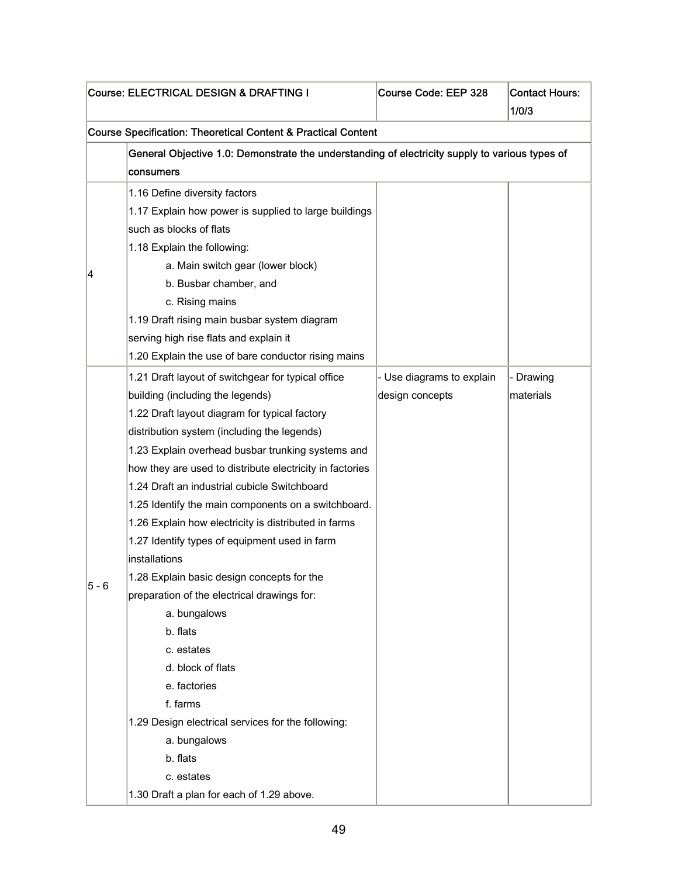| Course: ELECTRICAL DESIGN & DRAFTING I | | Course Code: EEP 328 | Contact Hours: 1/0/3 |
|---|---|---|---|
| Course Specification: Theoretical Content & Practical Content | | | |
| | General Objective 1.0: Demonstrate the understanding of electricity supply to various types of consumers | | |
| 4 | 1.16 Define diversity factors<br>1.17 Explain how power is supplied to large buildings such as blocks of flats<br>1.18 Explain the following:<br>a. Main switch gear (lower block)<br>b. Busbar chamber, and<br>c. Rising mains<br>1.19 Draft rising main busbar system diagram serving high rise flats and explain it<br>1.20 Explain the use of bare conductor rising mains | | |
| 5 - 6 | 1.21 Draft layout of switchgear for typical office building (including the legends)<br>1.22 Draft layout diagram for typical factory distribution system (including the legends)<br>1.23 Explain overhead busbar trunking systems and how they are used to distribute electricity in factories<br>1.24 Draft an industrial cubicle Switchboard<br>1.25 Identify the main components on a switchboard.<br>1.26 Explain how electricity is distributed in farms<br>1.27 Identify types of equipment used in farm installations<br>1.28 Explain basic design concepts for the preparation of the electrical drawings for:<br>a. bungalows<br>b. flats<br>c. estates<br>d. block of flats<br>e. factories<br>f. farms<br>1.29 Design electrical services for the following:<br>a. bungalows<br>b. flats<br>c. estates<br>1.30 Draft a plan for each of 1.29 above. | - Use diagrams to explain design concepts | - Drawing materials |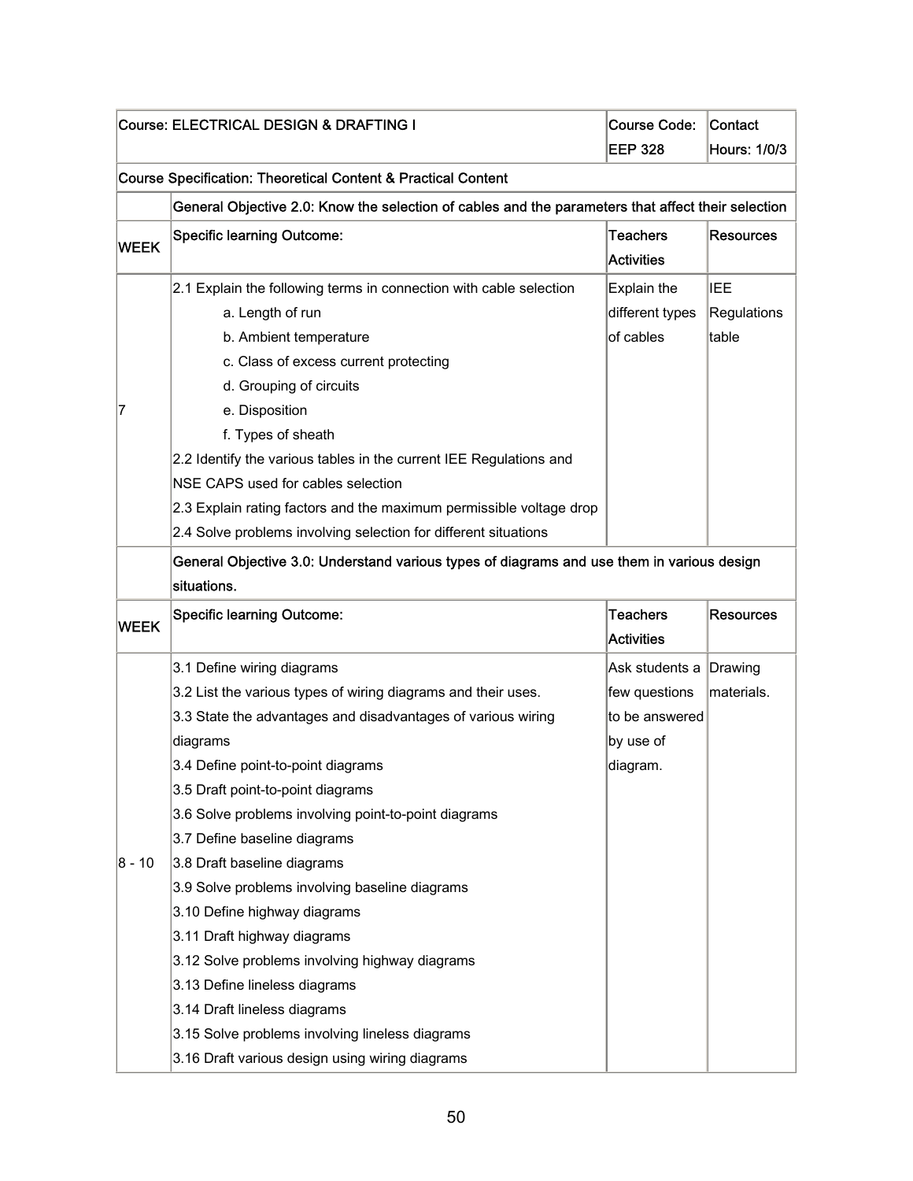| Course: ELECTRICAL DESIGN & DRAFTING I | | Course Code: EEP 328 | Contact Hours: 1/0/3 |
|---|---|---|---|
| Course Specification: Theoretical Content & Practical Content | | | |
| | General Objective 2.0: Know the selection of cables and the parameters that affect their selection | | |
| WEEK | Specific learning Outcome: | Teachers Activities | Resources |
| 7 | 2.1 Explain the following terms in connection with cable selection<br>a. Length of run<br>b. Ambient temperature<br>c. Class of excess current protecting<br>d. Grouping of circuits<br>e. Disposition<br>f. Types of sheath<br>2.2 Identify the various tables in the current IEE Regulations and NSE CAPS used for cables selection<br>2.3 Explain rating factors and the maximum permissible voltage drop<br>2.4 Solve problems involving selection for different situations | Explain the different types of cables | IEE Regulations table |
| | General Objective 3.0: Understand various types of diagrams and use them in various design situations. | | |
| WEEK | Specific learning Outcome: | Teachers Activities | Resources |
| 8 - 10 | 3.1 Define wiring diagrams<br>3.2 List the various types of wiring diagrams and their uses.<br>3.3 State the advantages and disadvantages of various wiring diagrams<br>3.4 Define point-to-point diagrams<br>3.5 Draft point-to-point diagrams<br>3.6 Solve problems involving point-to-point diagrams<br>3.7 Define baseline diagrams<br>3.8 Draft baseline diagrams<br>3.9 Solve problems involving baseline diagrams<br>3.10 Define highway diagrams<br>3.11 Draft highway diagrams<br>3.12 Solve problems involving highway diagrams<br>3.13 Define lineless diagrams<br>3.14 Draft lineless diagrams<br>3.15 Solve problems involving lineless diagrams<br>3.16 Draft various design using wiring diagrams | Ask students a few questions to be answered by use of diagram. | Drawing materials. |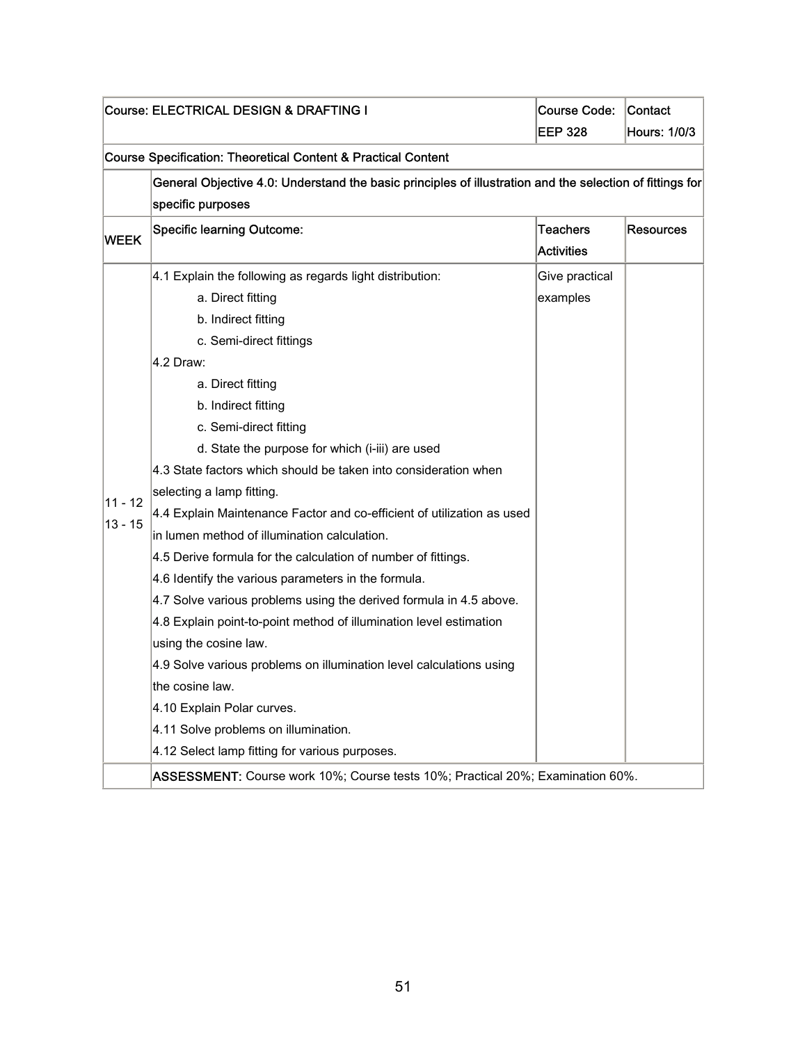| Course: ELECTRICAL DESIGN & DRAFTING I | | Course Code: EEP 328 | Contact Hours: 1/0/3 |
|---|---|---|---|
| Course Specification: Theoretical Content & Practical Content | | | |
| | General Objective 4.0: Understand the basic principles of illustration and the selection of fittings for specific purposes | | |
| WEEK | Specific learning Outcome: | Teachers Activities | Resources |
| 11 - 12<br>13 - 15 | 4.1 Explain the following as regards light distribution:<br>a. Direct fitting<br>b. Indirect fitting<br>c. Semi-direct fittings<br>4.2 Draw:<br>a. Direct fitting<br>b. Indirect fitting<br>c. Semi-direct fitting<br>d. State the purpose for which (i-iii) are used<br>4.3 State factors which should be taken into consideration when selecting a lamp fitting.<br>4.4 Explain Maintenance Factor and co-efficient of utilization as used in lumen method of illumination calculation.<br>4.5 Derive formula for the calculation of number of fittings.<br>4.6 Identify the various parameters in the formula.<br>4.7 Solve various problems using the derived formula in 4.5 above.<br>4.8 Explain point-to-point method of illumination level estimation using the cosine law.<br>4.9 Solve various problems on illumination level calculations using the cosine law.<br>4.10 Explain Polar curves.<br>4.11 Solve problems on illumination.<br>4.12 Select lamp fitting for various purposes. | Give practical examples | |
| | **ASSESSMENT:** Course work 10%; Course tests 10%; Practical 20%; Examination 60%. | | |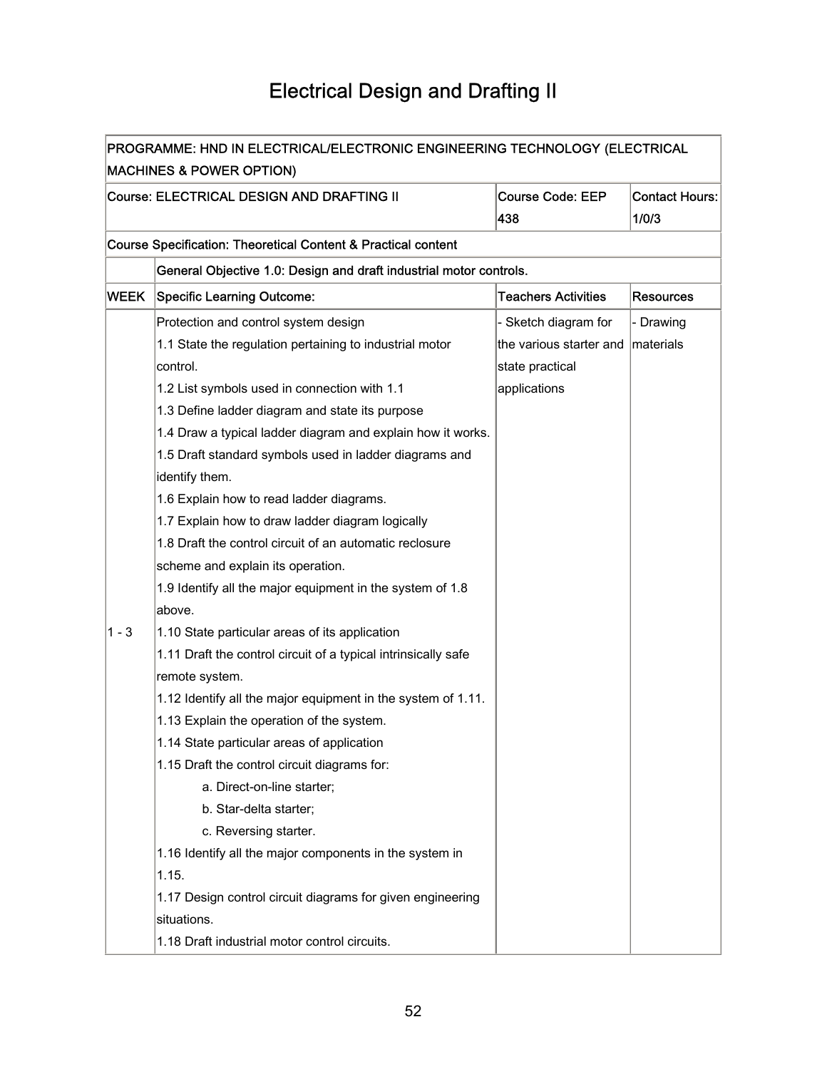# Electrical Design and Drafting II

| PROGRAMME: HND IN ELECTRICAL/ELECTRONIC ENGINEERING TECHNOLOGY (ELECTRICAL MACHINES & POWER OPTION) | | | |
|---|---|---|---|
| Course: ELECTRICAL DESIGN AND DRAFTING II | | Course Code: EEP 438 | Contact Hours: 1/0/3 |
| Course Specification: Theoretical Content & Practical content | | | |
| | General Objective 1.0: Design and draft industrial motor controls. | | |
| WEEK | Specific Learning Outcome: | Teachers Activities | Resources |
| 1 - 3 | Protection and control system design<br>1.1 State the regulation pertaining to industrial motor control.<br>1.2 List symbols used in connection with 1.1<br>1.3 Define ladder diagram and state its purpose<br>1.4 Draw a typical ladder diagram and explain how it works.<br>1.5 Draft standard symbols used in ladder diagrams and identify them.<br>1.6 Explain how to read ladder diagrams.<br>1.7 Explain how to draw ladder diagram logically<br>1.8 Draft the control circuit of an automatic reclosure scheme and explain its operation.<br>1.9 Identify all the major equipment in the system of 1.8 above.<br>1.10 State particular areas of its application<br>1.11 Draft the control circuit of a typical intrinsically safe remote system.<br>1.12 Identify all the major equipment in the system of 1.11.<br>1.13 Explain the operation of the system.<br>1.14 State particular areas of application<br>1.15 Draft the control circuit diagrams for:<br>a. Direct-on-line starter;<br>b. Star-delta starter;<br>c. Reversing starter.<br>1.16 Identify all the major components in the system in 1.15.<br>1.17 Design control circuit diagrams for given engineering situations.<br>1.18 Draft industrial motor control circuits. | - Sketch diagram for the various starter and state practical applications | - Drawing materials |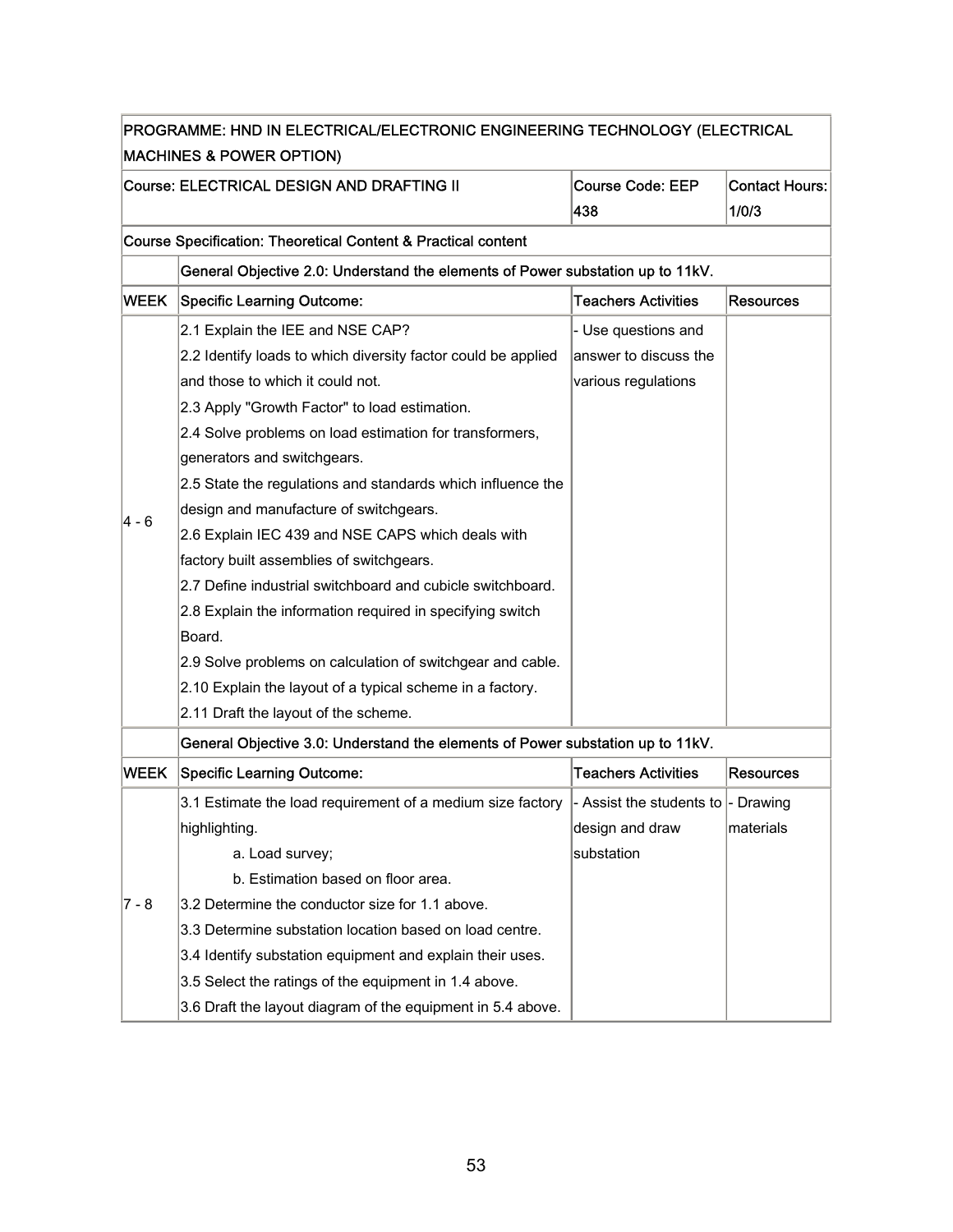| PROGRAMME: HND IN ELECTRICAL/ELECTRONIC ENGINEERING TECHNOLOGY (ELECTRICAL MACHINES & POWER OPTION) | | | |
|---|---|---|---|
| Course: ELECTRICAL DESIGN AND DRAFTING II | | Course Code: EEP 438 | Contact Hours: 1/0/3 |
| Course Specification: Theoretical Content & Practical content | | | |
| | General Objective 2.0: Understand the elements of Power substation up to 11kV. | | |
| WEEK | Specific Learning Outcome: | Teachers Activities | Resources |
| 4 - 6 | 2.1 Explain the IEE and NSE CAP?<br>2.2 Identify loads to which diversity factor could be applied and those to which it could not.<br>2.3 Apply "Growth Factor" to load estimation.<br>2.4 Solve problems on load estimation for transformers, generators and switchgears.<br>2.5 State the regulations and standards which influence the design and manufacture of switchgears.<br>2.6 Explain IEC 439 and NSE CAPS which deals with factory built assemblies of switchgears.<br>2.7 Define industrial switchboard and cubicle switchboard.<br>2.8 Explain the information required in specifying switch Board.<br>2.9 Solve problems on calculation of switchgear and cable.<br>2.10 Explain the layout of a typical scheme in a factory.<br>2.11 Draft the layout of the scheme. | - Use questions and answer to discuss the various regulations | |
| | General Objective 3.0: Understand the elements of Power substation up to 11kV. | | |
| WEEK | Specific Learning Outcome: | Teachers Activities | Resources |
| 7 - 8 | 3.1 Estimate the load requirement of a medium size factory highlighting.<br>a. Load survey;<br>b. Estimation based on floor area.<br>3.2 Determine the conductor size for 1.1 above.<br>3.3 Determine substation location based on load centre.<br>3.4 Identify substation equipment and explain their uses.<br>3.5 Select the ratings of the equipment in 1.4 above.<br>3.6 Draft the layout diagram of the equipment in 5.4 above. | - Assist the students to design and draw substation | - Drawing materials |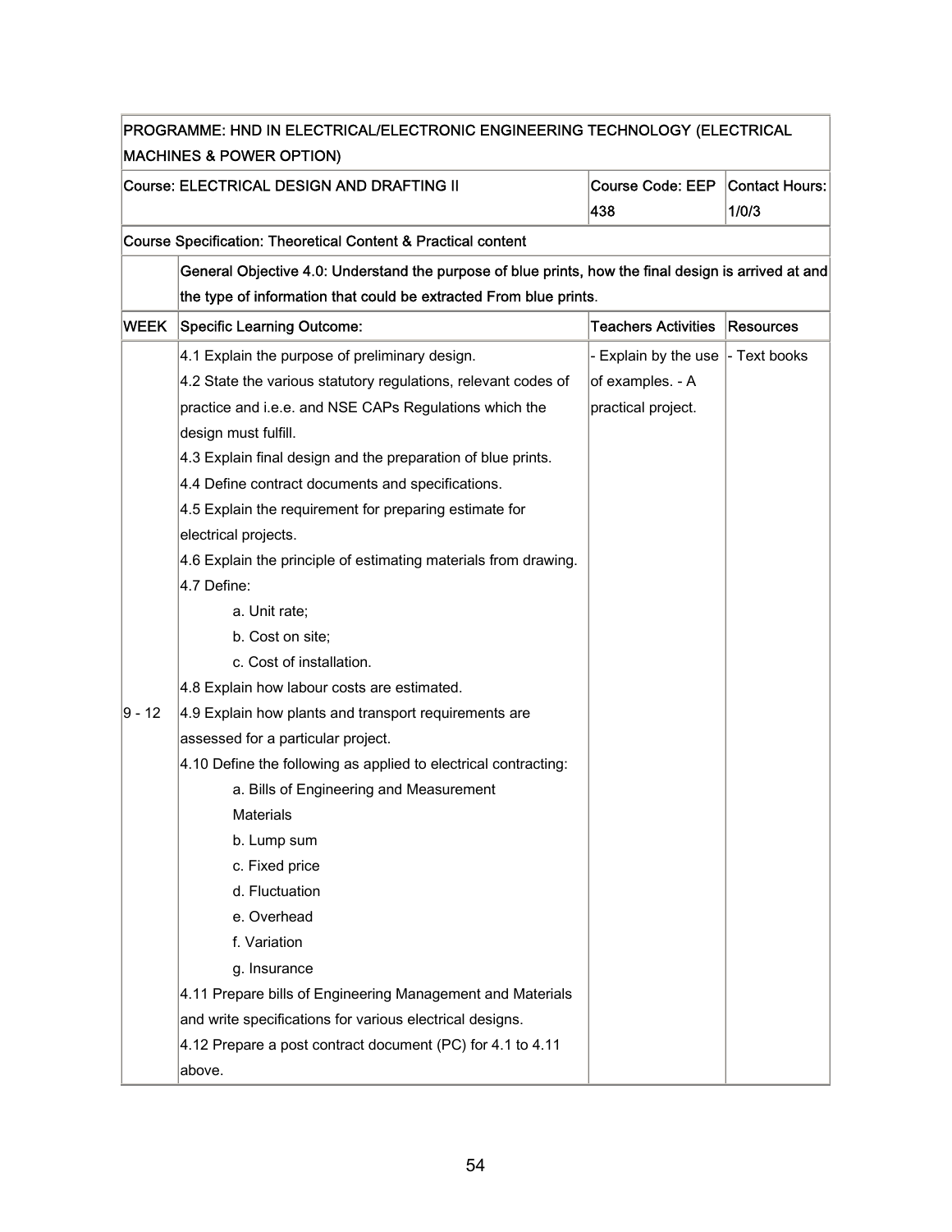| PROGRAMME: HND IN ELECTRICAL/ELECTRONIC ENGINEERING TECHNOLOGY (ELECTRICAL MACHINES & POWER OPTION) | | | |
|---|---|---|---|
| Course: ELECTRICAL DESIGN AND DRAFTING II | | Course Code: EEP 438 | Contact Hours: 1/0/3 |
| Course Specification: Theoretical Content & Practical content | | | |
| | **General Objective 4.0: Understand the purpose of blue prints, how the final design is arrived at and the type of information that could be extracted From blue prints**. | | |
| **WEEK** | **Specific Learning Outcome:** | **Teachers Activities** | **Resources** |
| 9 - 12 | 4.1 Explain the purpose of preliminary design.<br>4.2 State the various statutory regulations, relevant codes of practice and i.e.e. and NSE CAPs Regulations which the design must fulfill.<br>4.3 Explain final design and the preparation of blue prints.<br>4.4 Define contract documents and specifications.<br>4.5 Explain the requirement for preparing estimate for electrical projects.<br>4.6 Explain the principle of estimating materials from drawing.<br>4.7 Define:<br>a. Unit rate;<br>b. Cost on site;<br>c. Cost of installation.<br>4.8 Explain how labour costs are estimated.<br>4.9 Explain how plants and transport requirements are assessed for a particular project.<br>4.10 Define the following as applied to electrical contracting:<br>a. Bills of Engineering and Measurement Materials<br>b. Lump sum<br>c. Fixed price<br>d. Fluctuation<br>e. Overhead<br>f. Variation<br>g. Insurance<br>4.11 Prepare bills of Engineering Management and Materials and write specifications for various electrical designs.<br>4.12 Prepare a post contract document (PC) for 4.1 to 4.11 above. | - Explain by the use of examples. - A practical project. | - Text books |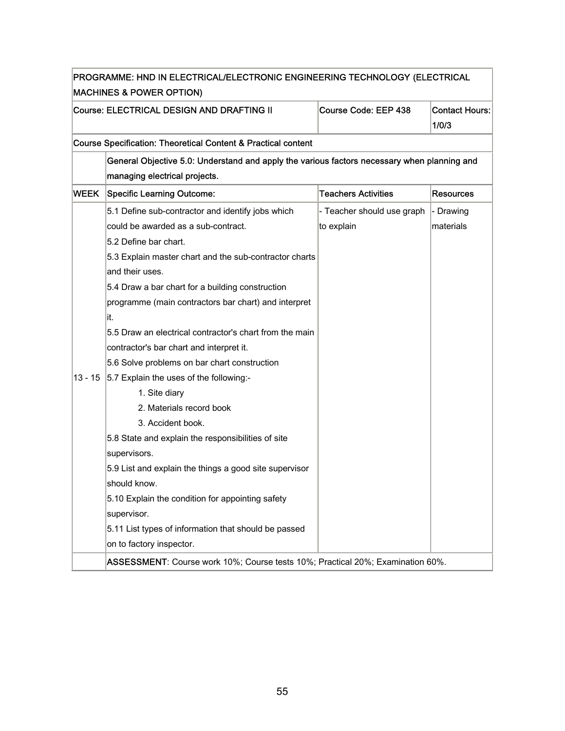| PROGRAMME: HND IN ELECTRICAL/ELECTRONIC ENGINEERING TECHNOLOGY (ELECTRICAL MACHINES & POWER OPTION) | | | |
|---|---|---|---|
| Course: ELECTRICAL DESIGN AND DRAFTING II | | Course Code: EEP 438 | Contact Hours: 1/0/3 |
| Course Specification: Theoretical Content & Practical content | | | |
| | General Objective 5.0: Understand and apply the various factors necessary when planning and managing electrical projects. | | |
| WEEK | Specific Learning Outcome: | Teachers Activities | Resources |
| 13 - 15 | 5.1 Define sub-contractor and identify jobs which could be awarded as a sub-contract.<br>5.2 Define bar chart.<br>5.3 Explain master chart and the sub-contractor charts and their uses.<br>5.4 Draw a bar chart for a building construction programme (main contractors bar chart) and interpret it.<br>5.5 Draw an electrical contractor's chart from the main contractor's bar chart and interpret it.<br>5.6 Solve problems on bar chart construction<br>5.7 Explain the uses of the following:-<br>1. Site diary<br>2. Materials record book<br>3. Accident book.<br>5.8 State and explain the responsibilities of site supervisors.<br>5.9 List and explain the things a good site supervisor should know.<br>5.10 Explain the condition for appointing safety supervisor.<br>5.11 List types of information that should be passed on to factory inspector. | - Teacher should use graph to explain | - Drawing materials |
| | **ASSESSMENT**: Course work 10%; Course tests 10%; Practical 20%; Examination 60%. | | |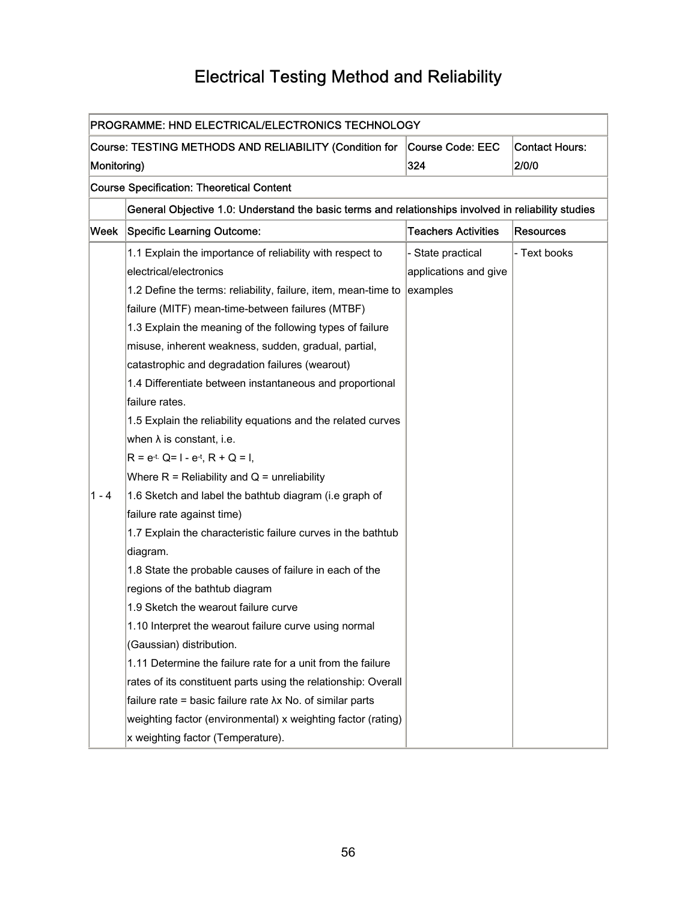# Electrical Testing Method and Reliability

| PROGRAMME: HND ELECTRICAL/ELECTRONICS TECHNOLOGY | | | |
|---|---|---|---|
| Course: TESTING METHODS AND RELIABILITY (Condition for Monitoring) | | Course Code: EEC 324 | Contact Hours: 2/0/0 |
| Course Specification: Theoretical Content | | | |
| | General Objective 1.0: Understand the basic terms and relationships involved in reliability studies | | |
| Week | Specific Learning Outcome: | Teachers Activities | Resources |
| 1 - 4 | 1.1 Explain the importance of reliability with respect to electrical/electronics<br>1.2 Define the terms: reliability, failure, item, mean-time to failure (MITF) mean-time-between failures (MTBF)<br>1.3 Explain the meaning of the following types of failure misuse, inherent weakness, sudden, gradual, partial, catastrophic and degradation failures (wearout)<br>1.4 Differentiate between instantaneous and proportional failure rates.<br>1.5 Explain the reliability equations and the related curves when λ is constant, i.e.<br>$R = e^{-t.}$ $Q= l - e^{-t}$, $R + Q = l$,<br>Where R = Reliability and Q = unreliability<br>1.6 Sketch and label the bathtub diagram (i.e graph of failure rate against time)<br>1.7 Explain the characteristic failure curves in the bathtub diagram.<br>1.8 State the probable causes of failure in each of the regions of the bathtub diagram<br>1.9 Sketch the wearout failure curve<br>1.10 Interpret the wearout failure curve using normal (Gaussian) distribution.<br>1.11 Determine the failure rate for a unit from the failure rates of its constituent parts using the relationship: Overall failure rate = basic failure rate λx No. of similar parts weighting factor (environmental) x weighting factor (rating) x weighting factor (Temperature). | - State practical applications and give examples | - Text books |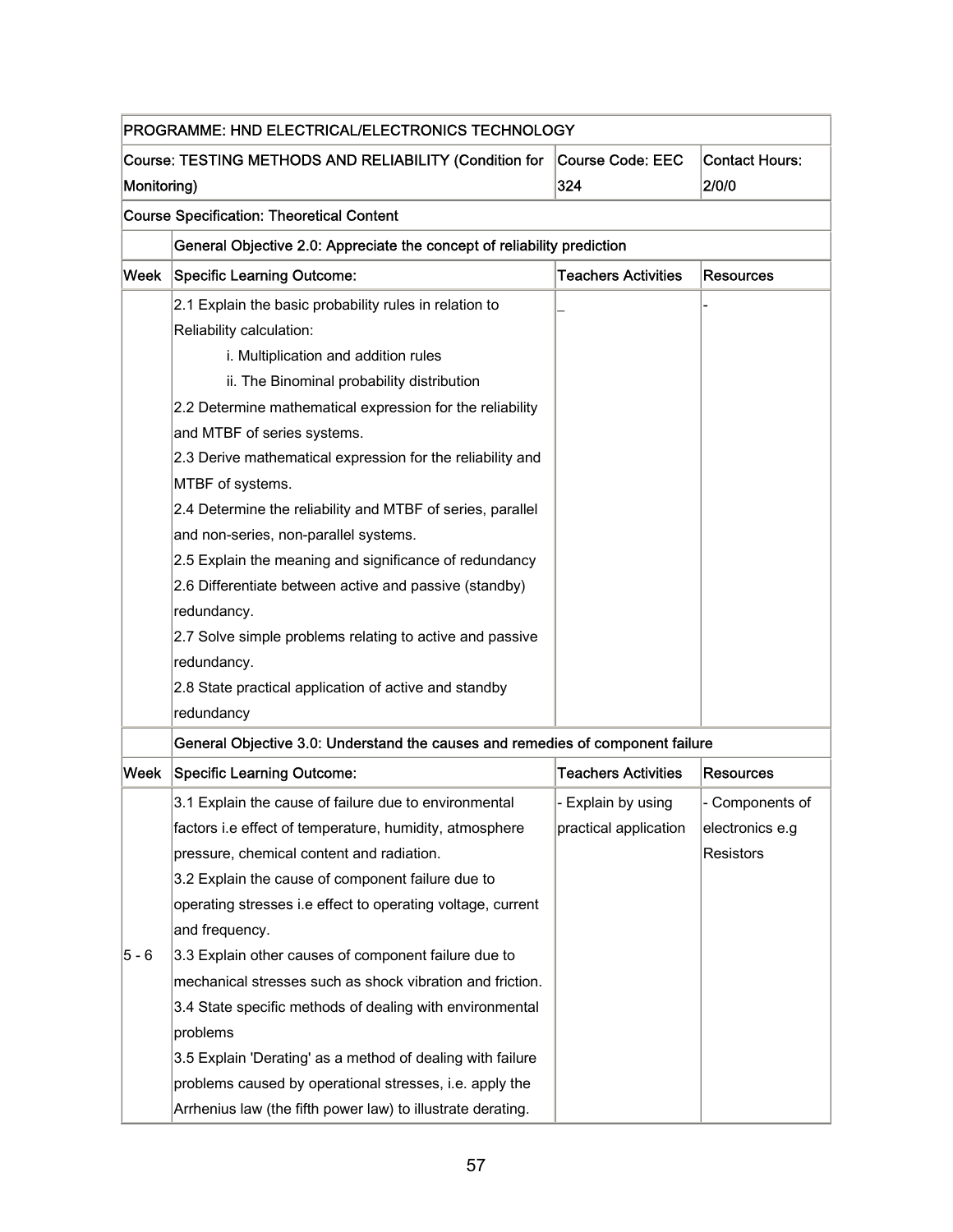| PROGRAMME: HND ELECTRICAL/ELECTRONICS TECHNOLOGY | | | |
|---|---|---|---|
| Course: TESTING METHODS AND RELIABILITY (Condition for Monitoring) | | Course Code: EEC 324 | Contact Hours: 2/0/0 |
| Course Specification: Theoretical Content | | | |
| | General Objective 2.0: Appreciate the concept of reliability prediction | | |
| Week | Specific Learning Outcome: | Teachers Activities | Resources |
| | 2.1 Explain the basic probability rules in relation to Reliability calculation:<br>i. Multiplication and addition rules<br>ii. The Binominal probability distribution<br>2.2 Determine mathematical expression for the reliability and MTBF of series systems.<br>2.3 Derive mathematical expression for the reliability and MTBF of systems.<br>2.4 Determine the reliability and MTBF of series, parallel and non-series, non-parallel systems.<br>2.5 Explain the meaning and significance of redundancy<br>2.6 Differentiate between active and passive (standby) redundancy.<br>2.7 Solve simple problems relating to active and passive redundancy.<br>2.8 State practical application of active and standby redundancy | _ | - |
| | General Objective 3.0: Understand the causes and remedies of component failure | | |
| Week | Specific Learning Outcome: | Teachers Activities | Resources |
| 5 - 6 | 3.1 Explain the cause of failure due to environmental factors i.e effect of temperature, humidity, atmosphere pressure, chemical content and radiation.<br>3.2 Explain the cause of component failure due to operating stresses i.e effect to operating voltage, current and frequency.<br>3.3 Explain other causes of component failure due to mechanical stresses such as shock vibration and friction.<br>3.4 State specific methods of dealing with environmental problems<br>3.5 Explain 'Derating' as a method of dealing with failure problems caused by operational stresses, i.e. apply the Arrhenius law (the fifth power law) to illustrate derating. | - Explain by using practical application | - Components of electronics e.g Resistors |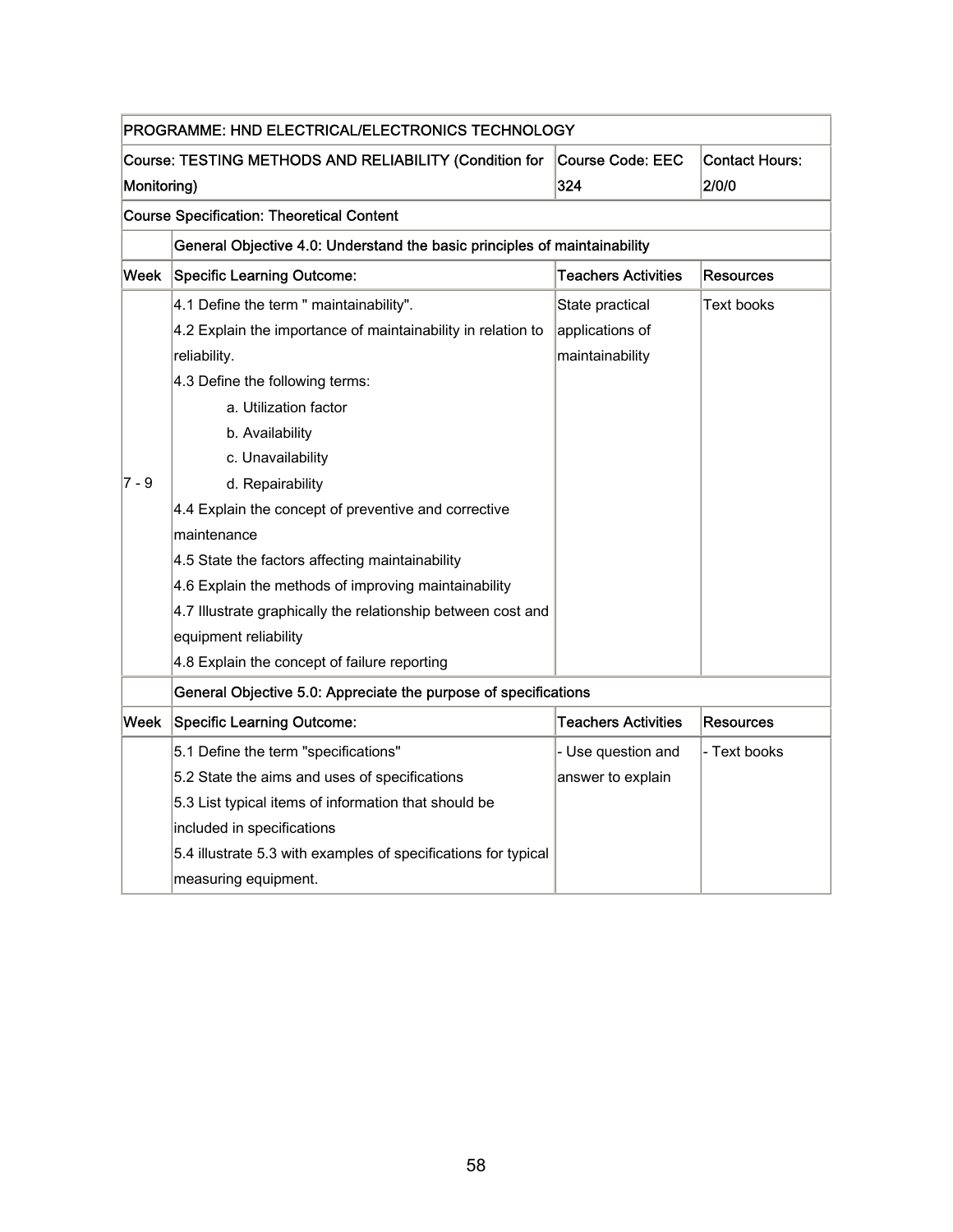| PROGRAMME: HND ELECTRICAL/ELECTRONICS TECHNOLOGY | | | |
|---|---|---|---|
| Course: TESTING METHODS AND RELIABILITY (Condition for Monitoring) | | Course Code: EEC 324 | Contact Hours: 2/0/0 |
| Course Specification: Theoretical Content | | | |
| | General Objective 4.0: Understand the basic principles of maintainability | | |
| **Week** | **Specific Learning Outcome:** | **Teachers Activities** | **Resources** |
| 7 - 9 | 4.1 Define the term " maintainability".<br>4.2 Explain the importance of maintainability in relation to reliability.<br>4.3 Define the following terms:<br>a. Utilization factor<br>b. Availability<br>c. Unavailability<br>d. Repairability<br>4.4 Explain the concept of preventive and corrective maintenance<br>4.5 State the factors affecting maintainability<br>4.6 Explain the methods of improving maintainability<br>4.7 Illustrate graphically the relationship between cost and equipment reliability<br>4.8 Explain the concept of failure reporting | State practical applications of maintainability | Text books |
| | General Objective 5.0: Appreciate the purpose of specifications | | |
| **Week** | **Specific Learning Outcome:** | **Teachers Activities** | **Resources** |
| | 5.1 Define the term "specifications"<br>5.2 State the aims and uses of specifications<br>5.3 List typical items of information that should be included in specifications<br>5.4 illustrate 5.3 with examples of specifications for typical measuring equipment. | - Use question and answer to explain | - Text books |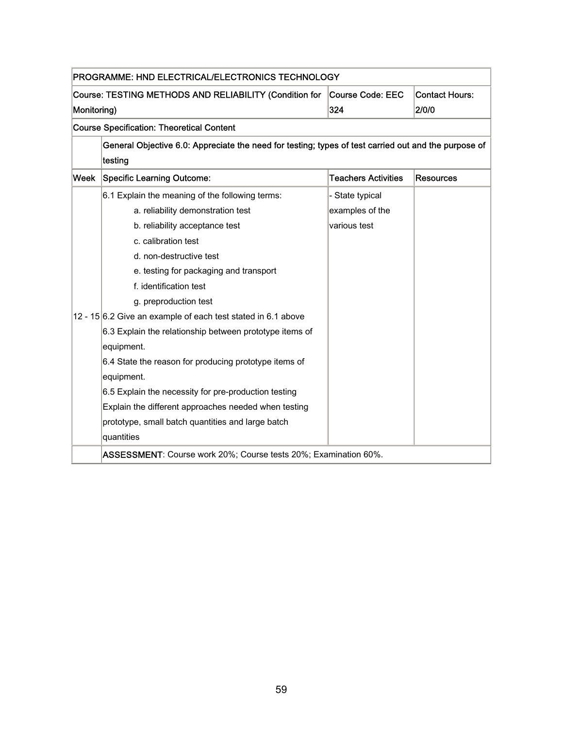| PROGRAMME: HND ELECTRICAL/ELECTRONICS TECHNOLOGY | | | |
|---|---|---|---|
| Course: TESTING METHODS AND RELIABILITY (Condition for Monitoring) | | Course Code: EEC 324 | Contact Hours: 2/0/0 |
| Course Specification: Theoretical Content | | | |
| | General Objective 6.0: Appreciate the need for testing; types of test carried out and the purpose of testing | | |
| Week | Specific Learning Outcome: | Teachers Activities | Resources |
| 12 - 15 | 6.1 Explain the meaning of the following terms:<br>a. reliability demonstration test<br>b. reliability acceptance test<br>c. calibration test<br>d. non-destructive test<br>e. testing for packaging and transport<br>f. identification test<br>g. preproduction test<br>6.2 Give an example of each test stated in 6.1 above<br>6.3 Explain the relationship between prototype items of equipment.<br>6.4 State the reason for producing prototype items of equipment.<br>6.5 Explain the necessity for pre-production testing<br>Explain the different approaches needed when testing prototype, small batch quantities and large batch quantities | - State typical examples of the various test | |
| | **ASSESSMENT**: Course work 20%; Course tests 20%; Examination 60%. | | |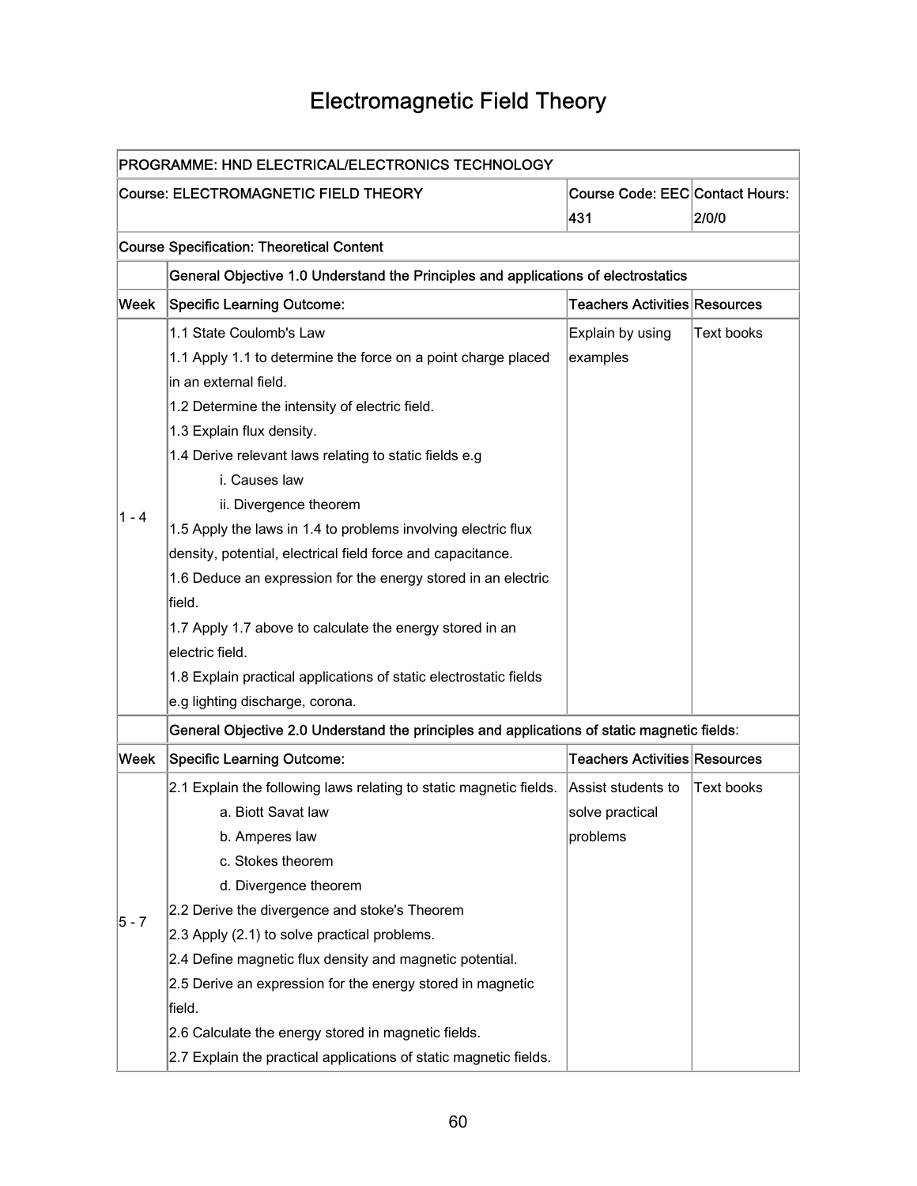# Electromagnetic Field Theory

| PROGRAMME: HND ELECTRICAL/ELECTRONICS TECHNOLOGY | | | |
|---|---|---|---|
| Course: ELECTROMAGNETIC FIELD THEORY | | Course Code: EEC 431 | Contact Hours: 2/0/0 |
| Course Specification: Theoretical Content | | | |
| | General Objective 1.0 Understand the Principles and applications of electrostatics | | |
| Week | Specific Learning Outcome: | Teachers Activities | Resources |
| 1 - 4 | 1.1 State Coulomb's Law<br>1.1 Apply 1.1 to determine the force on a point charge placed in an external field.<br>1.2 Determine the intensity of electric field.<br>1.3 Explain flux density.<br>1.4 Derive relevant laws relating to static fields e.g<br>i. Causes law<br>ii. Divergence theorem<br>1.5 Apply the laws in 1.4 to problems involving electric flux density, potential, electrical field force and capacitance.<br>1.6 Deduce an expression for the energy stored in an electric field.<br>1.7 Apply 1.7 above to calculate the energy stored in an electric field.<br>1.8 Explain practical applications of static electrostatic fields e.g lighting discharge, corona. | Explain by using examples | Text books |
| | General Objective 2.0 Understand the principles and applications of static magnetic fields: | | |
| Week | Specific Learning Outcome: | Teachers Activities | Resources |
| 5 - 7 | 2.1 Explain the following laws relating to static magnetic fields.<br>a. Biott Savat law<br>b. Amperes law<br>c. Stokes theorem<br>d. Divergence theorem<br>2.2 Derive the divergence and stoke's Theorem<br>2.3 Apply (2.1) to solve practical problems.<br>2.4 Define magnetic flux density and magnetic potential.<br>2.5 Derive an expression for the energy stored in magnetic field.<br>2.6 Calculate the energy stored in magnetic fields.<br>2.7 Explain the practical applications of static magnetic fields. | Assist students to solve practical problems | Text books |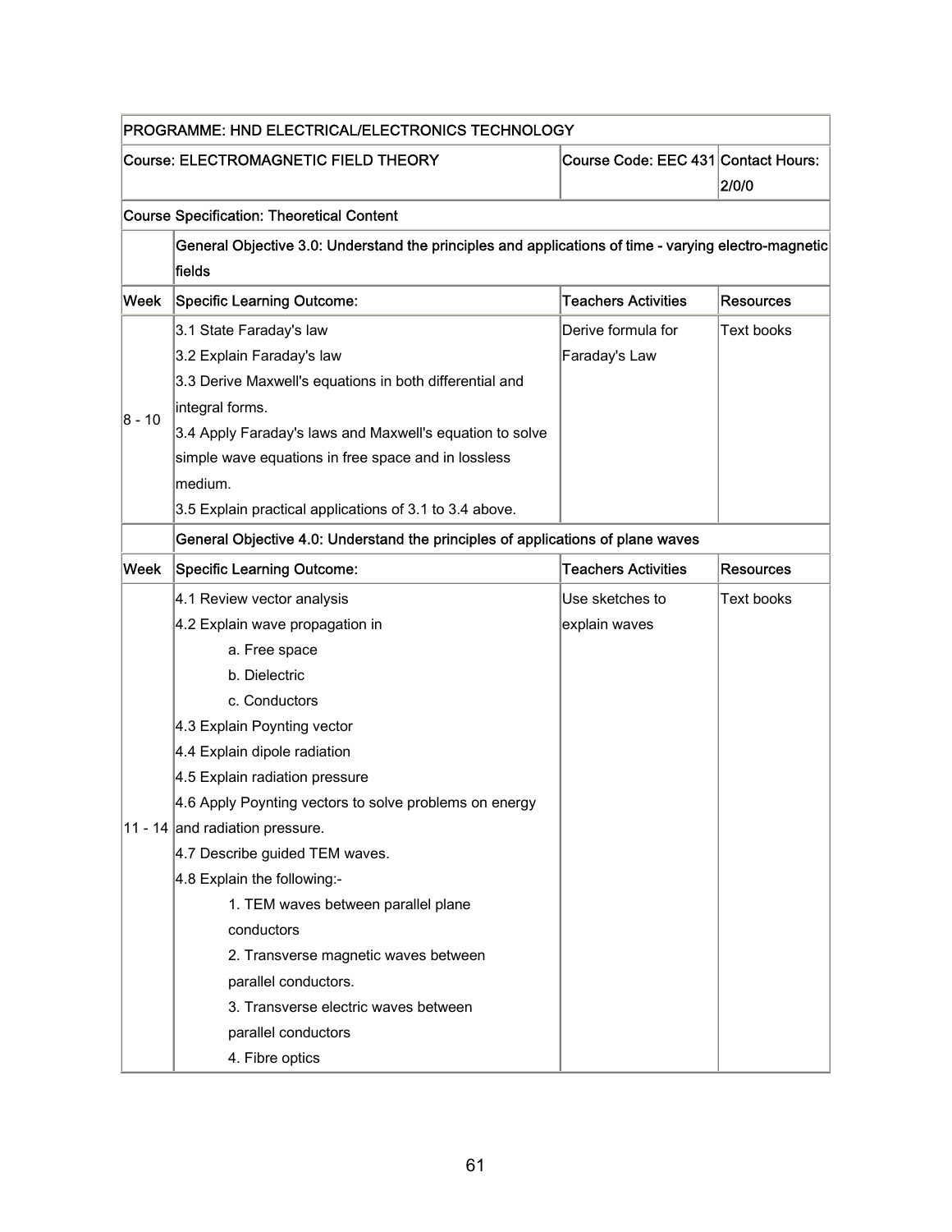| PROGRAMME: HND ELECTRICAL/ELECTRONICS TECHNOLOGY | | | |
|---|---|---|---|
| Course: ELECTROMAGNETIC FIELD THEORY | | Course Code: EEC 431 | Contact Hours: 2/0/0 |
| Course Specification: Theoretical Content | | | |
| | General Objective 3.0: Understand the principles and applications of time - varying electro-magnetic fields | | |
| Week | Specific Learning Outcome: | Teachers Activities | Resources |
| 8 - 10 | 3.1 State Faraday's law<br>3.2 Explain Faraday's law<br>3.3 Derive Maxwell's equations in both differential and integral forms.<br>3.4 Apply Faraday's laws and Maxwell's equation to solve simple wave equations in free space and in lossless medium.<br>3.5 Explain practical applications of 3.1 to 3.4 above. | Derive formula for Faraday's Law | Text books |
| | General Objective 4.0: Understand the principles of applications of plane waves | | |
| Week | Specific Learning Outcome: | Teachers Activities | Resources |
| 11 - 14 | 4.1 Review vector analysis<br>4.2 Explain wave propagation in<br>a. Free space<br>b. Dielectric<br>c. Conductors<br>4.3 Explain Poynting vector<br>4.4 Explain dipole radiation<br>4.5 Explain radiation pressure<br>4.6 Apply Poynting vectors to solve problems on energy and radiation pressure.<br>4.7 Describe guided TEM waves.<br>4.8 Explain the following:-<br>1. TEM waves between parallel plane conductors<br>2. Transverse magnetic waves between parallel conductors.<br>3. Transverse electric waves between parallel conductors<br>4. Fibre optics | Use sketches to explain waves | Text books |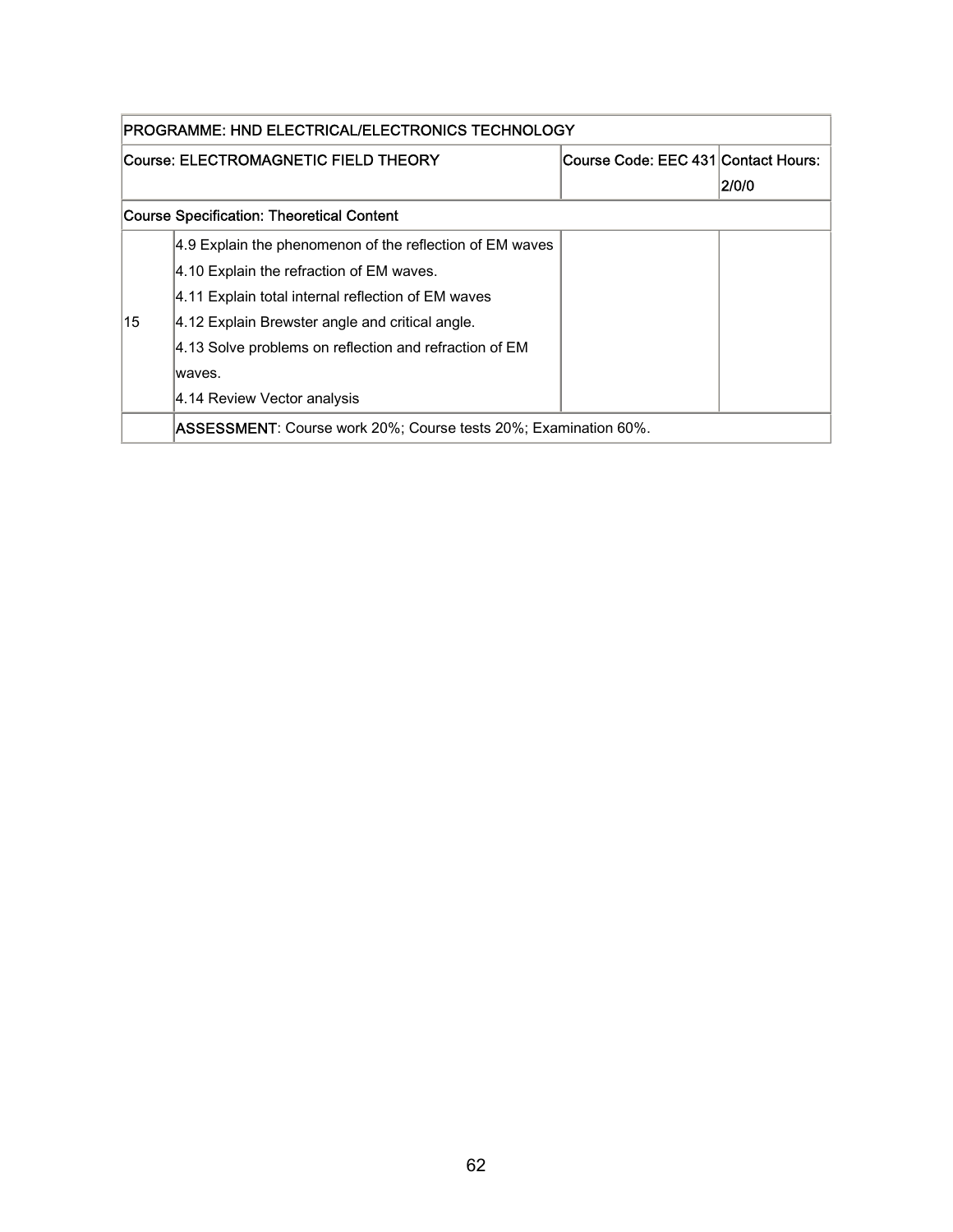| PROGRAMME: HND ELECTRICAL/ELECTRONICS TECHNOLOGY | | | |
|---|---|---|---|
| Course: ELECTROMAGNETIC FIELD THEORY | | Course Code: EEC 431 | Contact Hours: 2/0/0 |
| Course Specification: Theoretical Content | | | |
| 15 | 4.9 Explain the phenomenon of the reflection of EM waves<br>4.10 Explain the refraction of EM waves.<br>4.11 Explain total internal reflection of EM waves<br>4.12 Explain Brewster angle and critical angle.<br>4.13 Solve problems on reflection and refraction of EM waves.<br>4.14 Review Vector analysis | | |
| | **ASSESSMENT**: Course work 20%; Course tests 20%; Examination 60%. | | |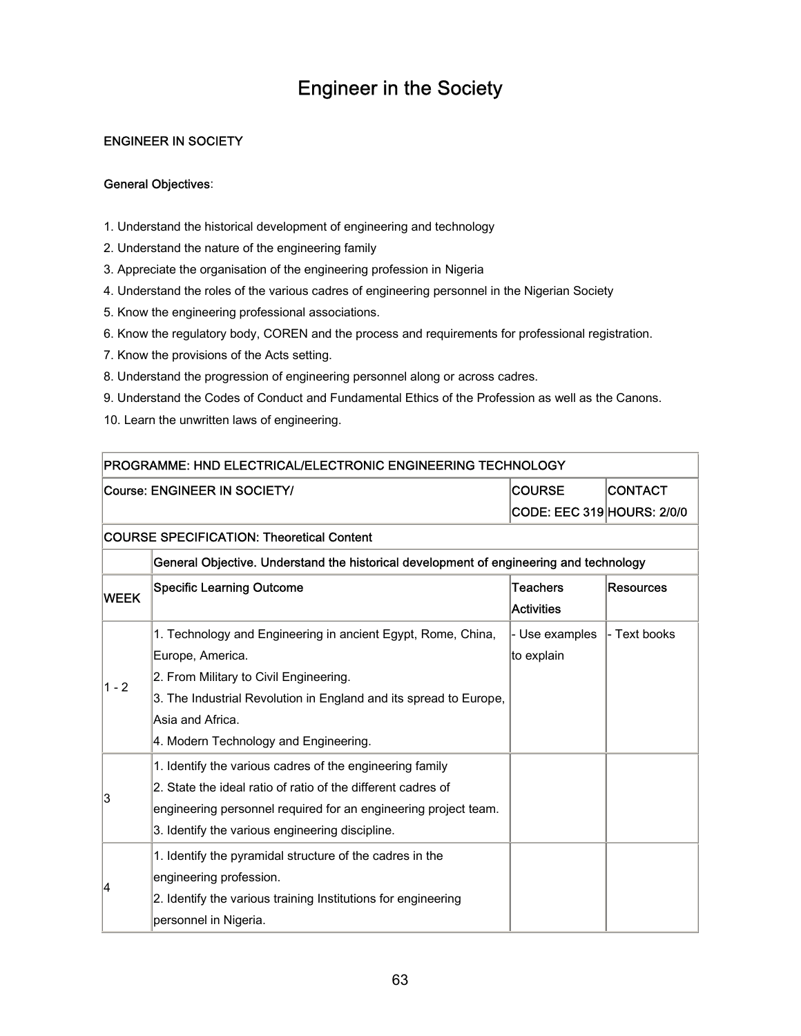# Engineer in the Society

**ENGINEER IN SOCIETY**

**General Objectives**:

1. Understand the historical development of engineering and technology
2. Understand the nature of the engineering family
3. Appreciate the organisation of the engineering profession in Nigeria
4. Understand the roles of the various cadres of engineering personnel in the Nigerian Society
5. Know the engineering professional associations.
6. Know the regulatory body, COREN and the process and requirements for professional registration.
7. Know the provisions of the Acts setting.
8. Understand the progression of engineering personnel along or across cadres.
9. Understand the Codes of Conduct and Fundamental Ethics of the Profession as well as the Canons.
10. Learn the unwritten laws of engineering.

| PROGRAMME: HND ELECTRICAL/ELECTRONIC ENGINEERING TECHNOLOGY | | | |
|---|---|---|---|
| Course: ENGINEER IN SOCIETY/ | | COURSE CODE: EEC 319 | CONTACT HOURS: 2/0/0 |
| COURSE SPECIFICATION: Theoretical Content | | | |
| | General Objective. Understand the historical development of engineering and technology | | |
| WEEK | Specific Learning Outcome | Teachers Activities | Resources |
| 1 - 2 | 1. Technology and Engineering in ancient Egypt, Rome, China, Europe, America.<br>2. From Military to Civil Engineering.<br>3. The Industrial Revolution in England and its spread to Europe, Asia and Africa.<br>4. Modern Technology and Engineering. | - Use examples to explain | - Text books |
| 3 | 1. Identify the various cadres of the engineering family<br>2. State the ideal ratio of ratio of the different cadres of engineering personnel required for an engineering project team.<br>3. Identify the various engineering discipline. | | |
| 4 | 1. Identify the pyramidal structure of the cadres in the engineering profession.<br>2. Identify the various training Institutions for engineering personnel in Nigeria. | | |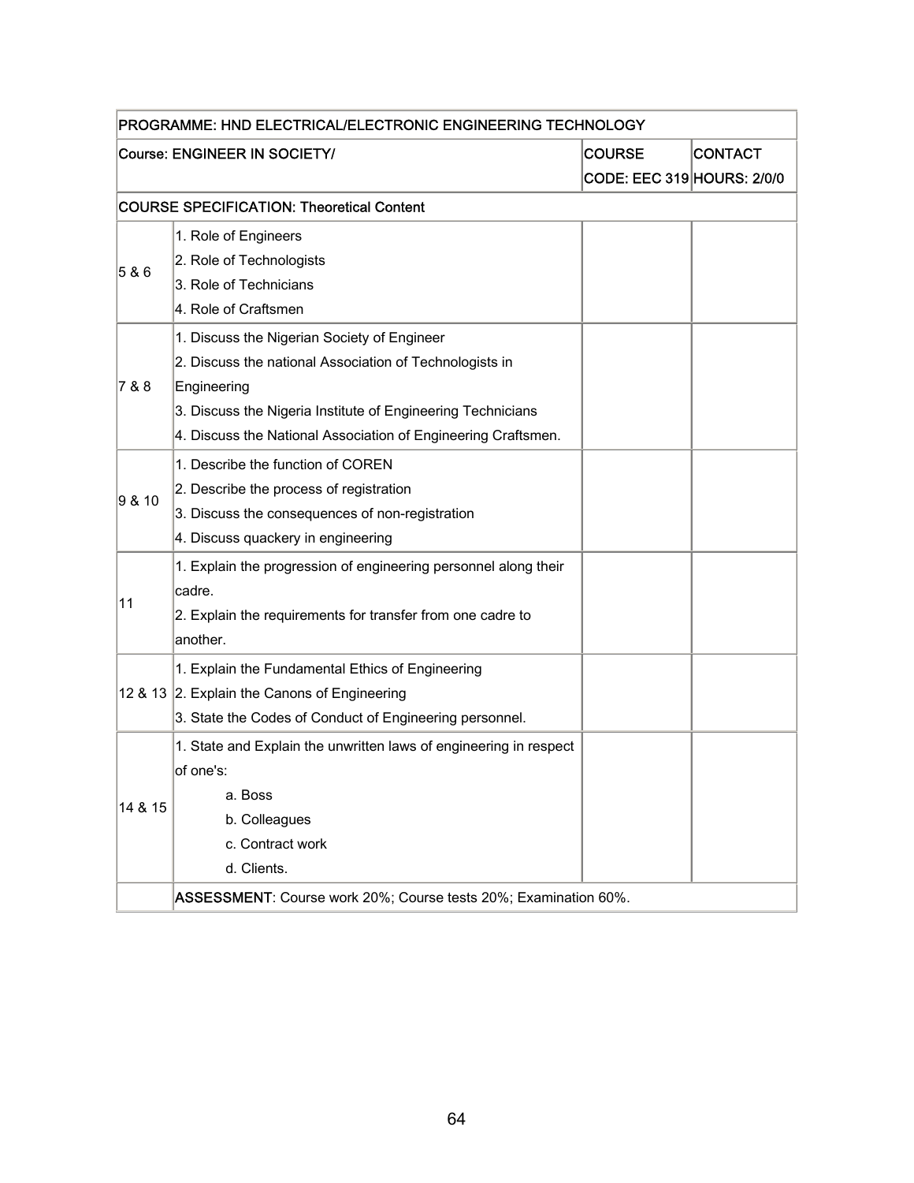| PROGRAMME: HND ELECTRICAL/ELECTRONIC ENGINEERING TECHNOLOGY | | | |
|---|---|---|---|
| Course: ENGINEER IN SOCIETY/ | | COURSE CODE: EEC 319 | CONTACT HOURS: 2/0/0 |
| COURSE SPECIFICATION: Theoretical Content | | | |
| 5 & 6 | 1. Role of Engineers<br>2. Role of Technologists<br>3. Role of Technicians<br>4. Role of Craftsmen | | |
| 7 & 8 | 1. Discuss the Nigerian Society of Engineer<br>2. Discuss the national Association of Technologists in Engineering<br>3. Discuss the Nigeria Institute of Engineering Technicians<br>4. Discuss the National Association of Engineering Craftsmen. | | |
| 9 & 10 | 1. Describe the function of COREN<br>2. Describe the process of registration<br>3. Discuss the consequences of non-registration<br>4. Discuss quackery in engineering | | |
| 11 | 1. Explain the progression of engineering personnel along their cadre.<br>2. Explain the requirements for transfer from one cadre to another. | | |
| 12 & 13 | 1. Explain the Fundamental Ethics of Engineering<br>2. Explain the Canons of Engineering<br>3. State the Codes of Conduct of Engineering personnel. | | |
| 14 & 15 | 1. State and Explain the unwritten laws of engineering in respect of one's:<br>a. Boss<br>b. Colleagues<br>c. Contract work<br>d. Clients. | | |
| | **ASSESSMENT**: Course work 20%; Course tests 20%; Examination 60%. | | |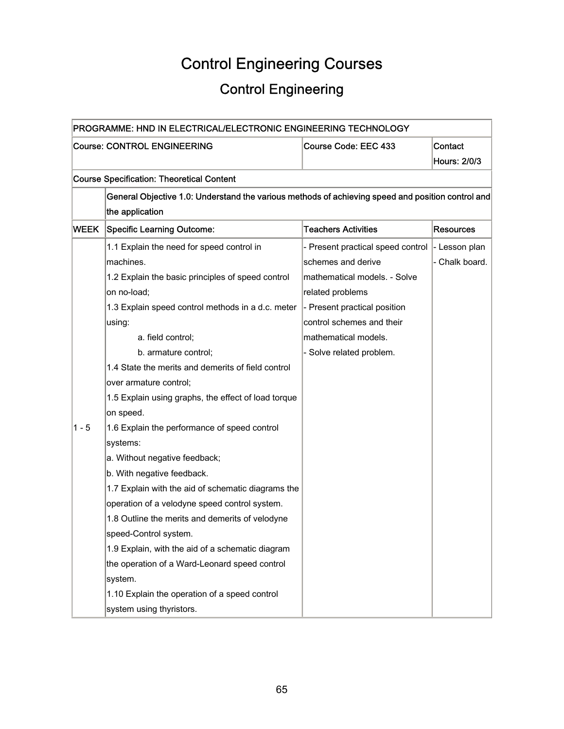# Control Engineering Courses

## Control Engineering

| PROGRAMME: HND IN ELECTRICAL/ELECTRONIC ENGINEERING TECHNOLOGY | | | |
|---|---|---|---|
| Course: CONTROL ENGINEERING | | Course Code: EEC 433 | Contact Hours: 2/0/3 |
| Course Specification: Theoretical Content | | | |
| | General Objective 1.0: Understand the various methods of achieving speed and position control and the application | | |
| WEEK | Specific Learning Outcome: | Teachers Activities | Resources |
| 1 - 5 | 1.1 Explain the need for speed control in machines.<br>1.2 Explain the basic principles of speed control on no-load;<br>1.3 Explain speed control methods in a d.c. meter using:<br>a. field control;<br>b. armature control;<br>1.4 State the merits and demerits of field control over armature control;<br>1.5 Explain using graphs, the effect of load torque on speed.<br>1.6 Explain the performance of speed control systems:<br>a. Without negative feedback;<br>b. With negative feedback.<br>1.7 Explain with the aid of schematic diagrams the operation of a velodyne speed control system.<br>1.8 Outline the merits and demerits of velodyne speed-Control system.<br>1.9 Explain, with the aid of a schematic diagram the operation of a Ward-Leonard speed control system.<br>1.10 Explain the operation of a speed control system using thyristors. | - Present practical speed control schemes and derive mathematical models. - Solve related problems<br>- Present practical position control schemes and their mathematical models.<br>- Solve related problem. | - Lesson plan<br>- Chalk board. |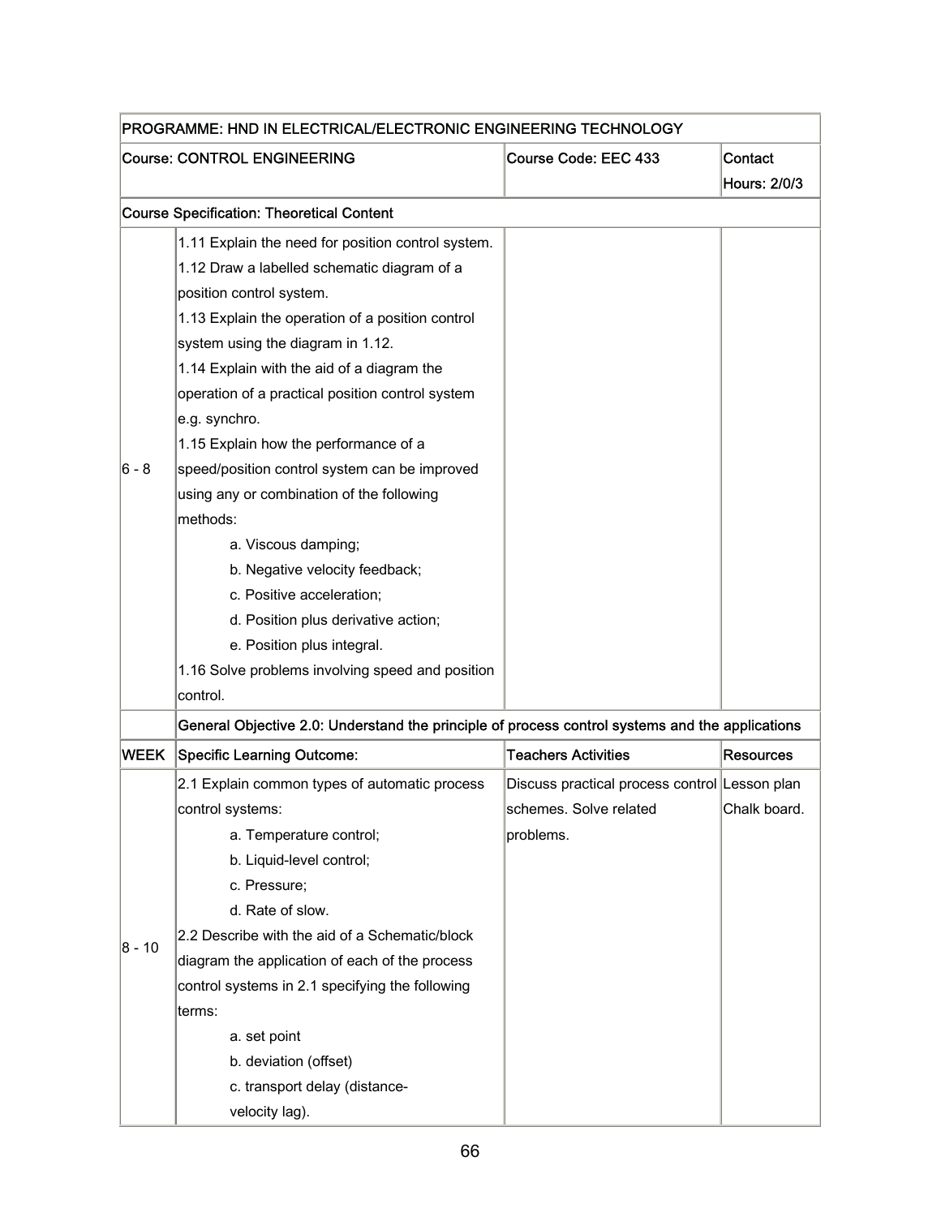| PROGRAMME: HND IN ELECTRICAL/ELECTRONIC ENGINEERING TECHNOLOGY | | | |
|---|---|---|---|
| Course: CONTROL ENGINEERING | | Course Code: EEC 433 | Contact Hours: 2/0/3 |
| Course Specification: Theoretical Content | | | |
| 6 - 8 | 1.11 Explain the need for position control system.<br>1.12 Draw a labelled schematic diagram of a position control system.<br>1.13 Explain the operation of a position control system using the diagram in 1.12.<br>1.14 Explain with the aid of a diagram the operation of a practical position control system e.g. synchro.<br>1.15 Explain how the performance of a speed/position control system can be improved using any or combination of the following methods:<br>a. Viscous damping;<br>b. Negative velocity feedback;<br>c. Positive acceleration;<br>d. Position plus derivative action;<br>e. Position plus integral.<br>1.16 Solve problems involving speed and position control. | | |
| | General Objective 2.0: Understand the principle of process control systems and the applications | | |
| WEEK | Specific Learning Outcome: | Teachers Activities | Resources |
| 8 - 10 | 2.1 Explain common types of automatic process control systems:<br>a. Temperature control;<br>b. Liquid-level control;<br>c. Pressure;<br>d. Rate of slow.<br>2.2 Describe with the aid of a Schematic/block diagram the application of each of the process control systems in 2.1 specifying the following terms:<br>a. set point<br>b. deviation (offset)<br>c. transport delay (distance-velocity lag). | Discuss practical process control schemes. Solve related problems. | Lesson plan<br>Chalk board. |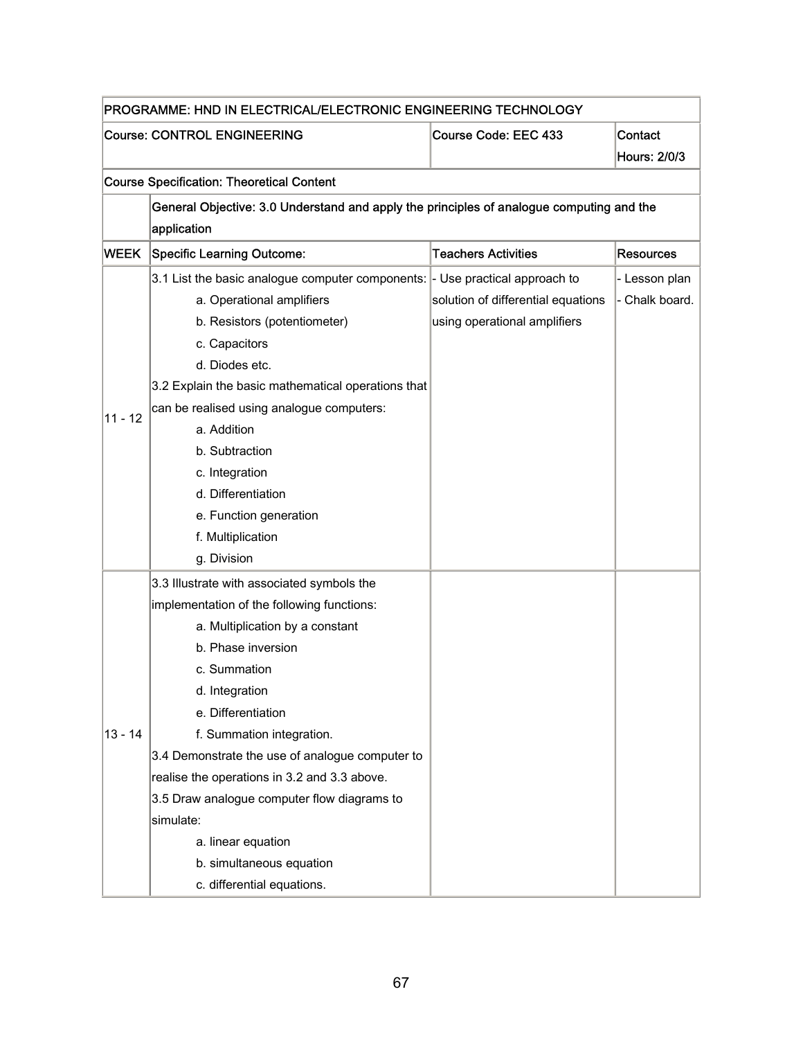| PROGRAMME: HND IN ELECTRICAL/ELECTRONIC ENGINEERING TECHNOLOGY | | | |
|---|---|---|---|
| **Course: CONTROL ENGINEERING** | | **Course Code: EEC 433** | **Contact Hours: 2/0/3** |
| **Course Specification: Theoretical Content** | | | |
| | **General Objective: 3.0 Understand and apply the principles of analogue computing and the application** | | |
| **WEEK** | **Specific Learning Outcome:** | **Teachers Activities** | **Resources** |
| 11 - 12 | 3.1 List the basic analogue computer components:<br>a. Operational amplifiers<br>b. Resistors (potentiometer)<br>c. Capacitors<br>d. Diodes etc.<br>3.2 Explain the basic mathematical operations that can be realised using analogue computers:<br>a. Addition<br>b. Subtraction<br>c. Integration<br>d. Differentiation<br>e. Function generation<br>f. Multiplication<br>g. Division | - Use practical approach to solution of differential equations using operational amplifiers | - Lesson plan<br>- Chalk board. |
| 13 - 14 | 3.3 Illustrate with associated symbols the implementation of the following functions:<br>a. Multiplication by a constant<br>b. Phase inversion<br>c. Summation<br>d. Integration<br>e. Differentiation<br>f. Summation integration.<br>3.4 Demonstrate the use of analogue computer to realise the operations in 3.2 and 3.3 above.<br>3.5 Draw analogue computer flow diagrams to simulate:<br>a. linear equation<br>b. simultaneous equation<br>c. differential equations. | | |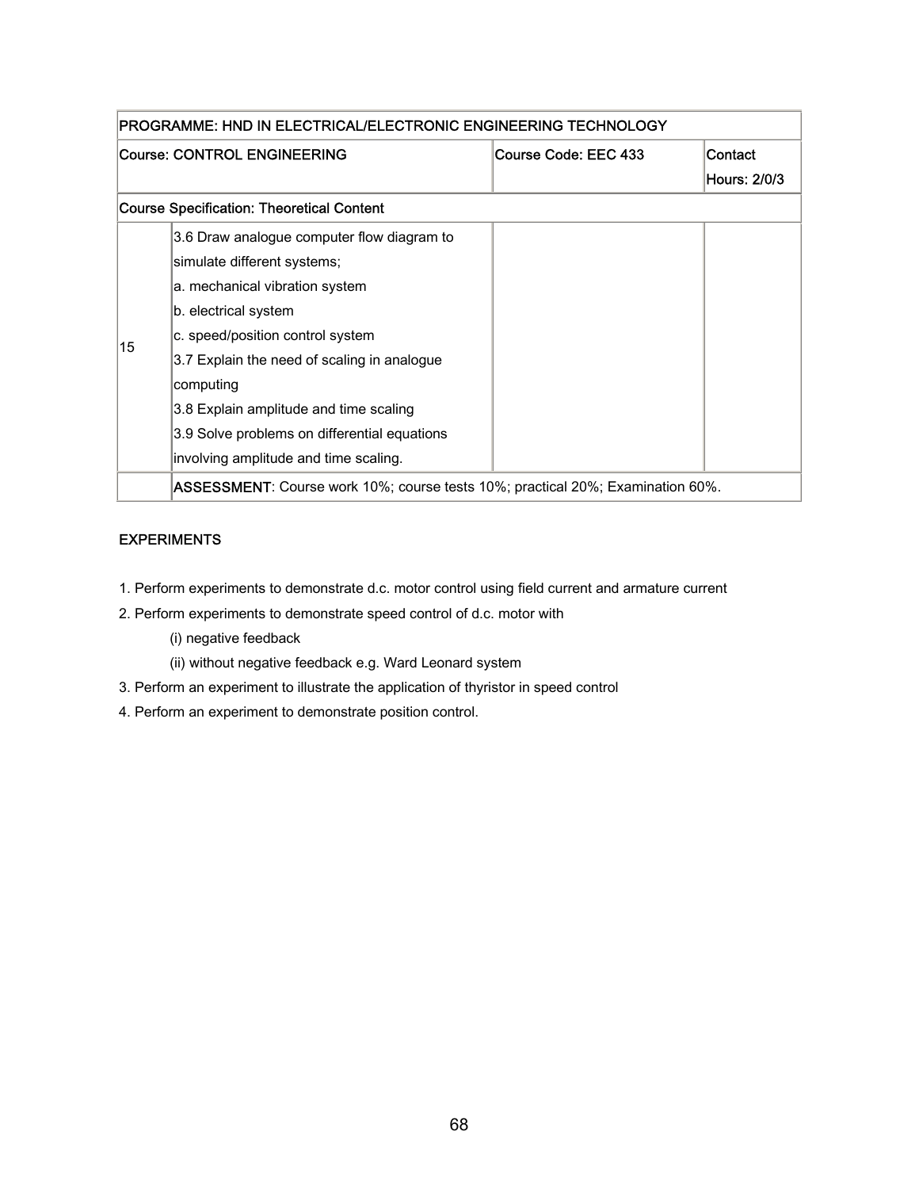| PROGRAMME: HND IN ELECTRICAL/ELECTRONIC ENGINEERING TECHNOLOGY | | | |
|---|---|---|---|
| Course: CONTROL ENGINEERING | | Course Code: EEC 433 | Contact Hours: 2/0/3 |
| Course Specification: Theoretical Content | | | |
| 15 | 3.6 Draw analogue computer flow diagram to simulate different systems;<br>a. mechanical vibration system<br>b. electrical system<br>c. speed/position control system<br>3.7 Explain the need of scaling in analogue computing<br>3.8 Explain amplitude and time scaling<br>3.9 Solve problems on differential equations involving amplitude and time scaling. | | |
| | **ASSESSMENT**: Course work 10%; course tests 10%; practical 20%; Examination 60%. | | |

**EXPERIMENTS**

1. Perform experiments to demonstrate d.c. motor control using field current and armature current
2. Perform experiments to demonstrate speed control of d.c. motor with
   (i) negative feedback
   (ii) without negative feedback e.g. Ward Leonard system
3. Perform an experiment to illustrate the application of thyristor in speed control
4. Perform an experiment to demonstrate position control.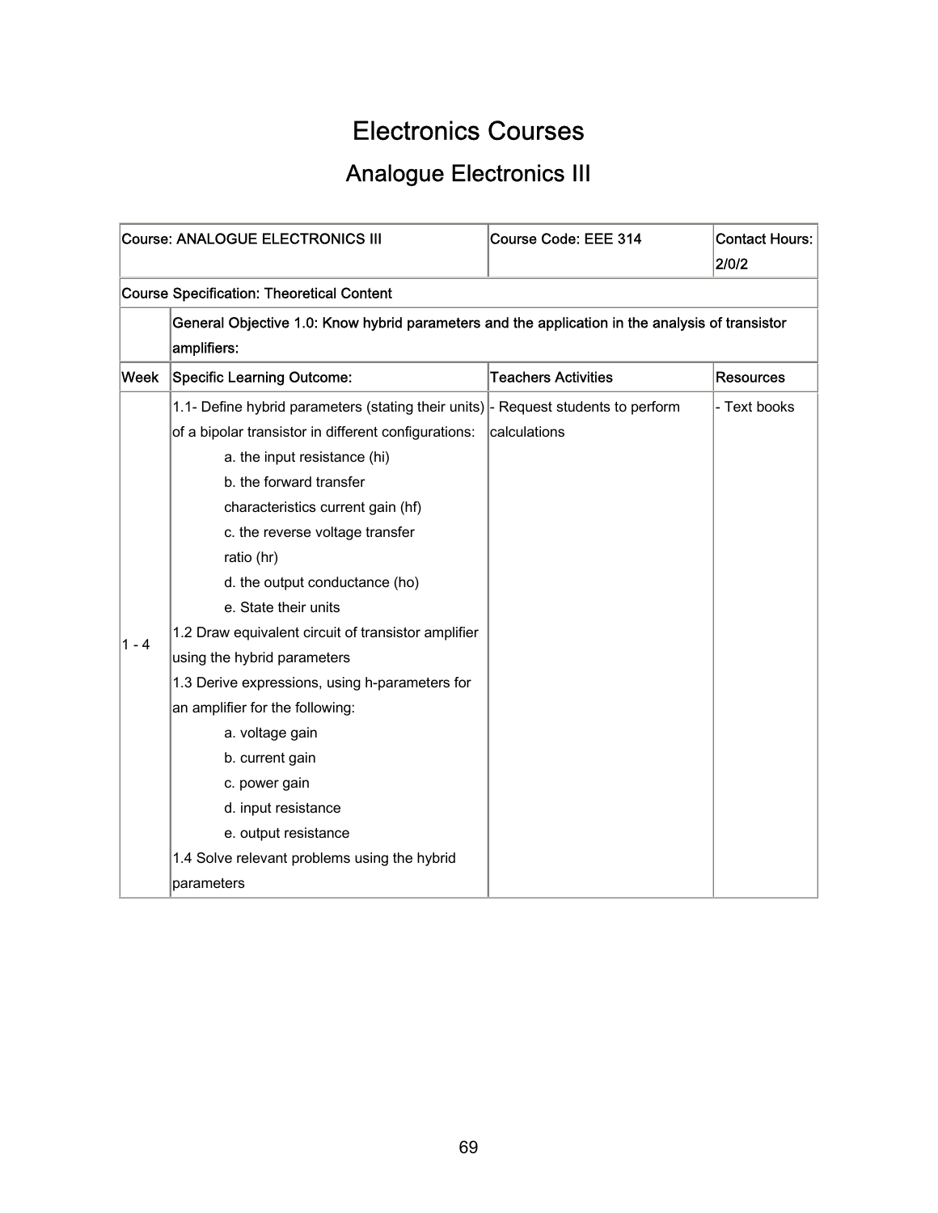# Electronics Courses

## Analogue Electronics III

| Course: ANALOGUE ELECTRONICS III | | Course Code: EEE 314 | Contact Hours: 2/0/2 |
|---|---|---|---|
| Course Specification: Theoretical Content | | | |
| | General Objective 1.0: Know hybrid parameters and the application in the analysis of transistor amplifiers: | | |
| Week | Specific Learning Outcome: | Teachers Activities | Resources |
| 1 - 4 | 1.1- Define hybrid parameters (stating their units) of a bipolar transistor in different configurations:<br>a. the input resistance (hi)<br>b. the forward transfer characteristics current gain (hf)<br>c. the reverse voltage transfer ratio (hr)<br>d. the output conductance (ho)<br>e. State their units<br>1.2 Draw equivalent circuit of transistor amplifier using the hybrid parameters<br>1.3 Derive expressions, using h-parameters for an amplifier for the following:<br>a. voltage gain<br>b. current gain<br>c. power gain<br>d. input resistance<br>e. output resistance<br>1.4 Solve relevant problems using the hybrid parameters | - Request students to perform calculations | - Text books |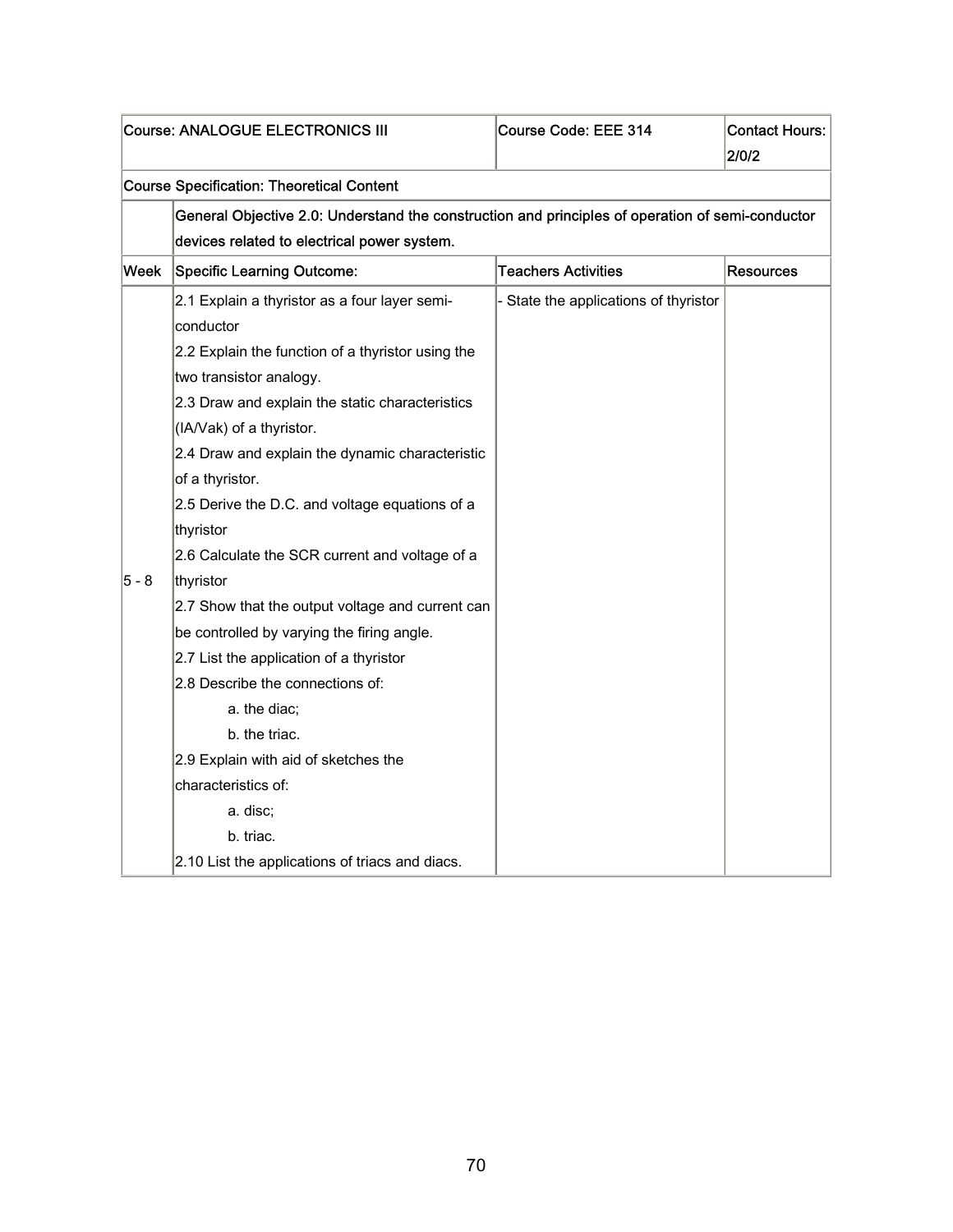| Course: ANALOGUE ELECTRONICS III | | Course Code: EEE 314 | Contact Hours: 2/0/2 |
|---|---|---|---|
| Course Specification: Theoretical Content | | | |
| | General Objective 2.0: Understand the construction and principles of operation of semi-conductor devices related to electrical power system. | | |
| Week | Specific Learning Outcome: | Teachers Activities | Resources |
| 5 - 8 | 2.1 Explain a thyristor as a four layer semi-conductor<br>2.2 Explain the function of a thyristor using the two transistor analogy.<br>2.3 Draw and explain the static characteristics (IA/Vak) of a thyristor.<br>2.4 Draw and explain the dynamic characteristic of a thyristor.<br>2.5 Derive the D.C. and voltage equations of a thyristor<br>2.6 Calculate the SCR current and voltage of a thyristor<br>2.7 Show that the output voltage and current can be controlled by varying the firing angle.<br>2.7 List the application of a thyristor<br>2.8 Describe the connections of:<br>a. the diac;<br>b. the triac.<br>2.9 Explain with aid of sketches the characteristics of:<br>a. disc;<br>b. triac.<br>2.10 List the applications of triacs and diacs. | - State the applications of thyristor | |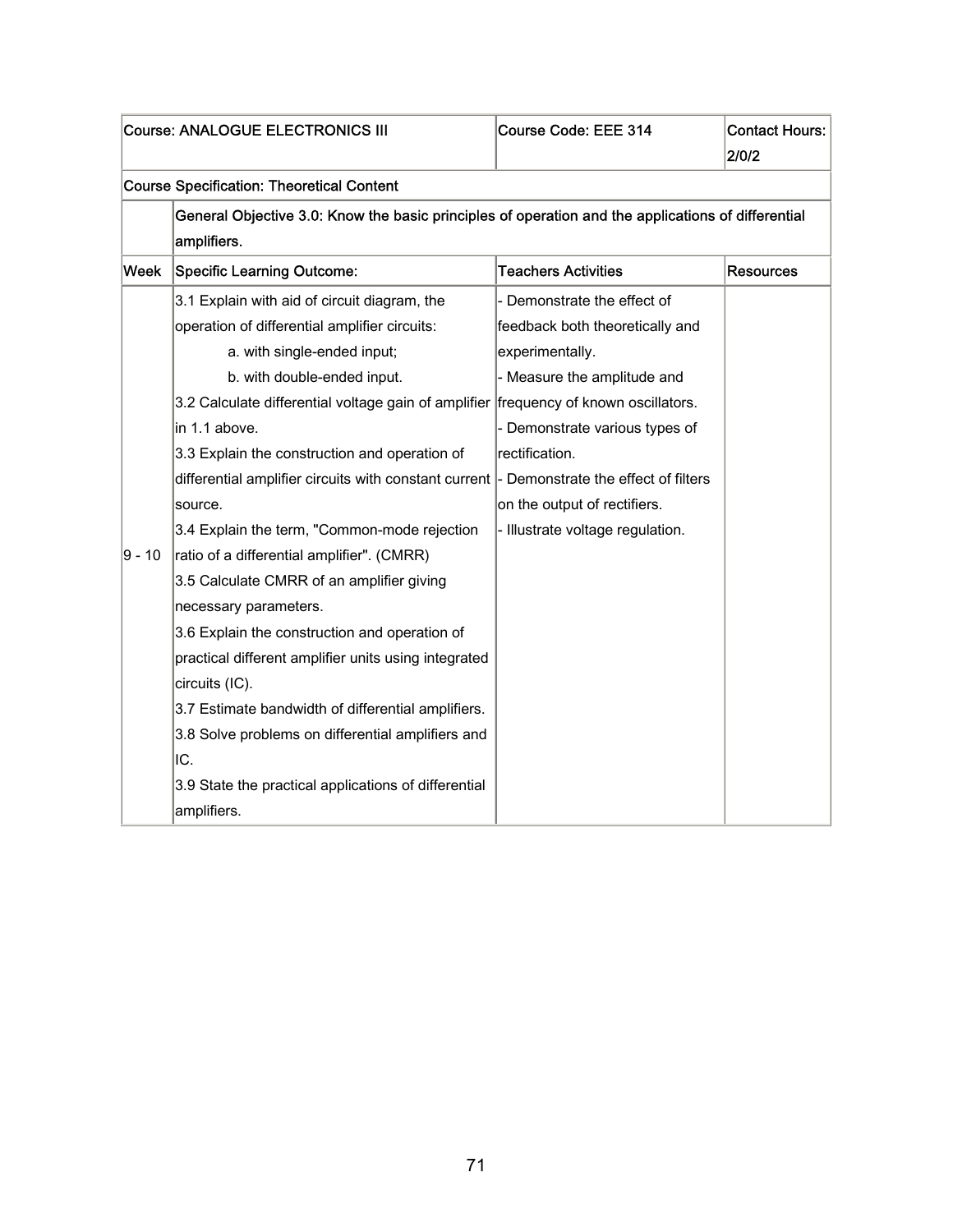| Course: ANALOGUE ELECTRONICS III | | Course Code: EEE 314 | Contact Hours: 2/0/2 |
|---|---|---|---|
| Course Specification: Theoretical Content | | | |
| | General Objective 3.0: Know the basic principles of operation and the applications of differential amplifiers. | | |
| Week | Specific Learning Outcome: | Teachers Activities | Resources |
| 9 - 10 | 3.1 Explain with aid of circuit diagram, the operation of differential amplifier circuits:<br>a. with single-ended input;<br>b. with double-ended input.<br>3.2 Calculate differential voltage gain of amplifier in 1.1 above.<br>3.3 Explain the construction and operation of differential amplifier circuits with constant current source.<br>3.4 Explain the term, "Common-mode rejection ratio of a differential amplifier". (CMRR)<br>3.5 Calculate CMRR of an amplifier giving necessary parameters.<br>3.6 Explain the construction and operation of practical different amplifier units using integrated circuits (IC).<br>3.7 Estimate bandwidth of differential amplifiers.<br>3.8 Solve problems on differential amplifiers and IC.<br>3.9 State the practical applications of differential amplifiers. | - Demonstrate the effect of feedback both theoretically and experimentally.<br>- Measure the amplitude and frequency of known oscillators.<br>- Demonstrate various types of rectification.<br>- Demonstrate the effect of filters on the output of rectifiers.<br>- Illustrate voltage regulation. | |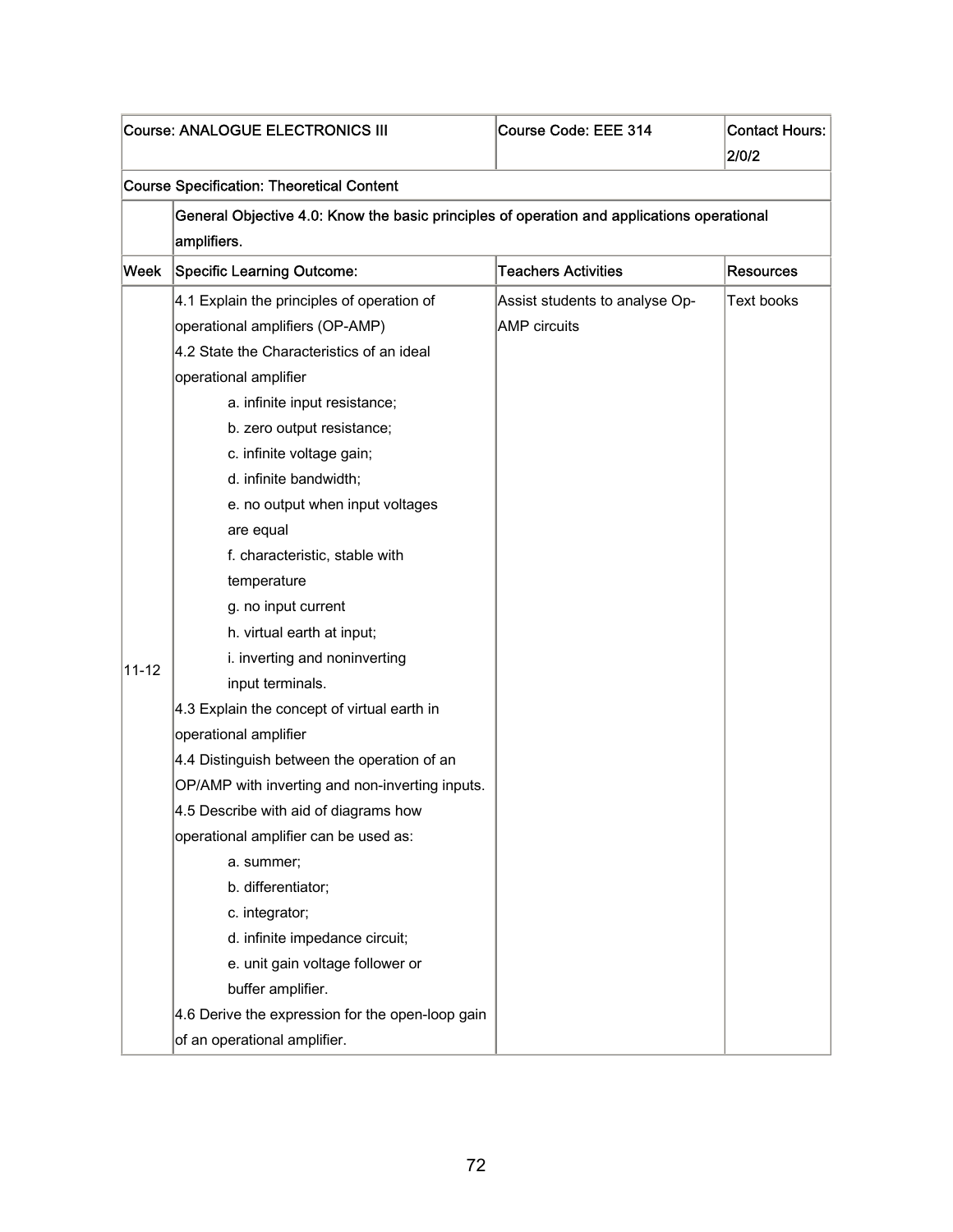| Course: ANALOGUE ELECTRONICS III | | Course Code: EEE 314 | Contact Hours: 2/0/2 |
|---|---|---|---|
| Course Specification: Theoretical Content | | | |
| | General Objective 4.0: Know the basic principles of operation and applications operational amplifiers. | | |
| Week | Specific Learning Outcome: | Teachers Activities | Resources |
| 11-12 | 4.1 Explain the principles of operation of operational amplifiers (OP-AMP)<br>4.2 State the Characteristics of an ideal operational amplifier<br>a. infinite input resistance;<br>b. zero output resistance;<br>c. infinite voltage gain;<br>d. infinite bandwidth;<br>e. no output when input voltages are equal<br>f. characteristic, stable with temperature<br>g. no input current<br>h. virtual earth at input;<br>i. inverting and noninverting input terminals.<br>4.3 Explain the concept of virtual earth in operational amplifier<br>4.4 Distinguish between the operation of an OP/AMP with inverting and non-inverting inputs.<br>4.5 Describe with aid of diagrams how operational amplifier can be used as:<br>a. summer;<br>b. differentiator;<br>c. integrator;<br>d. infinite impedance circuit;<br>e. unit gain voltage follower or buffer amplifier.<br>4.6 Derive the expression for the open-loop gain of an operational amplifier. | Assist students to analyse Op-AMP circuits | Text books |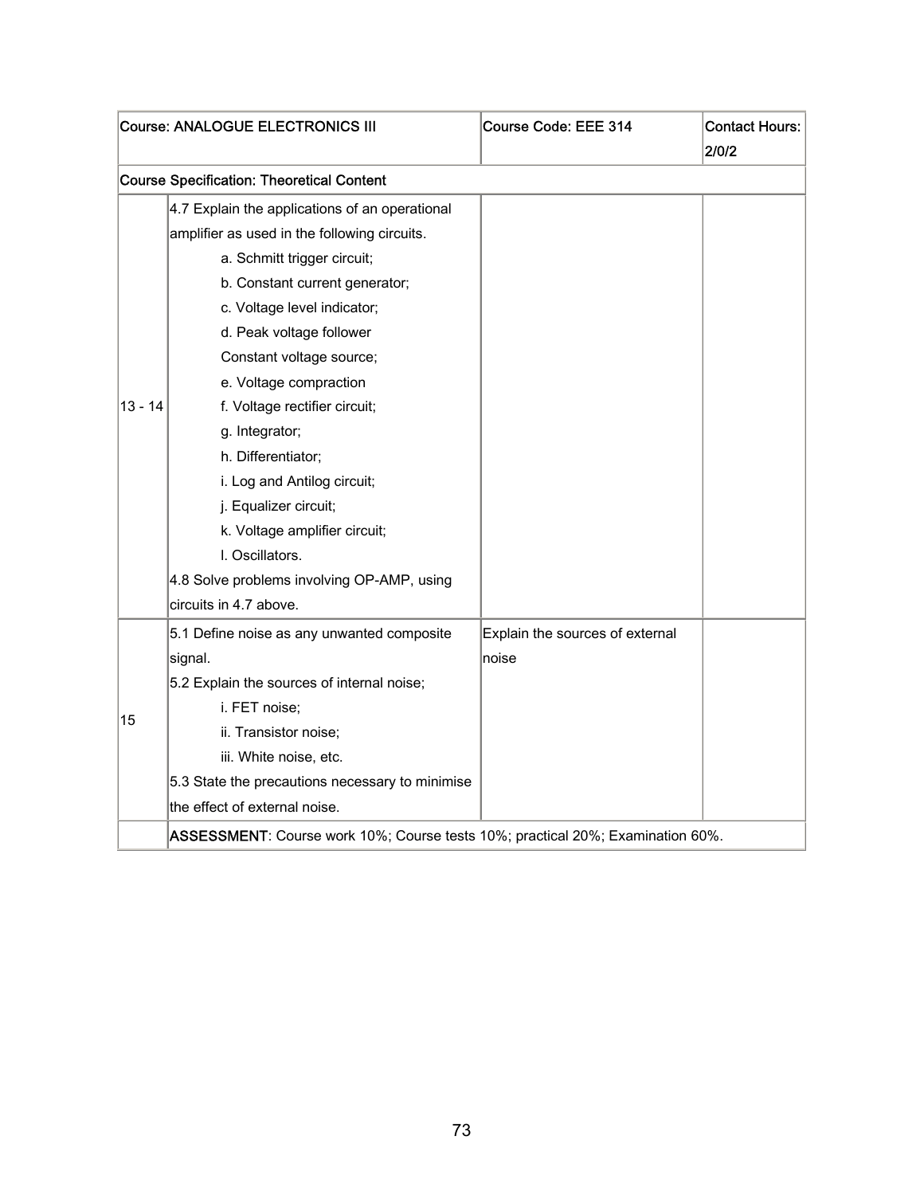| Course: ANALOGUE ELECTRONICS III | | Course Code: EEE 314 | Contact Hours: 2/0/2 |
|---|---|---|---|
| Course Specification: Theoretical Content | | | |
| 13 - 14 | 4.7 Explain the applications of an operational amplifier as used in the following circuits.<br>a. Schmitt trigger circuit;<br>b. Constant current generator;<br>c. Voltage level indicator;<br>d. Peak voltage follower<br>Constant voltage source;<br>e. Voltage compraction<br>f. Voltage rectifier circuit;<br>g. Integrator;<br>h. Differentiator;<br>i. Log and Antilog circuit;<br>j. Equalizer circuit;<br>k. Voltage amplifier circuit;<br>l. Oscillators.<br>4.8 Solve problems involving OP-AMP, using circuits in 4.7 above. | | |
| 15 | 5.1 Define noise as any unwanted composite signal.<br>5.2 Explain the sources of internal noise;<br>i. FET noise;<br>ii. Transistor noise;<br>iii. White noise, etc.<br>5.3 State the precautions necessary to minimise the effect of external noise. | Explain the sources of external noise | |
| | **ASSESSMENT**: Course work 10%; Course tests 10%; practical 20%; Examination 60%. | | |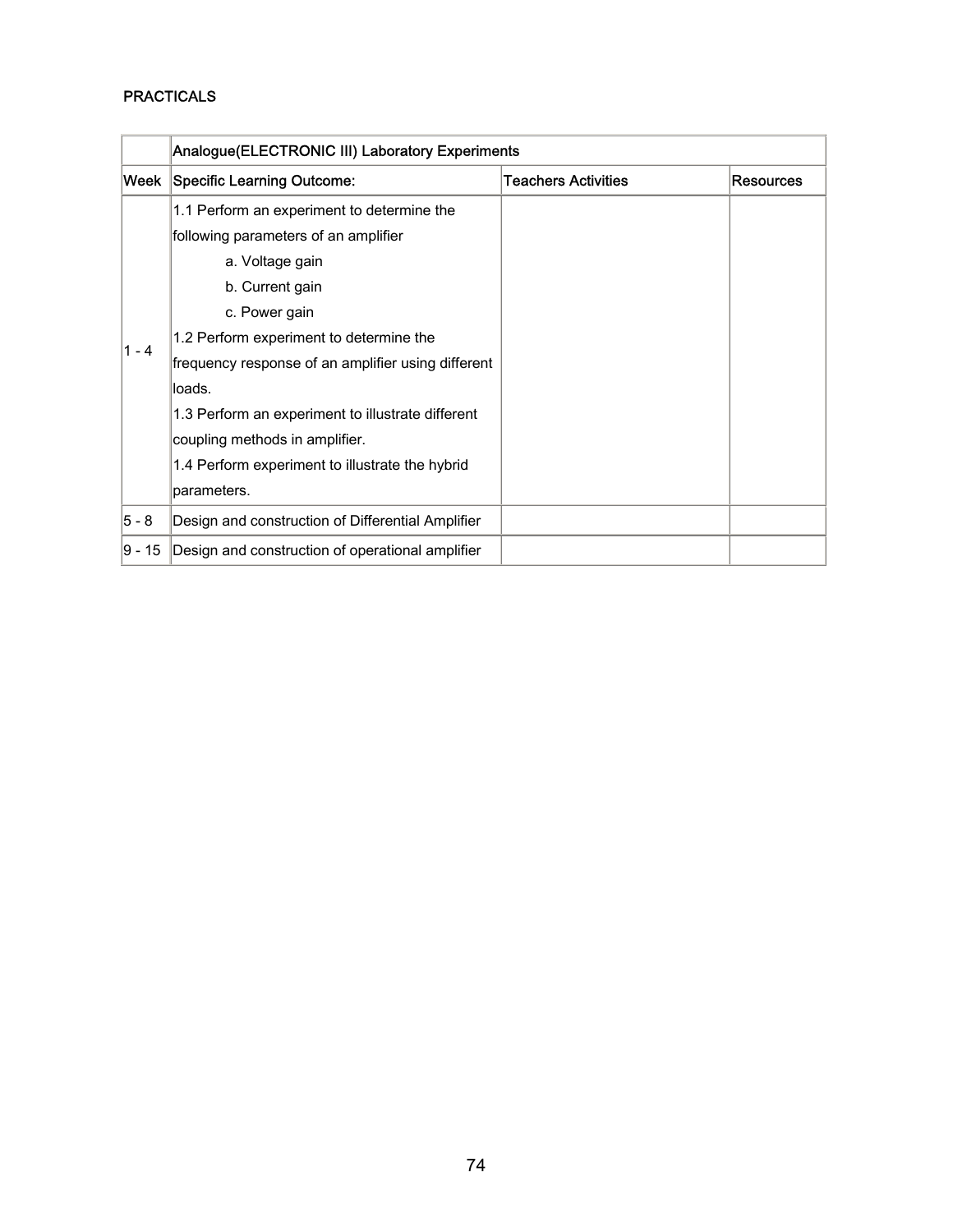PRACTICALS

| | Analogue(ELECTRONIC III) Laboratory Experiments | | |
|---|---|---|---|
| Week | Specific Learning Outcome: | Teachers Activities | Resources |
| 1 - 4 | 1.1 Perform an experiment to determine the following parameters of an amplifier<br>a. Voltage gain<br>b. Current gain<br>c. Power gain<br>1.2 Perform experiment to determine the frequency response of an amplifier using different loads.<br>1.3 Perform an experiment to illustrate different coupling methods in amplifier.<br>1.4 Perform experiment to illustrate the hybrid parameters. | | |
| 5 - 8 | Design and construction of Differential Amplifier | | |
| 9 - 15 | Design and construction of operational amplifier | | |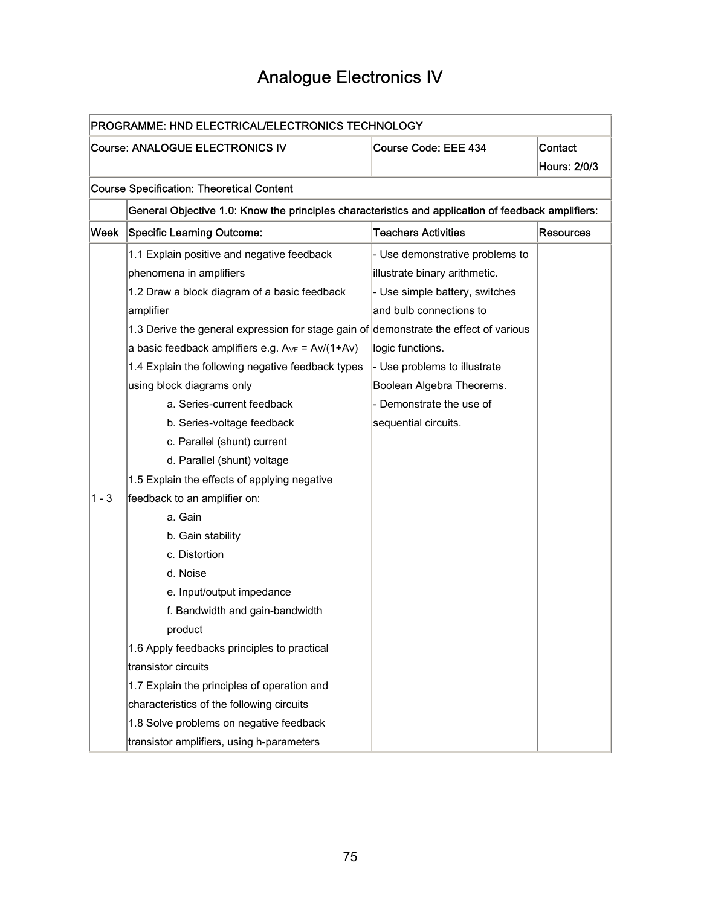# Analogue Electronics IV

| PROGRAMME: HND ELECTRICAL/ELECTRONICS TECHNOLOGY | | | |
|---|---|---|---|
| Course: ANALOGUE ELECTRONICS IV | | Course Code: EEE 434 | Contact Hours: 2/0/3 |
| Course Specification: Theoretical Content | | | |
| | General Objective 1.0: Know the principles characteristics and application of feedback amplifiers: | | |
| Week | Specific Learning Outcome: | Teachers Activities | Resources |
| 1 - 3 | 1.1 Explain positive and negative feedback phenomena in amplifiers<br>1.2 Draw a block diagram of a basic feedback amplifier<br>1.3 Derive the general expression for stage gain of a basic feedback amplifiers e.g. $A_{VF} = Av/(1+Av)$<br>1.4 Explain the following negative feedback types using block diagrams only<br>a. Series-current feedback<br>b. Series-voltage feedback<br>c. Parallel (shunt) current<br>d. Parallel (shunt) voltage<br>1.5 Explain the effects of applying negative feedback to an amplifier on:<br>a. Gain<br>b. Gain stability<br>c. Distortion<br>d. Noise<br>e. Input/output impedance<br>f. Bandwidth and gain-bandwidth product<br>1.6 Apply feedbacks principles to practical transistor circuits<br>1.7 Explain the principles of operation and characteristics of the following circuits<br>1.8 Solve problems on negative feedback transistor amplifiers, using h-parameters | - Use demonstrative problems to illustrate binary arithmetic.<br>- Use simple battery, switches and bulb connections to demonstrate the effect of various logic functions.<br>- Use problems to illustrate Boolean Algebra Theorems.<br>- Demonstrate the use of sequential circuits. | |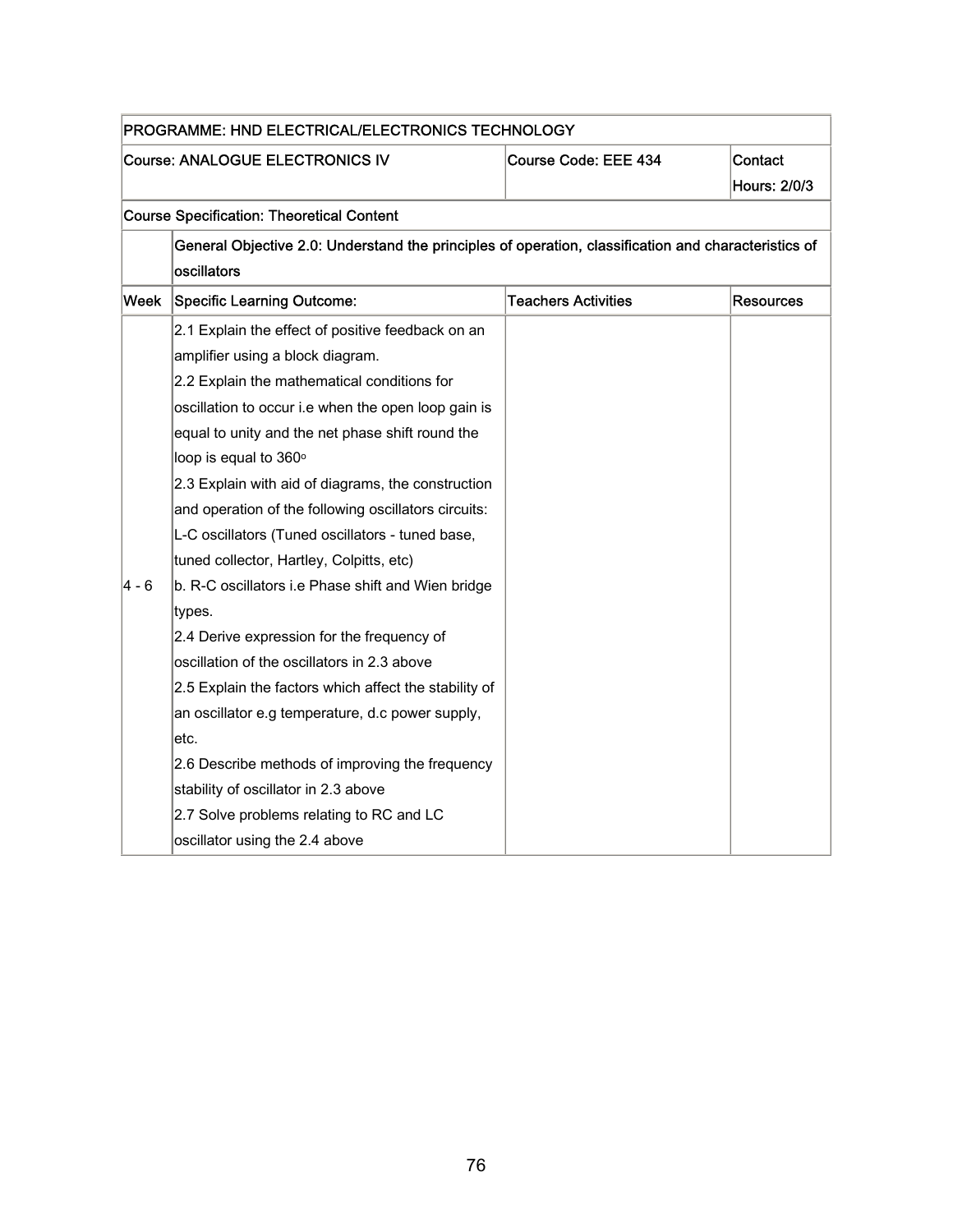| PROGRAMME: HND ELECTRICAL/ELECTRONICS TECHNOLOGY | | | |
|---|---|---|---|
| Course: ANALOGUE ELECTRONICS IV | | Course Code: EEE 434 | Contact Hours: 2/0/3 |
| Course Specification: Theoretical Content | | | |
| | General Objective 2.0: Understand the principles of operation, classification and characteristics of oscillators | | |
| Week | Specific Learning Outcome: | Teachers Activities | Resources |
| 4 - 6 | 2.1 Explain the effect of positive feedback on an amplifier using a block diagram.<br>2.2 Explain the mathematical conditions for oscillation to occur i.e when the open loop gain is equal to unity and the net phase shift round the loop is equal to 360°<br>2.3 Explain with aid of diagrams, the construction and operation of the following oscillators circuits: L-C oscillators (Tuned oscillators - tuned base, tuned collector, Hartley, Colpitts, etc)<br>b. R-C oscillators i.e Phase shift and Wien bridge types.<br>2.4 Derive expression for the frequency of oscillation of the oscillators in 2.3 above<br>2.5 Explain the factors which affect the stability of an oscillator e.g temperature, d.c power supply, etc.<br>2.6 Describe methods of improving the frequency stability of oscillator in 2.3 above<br>2.7 Solve problems relating to RC and LC oscillator using the 2.4 above | | |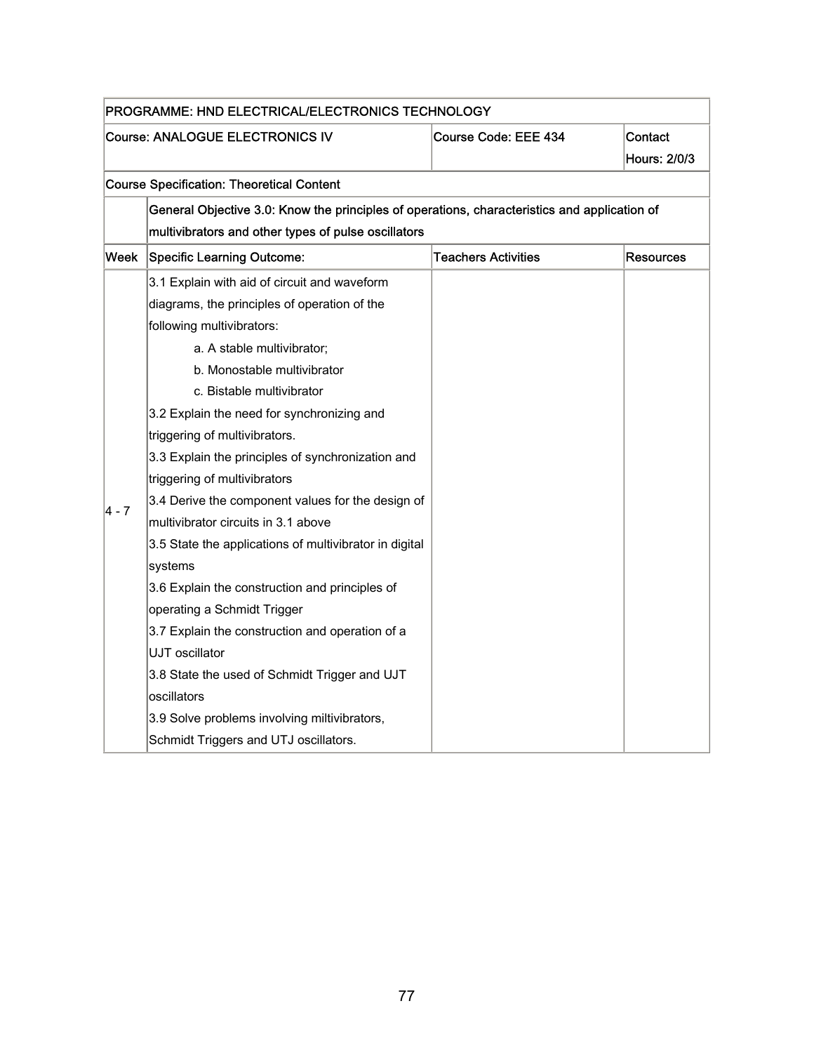| PROGRAMME: HND ELECTRICAL/ELECTRONICS TECHNOLOGY | | | |
|---|---|---|---|
| Course: ANALOGUE ELECTRONICS IV | | Course Code: EEE 434 | Contact Hours: 2/0/3 |
| Course Specification: Theoretical Content | | | |
| | General Objective 3.0: Know the principles of operations, characteristics and application of multivibrators and other types of pulse oscillators | | |
| Week | Specific Learning Outcome: | Teachers Activities | Resources |
| 4 - 7 | 3.1 Explain with aid of circuit and waveform diagrams, the principles of operation of the following multivibrators:<br>a. A stable multivibrator;<br>b. Monostable multivibrator<br>c. Bistable multivibrator<br>3.2 Explain the need for synchronizing and triggering of multivibrators.<br>3.3 Explain the principles of synchronization and triggering of multivibrators<br>3.4 Derive the component values for the design of multivibrator circuits in 3.1 above<br>3.5 State the applications of multivibrator in digital systems<br>3.6 Explain the construction and principles of operating a Schmidt Trigger<br>3.7 Explain the construction and operation of a UJT oscillator<br>3.8 State the used of Schmidt Trigger and UJT oscillators<br>3.9 Solve problems involving miltivibrators, Schmidt Triggers and UTJ oscillators. | | |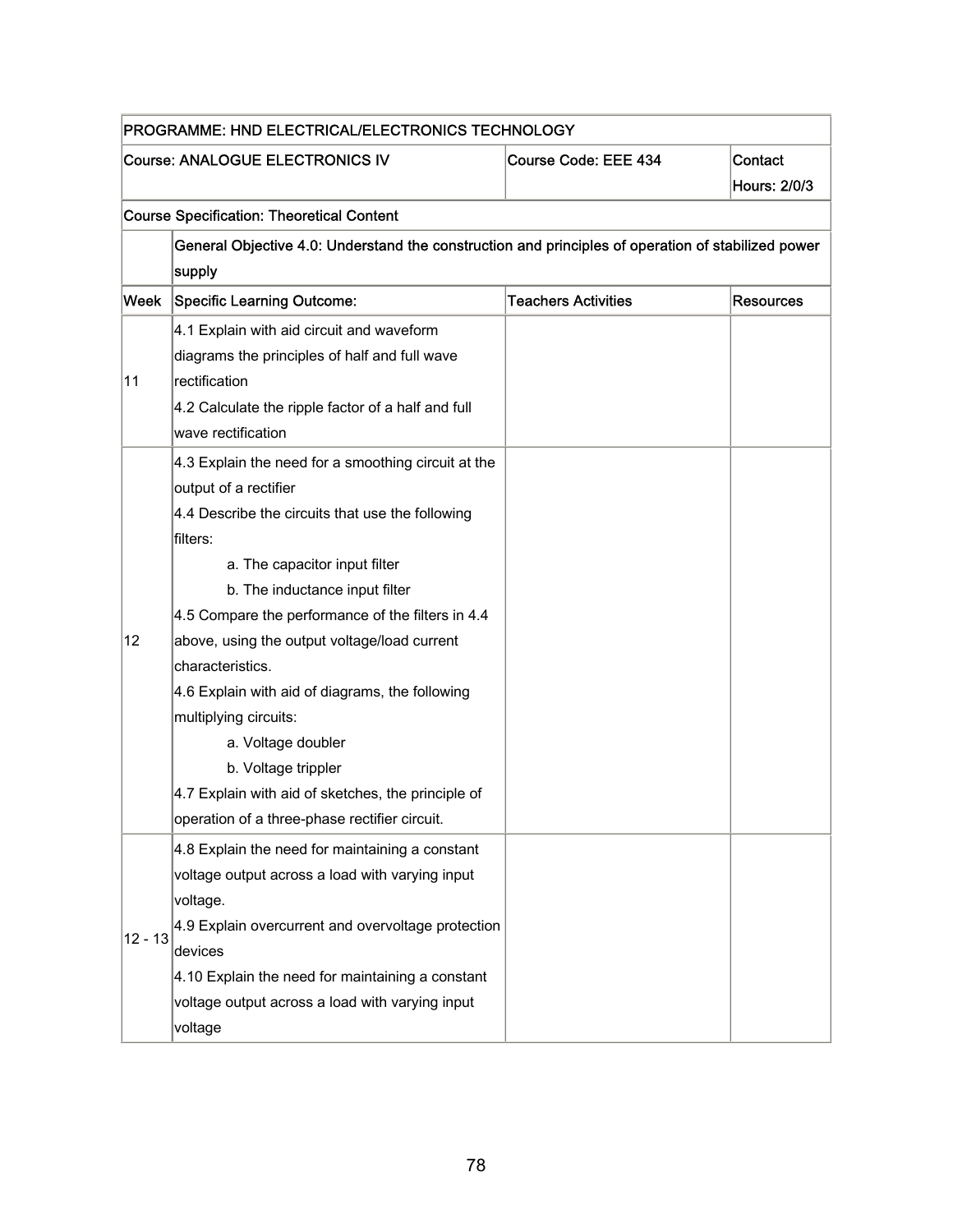| PROGRAMME: HND ELECTRICAL/ELECTRONICS TECHNOLOGY | | | |
|---|---|---|---|
| Course: ANALOGUE ELECTRONICS IV | | Course Code: EEE 434 | Contact Hours: 2/0/3 |
| Course Specification: Theoretical Content | | | |
| | General Objective 4.0: Understand the construction and principles of operation of stabilized power supply | | |
| Week | Specific Learning Outcome: | Teachers Activities | Resources |
| 11 | 4.1 Explain with aid circuit and waveform diagrams the principles of half and full wave rectification<br>4.2 Calculate the ripple factor of a half and full wave rectification | | |
| 12 | 4.3 Explain the need for a smoothing circuit at the output of a rectifier<br>4.4 Describe the circuits that use the following filters:<br>a. The capacitor input filter<br>b. The inductance input filter<br>4.5 Compare the performance of the filters in 4.4 above, using the output voltage/load current characteristics.<br>4.6 Explain with aid of diagrams, the following multiplying circuits:<br>a. Voltage doubler<br>b. Voltage trippler<br>4.7 Explain with aid of sketches, the principle of operation of a three-phase rectifier circuit. | | |
| 12 - 13 | 4.8 Explain the need for maintaining a constant voltage output across a load with varying input voltage.<br>4.9 Explain overcurrent and overvoltage protection devices<br>4.10 Explain the need for maintaining a constant voltage output across a load with varying input voltage | | |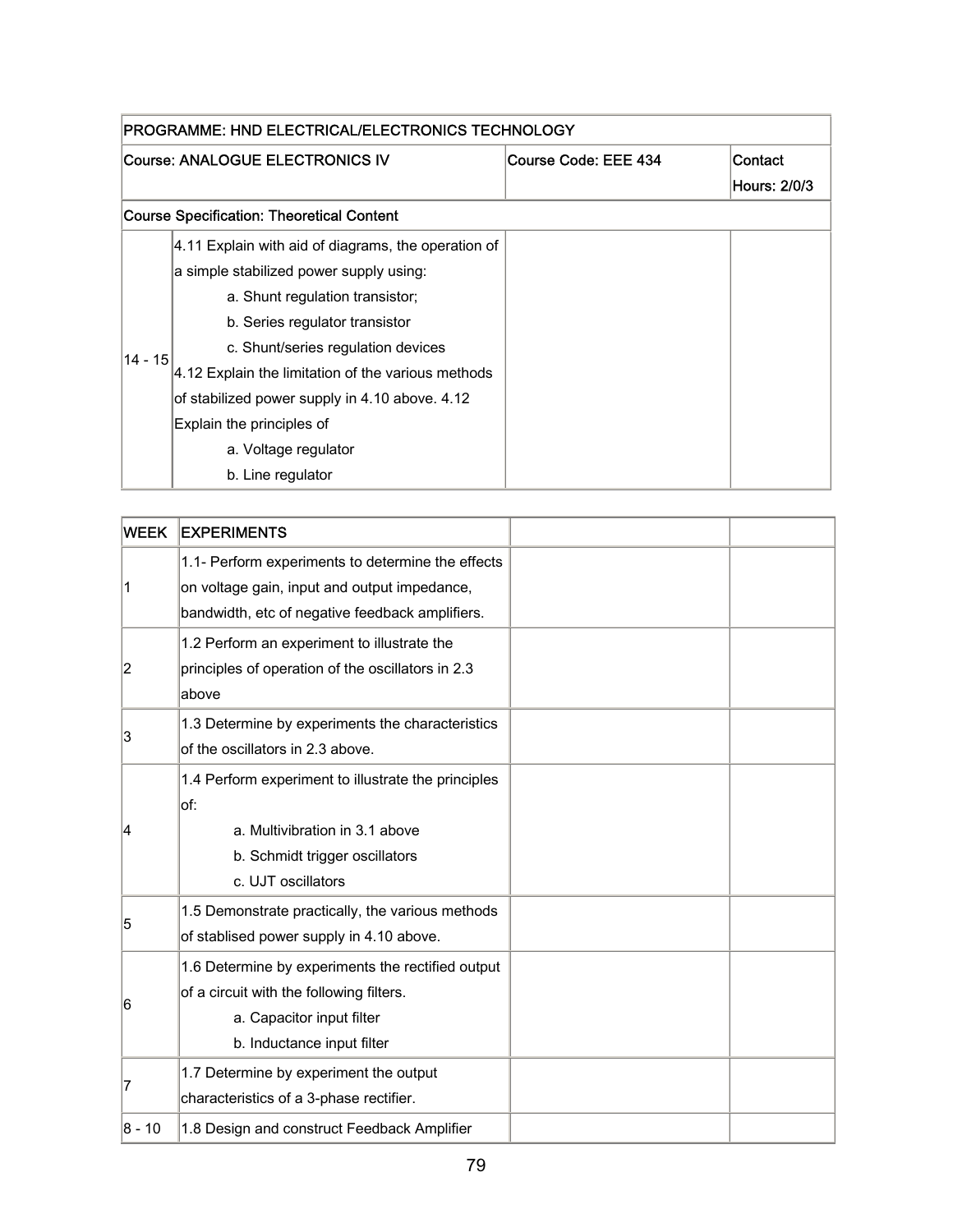| PROGRAMME: HND ELECTRICAL/ELECTRONICS TECHNOLOGY | | | |
|---|---|---|---|
| Course: ANALOGUE ELECTRONICS IV | | Course Code: EEE 434 | Contact Hours: 2/0/3 |
| Course Specification: Theoretical Content | | | |
| 14 - 15 | 4.11 Explain with aid of diagrams, the operation of a simple stabilized power supply using:<br>a. Shunt regulation transistor;<br>b. Series regulator transistor<br>c. Shunt/series regulation devices<br>4.12 Explain the limitation of the various methods of stabilized power supply in 4.10 above. 4.12 Explain the principles of<br>a. Voltage regulator<br>b. Line regulator | | |

| WEEK | EXPERIMENTS | | |
|---|---|---|---|
| 1 | 1.1- Perform experiments to determine the effects on voltage gain, input and output impedance, bandwidth, etc of negative feedback amplifiers. | | |
| 2 | 1.2 Perform an experiment to illustrate the principles of operation of the oscillators in 2.3 above | | |
| 3 | 1.3 Determine by experiments the characteristics of the oscillators in 2.3 above. | | |
| 4 | 1.4 Perform experiment to illustrate the principles of:<br>a. Multivibration in 3.1 above<br>b. Schmidt trigger oscillators<br>c. UJT oscillators | | |
| 5 | 1.5 Demonstrate practically, the various methods of stablised power supply in 4.10 above. | | |
| 6 | 1.6 Determine by experiments the rectified output of a circuit with the following filters.<br>a. Capacitor input filter<br>b. Inductance input filter | | |
| 7 | 1.7 Determine by experiment the output characteristics of a 3-phase rectifier. | | |
| 8 - 10 | 1.8 Design and construct Feedback Amplifier | | |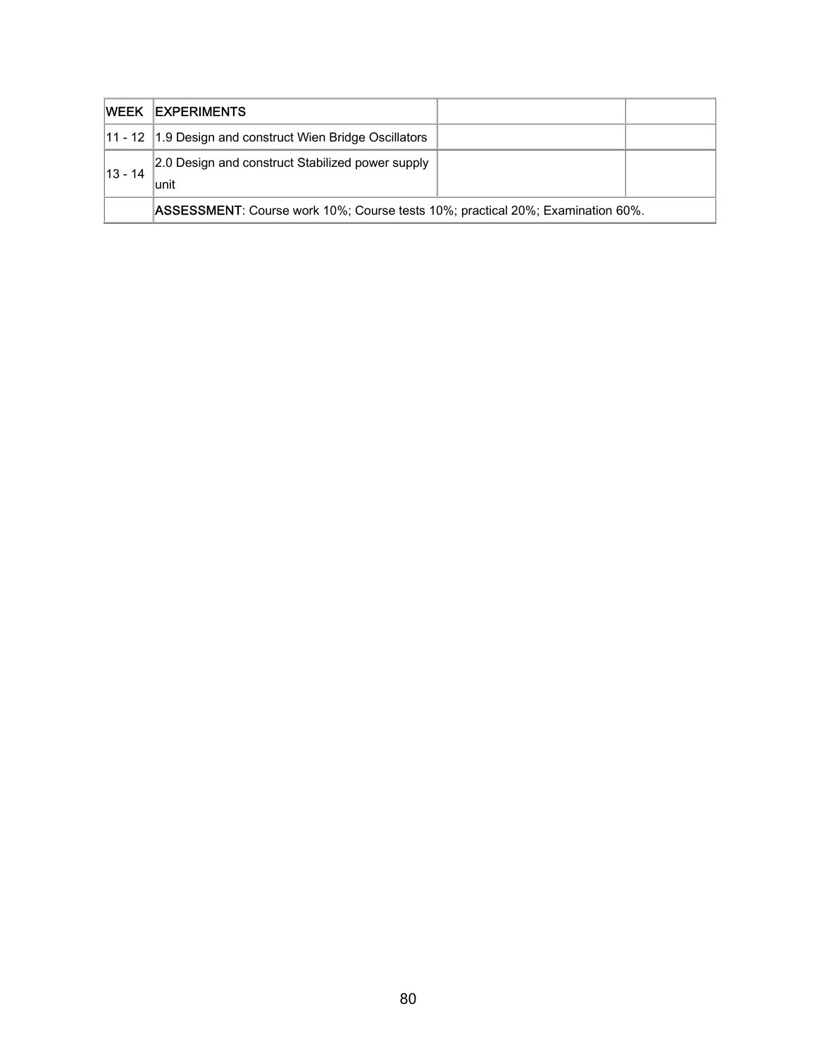| WEEK | EXPERIMENTS | | |
|---|---|---|---|
| 11 - 12 | 1.9 Design and construct Wien Bridge Oscillators | | |
| 13 - 14 | 2.0 Design and construct Stabilized power supply unit | | |
| | **ASSESSMENT**: Course work 10%; Course tests 10%; practical 20%; Examination 60%. | | |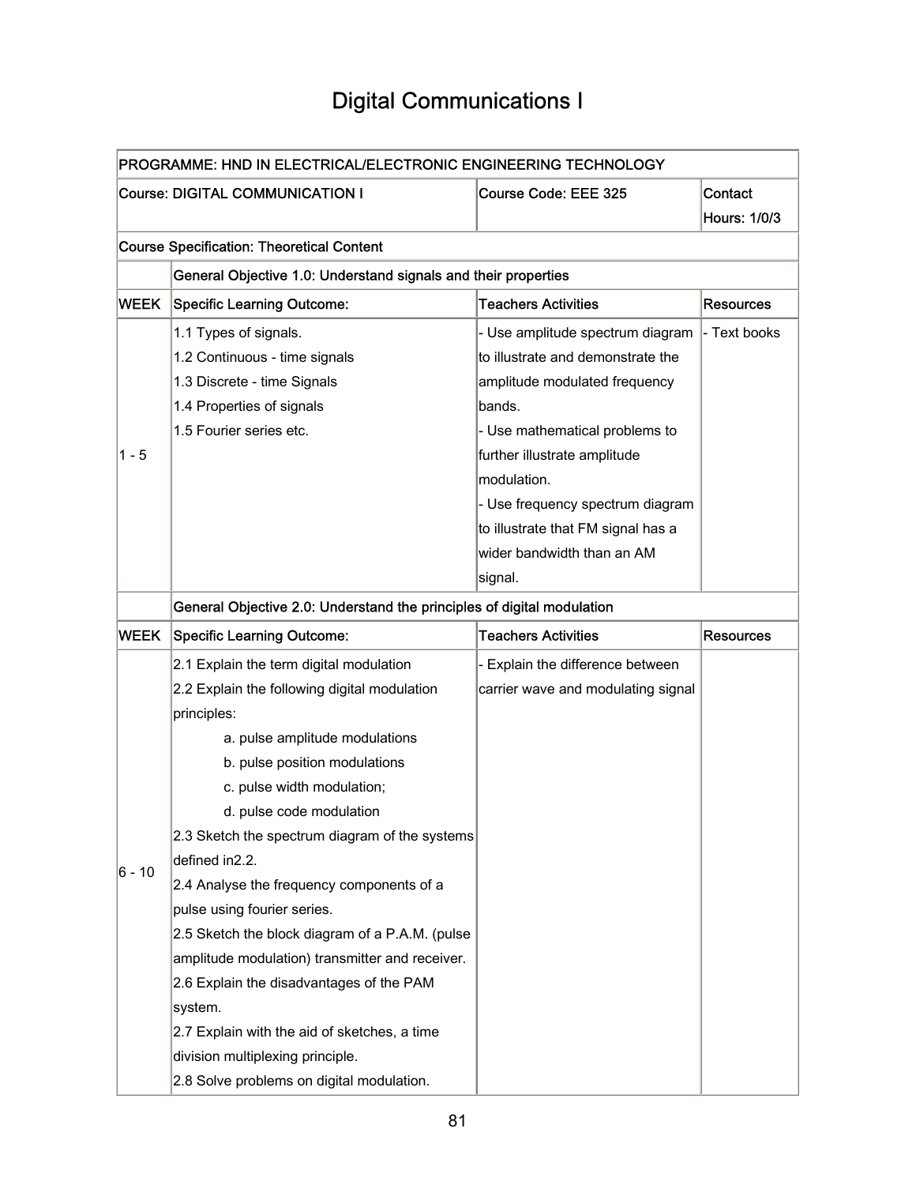# Digital Communications I

| PROGRAMME: HND IN ELECTRICAL/ELECTRONIC ENGINEERING TECHNOLOGY | | | |
|---|---|---|---|
| Course: DIGITAL COMMUNICATION I | | Course Code: EEE 325 | Contact Hours: 1/0/3 |
| Course Specification: Theoretical Content | | | |
| | General Objective 1.0: Understand signals and their properties | | |
| WEEK | Specific Learning Outcome: | Teachers Activities | Resources |
| 1 - 5 | 1.1 Types of signals.<br>1.2 Continuous - time signals<br>1.3 Discrete - time Signals<br>1.4 Properties of signals<br>1.5 Fourier series etc. | - Use amplitude spectrum diagram to illustrate and demonstrate the amplitude modulated frequency bands.<br>- Use mathematical problems to further illustrate amplitude modulation.<br>- Use frequency spectrum diagram to illustrate that FM signal has a wider bandwidth than an AM signal. | - Text books |
| | General Objective 2.0: Understand the principles of digital modulation | | |
| WEEK | Specific Learning Outcome: | Teachers Activities | Resources |
| 6 - 10 | 2.1 Explain the term digital modulation<br>2.2 Explain the following digital modulation principles:<br>a. pulse amplitude modulations<br>b. pulse position modulations<br>c. pulse width modulation;<br>d. pulse code modulation<br>2.3 Sketch the spectrum diagram of the systems defined in2.2.<br>2.4 Analyse the frequency components of a pulse using fourier series.<br>2.5 Sketch the block diagram of a P.A.M. (pulse amplitude modulation) transmitter and receiver.<br>2.6 Explain the disadvantages of the PAM system.<br>2.7 Explain with the aid of sketches, a time division multiplexing principle.<br>2.8 Solve problems on digital modulation. | - Explain the difference between carrier wave and modulating signal | |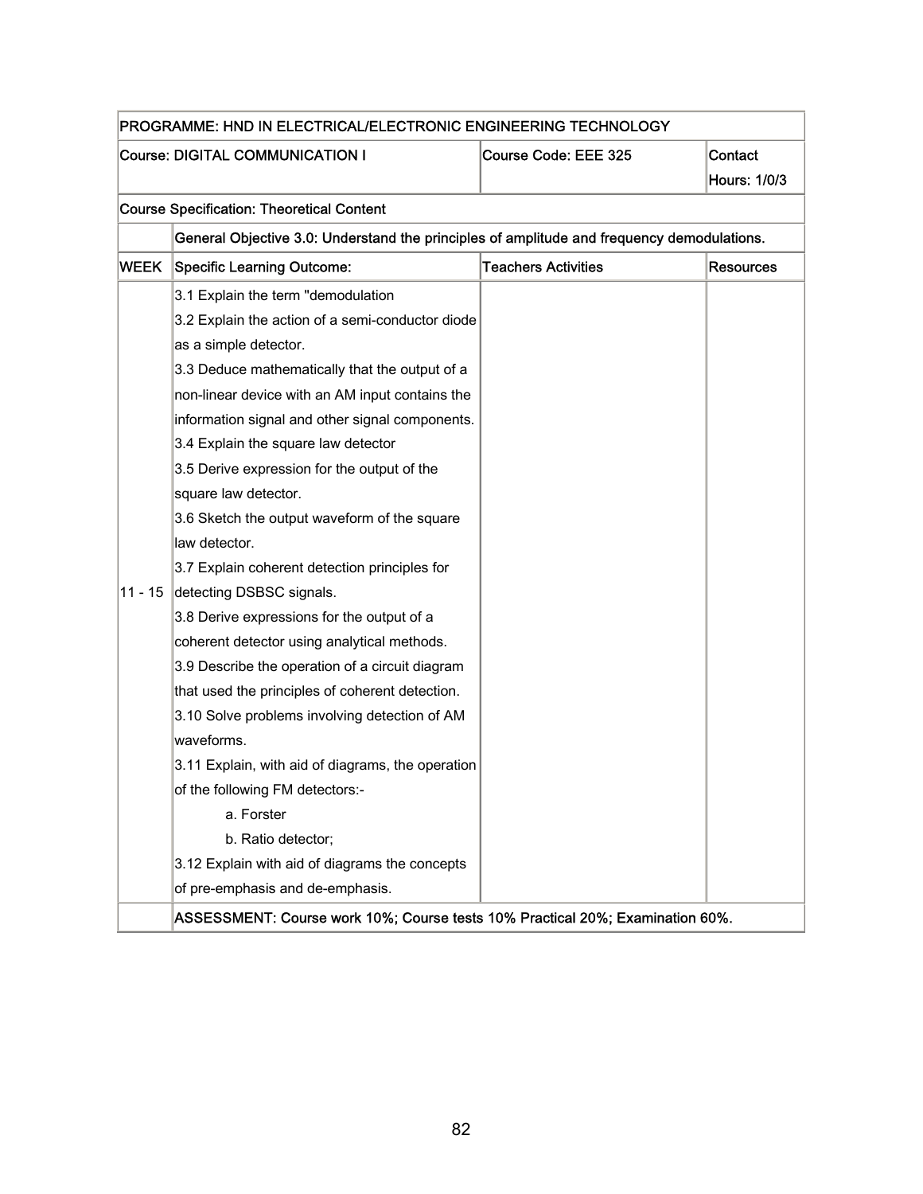| PROGRAMME: HND IN ELECTRICAL/ELECTRONIC ENGINEERING TECHNOLOGY | | | |
|---|---|---|---|
| Course: DIGITAL COMMUNICATION I | | Course Code: EEE 325 | Contact Hours: 1/0/3 |
| Course Specification: Theoretical Content | | | |
| | General Objective 3.0: Understand the principles of amplitude and frequency demodulations. | | |
| WEEK | Specific Learning Outcome: | Teachers Activities | Resources |
| 11 - 15 | 3.1 Explain the term "demodulation<br>3.2 Explain the action of a semi-conductor diode as a simple detector.<br>3.3 Deduce mathematically that the output of a non-linear device with an AM input contains the information signal and other signal components.<br>3.4 Explain the square law detector<br>3.5 Derive expression for the output of the square law detector.<br>3.6 Sketch the output waveform of the square law detector.<br>3.7 Explain coherent detection principles for detecting DSBSC signals.<br>3.8 Derive expressions for the output of a coherent detector using analytical methods.<br>3.9 Describe the operation of a circuit diagram that used the principles of coherent detection.<br>3.10 Solve problems involving detection of AM waveforms.<br>3.11 Explain, with aid of diagrams, the operation of the following FM detectors:-<br>a. Forster<br>b. Ratio detector;<br>3.12 Explain with aid of diagrams the concepts of pre-emphasis and de-emphasis. | | |
| | ASSESSMENT: Course work 10%; Course tests 10% Practical 20%; Examination 60%. | | |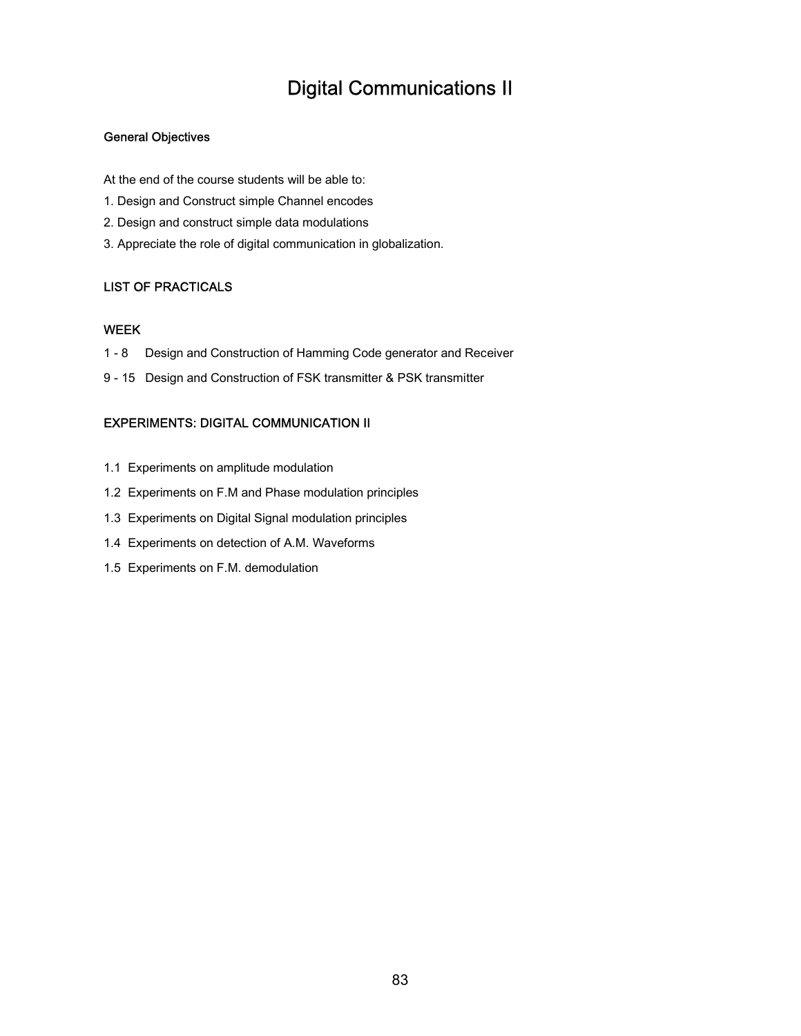# Digital Communications II

**General Objectives**

At the end of the course students will be able to:

1. Design and Construct simple Channel encodes
2. Design and construct simple data modulations
3. Appreciate the role of digital communication in globalization.

**LIST OF PRACTICALS**

**WEEK**

1 - 8 Design and Construction of Hamming Code generator and Receiver

9 - 15 Design and Construction of FSK transmitter & PSK transmitter

**EXPERIMENTS: DIGITAL COMMUNICATION II**

1.1 Experiments on amplitude modulation

1.2 Experiments on F.M and Phase modulation principles

1.3 Experiments on Digital Signal modulation principles

1.4 Experiments on detection of A.M. Waveforms

1.5 Experiments on F.M. demodulation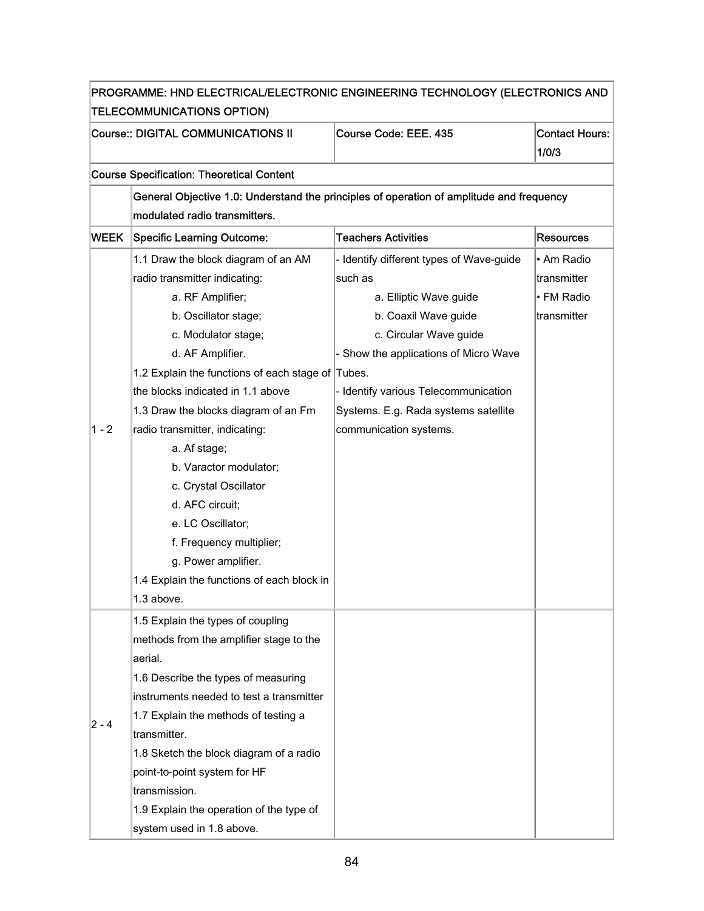| PROGRAMME: HND ELECTRICAL/ELECTRONIC ENGINEERING TECHNOLOGY (ELECTRONICS AND TELECOMMUNICATIONS OPTION) | | | |
|---|---|---|---|
| Course:: DIGITAL COMMUNICATIONS II | | Course Code: EEE. 435 | Contact Hours: 1/0/3 |
| Course Specification: Theoretical Content | | | |
| | General Objective 1.0: Understand the principles of operation of amplitude and frequency modulated radio transmitters. | | |
| WEEK | Specific Learning Outcome: | Teachers Activities | Resources |
| 1 - 2 | 1.1 Draw the block diagram of an AM radio transmitter indicating:<br>a. RF Amplifier;<br>b. Oscillator stage;<br>c. Modulator stage;<br>d. AF Amplifier.<br>1.2 Explain the functions of each stage of the blocks indicated in 1.1 above<br>1.3 Draw the blocks diagram of an Fm radio transmitter, indicating:<br>a. Af stage;<br>b. Varactor modulator;<br>c. Crystal Oscillator<br>d. AFC circuit;<br>e. LC Oscillator;<br>f. Frequency multiplier;<br>g. Power amplifier.<br>1.4 Explain the functions of each block in 1.3 above. | - Identify different types of Wave-guide such as<br>a. Elliptic Wave guide<br>b. Coaxil Wave guide<br>c. Circular Wave guide<br>- Show the applications of Micro Wave Tubes.<br>- Identify various Telecommunication Systems. E.g. Rada systems satellite communication systems. | • Am Radio transmitter<br>• FM Radio transmitter |
| 2 - 4 | 1.5 Explain the types of coupling methods from the amplifier stage to the aerial.<br>1.6 Describe the types of measuring instruments needed to test a transmitter<br>1.7 Explain the methods of testing a transmitter.<br>1.8 Sketch the block diagram of a radio point-to-point system for HF transmission.<br>1.9 Explain the operation of the type of system used in 1.8 above. | | |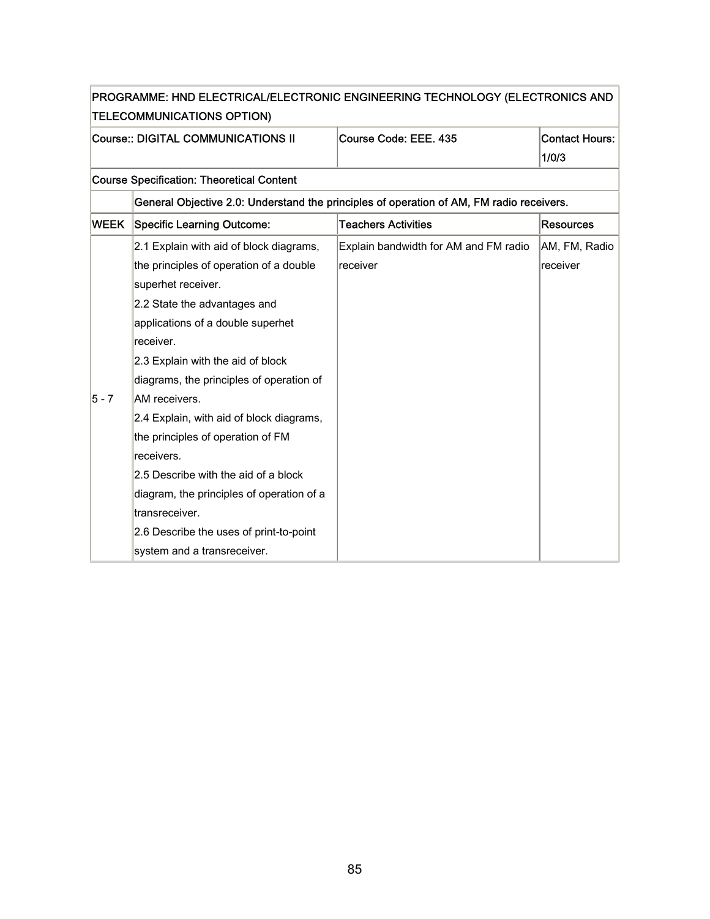| PROGRAMME: HND ELECTRICAL/ELECTRONIC ENGINEERING TECHNOLOGY (ELECTRONICS AND TELECOMMUNICATIONS OPTION) | | | |
|---|---|---|---|
| Course:: DIGITAL COMMUNICATIONS II | | Course Code: EEE. 435 | Contact Hours: 1/0/3 |
| Course Specification: Theoretical Content | | | |
| | General Objective 2.0: Understand the principles of operation of AM, FM radio receivers. | | |
| WEEK | Specific Learning Outcome: | Teachers Activities | Resources |
| 5 - 7 | 2.1 Explain with aid of block diagrams, the principles of operation of a double superhet receiver.<br>2.2 State the advantages and applications of a double superhet receiver.<br>2.3 Explain with the aid of block diagrams, the principles of operation of AM receivers.<br>2.4 Explain, with aid of block diagrams, the principles of operation of FM receivers.<br>2.5 Describe with the aid of a block diagram, the principles of operation of a transreceiver.<br>2.6 Describe the uses of print-to-point system and a transreceiver. | Explain bandwidth for AM and FM radio receiver | AM, FM, Radio receiver |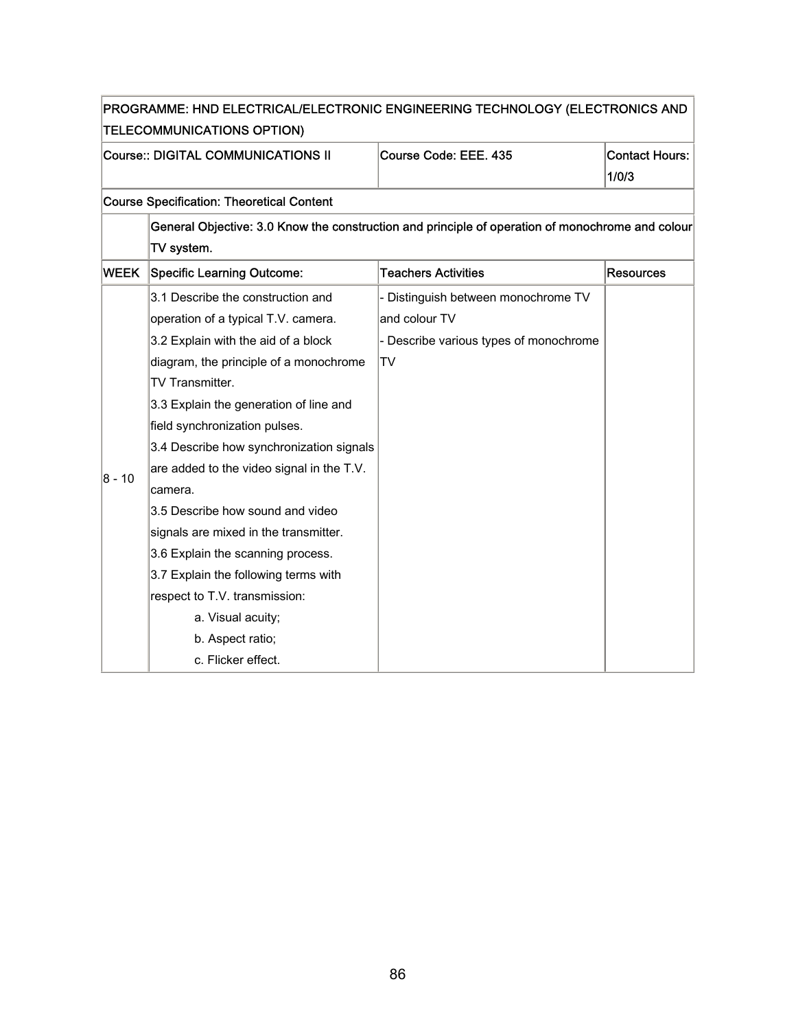| PROGRAMME: HND ELECTRICAL/ELECTRONIC ENGINEERING TECHNOLOGY (ELECTRONICS AND TELECOMMUNICATIONS OPTION) | | | |
|---|---|---|---|
| Course:: DIGITAL COMMUNICATIONS II | | Course Code: EEE. 435 | Contact Hours: 1/0/3 |
| Course Specification: Theoretical Content | | | |
| | **General Objective: 3.0 Know the construction and principle of operation of monochrome and colour TV system.** | | |
| WEEK | Specific Learning Outcome: | Teachers Activities | Resources |
| 8 - 10 | 3.1 Describe the construction and operation of a typical T.V. camera.<br>3.2 Explain with the aid of a block diagram, the principle of a monochrome TV Transmitter.<br>3.3 Explain the generation of line and field synchronization pulses.<br>3.4 Describe how synchronization signals are added to the video signal in the T.V. camera.<br>3.5 Describe how sound and video signals are mixed in the transmitter.<br>3.6 Explain the scanning process.<br>3.7 Explain the following terms with respect to T.V. transmission:<br>a. Visual acuity;<br>b. Aspect ratio;<br>c. Flicker effect. | - Distinguish between monochrome TV and colour TV<br>- Describe various types of monochrome TV | |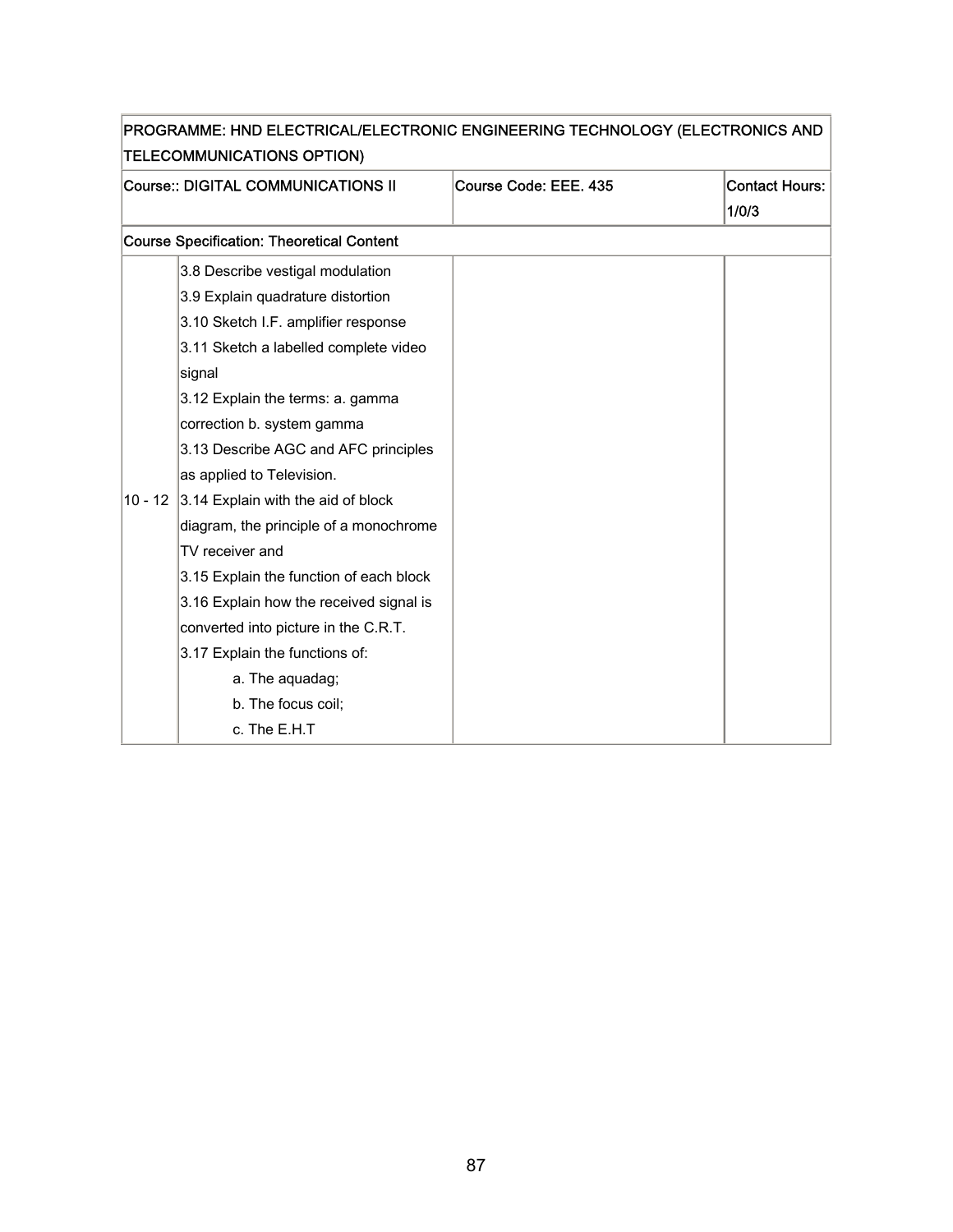| PROGRAMME: HND ELECTRICAL/ELECTRONIC ENGINEERING TECHNOLOGY (ELECTRONICS AND TELECOMMUNICATIONS OPTION) | | | |
|---|---|---|---|
| Course:: DIGITAL COMMUNICATIONS II | | Course Code: EEE. 435 | Contact Hours: 1/0/3 |
| Course Specification: Theoretical Content | | | |
| 10 - 12 | 3.8 Describe vestigal modulation<br>3.9 Explain quadrature distortion<br>3.10 Sketch I.F. amplifier response<br>3.11 Sketch a labelled complete video signal<br>3.12 Explain the terms: a. gamma correction b. system gamma<br>3.13 Describe AGC and AFC principles as applied to Television.<br>3.14 Explain with the aid of block diagram, the principle of a monochrome TV receiver and<br>3.15 Explain the function of each block<br>3.16 Explain how the received signal is converted into picture in the C.R.T.<br>3.17 Explain the functions of:<br>a. The aquadag;<br>b. The focus coil;<br>c. The E.H.T | | |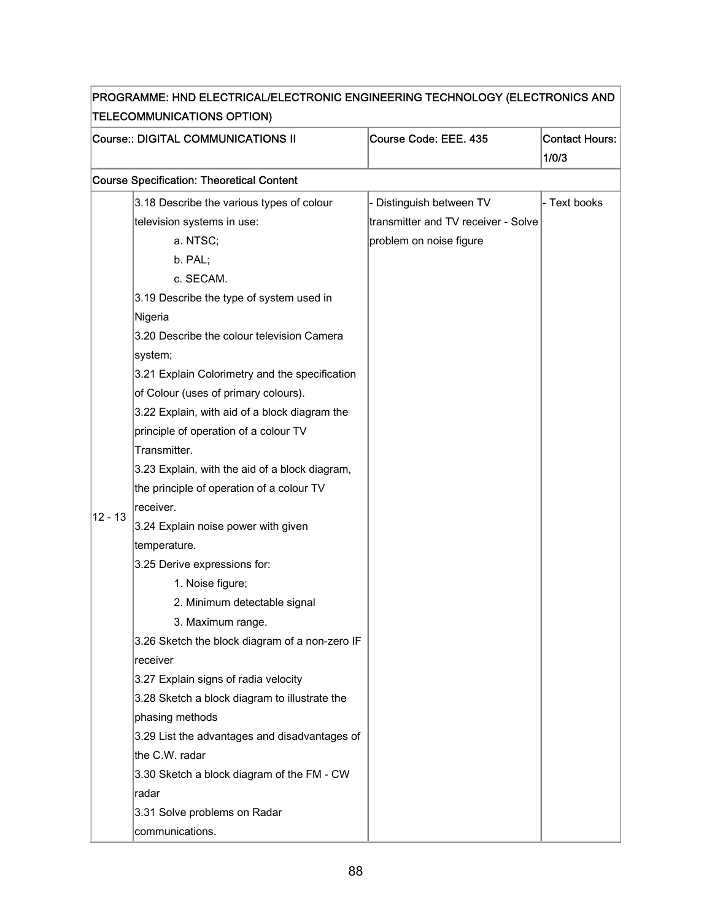| PROGRAMME: HND ELECTRICAL/ELECTRONIC ENGINEERING TECHNOLOGY (ELECTRONICS AND TELECOMMUNICATIONS OPTION) | | | |
|---|---|---|---|
| Course:: DIGITAL COMMUNICATIONS II | | Course Code: EEE. 435 | Contact Hours: 1/0/3 |
| Course Specification: Theoretical Content | | | |
| 12 - 13 | 3.18 Describe the various types of colour television systems in use:<br>a. NTSC;<br>b. PAL;<br>c. SECAM.<br>3.19 Describe the type of system used in Nigeria<br>3.20 Describe the colour television Camera system;<br>3.21 Explain Colorimetry and the specification of Colour (uses of primary colours).<br>3.22 Explain, with aid of a block diagram the principle of operation of a colour TV Transmitter.<br>3.23 Explain, with the aid of a block diagram, the principle of operation of a colour TV receiver.<br>3.24 Explain noise power with given temperature.<br>3.25 Derive expressions for:<br>1. Noise figure;<br>2. Minimum detectable signal<br>3. Maximum range.<br>3.26 Sketch the block diagram of a non-zero IF receiver<br>3.27 Explain signs of radia velocity<br>3.28 Sketch a block diagram to illustrate the phasing methods<br>3.29 List the advantages and disadvantages of the C.W. radar<br>3.30 Sketch a block diagram of the FM - CW radar<br>3.31 Solve problems on Radar communications. | - Distinguish between TV transmitter and TV receiver - Solve problem on noise figure | - Text books |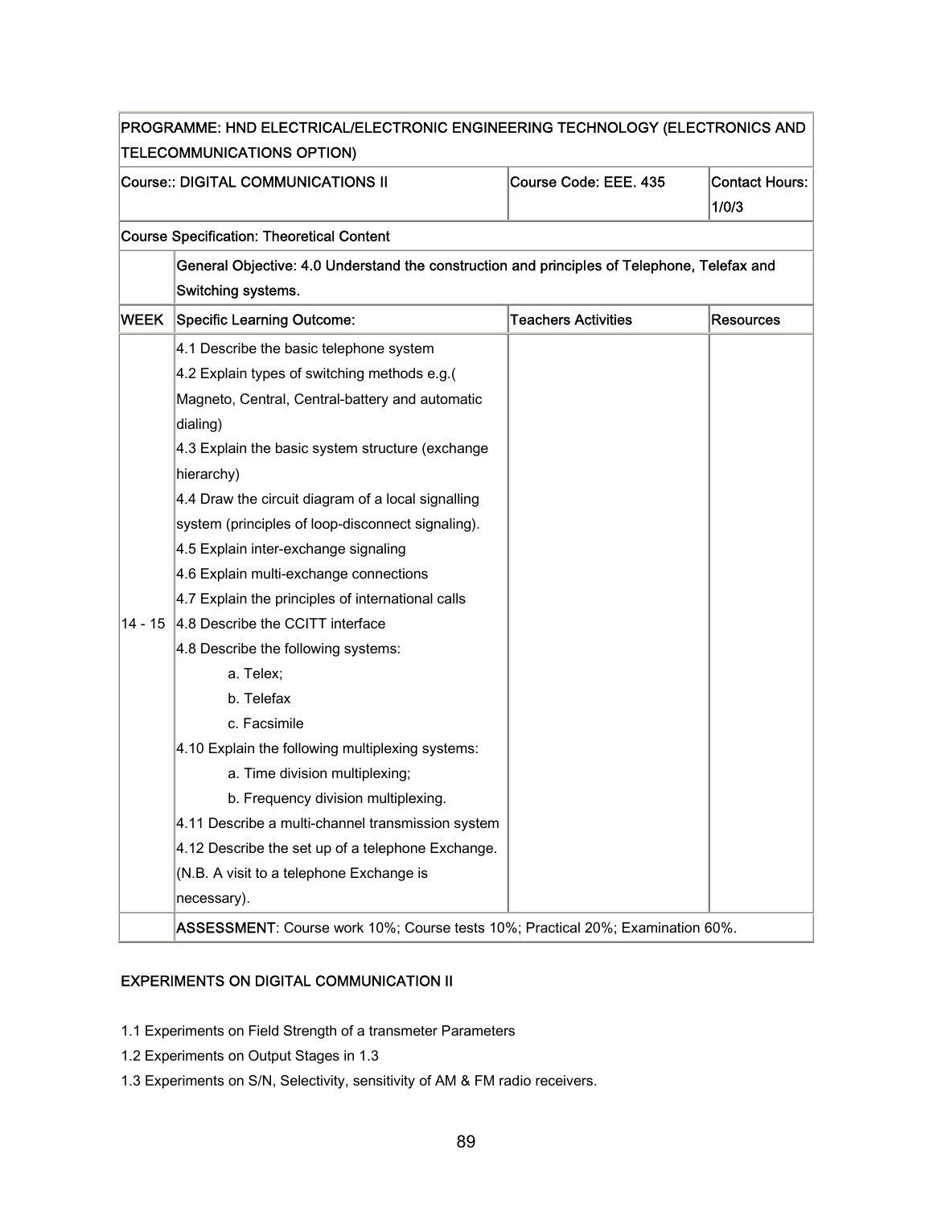| PROGRAMME: HND ELECTRICAL/ELECTRONIC ENGINEERING TECHNOLOGY (ELECTRONICS AND TELECOMMUNICATIONS OPTION) | | | |
|---|---|---|---|
| Course:: DIGITAL COMMUNICATIONS II | | Course Code: EEE. 435 | Contact Hours: 1/0/3 |
| Course Specification: Theoretical Content | | | |
| | General Objective: 4.0 Understand the construction and principles of Telephone, Telefax and Switching systems. | | |
| WEEK | Specific Learning Outcome: | Teachers Activities | Resources |
| 14 - 15 | 4.1 Describe the basic telephone system<br>4.2 Explain types of switching methods e.g.( Magneto, Central, Central-battery and automatic dialing)<br>4.3 Explain the basic system structure (exchange hierarchy)<br>4.4 Draw the circuit diagram of a local signalling system (principles of loop-disconnect signaling).<br>4.5 Explain inter-exchange signaling<br>4.6 Explain multi-exchange connections<br>4.7 Explain the principles of international calls<br>4.8 Describe the CCITT interface<br>4.8 Describe the following systems:<br>a. Telex;<br>b. Telefax<br>c. Facsimile<br>4.10 Explain the following multiplexing systems:<br>a. Time division multiplexing;<br>b. Frequency division multiplexing.<br>4.11 Describe a multi-channel transmission system<br>4.12 Describe the set up of a telephone Exchange. (N.B. A visit to a telephone Exchange is necessary). | | |
| | **ASSESSMENT**: Course work 10%; Course tests 10%; Practical 20%; Examination 60%. | | |

## EXPERIMENTS ON DIGITAL COMMUNICATION II

1.1 Experiments on Field Strength of a transmeter Parameters

1.2 Experiments on Output Stages in 1.3

1.3 Experiments on S/N, Selectivity, sensitivity of AM & FM radio receivers.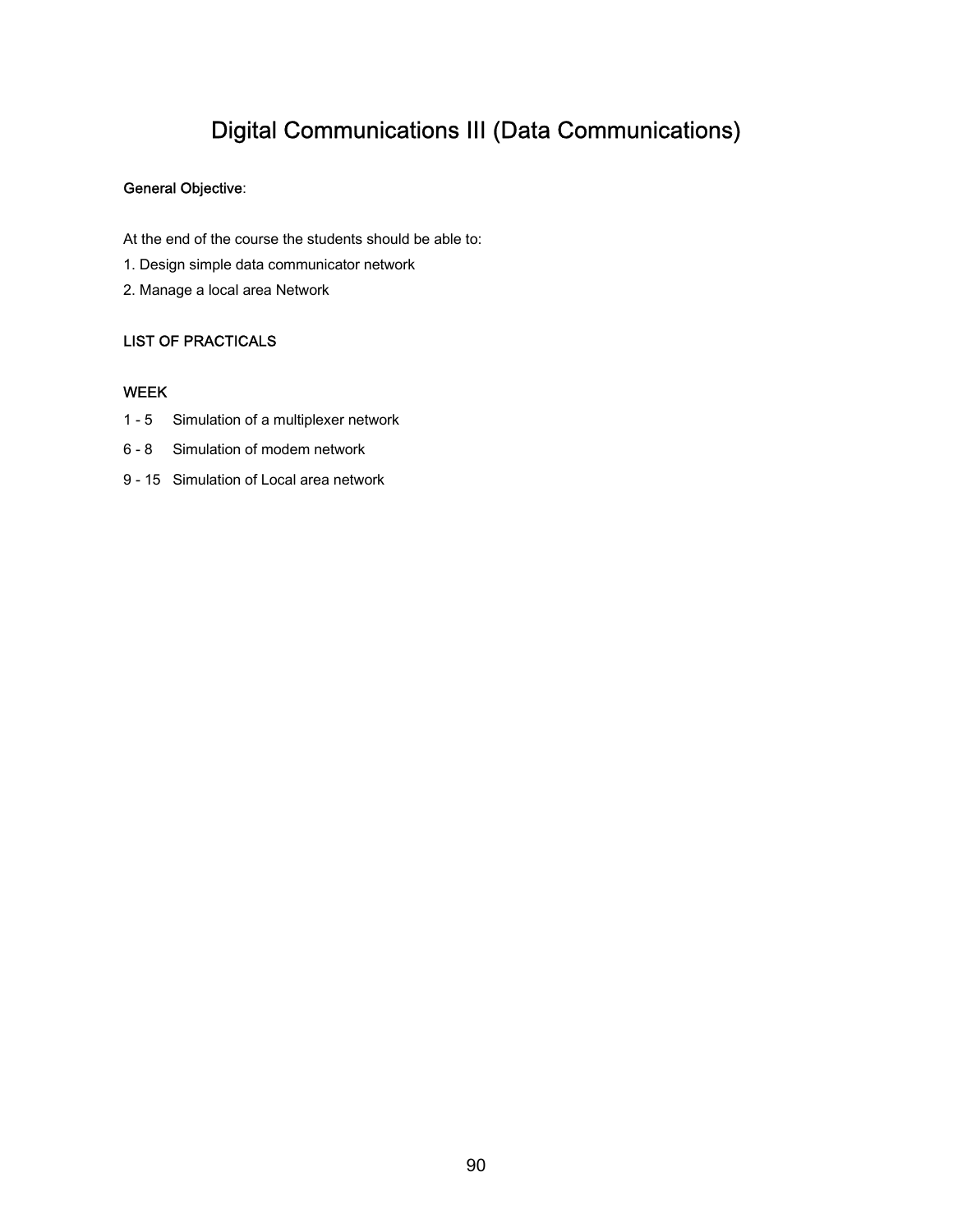# Digital Communications III (Data Communications)

**General Objective**:

At the end of the course the students should be able to:

1. Design simple data communicator network
2. Manage a local area Network

**LIST OF PRACTICALS**

| WEEK | |
|---|---|
| 1 - 5 | Simulation of a multiplexer network |
| 6 - 8 | Simulation of modem network |
| 9 - 15 | Simulation of Local area network |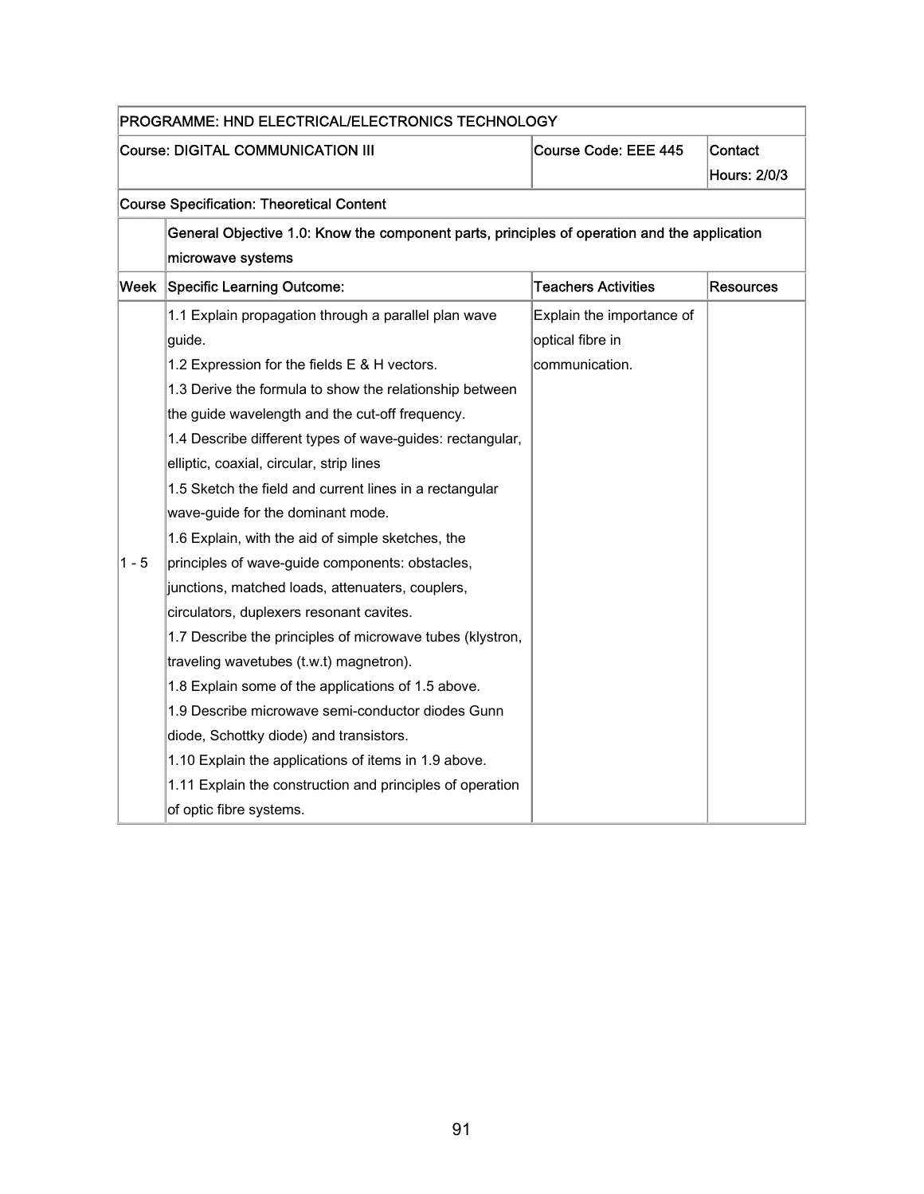| PROGRAMME: HND ELECTRICAL/ELECTRONICS TECHNOLOGY | | | |
|---|---|---|---|
| Course: DIGITAL COMMUNICATION III | | Course Code: EEE 445 | Contact Hours: 2/0/3 |
| Course Specification: Theoretical Content | | | |
| | General Objective 1.0: Know the component parts, principles of operation and the application microwave systems | | |
| Week | Specific Learning Outcome: | Teachers Activities | Resources |
| 1 - 5 | 1.1 Explain propagation through a parallel plan wave guide.<br>1.2 Expression for the fields E & H vectors.<br>1.3 Derive the formula to show the relationship between the guide wavelength and the cut-off frequency.<br>1.4 Describe different types of wave-guides: rectangular, elliptic, coaxial, circular, strip lines<br>1.5 Sketch the field and current lines in a rectangular wave-guide for the dominant mode.<br>1.6 Explain, with the aid of simple sketches, the principles of wave-guide components: obstacles, junctions, matched loads, attenuaters, couplers, circulators, duplexers resonant cavites.<br>1.7 Describe the principles of microwave tubes (klystron, traveling wavetubes (t.w.t) magnetron).<br>1.8 Explain some of the applications of 1.5 above.<br>1.9 Describe microwave semi-conductor diodes Gunn diode, Schottky diode) and transistors.<br>1.10 Explain the applications of items in 1.9 above.<br>1.11 Explain the construction and principles of operation of optic fibre systems. | Explain the importance of optical fibre in communication. | |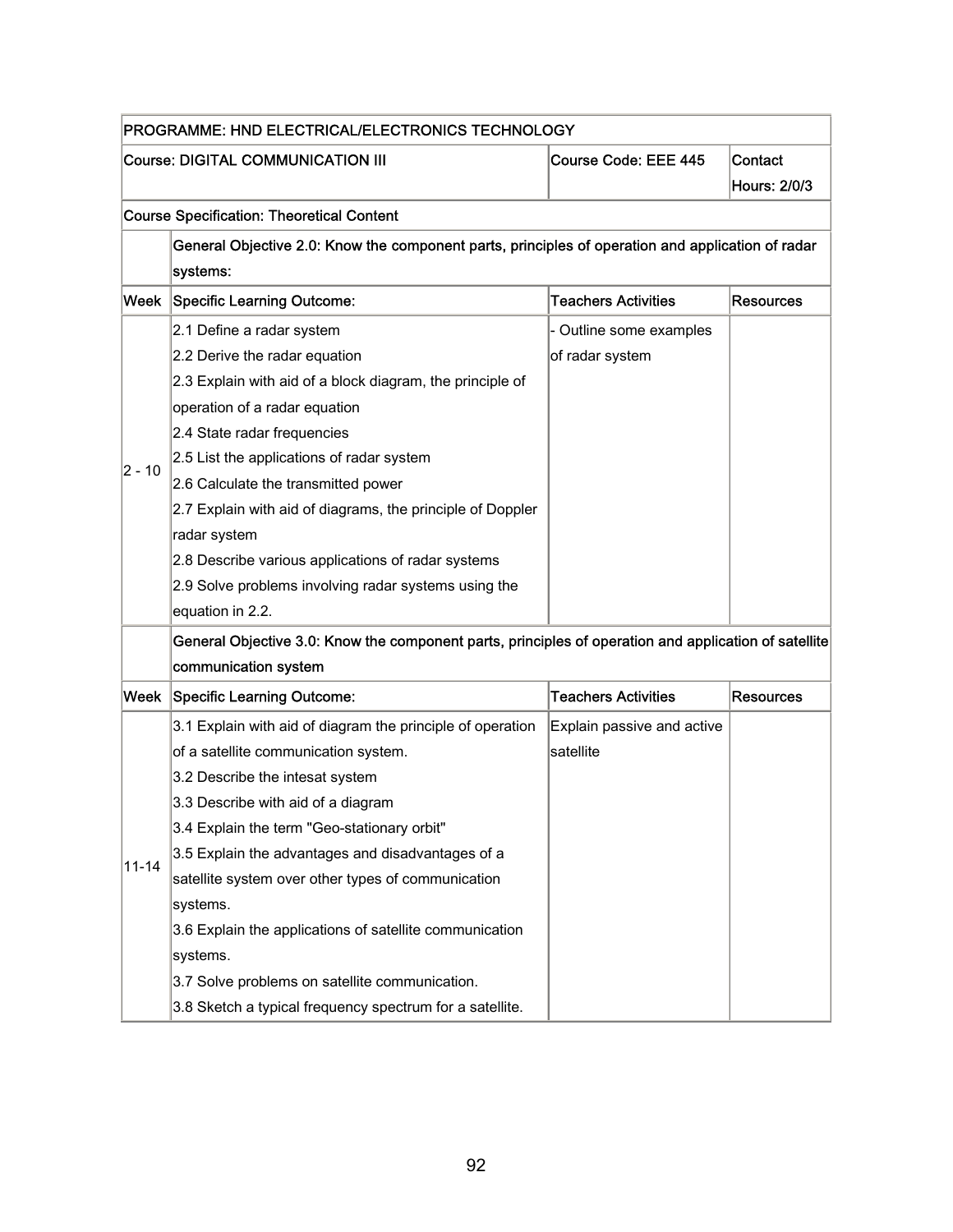| PROGRAMME: HND ELECTRICAL/ELECTRONICS TECHNOLOGY | | | |
|---|---|---|---|
| Course: DIGITAL COMMUNICATION III | | Course Code: EEE 445 | Contact Hours: 2/0/3 |
| Course Specification: Theoretical Content | | | |
| | General Objective 2.0: Know the component parts, principles of operation and application of radar systems: | | |
| Week | Specific Learning Outcome: | Teachers Activities | Resources |
| 2 - 10 | 2.1 Define a radar system<br>2.2 Derive the radar equation<br>2.3 Explain with aid of a block diagram, the principle of operation of a radar equation<br>2.4 State radar frequencies<br>2.5 List the applications of radar system<br>2.6 Calculate the transmitted power<br>2.7 Explain with aid of diagrams, the principle of Doppler radar system<br>2.8 Describe various applications of radar systems<br>2.9 Solve problems involving radar systems using the equation in 2.2. | - Outline some examples of radar system | |
| | General Objective 3.0: Know the component parts, principles of operation and application of satellite communication system | | |
| Week | Specific Learning Outcome: | Teachers Activities | Resources |
| 11-14 | 3.1 Explain with aid of diagram the principle of operation of a satellite communication system.<br>3.2 Describe the intesat system<br>3.3 Describe with aid of a diagram<br>3.4 Explain the term "Geo-stationary orbit"<br>3.5 Explain the advantages and disadvantages of a satellite system over other types of communication systems.<br>3.6 Explain the applications of satellite communication systems.<br>3.7 Solve problems on satellite communication.<br>3.8 Sketch a typical frequency spectrum for a satellite. | Explain passive and active satellite | |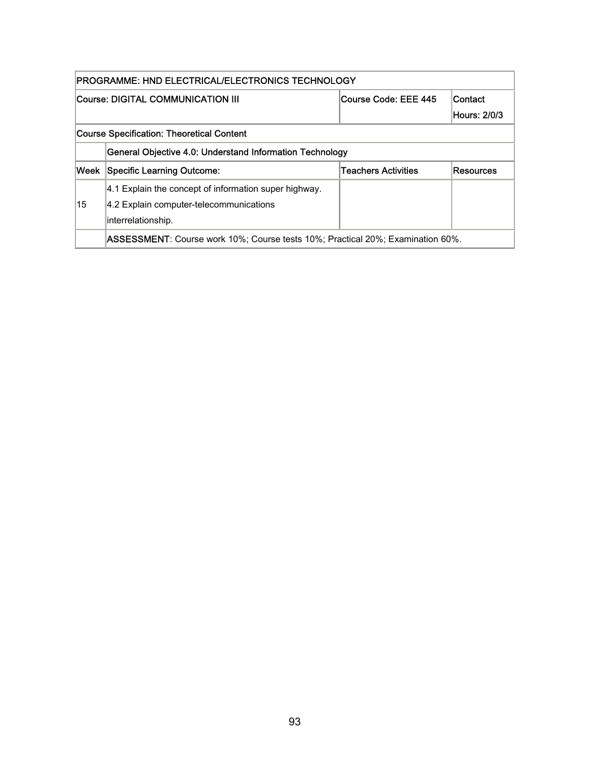| PROGRAMME: HND ELECTRICAL/ELECTRONICS TECHNOLOGY | | | |
|---|---|---|---|
| Course: DIGITAL COMMUNICATION III | | Course Code: EEE 445 | Contact Hours: 2/0/3 |
| Course Specification: Theoretical Content | | | |
| | General Objective 4.0: Understand Information Technology | | |
| Week | Specific Learning Outcome: | Teachers Activities | Resources |
| 15 | 4.1 Explain the concept of information super highway.<br>4.2 Explain computer-telecommunications interrelationship. | | |
| | **ASSESSMENT**: Course work 10%; Course tests 10%; Practical 20%; Examination 60%. | | |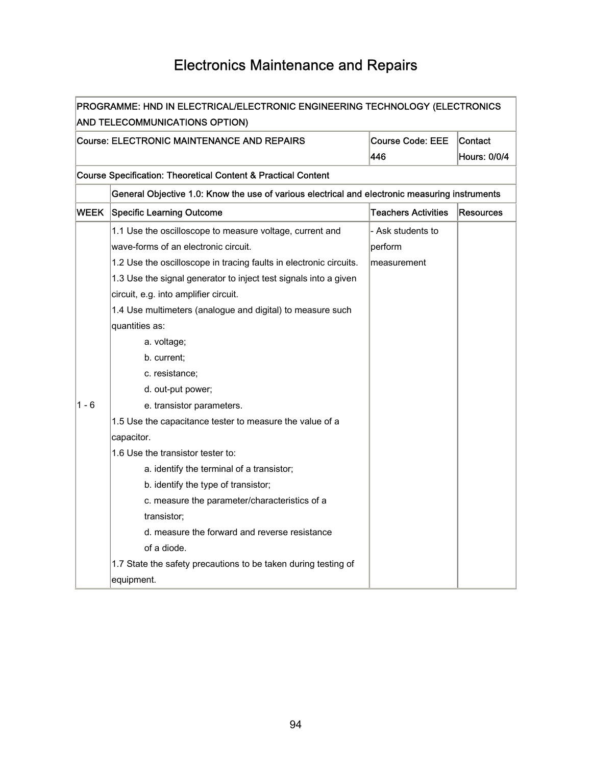# Electronics Maintenance and Repairs

| PROGRAMME: HND IN ELECTRICAL/ELECTRONIC ENGINEERING TECHNOLOGY (ELECTRONICS AND TELECOMMUNICATIONS OPTION) | | | |
|---|---|---|---|
| Course: ELECTRONIC MAINTENANCE AND REPAIRS | | Course Code: EEE 446 | Contact Hours: 0/0/4 |
| Course Specification: Theoretical Content & Practical Content | | | |
| | General Objective 1.0: Know the use of various electrical and electronic measuring instruments | | |
| WEEK | Specific Learning Outcome | Teachers Activities | Resources |
| 1 - 6 | 1.1 Use the oscilloscope to measure voltage, current and wave-forms of an electronic circuit.<br>1.2 Use the oscilloscope in tracing faults in electronic circuits.<br>1.3 Use the signal generator to inject test signals into a given circuit, e.g. into amplifier circuit.<br>1.4 Use multimeters (analogue and digital) to measure such quantities as:<br>a. voltage;<br>b. current;<br>c. resistance;<br>d. out-put power;<br>e. transistor parameters.<br>1.5 Use the capacitance tester to measure the value of a capacitor.<br>1.6 Use the transistor tester to:<br>a. identify the terminal of a transistor;<br>b. identify the type of transistor;<br>c. measure the parameter/characteristics of a transistor;<br>d. measure the forward and reverse resistance of a diode.<br>1.7 State the safety precautions to be taken during testing of equipment. | - Ask students to perform measurement | |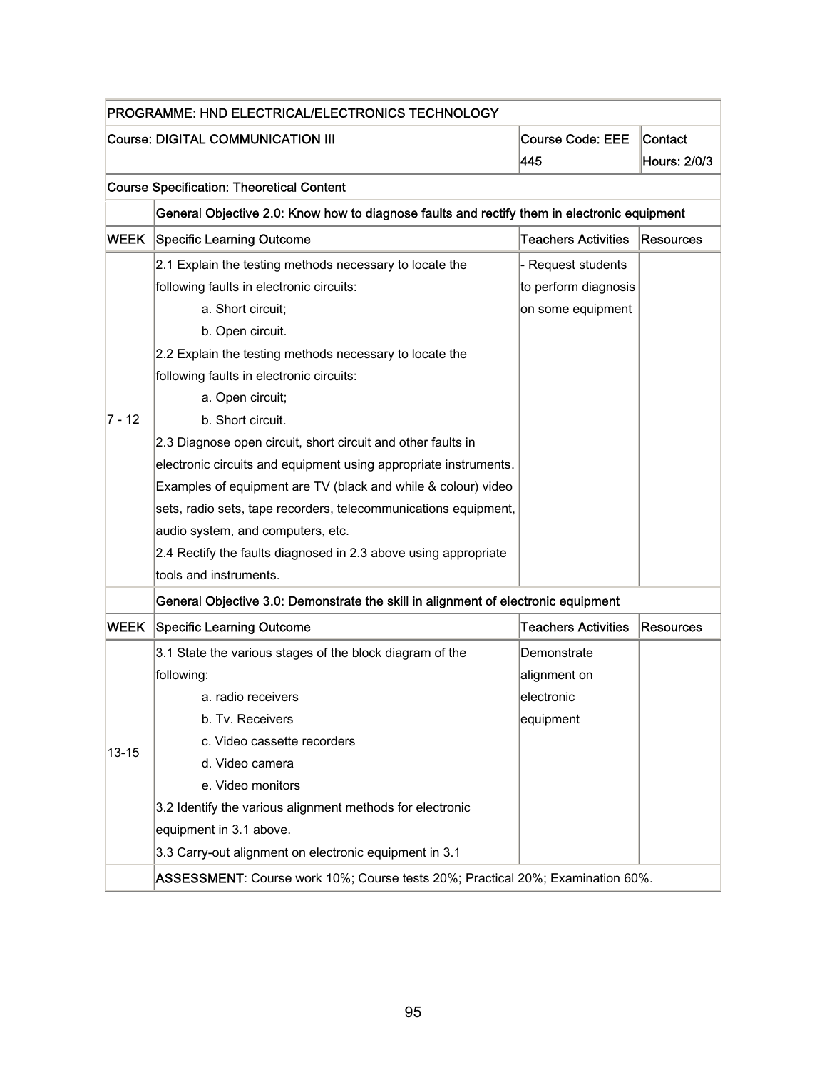| PROGRAMME: HND ELECTRICAL/ELECTRONICS TECHNOLOGY | | | |
|---|---|---|---|
| Course: DIGITAL COMMUNICATION III | | Course Code: EEE 445 | Contact Hours: 2/0/3 |
| Course Specification: Theoretical Content | | | |
| | **General Objective 2.0: Know how to diagnose faults and rectify them in electronic equipment** | | |
| **WEEK** | **Specific Learning Outcome** | **Teachers Activities** | **Resources** |
| 7 - 12 | 2.1 Explain the testing methods necessary to locate the following faults in electronic circuits:<br>a. Short circuit;<br>b. Open circuit.<br>2.2 Explain the testing methods necessary to locate the following faults in electronic circuits:<br>a. Open circuit;<br>b. Short circuit.<br>2.3 Diagnose open circuit, short circuit and other faults in electronic circuits and equipment using appropriate instruments. Examples of equipment are TV (black and while & colour) video sets, radio sets, tape recorders, telecommunications equipment, audio system, and computers, etc.<br>2.4 Rectify the faults diagnosed in 2.3 above using appropriate tools and instruments. | - Request students to perform diagnosis on some equipment | |
| | **General Objective 3.0: Demonstrate the skill in alignment of electronic equipment** | | |
| **WEEK** | **Specific Learning Outcome** | **Teachers Activities** | **Resources** |
| 13-15 | 3.1 State the various stages of the block diagram of the following:<br>a. radio receivers<br>b. Tv. Receivers<br>c. Video cassette recorders<br>d. Video camera<br>e. Video monitors<br>3.2 Identify the various alignment methods for electronic equipment in 3.1 above.<br>3.3 Carry-out alignment on electronic equipment in 3.1 | Demonstrate alignment on electronic equipment | |
| | **ASSESSMENT**: Course work 10%; Course tests 20%; Practical 20%; Examination 60%. | | |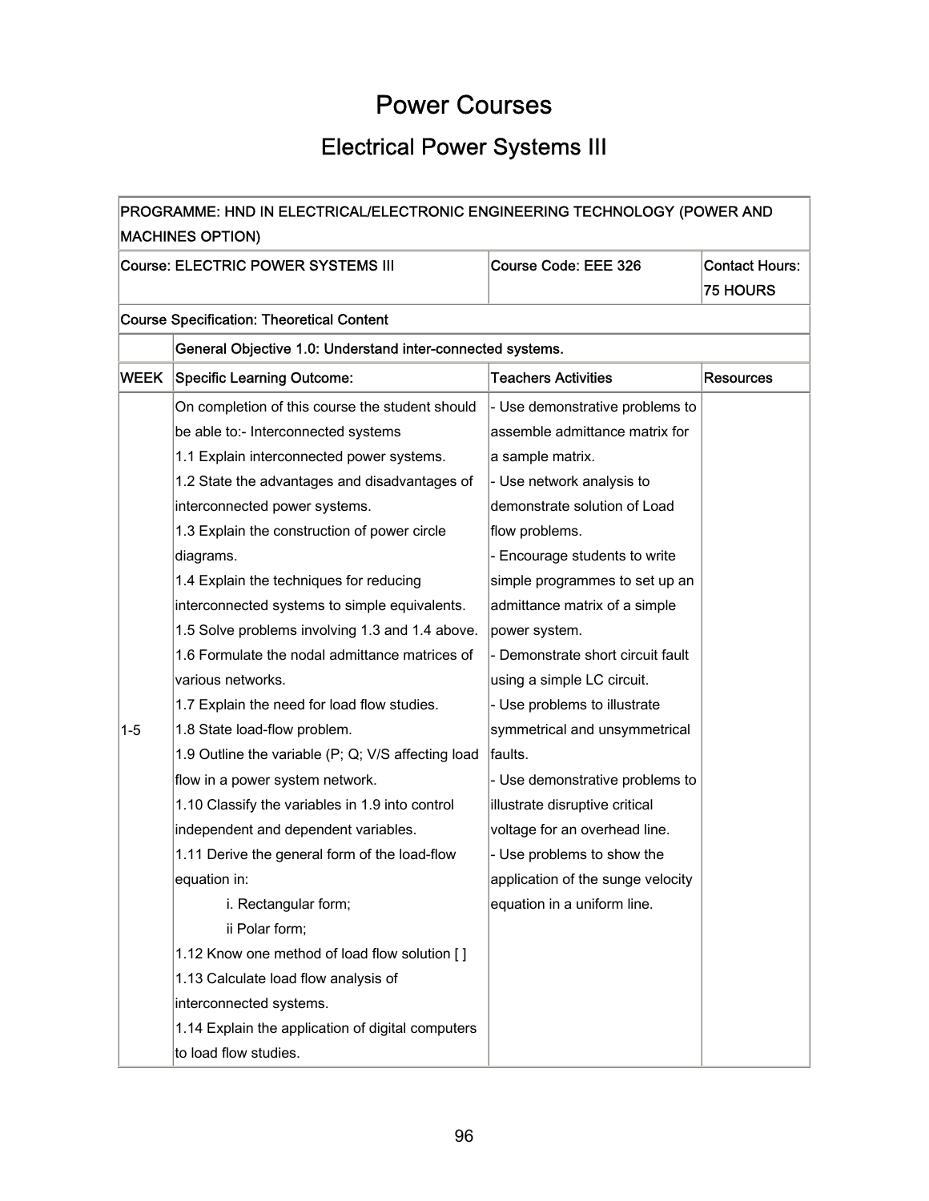# Power Courses

## Electrical Power Systems III

| PROGRAMME: HND IN ELECTRICAL/ELECTRONIC ENGINEERING TECHNOLOGY (POWER AND MACHINES OPTION) | | | |
|---|---|---|---|
| Course: ELECTRIC POWER SYSTEMS III | | Course Code: EEE 326 | Contact Hours: 75 HOURS |
| Course Specification: Theoretical Content | | | |
| | General Objective 1.0: Understand inter-connected systems. | | |
| WEEK | Specific Learning Outcome: | Teachers Activities | Resources |
| 1-5 | On completion of this course the student should be able to:- Interconnected systems<br>1.1 Explain interconnected power systems.<br>1.2 State the advantages and disadvantages of interconnected power systems.<br>1.3 Explain the construction of power circle diagrams.<br>1.4 Explain the techniques for reducing interconnected systems to simple equivalents.<br>1.5 Solve problems involving 1.3 and 1.4 above.<br>1.6 Formulate the nodal admittance matrices of various networks.<br>1.7 Explain the need for load flow studies.<br>1.8 State load-flow problem.<br>1.9 Outline the variable (P; Q; V/S affecting load flow in a power system network.<br>1.10 Classify the variables in 1.9 into control independent and dependent variables.<br>1.11 Derive the general form of the load-flow equation in:<br>i. Rectangular form;<br>ii Polar form;<br>1.12 Know one method of load flow solution [ ]<br>1.13 Calculate load flow analysis of interconnected systems.<br>1.14 Explain the application of digital computers to load flow studies. | - Use demonstrative problems to assemble admittance matrix for a sample matrix.<br>- Use network analysis to demonstrate solution of Load flow problems.<br>- Encourage students to write simple programmes to set up an admittance matrix of a simple power system.<br>- Demonstrate short circuit fault using a simple LC circuit.<br>- Use problems to illustrate symmetrical and unsymmetrical faults.<br>- Use demonstrative problems to illustrate disruptive critical voltage for an overhead line.<br>- Use problems to show the application of the sunge velocity equation in a uniform line. | |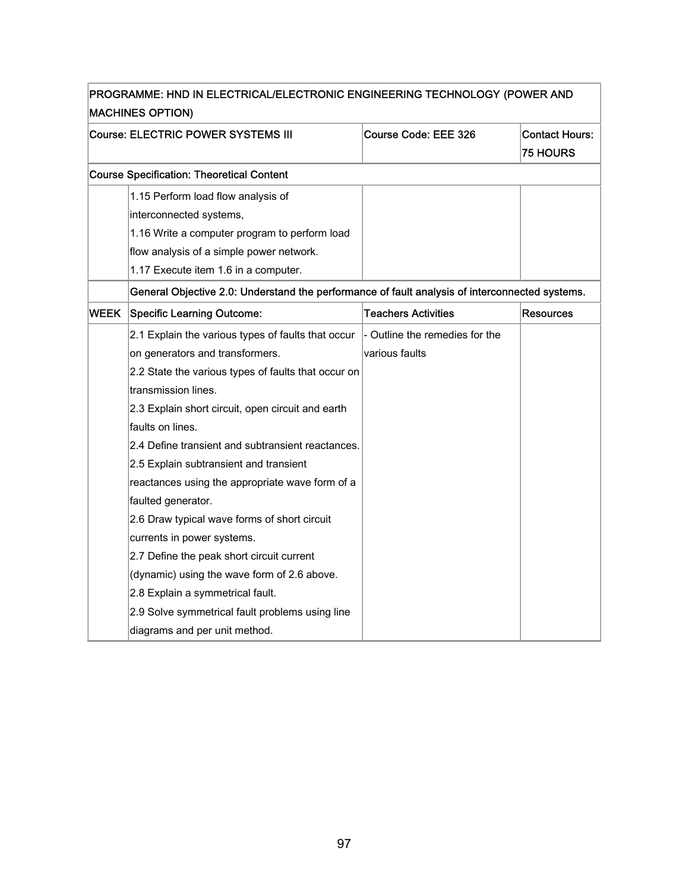| PROGRAMME: HND IN ELECTRICAL/ELECTRONIC ENGINEERING TECHNOLOGY (POWER AND MACHINES OPTION) | | | |
|---|---|---|---|
| Course: ELECTRIC POWER SYSTEMS III | | Course Code: EEE 326 | Contact Hours: 75 HOURS |
| Course Specification: Theoretical Content | | | |
| | 1.15 Perform load flow analysis of interconnected systems,<br>1.16 Write a computer program to perform load flow analysis of a simple power network.<br>1.17 Execute item 1.6 in a computer. | | |
| | General Objective 2.0: Understand the performance of fault analysis of interconnected systems. | | |
| WEEK | Specific Learning Outcome: | Teachers Activities | Resources |
| | 2.1 Explain the various types of faults that occur on generators and transformers.<br>2.2 State the various types of faults that occur on transmission lines.<br>2.3 Explain short circuit, open circuit and earth faults on lines.<br>2.4 Define transient and subtransient reactances.<br>2.5 Explain subtransient and transient reactances using the appropriate wave form of a faulted generator.<br>2.6 Draw typical wave forms of short circuit currents in power systems.<br>2.7 Define the peak short circuit current (dynamic) using the wave form of 2.6 above.<br>2.8 Explain a symmetrical fault.<br>2.9 Solve symmetrical fault problems using line diagrams and per unit method. | - Outline the remedies for the various faults | |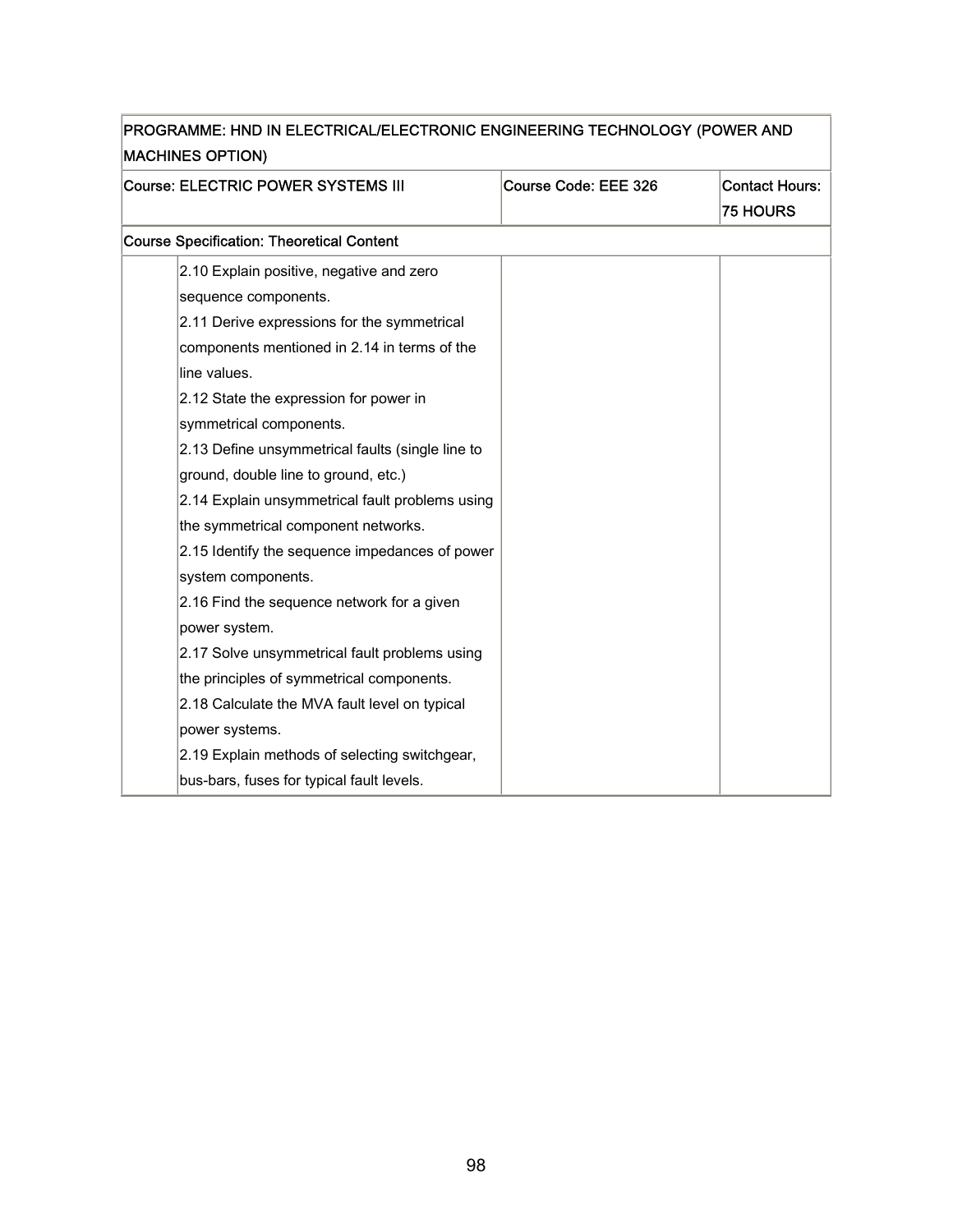| PROGRAMME: HND IN ELECTRICAL/ELECTRONIC ENGINEERING TECHNOLOGY (POWER AND MACHINES OPTION) | | | |
|---|---|---|---|
| Course: ELECTRIC POWER SYSTEMS III | | Course Code: EEE 326 | Contact Hours: 75 HOURS |
| Course Specification: Theoretical Content | | | |
| | 2.10 Explain positive, negative and zero sequence components.<br>2.11 Derive expressions for the symmetrical components mentioned in 2.14 in terms of the line values.<br>2.12 State the expression for power in symmetrical components.<br>2.13 Define unsymmetrical faults (single line to ground, double line to ground, etc.)<br>2.14 Explain unsymmetrical fault problems using the symmetrical component networks.<br>2.15 Identify the sequence impedances of power system components.<br>2.16 Find the sequence network for a given power system.<br>2.17 Solve unsymmetrical fault problems using the principles of symmetrical components.<br>2.18 Calculate the MVA fault level on typical power systems.<br>2.19 Explain methods of selecting switchgear, bus-bars, fuses for typical fault levels. | | |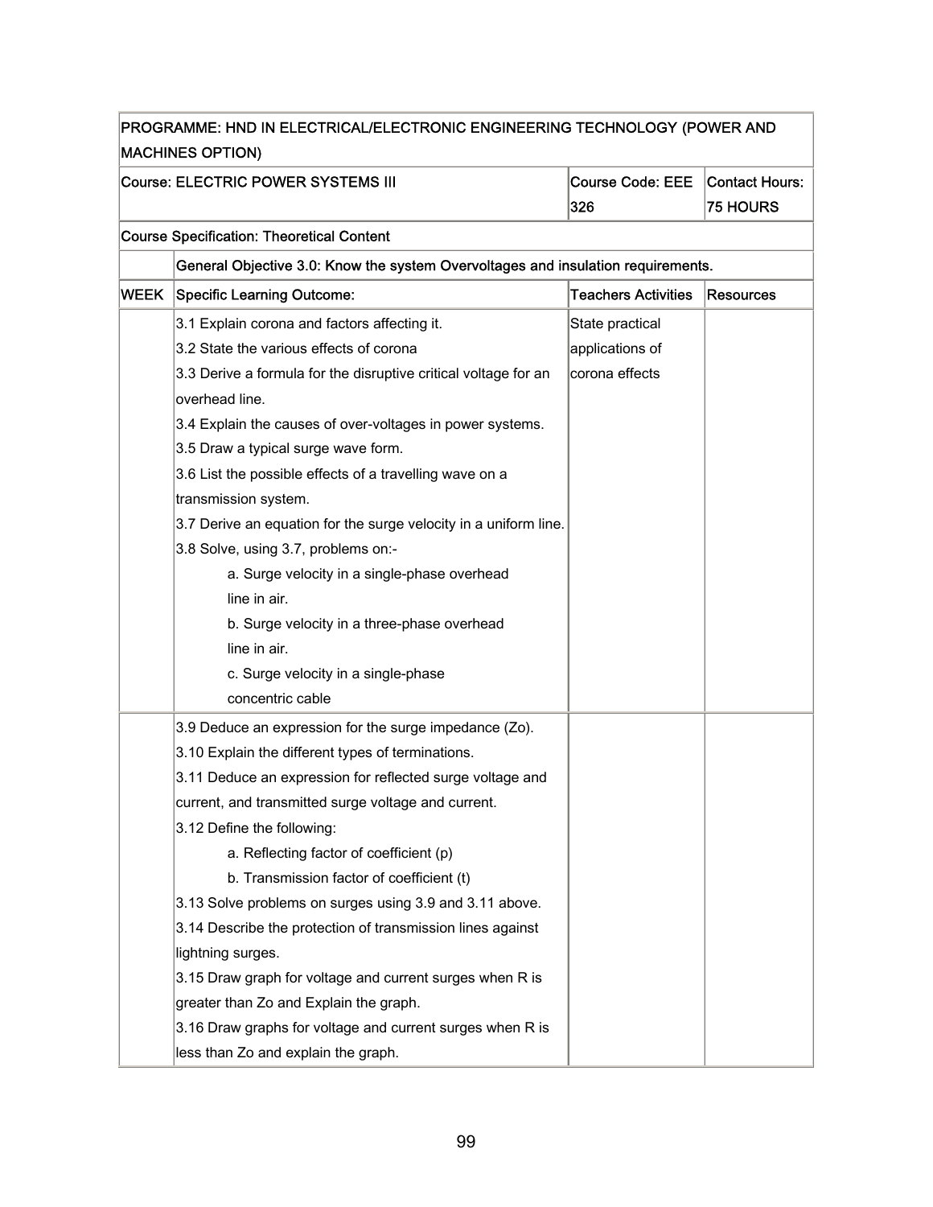| PROGRAMME: HND IN ELECTRICAL/ELECTRONIC ENGINEERING TECHNOLOGY (POWER AND MACHINES OPTION) | | | |
|---|---|---|---|
| Course: ELECTRIC POWER SYSTEMS III | | Course Code: EEE 326 | Contact Hours: 75 HOURS |
| Course Specification: Theoretical Content | | | |
| | General Objective 3.0: Know the system Overvoltages and insulation requirements. | | |
| WEEK | Specific Learning Outcome: | Teachers Activities | Resources |
| | 3.1 Explain corona and factors affecting it.<br>3.2 State the various effects of corona<br>3.3 Derive a formula for the disruptive critical voltage for an overhead line.<br>3.4 Explain the causes of over-voltages in power systems.<br>3.5 Draw a typical surge wave form.<br>3.6 List the possible effects of a travelling wave on a transmission system.<br>3.7 Derive an equation for the surge velocity in a uniform line.<br>3.8 Solve, using 3.7, problems on:-<br>a. Surge velocity in a single-phase overhead line in air.<br>b. Surge velocity in a three-phase overhead line in air.<br>c. Surge velocity in a single-phase concentric cable | State practical applications of corona effects | |
| | 3.9 Deduce an expression for the surge impedance (Zo).<br>3.10 Explain the different types of terminations.<br>3.11 Deduce an expression for reflected surge voltage and current, and transmitted surge voltage and current.<br>3.12 Define the following:<br>a. Reflecting factor of coefficient (p)<br>b. Transmission factor of coefficient (t)<br>3.13 Solve problems on surges using 3.9 and 3.11 above.<br>3.14 Describe the protection of transmission lines against lightning surges.<br>3.15 Draw graph for voltage and current surges when R is greater than Zo and Explain the graph.<br>3.16 Draw graphs for voltage and current surges when R is less than Zo and explain the graph. | | |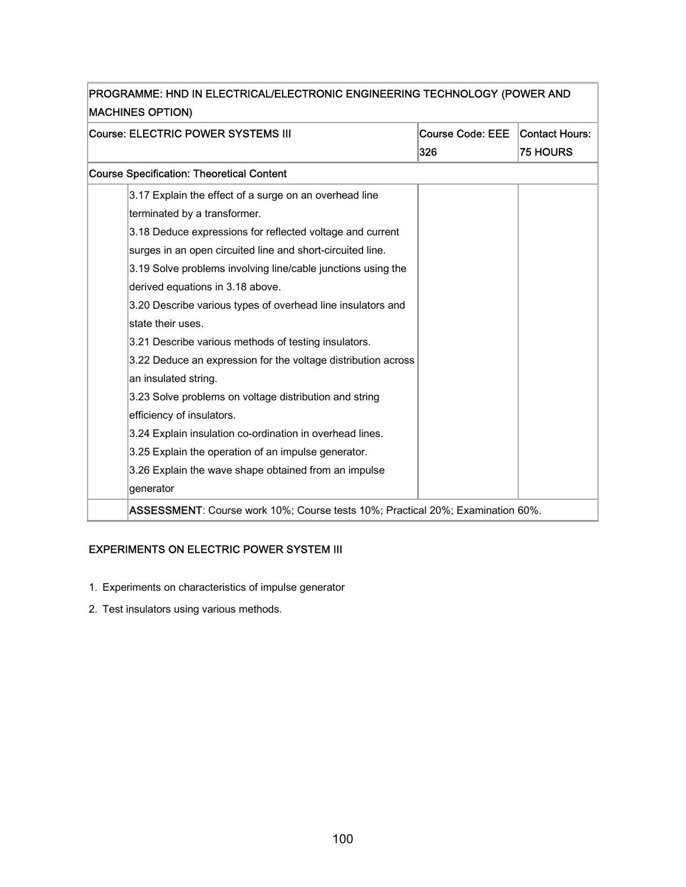| PROGRAMME: HND IN ELECTRICAL/ELECTRONIC ENGINEERING TECHNOLOGY (POWER AND MACHINES OPTION) | | | |
|---|---|---|---|
| Course: ELECTRIC POWER SYSTEMS III | | Course Code: EEE 326 | Contact Hours: 75 HOURS |
| Course Specification: Theoretical Content | | | |
| | 3.17 Explain the effect of a surge on an overhead line terminated by a transformer.<br>3.18 Deduce expressions for reflected voltage and current surges in an open circuited line and short-circuited line.<br>3.19 Solve problems involving line/cable junctions using the derived equations in 3.18 above.<br>3.20 Describe various types of overhead line insulators and state their uses.<br>3.21 Describe various methods of testing insulators.<br>3.22 Deduce an expression for the voltage distribution across an insulated string.<br>3.23 Solve problems on voltage distribution and string efficiency of insulators.<br>3.24 Explain insulation co-ordination in overhead lines.<br>3.25 Explain the operation of an impulse generator.<br>3.26 Explain the wave shape obtained from an impulse generator | | |
| | **ASSESSMENT**: Course work 10%; Course tests 10%; Practical 20%; Examination 60%. | | |

**EXPERIMENTS ON ELECTRIC POWER SYSTEM III**

1. Experiments on characteristics of impulse generator
2. Test insulators using various methods.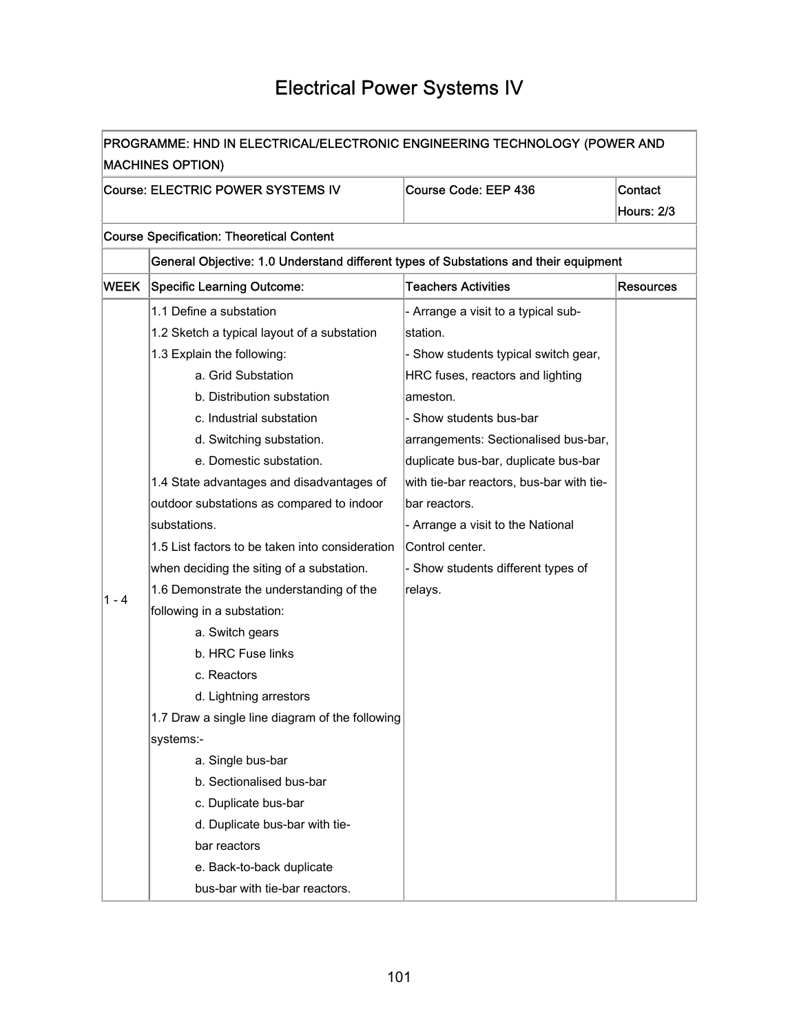# Electrical Power Systems IV

| PROGRAMME: HND IN ELECTRICAL/ELECTRONIC ENGINEERING TECHNOLOGY (POWER AND MACHINES OPTION) | | | |
|---|---|---|---|
| Course: ELECTRIC POWER SYSTEMS IV | | Course Code: EEP 436 | Contact Hours: 2/3 |
| Course Specification: Theoretical Content | | | |
| | General Objective: 1.0 Understand different types of Substations and their equipment | | |
| WEEK | Specific Learning Outcome: | Teachers Activities | Resources |
| 1 - 4 | 1.1 Define a substation<br>1.2 Sketch a typical layout of a substation<br>1.3 Explain the following:<br>a. Grid Substation<br>b. Distribution substation<br>c. Industrial substation<br>d. Switching substation.<br>e. Domestic substation.<br>1.4 State advantages and disadvantages of outdoor substations as compared to indoor substations.<br>1.5 List factors to be taken into consideration when deciding the siting of a substation.<br>1.6 Demonstrate the understanding of the following in a substation:<br>a. Switch gears<br>b. HRC Fuse links<br>c. Reactors<br>d. Lightning arrestors<br>1.7 Draw a single line diagram of the following systems:-<br>a. Single bus-bar<br>b. Sectionalised bus-bar<br>c. Duplicate bus-bar<br>d. Duplicate bus-bar with tie-bar reactors<br>e. Back-to-back duplicate bus-bar with tie-bar reactors. | - Arrange a visit to a typical sub-station.<br>- Show students typical switch gear, HRC fuses, reactors and lighting ameston.<br>- Show students bus-bar arrangements: Sectionalised bus-bar, duplicate bus-bar, duplicate bus-bar with tie-bar reactors, bus-bar with tie-bar reactors.<br>- Arrange a visit to the National Control center.<br>- Show students different types of relays. | |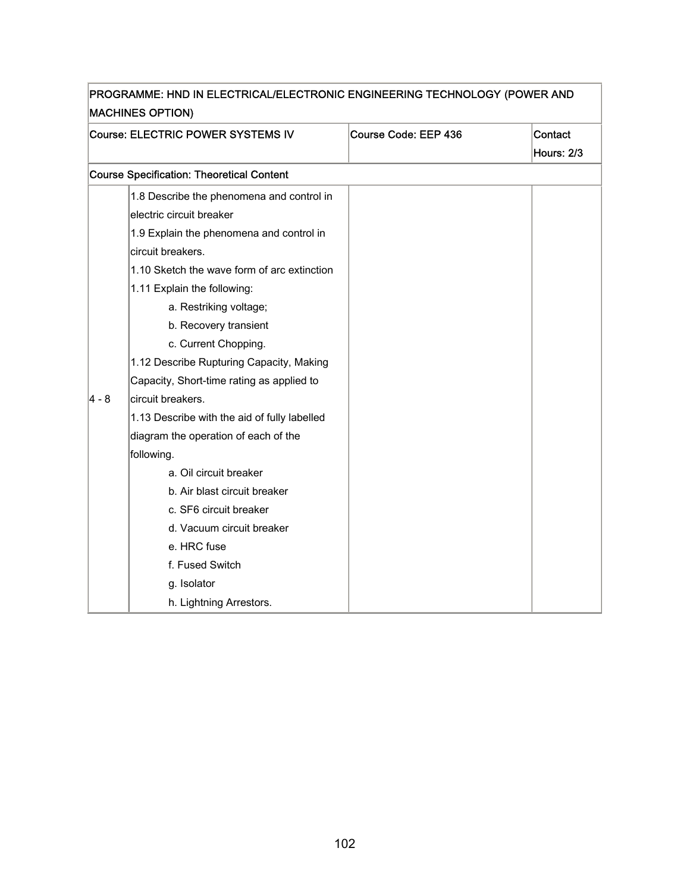| PROGRAMME: HND IN ELECTRICAL/ELECTRONIC ENGINEERING TECHNOLOGY (POWER AND MACHINES OPTION) | | | |
|---|---|---|---|
| Course: ELECTRIC POWER SYSTEMS IV | | Course Code: EEP 436 | Contact Hours: 2/3 |
| Course Specification: Theoretical Content | | | |
| 4 - 8 | 1.8 Describe the phenomena and control in electric circuit breaker<br>1.9 Explain the phenomena and control in circuit breakers.<br>1.10 Sketch the wave form of arc extinction<br>1.11 Explain the following:<br>a. Restriking voltage;<br>b. Recovery transient<br>c. Current Chopping.<br>1.12 Describe Rupturing Capacity, Making Capacity, Short-time rating as applied to circuit breakers.<br>1.13 Describe with the aid of fully labelled diagram the operation of each of the following.<br>a. Oil circuit breaker<br>b. Air blast circuit breaker<br>c. SF6 circuit breaker<br>d. Vacuum circuit breaker<br>e. HRC fuse<br>f. Fused Switch<br>g. Isolator<br>h. Lightning Arrestors. | | |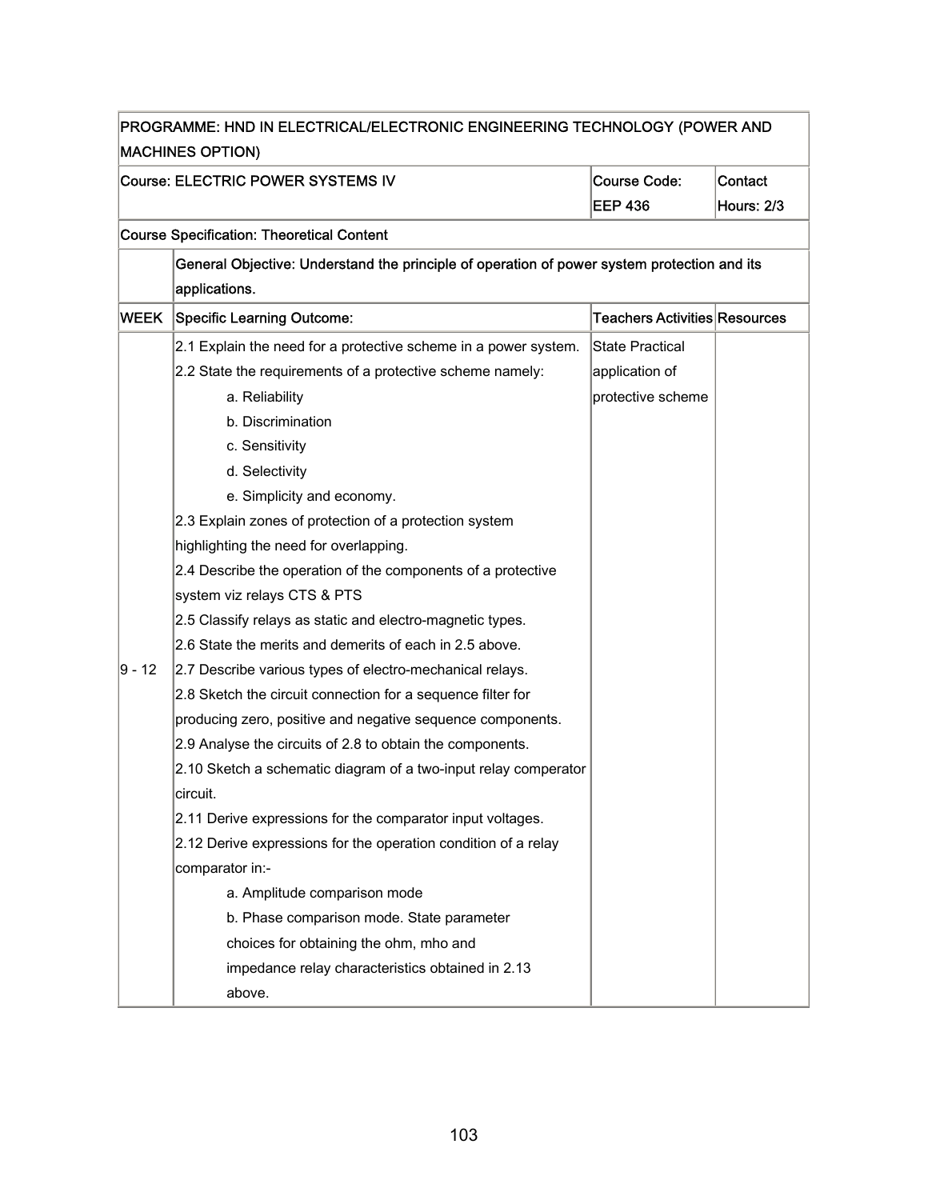| PROGRAMME: HND IN ELECTRICAL/ELECTRONIC ENGINEERING TECHNOLOGY (POWER AND MACHINES OPTION) | | | |
|---|---|---|---|
| Course: ELECTRIC POWER SYSTEMS IV | | Course Code: EEP 436 | Contact Hours: 2/3 |
| Course Specification: Theoretical Content | | | |
| | General Objective: Understand the principle of operation of power system protection and its applications. | | |
| WEEK | Specific Learning Outcome: | Teachers Activities | Resources |
| 9 - 12 | 2.1 Explain the need for a protective scheme in a power system.<br>2.2 State the requirements of a protective scheme namely:<br>a. Reliability<br>b. Discrimination<br>c. Sensitivity<br>d. Selectivity<br>e. Simplicity and economy.<br>2.3 Explain zones of protection of a protection system highlighting the need for overlapping.<br>2.4 Describe the operation of the components of a protective system viz relays CTS & PTS<br>2.5 Classify relays as static and electro-magnetic types.<br>2.6 State the merits and demerits of each in 2.5 above.<br>2.7 Describe various types of electro-mechanical relays.<br>2.8 Sketch the circuit connection for a sequence filter for producing zero, positive and negative sequence components.<br>2.9 Analyse the circuits of 2.8 to obtain the components.<br>2.10 Sketch a schematic diagram of a two-input relay comperator circuit.<br>2.11 Derive expressions for the comparator input voltages.<br>2.12 Derive expressions for the operation condition of a relay comparator in:-<br>a. Amplitude comparison mode<br>b. Phase comparison mode. State parameter choices for obtaining the ohm, mho and impedance relay characteristics obtained in 2.13 above. | State Practical application of protective scheme | |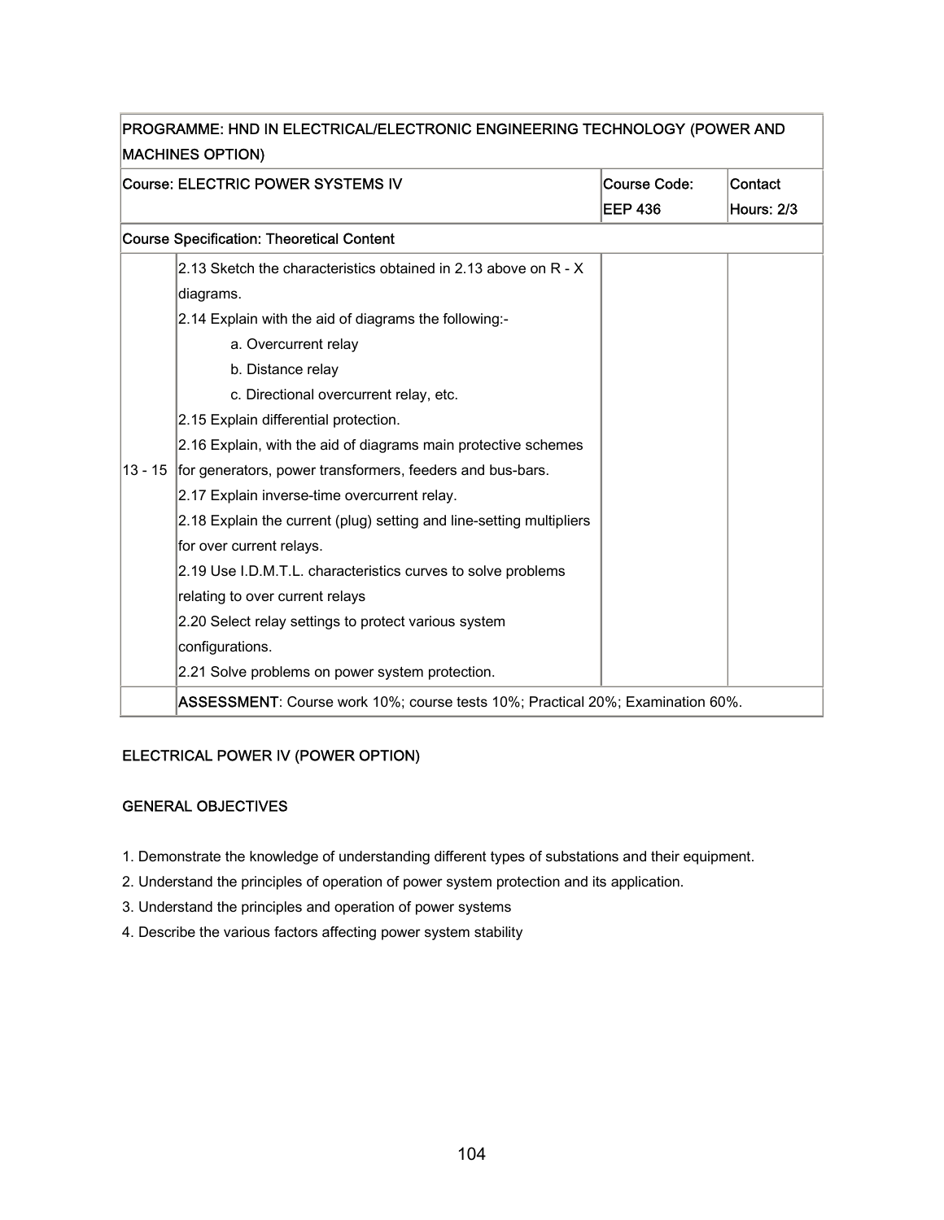| PROGRAMME: HND IN ELECTRICAL/ELECTRONIC ENGINEERING TECHNOLOGY (POWER AND MACHINES OPTION) | | | |
|---|---|---|---|
| Course: ELECTRIC POWER SYSTEMS IV | | Course Code: EEP 436 | Contact Hours: 2/3 |
| Course Specification: Theoretical Content | | | |
| 13 - 15 | 2.13 Sketch the characteristics obtained in 2.13 above on R - X diagrams.<br>2.14 Explain with the aid of diagrams the following:-<br>a. Overcurrent relay<br>b. Distance relay<br>c. Directional overcurrent relay, etc.<br>2.15 Explain differential protection.<br>2.16 Explain, with the aid of diagrams main protective schemes for generators, power transformers, feeders and bus-bars.<br>2.17 Explain inverse-time overcurrent relay.<br>2.18 Explain the current (plug) setting and line-setting multipliers for over current relays.<br>2.19 Use I.D.M.T.L. characteristics curves to solve problems relating to over current relays<br>2.20 Select relay settings to protect various system configurations.<br>2.21 Solve problems on power system protection. | | |
| | **ASSESSMENT**: Course work 10%; course tests 10%; Practical 20%; Examination 60%. | | |

## ELECTRICAL POWER IV (POWER OPTION)

### GENERAL OBJECTIVES

1. Demonstrate the knowledge of understanding different types of substations and their equipment.
2. Understand the principles of operation of power system protection and its application.
3. Understand the principles and operation of power systems
4. Describe the various factors affecting power system stability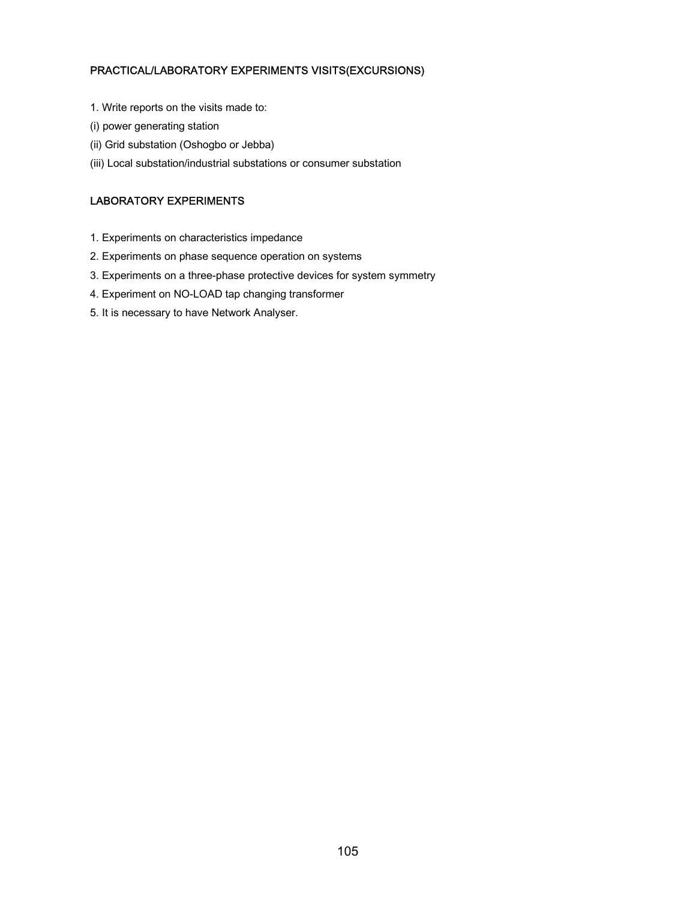## PRACTICAL/LABORATORY EXPERIMENTS VISITS(EXCURSIONS)

1. Write reports on the visits made to:

(i) power generating station

(ii) Grid substation (Oshogbo or Jebba)

(iii) Local substation/industrial substations or consumer substation

## LABORATORY EXPERIMENTS

1. Experiments on characteristics impedance
2. Experiments on phase sequence operation on systems
3. Experiments on a three-phase protective devices for system symmetry
4. Experiment on NO-LOAD tap changing transformer
5. It is necessary to have Network Analyser.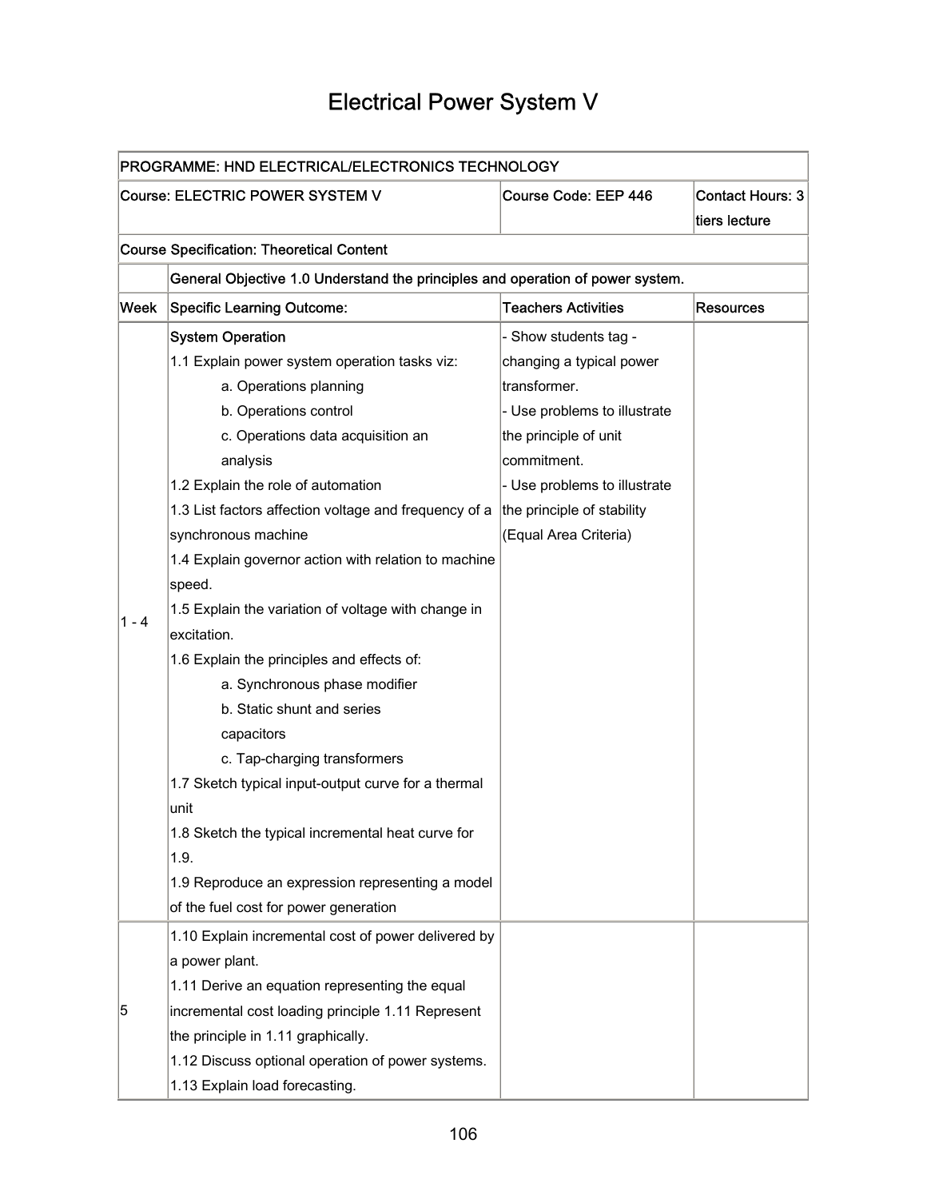# Electrical Power System V

| PROGRAMME: HND ELECTRICAL/ELECTRONICS TECHNOLOGY | | | |
|---|---|---|---|
| Course: ELECTRIC POWER SYSTEM V | | Course Code: EEP 446 | Contact Hours: 3 tiers lecture |
| Course Specification: Theoretical Content | | | |
| | General Objective 1.0 Understand the principles and operation of power system. | | |
| Week | Specific Learning Outcome: | Teachers Activities | Resources |
| 1 - 4 | **System Operation**<br>1.1 Explain power system operation tasks viz:<br>a. Operations planning<br>b. Operations control<br>c. Operations data acquisition an analysis<br>1.2 Explain the role of automation<br>1.3 List factors affection voltage and frequency of a synchronous machine<br>1.4 Explain governor action with relation to machine speed.<br>1.5 Explain the variation of voltage with change in excitation.<br>1.6 Explain the principles and effects of:<br>a. Synchronous phase modifier<br>b. Static shunt and series capacitors<br>c. Tap-charging transformers<br>1.7 Sketch typical input-output curve for a thermal unit<br>1.8 Sketch the typical incremental heat curve for 1.9.<br>1.9 Reproduce an expression representing a model of the fuel cost for power generation | - Show students tag - changing a typical power transformer.<br>- Use problems to illustrate the principle of unit commitment.<br>- Use problems to illustrate the principle of stability (Equal Area Criteria) | |
| 5 | 1.10 Explain incremental cost of power delivered by a power plant.<br>1.11 Derive an equation representing the equal incremental cost loading principle 1.11 Represent the principle in 1.11 graphically.<br>1.12 Discuss optional operation of power systems.<br>1.13 Explain load forecasting. | | |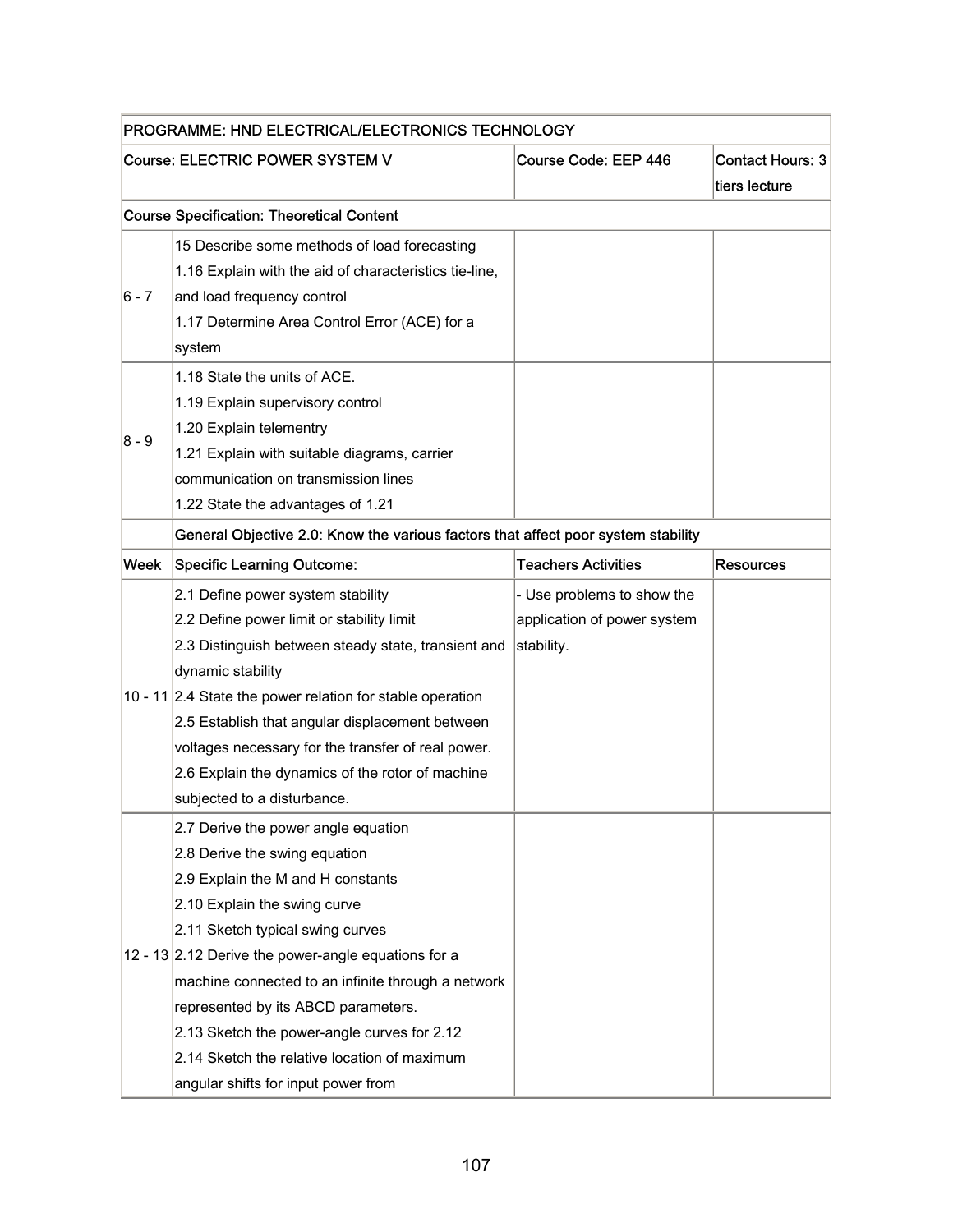| PROGRAMME: HND ELECTRICAL/ELECTRONICS TECHNOLOGY | | | |
|---|---|---|---|
| Course: ELECTRIC POWER SYSTEM V | | Course Code: EEP 446 | Contact Hours: 3 tiers lecture |
| Course Specification: Theoretical Content | | | |
| 6 - 7 | 15 Describe some methods of load forecasting<br>1.16 Explain with the aid of characteristics tie-line, and load frequency control<br>1.17 Determine Area Control Error (ACE) for a system | | |
| 8 - 9 | 1.18 State the units of ACE.<br>1.19 Explain supervisory control<br>1.20 Explain telementry<br>1.21 Explain with suitable diagrams, carrier communication on transmission lines<br>1.22 State the advantages of 1.21 | | |
| | **General Objective 2.0: Know the various factors that affect poor system stability** | | |
| **Week** | **Specific Learning Outcome:** | **Teachers Activities** | **Resources** |
| 10 - 11 | 2.1 Define power system stability<br>2.2 Define power limit or stability limit<br>2.3 Distinguish between steady state, transient and dynamic stability<br>2.4 State the power relation for stable operation<br>2.5 Establish that angular displacement between voltages necessary for the transfer of real power.<br>2.6 Explain the dynamics of the rotor of machine subjected to a disturbance. | - Use problems to show the application of power system stability. | |
| 12 - 13 | 2.7 Derive the power angle equation<br>2.8 Derive the swing equation<br>2.9 Explain the M and H constants<br>2.10 Explain the swing curve<br>2.11 Sketch typical swing curves<br>2.12 Derive the power-angle equations for a machine connected to an infinite through a network represented by its ABCD parameters.<br>2.13 Sketch the power-angle curves for 2.12<br>2.14 Sketch the relative location of maximum angular shifts for input power from | | |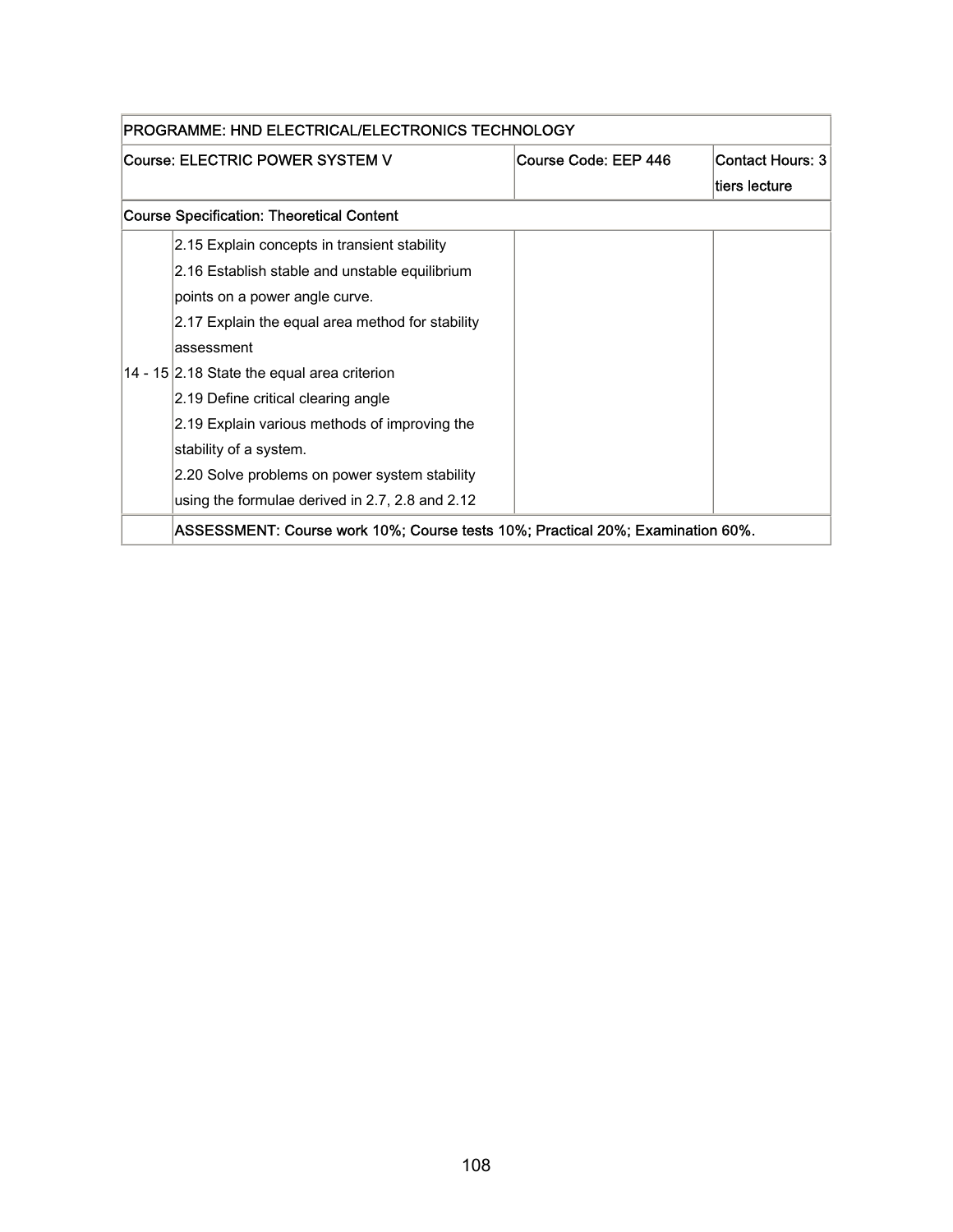| PROGRAMME: HND ELECTRICAL/ELECTRONICS TECHNOLOGY | | | |
|---|---|---|---|
| Course: ELECTRIC POWER SYSTEM V | | Course Code: EEP 446 | Contact Hours: 3 tiers lecture |
| **Course Specification: Theoretical Content** | | | |
| 14 - 15 | 2.15 Explain concepts in transient stability<br>2.16 Establish stable and unstable equilibrium points on a power angle curve.<br>2.17 Explain the equal area method for stability assessment<br>2.18 State the equal area criterion<br>2.19 Define critical clearing angle<br>2.19 Explain various methods of improving the stability of a system.<br>2.20 Solve problems on power system stability using the formulae derived in 2.7, 2.8 and 2.12 | | |
| | **ASSESSMENT: Course work 10%; Course tests 10%; Practical 20%; Examination 60%.** | | |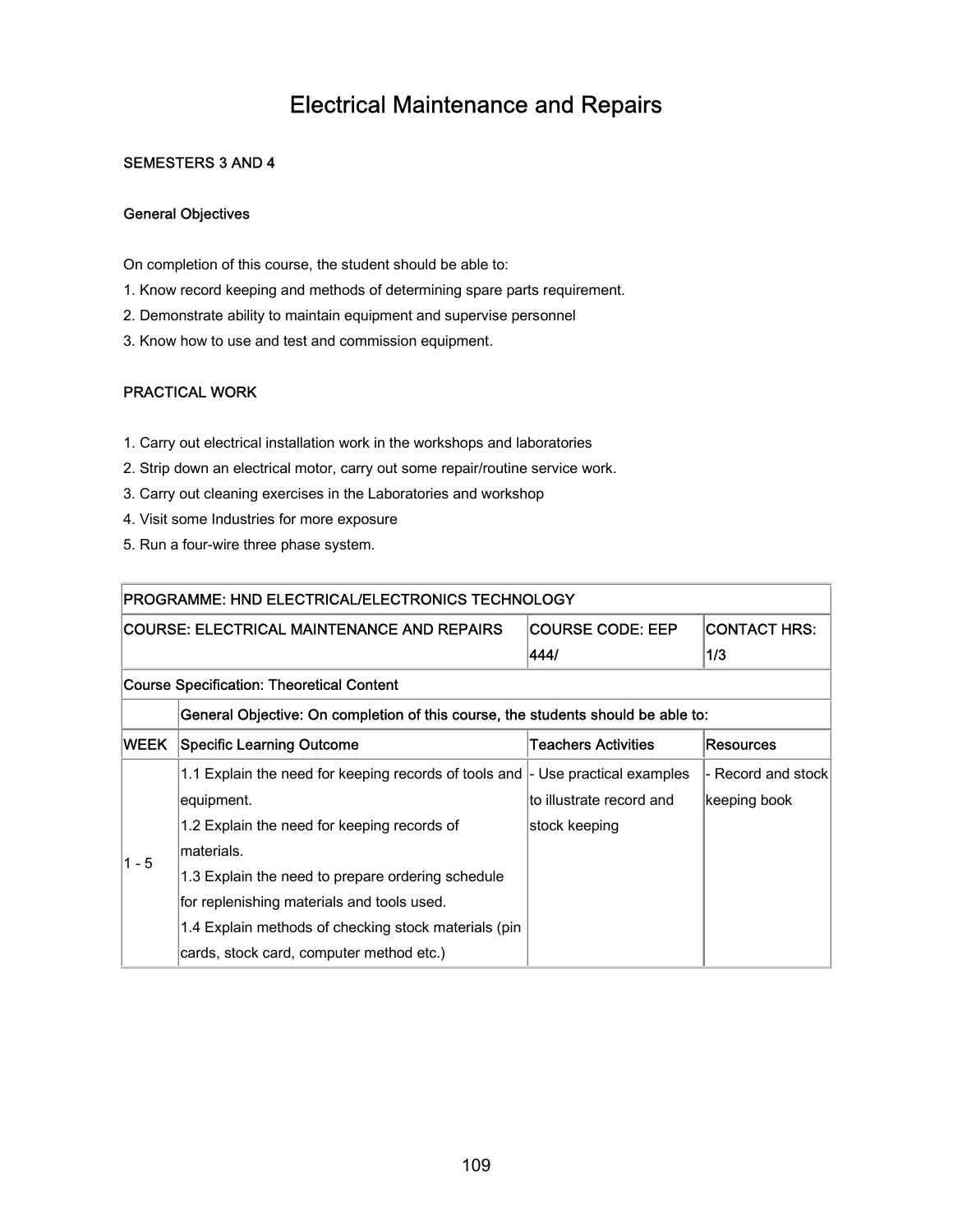# Electrical Maintenance and Repairs

**SEMESTERS 3 AND 4**

**General Objectives**

On completion of this course, the student should be able to:

1. Know record keeping and methods of determining spare parts requirement.
2. Demonstrate ability to maintain equipment and supervise personnel
3. Know how to use and test and commission equipment.

**PRACTICAL WORK**

1. Carry out electrical installation work in the workshops and laboratories
2. Strip down an electrical motor, carry out some repair/routine service work.
3. Carry out cleaning exercises in the Laboratories and workshop
4. Visit some Industries for more exposure
5. Run a four-wire three phase system.

| PROGRAMME: HND ELECTRICAL/ELECTRONICS TECHNOLOGY | | | |
|---|---|---|---|
| COURSE: ELECTRICAL MAINTENANCE AND REPAIRS | | COURSE CODE: EEP 444/ | CONTACT HRS: 1/3 |
| Course Specification: Theoretical Content | | | |
| | General Objective: On completion of this course, the students should be able to: | | |
| WEEK | Specific Learning Outcome | Teachers Activities | Resources |
| 1 - 5 | 1.1 Explain the need for keeping records of tools and equipment.<br>1.2 Explain the need for keeping records of materials.<br>1.3 Explain the need to prepare ordering schedule for replenishing materials and tools used.<br>1.4 Explain methods of checking stock materials (pin cards, stock card, computer method etc.) | - Use practical examples to illustrate record and stock keeping | - Record and stock keeping book |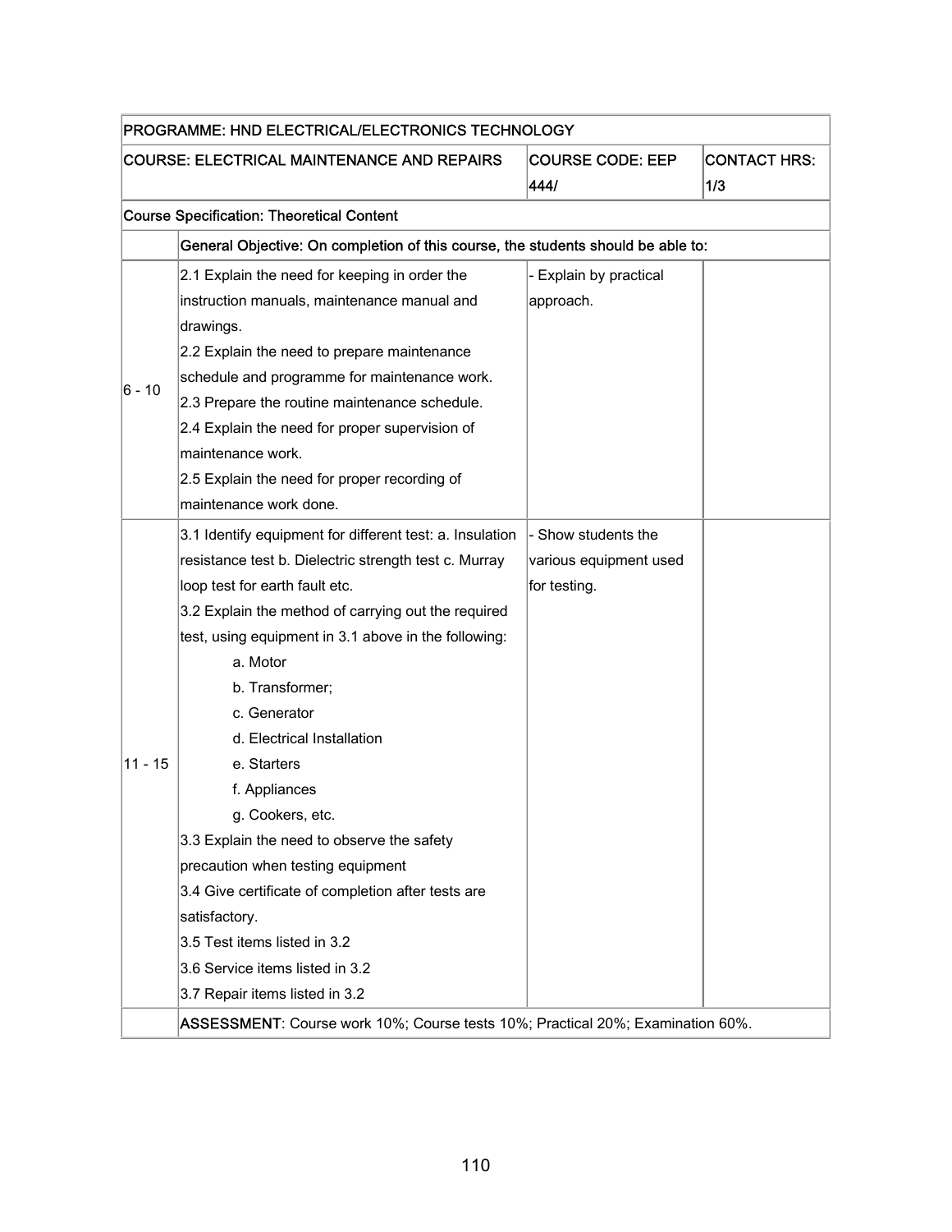| PROGRAMME: HND ELECTRICAL/ELECTRONICS TECHNOLOGY | | | |
|---|---|---|---|
| COURSE: ELECTRICAL MAINTENANCE AND REPAIRS | | COURSE CODE: EEP 444/ | CONTACT HRS: 1/3 |
| **Course Specification: Theoretical Content** | | | |
| | **General Objective: On completion of this course, the students should be able to:** | | |
| 6 - 10 | 2.1 Explain the need for keeping in order the instruction manuals, maintenance manual and drawings.<br>2.2 Explain the need to prepare maintenance schedule and programme for maintenance work.<br>2.3 Prepare the routine maintenance schedule.<br>2.4 Explain the need for proper supervision of maintenance work.<br>2.5 Explain the need for proper recording of maintenance work done. | - Explain by practical approach. | |
| 11 - 15 | 3.1 Identify equipment for different test: a. Insulation resistance test b. Dielectric strength test c. Murray loop test for earth fault etc.<br>3.2 Explain the method of carrying out the required test, using equipment in 3.1 above in the following:<br>a. Motor<br>b. Transformer;<br>c. Generator<br>d. Electrical Installation<br>e. Starters<br>f. Appliances<br>g. Cookers, etc.<br>3.3 Explain the need to observe the safety precaution when testing equipment<br>3.4 Give certificate of completion after tests are satisfactory.<br>3.5 Test items listed in 3.2<br>3.6 Service items listed in 3.2<br>3.7 Repair items listed in 3.2 | - Show students the various equipment used for testing. | |
| | **ASSESSMENT**: Course work 10%; Course tests 10%; Practical 20%; Examination 60%. | | |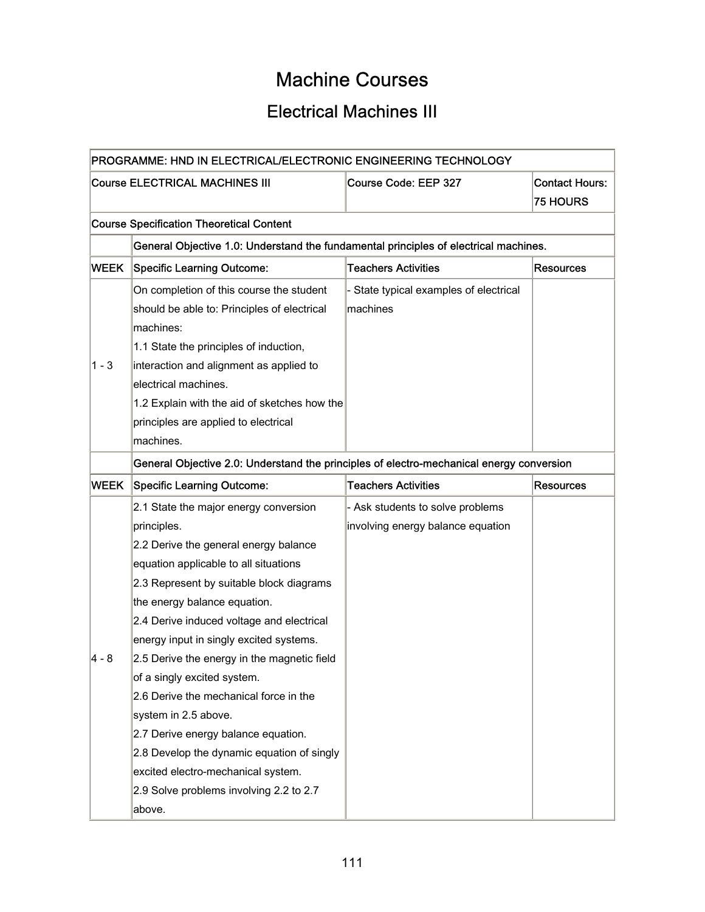# Machine Courses

## Electrical Machines III

| PROGRAMME: HND IN ELECTRICAL/ELECTRONIC ENGINEERING TECHNOLOGY | | | |
|---|---|---|---|
| Course ELECTRICAL MACHINES III | | Course Code: EEP 327 | Contact Hours: 75 HOURS |
| Course Specification Theoretical Content | | | |
| | General Objective 1.0: Understand the fundamental principles of electrical machines. | | |
| WEEK | Specific Learning Outcome: | Teachers Activities | Resources |
| 1 - 3 | On completion of this course the student should be able to: Principles of electrical machines:<br>1.1 State the principles of induction, interaction and alignment as applied to electrical machines.<br>1.2 Explain with the aid of sketches how the principles are applied to electrical machines. | - State typical examples of electrical machines | |
| | General Objective 2.0: Understand the principles of electro-mechanical energy conversion | | |
| WEEK | Specific Learning Outcome: | Teachers Activities | Resources |
| 4 - 8 | 2.1 State the major energy conversion principles.<br>2.2 Derive the general energy balance equation applicable to all situations<br>2.3 Represent by suitable block diagrams the energy balance equation.<br>2.4 Derive induced voltage and electrical energy input in singly excited systems.<br>2.5 Derive the energy in the magnetic field of a singly excited system.<br>2.6 Derive the mechanical force in the system in 2.5 above.<br>2.7 Derive energy balance equation.<br>2.8 Develop the dynamic equation of singly excited electro-mechanical system.<br>2.9 Solve problems involving 2.2 to 2.7 above. | - Ask students to solve problems involving energy balance equation | |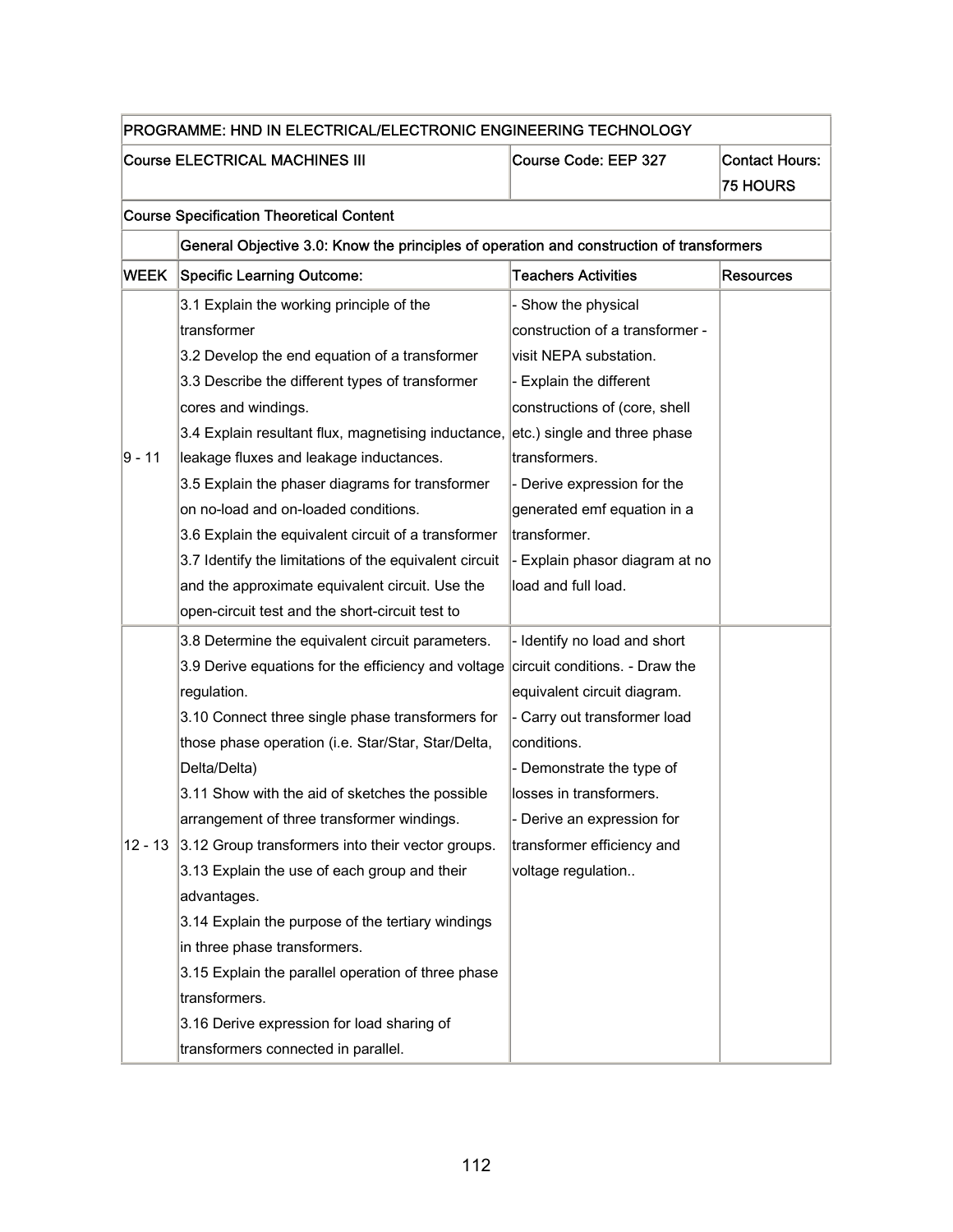| PROGRAMME: HND IN ELECTRICAL/ELECTRONIC ENGINEERING TECHNOLOGY | | | |
|---|---|---|---|
| Course ELECTRICAL MACHINES III | | Course Code: EEP 327 | Contact Hours: 75 HOURS |
| Course Specification Theoretical Content | | | |
| | General Objective 3.0: Know the principles of operation and construction of transformers | | |
| WEEK | Specific Learning Outcome: | Teachers Activities | Resources |
| 9 - 11 | 3.1 Explain the working principle of the transformer<br>3.2 Develop the end equation of a transformer<br>3.3 Describe the different types of transformer cores and windings.<br>3.4 Explain resultant flux, magnetising inductance, leakage fluxes and leakage inductances.<br>3.5 Explain the phaser diagrams for transformer on no-load and on-loaded conditions.<br>3.6 Explain the equivalent circuit of a transformer<br>3.7 Identify the limitations of the equivalent circuit and the approximate equivalent circuit. Use the open-circuit test and the short-circuit test to | - Show the physical construction of a transformer - visit NEPA substation.<br>- Explain the different constructions of (core, shell etc.) single and three phase transformers.<br>- Derive expression for the generated emf equation in a transformer.<br>- Explain phasor diagram at no load and full load. | |
| 12 - 13 | 3.8 Determine the equivalent circuit parameters.<br>3.9 Derive equations for the efficiency and voltage regulation.<br>3.10 Connect three single phase transformers for those phase operation (i.e. Star/Star, Star/Delta, Delta/Delta)<br>3.11 Show with the aid of sketches the possible arrangement of three transformer windings.<br>3.12 Group transformers into their vector groups.<br>3.13 Explain the use of each group and their advantages.<br>3.14 Explain the purpose of the tertiary windings in three phase transformers.<br>3.15 Explain the parallel operation of three phase transformers.<br>3.16 Derive expression for load sharing of transformers connected in parallel. | - Identify no load and short circuit conditions. - Draw the equivalent circuit diagram.<br>- Carry out transformer load conditions.<br>- Demonstrate the type of losses in transformers.<br>- Derive an expression for transformer efficiency and voltage regulation.. | |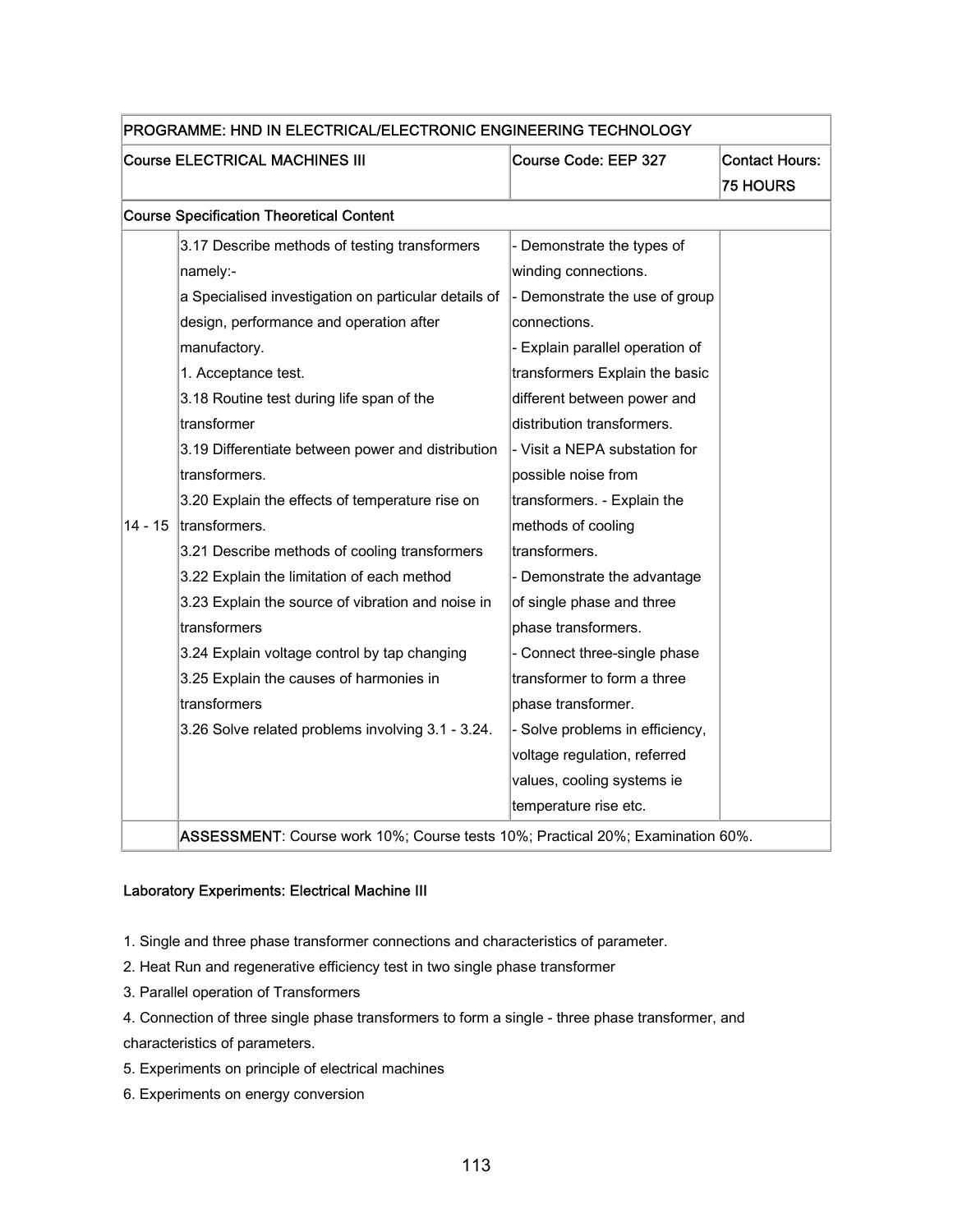| PROGRAMME: HND IN ELECTRICAL/ELECTRONIC ENGINEERING TECHNOLOGY | | | |
|---|---|---|---|
| Course ELECTRICAL MACHINES III | | Course Code: EEP 327 | Contact Hours: 75 HOURS |
| Course Specification Theoretical Content | | | |
| 14 - 15 | 3.17 Describe methods of testing transformers namely:-<br>a Specialised investigation on particular details of design, performance and operation after manufactory.<br>1. Acceptance test.<br>3.18 Routine test during life span of the transformer<br>3.19 Differentiate between power and distribution transformers.<br>3.20 Explain the effects of temperature rise on transformers.<br>3.21 Describe methods of cooling transformers<br>3.22 Explain the limitation of each method<br>3.23 Explain the source of vibration and noise in transformers<br>3.24 Explain voltage control by tap changing<br>3.25 Explain the causes of harmonies in transformers<br>3.26 Solve related problems involving 3.1 - 3.24. | - Demonstrate the types of winding connections.<br>- Demonstrate the use of group connections.<br>- Explain parallel operation of transformers Explain the basic different between power and distribution transformers.<br>- Visit a NEPA substation for possible noise from transformers. - Explain the methods of cooling transformers.<br>- Demonstrate the advantage of single phase and three phase transformers.<br>- Connect three-single phase transformer to form a three phase transformer.<br>- Solve problems in efficiency, voltage regulation, referred values, cooling systems ie temperature rise etc. | |
| | **ASSESSMENT**: Course work 10%; Course tests 10%; Practical 20%; Examination 60%. | | |

### Laboratory Experiments: Electrical Machine III

1. Single and three phase transformer connections and characteristics of parameter.
2. Heat Run and regenerative efficiency test in two single phase transformer
3. Parallel operation of Transformers
4. Connection of three single phase transformers to form a single - three phase transformer, and characteristics of parameters.
5. Experiments on principle of electrical machines
6. Experiments on energy conversion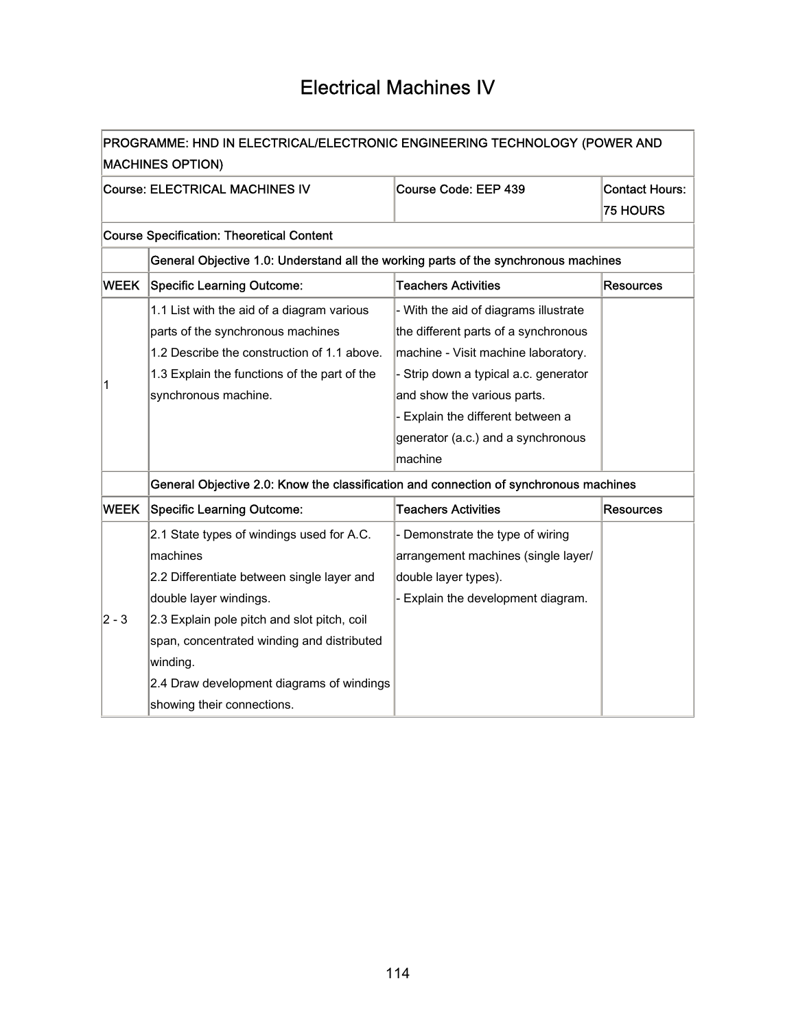# Electrical Machines IV

| PROGRAMME: HND IN ELECTRICAL/ELECTRONIC ENGINEERING TECHNOLOGY (POWER AND MACHINES OPTION) | | | |
|---|---|---|---|
| Course: ELECTRICAL MACHINES IV | | Course Code: EEP 439 | Contact Hours: 75 HOURS |
| Course Specification: Theoretical Content | | | |
| | General Objective 1.0: Understand all the working parts of the synchronous machines | | |
| WEEK | Specific Learning Outcome: | Teachers Activities | Resources |
| 1 | 1.1 List with the aid of a diagram various parts of the synchronous machines<br>1.2 Describe the construction of 1.1 above.<br>1.3 Explain the functions of the part of the synchronous machine. | - With the aid of diagrams illustrate the different parts of a synchronous machine - Visit machine laboratory.<br>- Strip down a typical a.c. generator and show the various parts.<br>- Explain the different between a generator (a.c.) and a synchronous machine | |
| | General Objective 2.0: Know the classification and connection of synchronous machines | | |
| WEEK | Specific Learning Outcome: | Teachers Activities | Resources |
| 2 - 3 | 2.1 State types of windings used for A.C. machines<br>2.2 Differentiate between single layer and double layer windings.<br>2.3 Explain pole pitch and slot pitch, coil span, concentrated winding and distributed winding.<br>2.4 Draw development diagrams of windings showing their connections. | - Demonstrate the type of wiring arrangement machines (single layer/ double layer types).<br>- Explain the development diagram. | |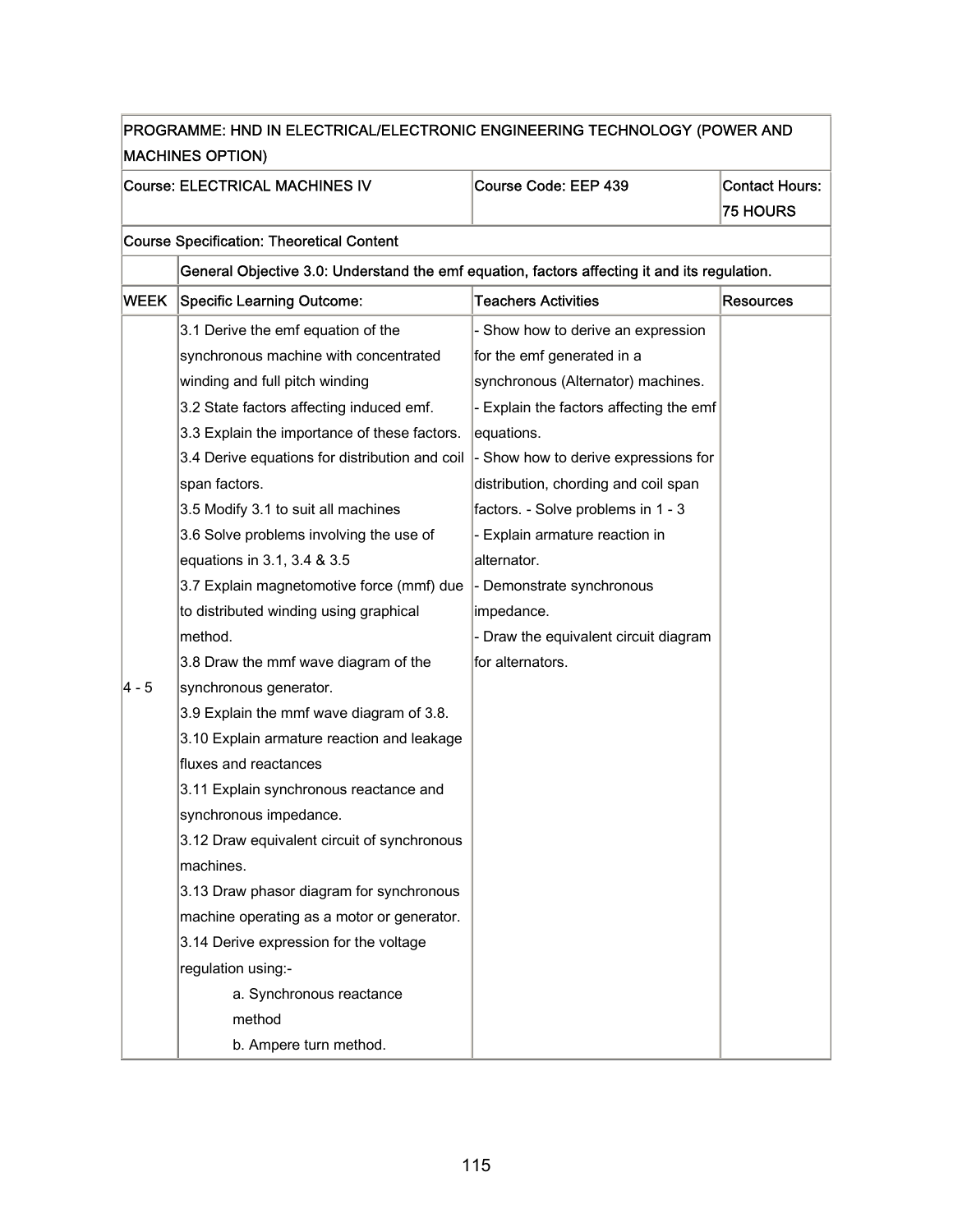| PROGRAMME: HND IN ELECTRICAL/ELECTRONIC ENGINEERING TECHNOLOGY (POWER AND MACHINES OPTION) | | | |
|---|---|---|---|
| Course: ELECTRICAL MACHINES IV | | Course Code: EEP 439 | Contact Hours: 75 HOURS |
| Course Specification: Theoretical Content | | | |
| | General Objective 3.0: Understand the emf equation, factors affecting it and its regulation. | | |
| WEEK | Specific Learning Outcome: | Teachers Activities | Resources |
| 4 - 5 | 3.1 Derive the emf equation of the synchronous machine with concentrated winding and full pitch winding<br>3.2 State factors affecting induced emf.<br>3.3 Explain the importance of these factors.<br>3.4 Derive equations for distribution and coil span factors.<br>3.5 Modify 3.1 to suit all machines<br>3.6 Solve problems involving the use of equations in 3.1, 3.4 & 3.5<br>3.7 Explain magnetomotive force (mmf) due to distributed winding using graphical method.<br>3.8 Draw the mmf wave diagram of the synchronous generator.<br>3.9 Explain the mmf wave diagram of 3.8.<br>3.10 Explain armature reaction and leakage fluxes and reactances<br>3.11 Explain synchronous reactance and synchronous impedance.<br>3.12 Draw equivalent circuit of synchronous machines.<br>3.13 Draw phasor diagram for synchronous machine operating as a motor or generator.<br>3.14 Derive expression for the voltage regulation using:-<br>a. Synchronous reactance method<br>b. Ampere turn method. | - Show how to derive an expression for the emf generated in a synchronous (Alternator) machines.<br>- Explain the factors affecting the emf equations.<br>- Show how to derive expressions for distribution, chording and coil span factors. - Solve problems in 1 - 3<br>- Explain armature reaction in alternator.<br>- Demonstrate synchronous impedance.<br>- Draw the equivalent circuit diagram for alternators. | |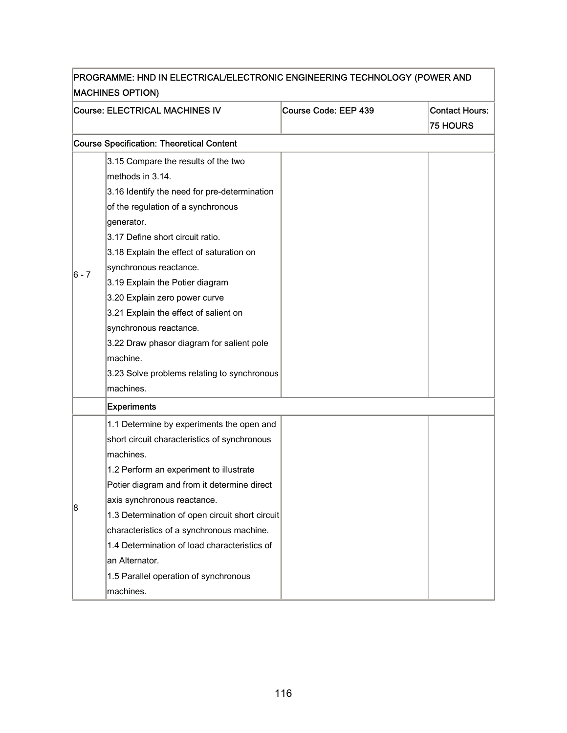| PROGRAMME: HND IN ELECTRICAL/ELECTRONIC ENGINEERING TECHNOLOGY (POWER AND MACHINES OPTION) | | | |
|---|---|---|---|
| Course: ELECTRICAL MACHINES IV | | Course Code: EEP 439 | Contact Hours: 75 HOURS |
| Course Specification: Theoretical Content | | | |
| 6 - 7 | 3.15 Compare the results of the two methods in 3.14.<br>3.16 Identify the need for pre-determination of the regulation of a synchronous generator.<br>3.17 Define short circuit ratio.<br>3.18 Explain the effect of saturation on synchronous reactance.<br>3.19 Explain the Potier diagram<br>3.20 Explain zero power curve<br>3.21 Explain the effect of salient on synchronous reactance.<br>3.22 Draw phasor diagram for salient pole machine.<br>3.23 Solve problems relating to synchronous machines. | | |
| | **Experiments** | | |
| 8 | 1.1 Determine by experiments the open and short circuit characteristics of synchronous machines.<br>1.2 Perform an experiment to illustrate Potier diagram and from it determine direct axis synchronous reactance.<br>1.3 Determination of open circuit short circuit characteristics of a synchronous machine.<br>1.4 Determination of load characteristics of an Alternator.<br>1.5 Parallel operation of synchronous machines. | | |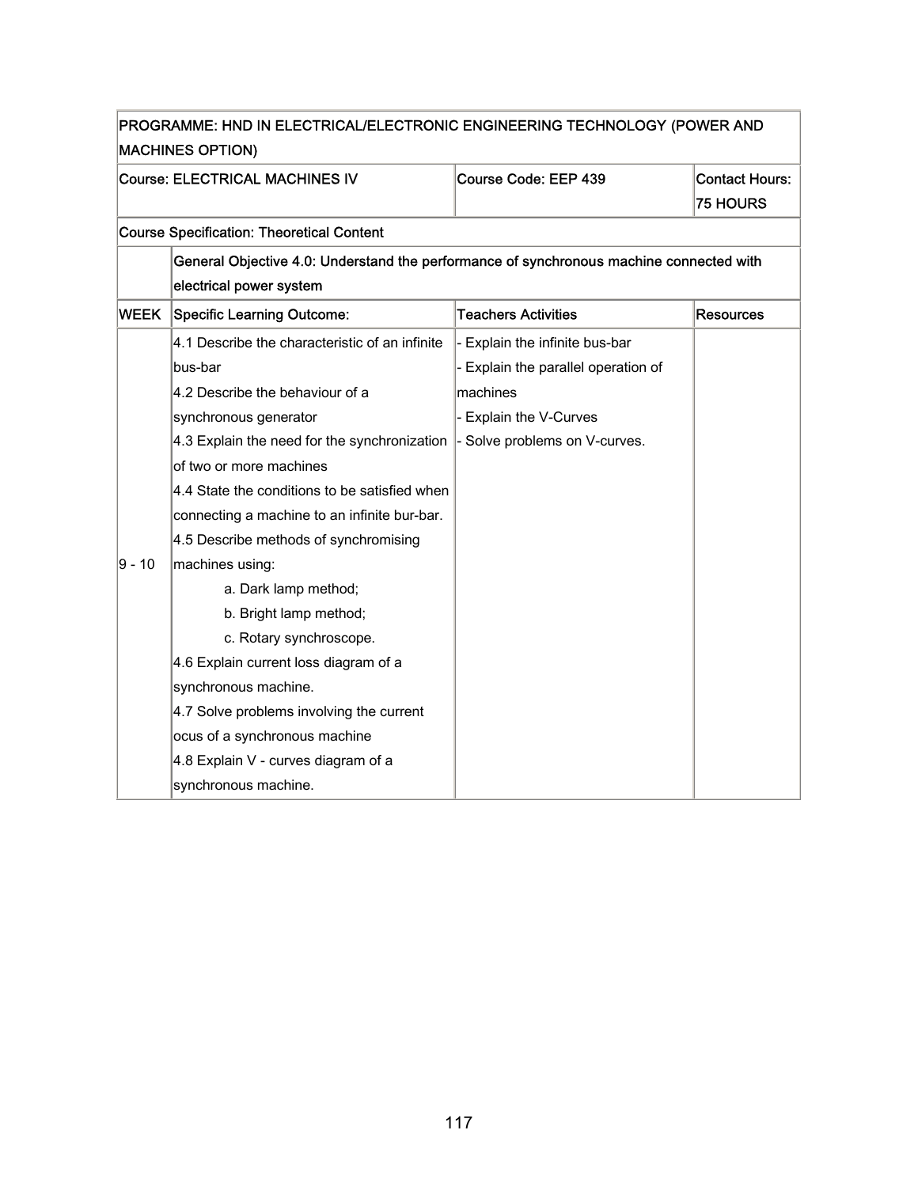| PROGRAMME: HND IN ELECTRICAL/ELECTRONIC ENGINEERING TECHNOLOGY (POWER AND MACHINES OPTION) | | | |
|---|---|---|---|
| Course: ELECTRICAL MACHINES IV | | Course Code: EEP 439 | Contact Hours: 75 HOURS |
| Course Specification: Theoretical Content | | | |
| | General Objective 4.0: Understand the performance of synchronous machine connected with electrical power system | | |
| WEEK | Specific Learning Outcome: | Teachers Activities | Resources |
| 9 - 10 | 4.1 Describe the characteristic of an infinite bus-bar<br>4.2 Describe the behaviour of a synchronous generator<br>4.3 Explain the need for the synchronization of two or more machines<br>4.4 State the conditions to be satisfied when connecting a machine to an infinite bur-bar.<br>4.5 Describe methods of synchromising machines using:<br>a. Dark lamp method;<br>b. Bright lamp method;<br>c. Rotary synchroscope.<br>4.6 Explain current loss diagram of a synchronous machine.<br>4.7 Solve problems involving the current ocus of a synchronous machine<br>4.8 Explain V - curves diagram of a synchronous machine. | - Explain the infinite bus-bar<br>- Explain the parallel operation of machines<br>- Explain the V-Curves<br>- Solve problems on V-curves. | |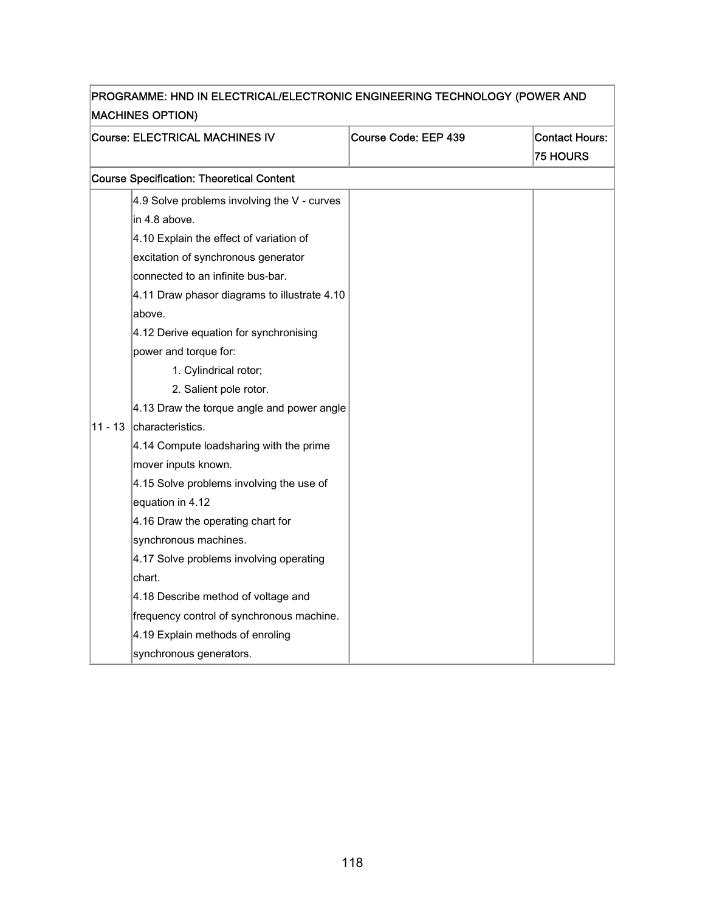| PROGRAMME: HND IN ELECTRICAL/ELECTRONIC ENGINEERING TECHNOLOGY (POWER AND MACHINES OPTION) | | | |
|---|---|---|---|
| Course: ELECTRICAL MACHINES IV | | Course Code: EEP 439 | Contact Hours: 75 HOURS |
| Course Specification: Theoretical Content | | | |
| 11 - 13 | 4.9 Solve problems involving the V - curves in 4.8 above.<br>4.10 Explain the effect of variation of excitation of synchronous generator connected to an infinite bus-bar.<br>4.11 Draw phasor diagrams to illustrate 4.10 above.<br>4.12 Derive equation for synchronising power and torque for:<br>1. Cylindrical rotor;<br>2. Salient pole rotor.<br>4.13 Draw the torque angle and power angle characteristics.<br>4.14 Compute loadsharing with the prime mover inputs known.<br>4.15 Solve problems involving the use of equation in 4.12<br>4.16 Draw the operating chart for synchronous machines.<br>4.17 Solve problems involving operating chart.<br>4.18 Describe method of voltage and frequency control of synchronous machine.<br>4.19 Explain methods of enroling synchronous generators. | | |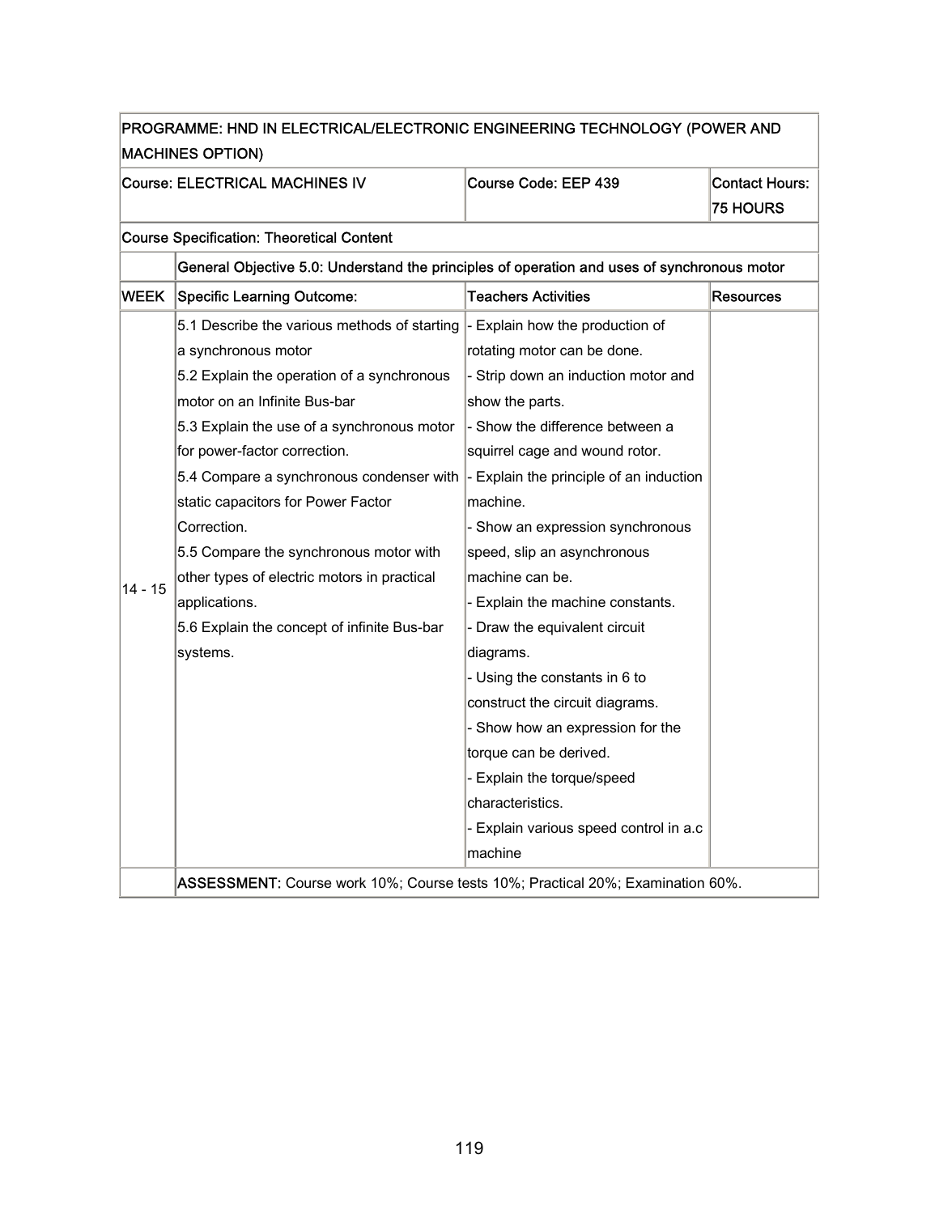| PROGRAMME: HND IN ELECTRICAL/ELECTRONIC ENGINEERING TECHNOLOGY (POWER AND MACHINES OPTION) | | | |
|---|---|---|---|
| Course: ELECTRICAL MACHINES IV | | Course Code: EEP 439 | Contact Hours: 75 HOURS |
| Course Specification: Theoretical Content | | | |
| | General Objective 5.0: Understand the principles of operation and uses of synchronous motor | | |
| WEEK | Specific Learning Outcome: | Teachers Activities | Resources |
| 14 - 15 | 5.1 Describe the various methods of starting a synchronous motor<br>5.2 Explain the operation of a synchronous motor on an Infinite Bus-bar<br>5.3 Explain the use of a synchronous motor for power-factor correction.<br>5.4 Compare a synchronous condenser with static capacitors for Power Factor Correction.<br>5.5 Compare the synchronous motor with other types of electric motors in practical applications.<br>5.6 Explain the concept of infinite Bus-bar systems. | - Explain how the production of rotating motor can be done.<br>- Strip down an induction motor and show the parts.<br>- Show the difference between a squirrel cage and wound rotor.<br>- Explain the principle of an induction machine.<br>- Show an expression synchronous speed, slip an asynchronous machine can be.<br>- Explain the machine constants.<br>- Draw the equivalent circuit diagrams.<br>- Using the constants in 6 to construct the circuit diagrams.<br>- Show how an expression for the torque can be derived.<br>- Explain the torque/speed characteristics.<br>- Explain various speed control in a.c machine | |
| | **ASSESSMENT:** Course work 10%; Course tests 10%; Practical 20%; Examination 60%. | | |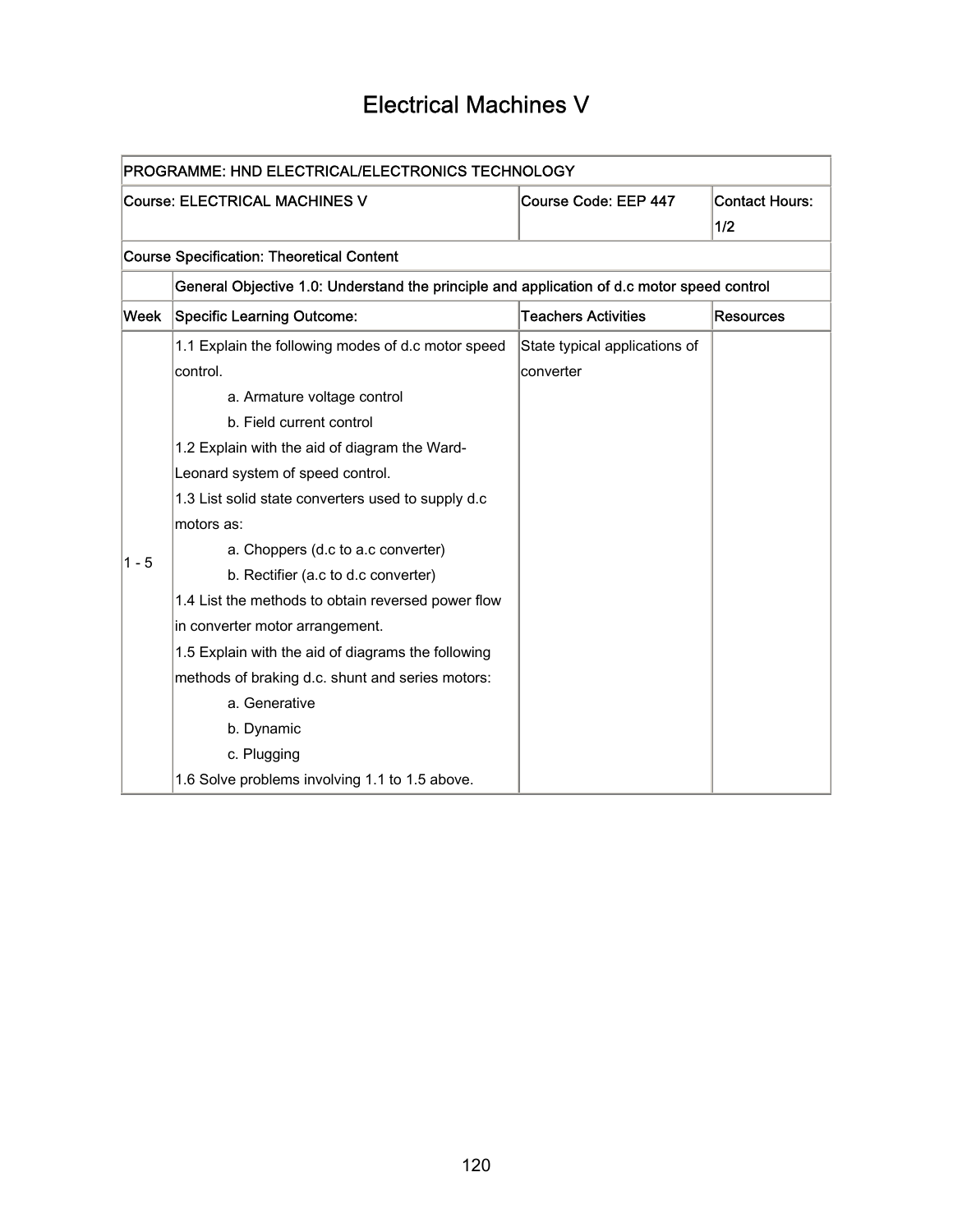# Electrical Machines V

| PROGRAMME: HND ELECTRICAL/ELECTRONICS TECHNOLOGY | | | |
|---|---|---|---|
| Course: ELECTRICAL MACHINES V | | Course Code: EEP 447 | Contact Hours: 1/2 |
| Course Specification: Theoretical Content | | | |
| | General Objective 1.0: Understand the principle and application of d.c motor speed control | | |
| Week | Specific Learning Outcome: | Teachers Activities | Resources |
| 1 - 5 | 1.1 Explain the following modes of d.c motor speed control.<br>a. Armature voltage control<br>b. Field current control<br>1.2 Explain with the aid of diagram the Ward-Leonard system of speed control.<br>1.3 List solid state converters used to supply d.c motors as:<br>a. Choppers (d.c to a.c converter)<br>b. Rectifier (a.c to d.c converter)<br>1.4 List the methods to obtain reversed power flow in converter motor arrangement.<br>1.5 Explain with the aid of diagrams the following methods of braking d.c. shunt and series motors:<br>a. Generative<br>b. Dynamic<br>c. Plugging<br>1.6 Solve problems involving 1.1 to 1.5 above. | State typical applications of converter | |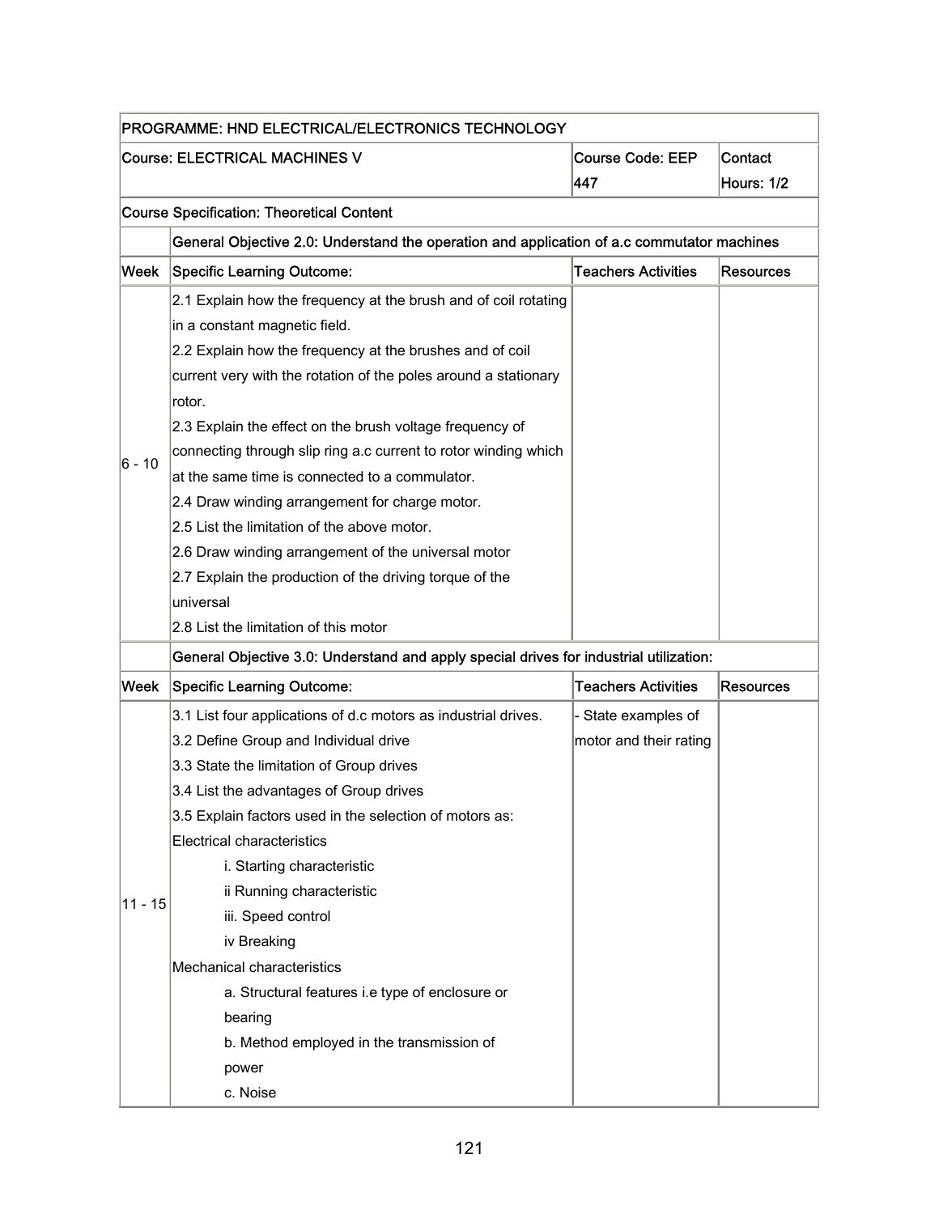| PROGRAMME: HND ELECTRICAL/ELECTRONICS TECHNOLOGY | | | |
|---|---|---|---|
| Course: ELECTRICAL MACHINES V | | Course Code: EEP 447 | Contact Hours: 1/2 |
| Course Specification: Theoretical Content | | | |
| | General Objective 2.0: Understand the operation and application of a.c commutator machines | | |
| Week | Specific Learning Outcome: | Teachers Activities | Resources |
| 6 - 10 | 2.1 Explain how the frequency at the brush and of coil rotating in a constant magnetic field.<br>2.2 Explain how the frequency at the brushes and of coil current very with the rotation of the poles around a stationary rotor.<br>2.3 Explain the effect on the brush voltage frequency of connecting through slip ring a.c current to rotor winding which at the same time is connected to a commutator.<br>2.4 Draw winding arrangement for charge motor.<br>2.5 List the limitation of the above motor.<br>2.6 Draw winding arrangement of the universal motor<br>2.7 Explain the production of the driving torque of the universal<br>2.8 List the limitation of this motor | | |
| | General Objective 3.0: Understand and apply special drives for industrial utilization: | | |
| Week | Specific Learning Outcome: | Teachers Activities | Resources |
| 11 - 15 | 3.1 List four applications of d.c motors as industrial drives.<br>3.2 Define Group and Individual drive<br>3.3 State the limitation of Group drives<br>3.4 List the advantages of Group drives<br>3.5 Explain factors used in the selection of motors as:<br>Electrical characteristics<br>i. Starting characteristic<br>ii Running characteristic<br>iii. Speed control<br>iv Breaking<br>Mechanical characteristics<br>a. Structural features i.e type of enclosure or bearing<br>b. Method employed in the transmission of power<br>c. Noise | - State examples of motor and their rating | |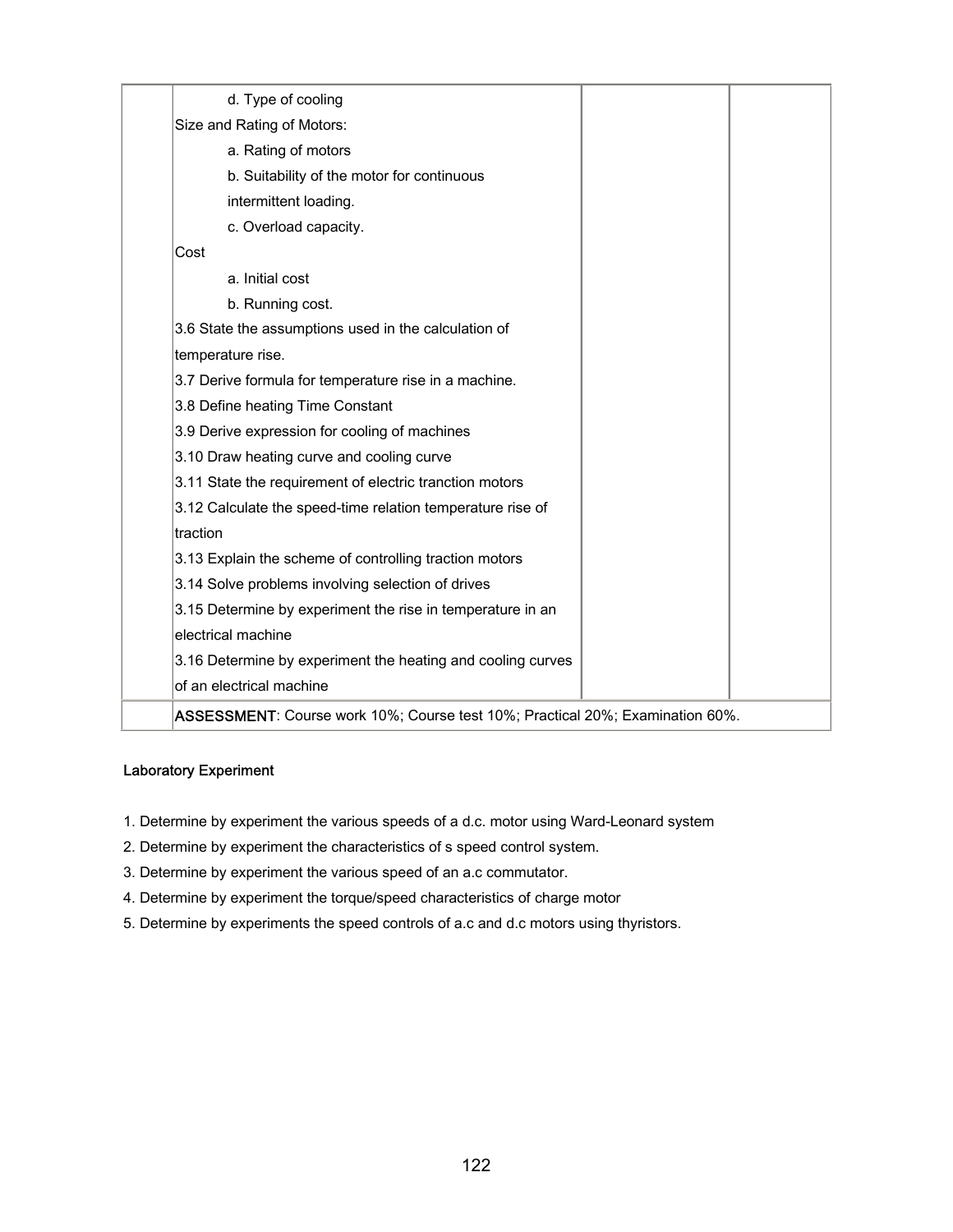| | | | |
|---|---|---|---|
| | d. Type of cooling<br>Size and Rating of Motors:<br>a. Rating of motors<br>b. Suitability of the motor for continuous intermittent loading.<br>c. Overload capacity.<br>Cost<br>a. Initial cost<br>b. Running cost.<br>3.6 State the assumptions used in the calculation of temperature rise.<br>3.7 Derive formula for temperature rise in a machine.<br>3.8 Define heating Time Constant<br>3.9 Derive expression for cooling of machines<br>3.10 Draw heating curve and cooling curve<br>3.11 State the requirement of electric tranction motors<br>3.12 Calculate the speed-time relation temperature rise of traction<br>3.13 Explain the scheme of controlling traction motors<br>3.14 Solve problems involving selection of drives<br>3.15 Determine by experiment the rise in temperature in an electrical machine<br>3.16 Determine by experiment the heating and cooling curves of an electrical machine | | |
| | **ASSESSMENT**: Course work 10%; Course test 10%; Practical 20%; Examination 60%. | | |

**Laboratory Experiment**

1. Determine by experiment the various speeds of a d.c. motor using Ward-Leonard system
2. Determine by experiment the characteristics of s speed control system.
3. Determine by experiment the various speed of an a.c commutator.
4. Determine by experiment the torque/speed characteristics of charge motor
5. Determine by experiments the speed controls of a.c and d.c motors using thyristors.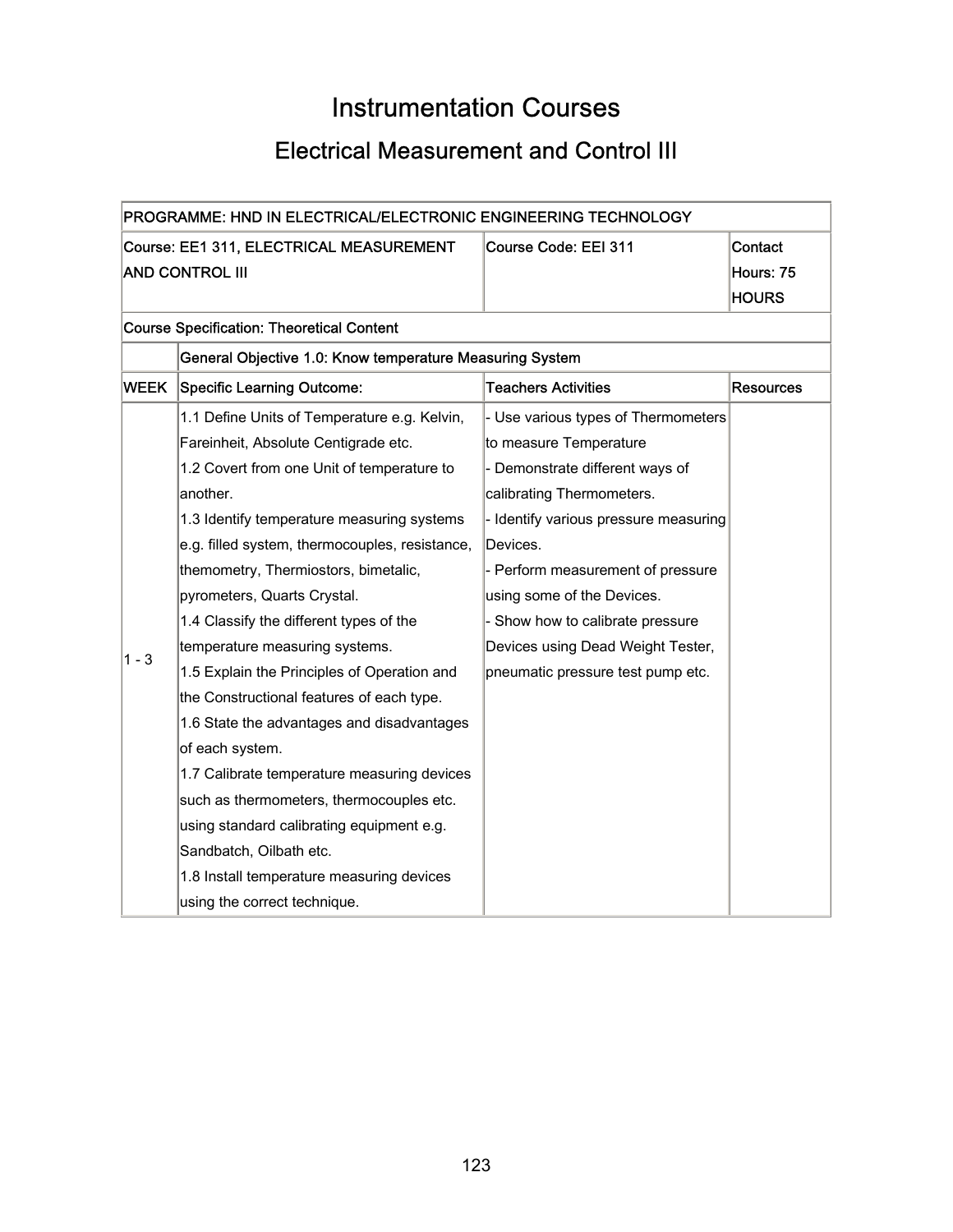# Instrumentation Courses

## Electrical Measurement and Control III

| PROGRAMME: HND IN ELECTRICAL/ELECTRONIC ENGINEERING TECHNOLOGY | | | |
|---|---|---|---|
| Course: EE1 311, ELECTRICAL MEASUREMENT AND CONTROL III | | Course Code: EEI 311 | Contact Hours: 75 HOURS |
| Course Specification: Theoretical Content | | | |
| | General Objective 1.0: Know temperature Measuring System | | |
| WEEK | Specific Learning Outcome: | Teachers Activities | Resources |
| 1 - 3 | 1.1 Define Units of Temperature e.g. Kelvin, Fareinheit, Absolute Centigrade etc.<br>1.2 Covert from one Unit of temperature to another.<br>1.3 Identify temperature measuring systems e.g. filled system, thermocouples, resistance, themometry, Thermiostors, bimetalic, pyrometers, Quarts Crystal.<br>1.4 Classify the different types of the temperature measuring systems.<br>1.5 Explain the Principles of Operation and the Constructional features of each type.<br>1.6 State the advantages and disadvantages of each system.<br>1.7 Calibrate temperature measuring devices such as thermometers, thermocouples etc. using standard calibrating equipment e.g. Sandbatch, Oilbath etc.<br>1.8 Install temperature measuring devices using the correct technique. | - Use various types of Thermometers to measure Temperature<br>- Demonstrate different ways of calibrating Thermometers.<br>- Identify various pressure measuring Devices.<br>- Perform measurement of pressure using some of the Devices.<br>- Show how to calibrate pressure Devices using Dead Weight Tester, pneumatic pressure test pump etc. | |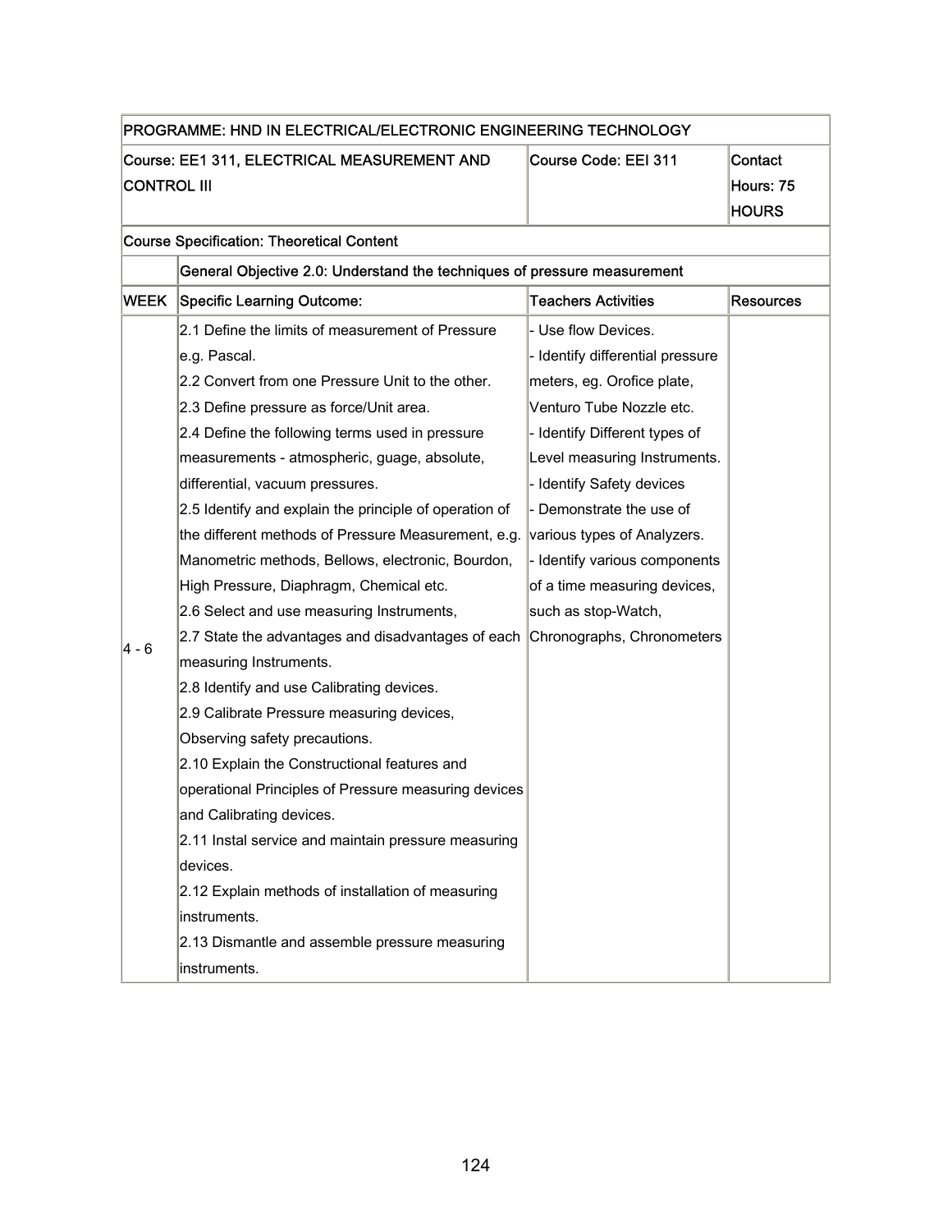| PROGRAMME: HND IN ELECTRICAL/ELECTRONIC ENGINEERING TECHNOLOGY | | | |
|---|---|---|---|
| Course: EE1 311, ELECTRICAL MEASUREMENT AND CONTROL III | | Course Code: EEI 311 | Contact Hours: 75 HOURS |
| Course Specification: Theoretical Content | | | |
| | General Objective 2.0: Understand the techniques of pressure measurement | | |
| WEEK | Specific Learning Outcome: | Teachers Activities | Resources |
| 4 - 6 | 2.1 Define the limits of measurement of Pressure e.g. Pascal.<br>2.2 Convert from one Pressure Unit to the other.<br>2.3 Define pressure as force/Unit area.<br>2.4 Define the following terms used in pressure measurements - atmospheric, guage, absolute, differential, vacuum pressures.<br>2.5 Identify and explain the principle of operation of the different methods of Pressure Measurement, e.g. Manometric methods, Bellows, electronic, Bourdon, High Pressure, Diaphragm, Chemical etc.<br>2.6 Select and use measuring Instruments,<br>2.7 State the advantages and disadvantages of each measuring Instruments.<br>2.8 Identify and use Calibrating devices.<br>2.9 Calibrate Pressure measuring devices, Observing safety precautions.<br>2.10 Explain the Constructional features and operational Principles of Pressure measuring devices and Calibrating devices.<br>2.11 Instal service and maintain pressure measuring devices.<br>2.12 Explain methods of installation of measuring instruments.<br>2.13 Dismantle and assemble pressure measuring instruments. | - Use flow Devices.<br>- Identify differential pressure meters, eg. Orofice plate, Venturo Tube Nozzle etc.<br>- Identify Different types of Level measuring Instruments.<br>- Identify Safety devices<br>- Demonstrate the use of various types of Analyzers.<br>- Identify various components of a time measuring devices, such as stop-Watch, Chronographs, Chronometers | |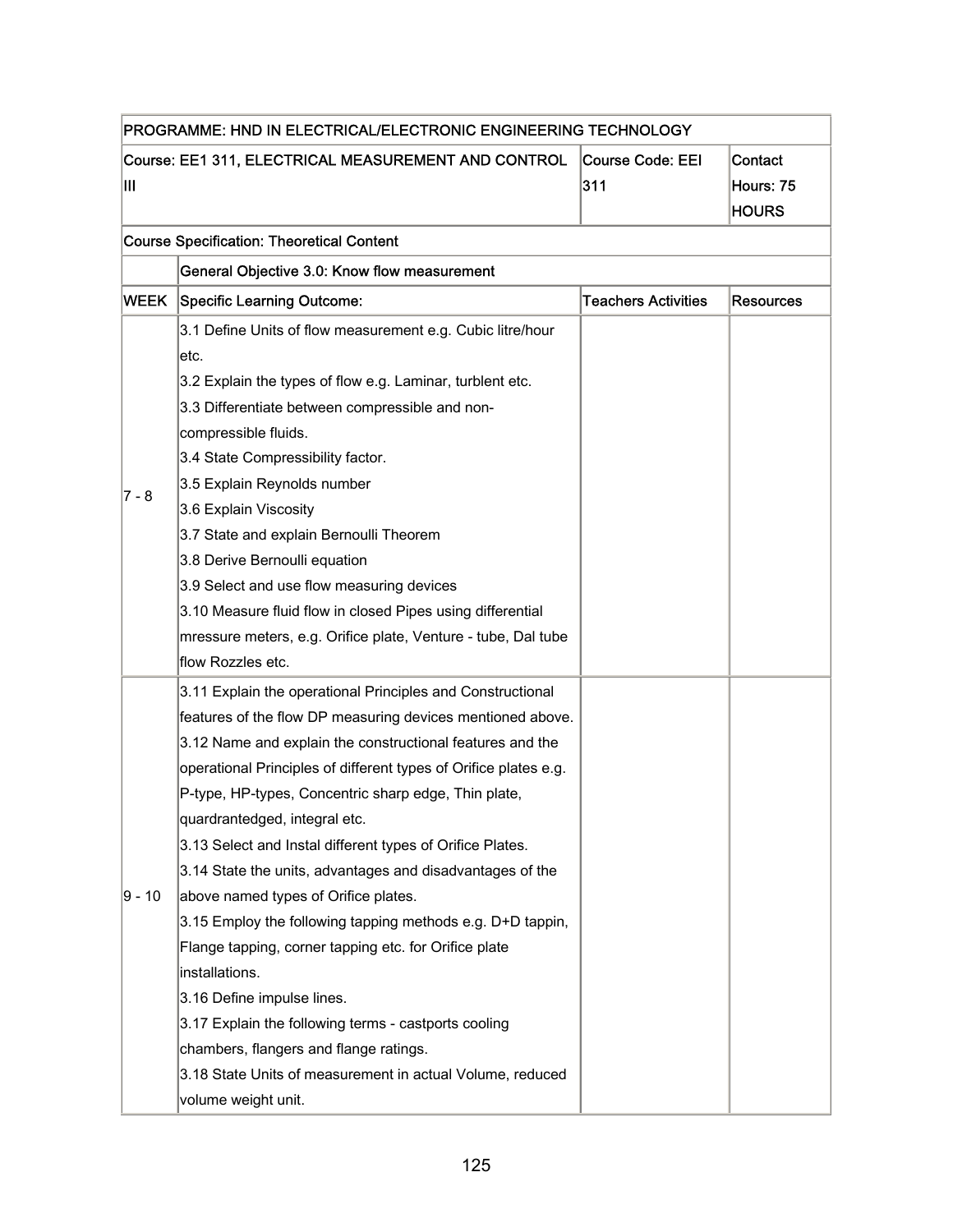| PROGRAMME: HND IN ELECTRICAL/ELECTRONIC ENGINEERING TECHNOLOGY | | | |
|---|---|---|---|
| Course: EE1 311, ELECTRICAL MEASUREMENT AND CONTROL III | | Course Code: EEI 311 | Contact Hours: 75 HOURS |
| Course Specification: Theoretical Content | | | |
| | General Objective 3.0: Know flow measurement | | |
| WEEK | Specific Learning Outcome: | Teachers Activities | Resources |
| 7 - 8 | 3.1 Define Units of flow measurement e.g. Cubic litre/hour etc.<br>3.2 Explain the types of flow e.g. Laminar, turblent etc.<br>3.3 Differentiate between compressible and non-compressible fluids.<br>3.4 State Compressibility factor.<br>3.5 Explain Reynolds number<br>3.6 Explain Viscosity<br>3.7 State and explain Bernoulli Theorem<br>3.8 Derive Bernoulli equation<br>3.9 Select and use flow measuring devices<br>3.10 Measure fluid flow in closed Pipes using differential mressure meters, e.g. Orifice plate, Venture - tube, Dal tube flow Rozzles etc. | | |
| 9 - 10 | 3.11 Explain the operational Principles and Constructional features of the flow DP measuring devices mentioned above.<br>3.12 Name and explain the constructional features and the operational Principles of different types of Orifice plates e.g. P-type, HP-types, Concentric sharp edge, Thin plate, quardrantedged, integral etc.<br>3.13 Select and Instal different types of Orifice Plates.<br>3.14 State the units, advantages and disadvantages of the above named types of Orifice plates.<br>3.15 Employ the following tapping methods e.g. D+D tappin, Flange tapping, corner tapping etc. for Orifice plate installations.<br>3.16 Define impulse lines.<br>3.17 Explain the following terms - castports cooling chambers, flangers and flange ratings.<br>3.18 State Units of measurement in actual Volume, reduced volume weight unit. | | |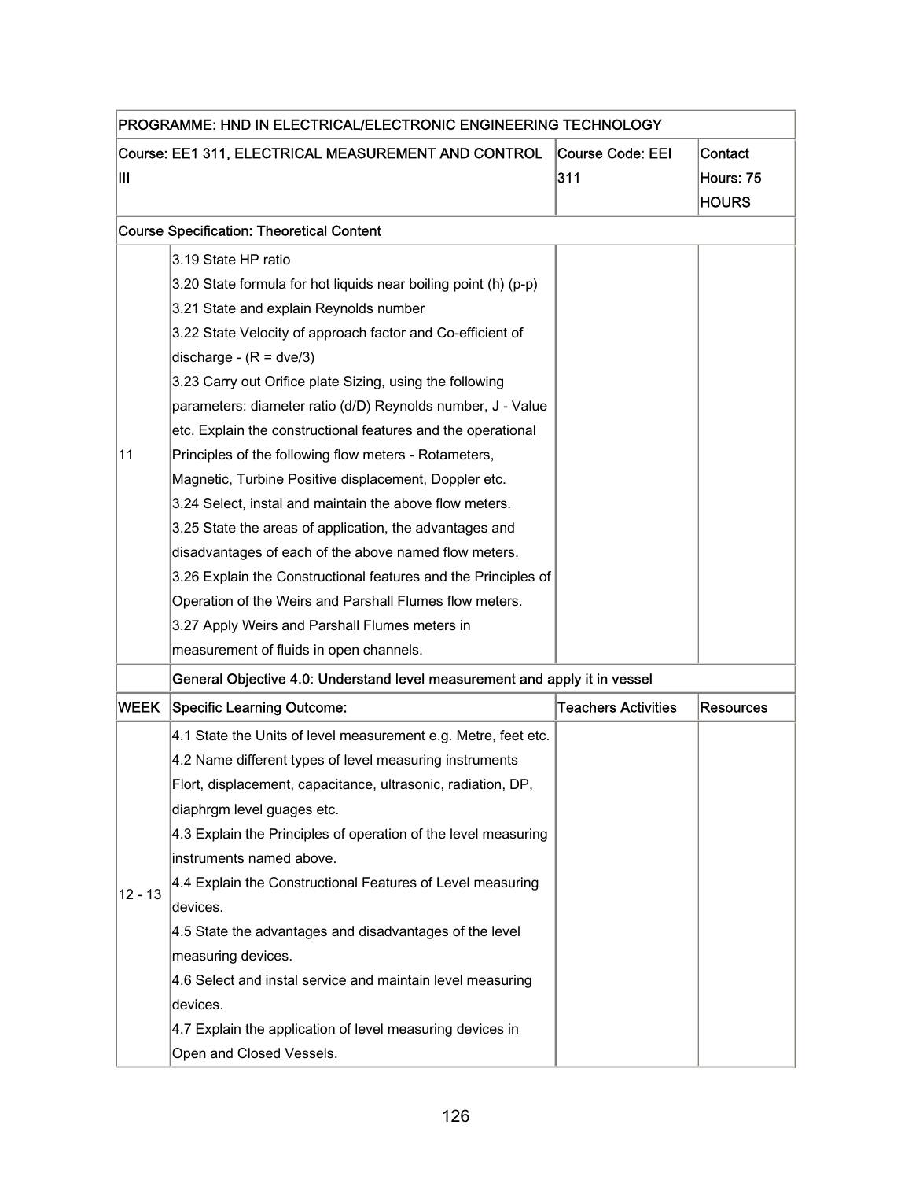| PROGRAMME: HND IN ELECTRICAL/ELECTRONIC ENGINEERING TECHNOLOGY | | | |
|---|---|---|---|
| Course: EE1 311, ELECTRICAL MEASUREMENT AND CONTROL III | | Course Code: EEI 311 | Contact Hours: 75 HOURS |
| Course Specification: Theoretical Content | | | |
| 11 | 3.19 State HP ratio<br>3.20 State formula for hot liquids near boiling point (h) (p-p)<br>3.21 State and explain Reynolds number<br>3.22 State Velocity of approach factor and Co-efficient of discharge - (R = dve/3)<br>3.23 Carry out Orifice plate Sizing, using the following parameters: diameter ratio (d/D) Reynolds number, J - Value etc. Explain the constructional features and the operational Principles of the following flow meters - Rotameters, Magnetic, Turbine Positive displacement, Doppler etc.<br>3.24 Select, instal and maintain the above flow meters.<br>3.25 State the areas of application, the advantages and disadvantages of each of the above named flow meters.<br>3.26 Explain the Constructional features and the Principles of Operation of the Weirs and Parshall Flumes flow meters.<br>3.27 Apply Weirs and Parshall Flumes meters in measurement of fluids in open channels. | | |
| | **General Objective 4.0: Understand level measurement and apply it in vessel** | | |
| **WEEK** | **Specific Learning Outcome:** | **Teachers Activities** | **Resources** |
| 12 - 13 | 4.1 State the Units of level measurement e.g. Metre, feet etc.<br>4.2 Name different types of level measuring instruments Flort, displacement, capacitance, ultrasonic, radiation, DP, diaphrgm level guages etc.<br>4.3 Explain the Principles of operation of the level measuring instruments named above.<br>4.4 Explain the Constructional Features of Level measuring devices.<br>4.5 State the advantages and disadvantages of the level measuring devices.<br>4.6 Select and instal service and maintain level measuring devices.<br>4.7 Explain the application of level measuring devices in Open and Closed Vessels. | | |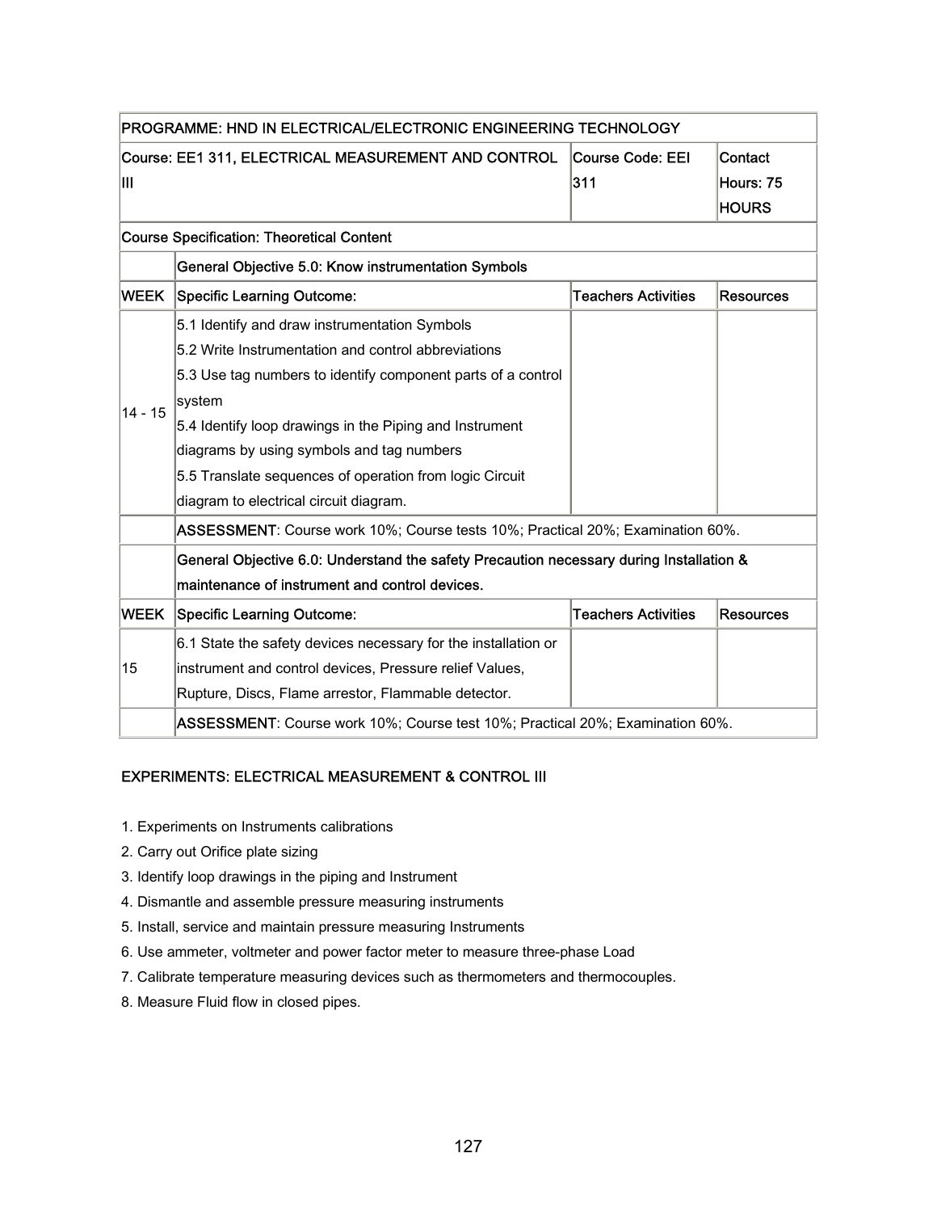| PROGRAMME: HND IN ELECTRICAL/ELECTRONIC ENGINEERING TECHNOLOGY | | | |
|---|---|---|---|
| Course: EE1 311, ELECTRICAL MEASUREMENT AND CONTROL III | | Course Code: EEI 311 | Contact Hours: 75 HOURS |
| Course Specification: Theoretical Content | | | |
| | **General Objective 5.0: Know instrumentation Symbols** | | |
| **WEEK** | **Specific Learning Outcome:** | **Teachers Activities** | **Resources** |
| 14 - 15 | 5.1 Identify and draw instrumentation Symbols<br>5.2 Write Instrumentation and control abbreviations<br>5.3 Use tag numbers to identify component parts of a control system<br>5.4 Identify loop drawings in the Piping and Instrument diagrams by using symbols and tag numbers<br>5.5 Translate sequences of operation from logic Circuit diagram to electrical circuit diagram. | | |
| | **ASSESSMENT**: Course work 10%; Course tests 10%; Practical 20%; Examination 60%. | | |
| | **General Objective 6.0: Understand the safety Precaution necessary during Installation & maintenance of instrument and control devices.** | | |
| **WEEK** | **Specific Learning Outcome:** | **Teachers Activities** | **Resources** |
| 15 | 6.1 State the safety devices necessary for the installation or instrument and control devices, Pressure relief Values, Rupture, Discs, Flame arrestor, Flammable detector. | | |
| | **ASSESSMENT**: Course work 10%; Course test 10%; Practical 20%; Examination 60%. | | |

## EXPERIMENTS: ELECTRICAL MEASUREMENT & CONTROL III

1. Experiments on Instruments calibrations
2. Carry out Orifice plate sizing
3. Identify loop drawings in the piping and Instrument
4. Dismantle and assemble pressure measuring instruments
5. Install, service and maintain pressure measuring Instruments
6. Use ammeter, voltmeter and power factor meter to measure three-phase Load
7. Calibrate temperature measuring devices such as thermometers and thermocouples.
8. Measure Fluid flow in closed pipes.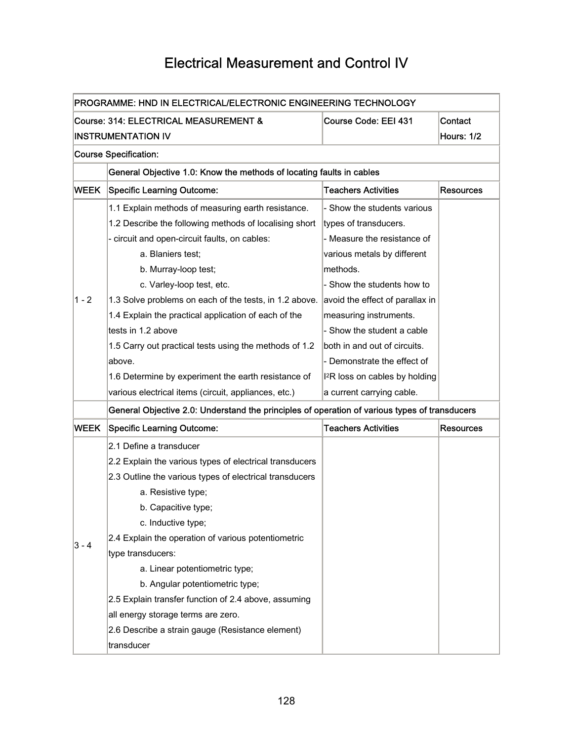# Electrical Measurement and Control IV

| PROGRAMME: HND IN ELECTRICAL/ELECTRONIC ENGINEERING TECHNOLOGY | | | |
|---|---|---|---|
| Course: 314: ELECTRICAL MEASUREMENT & INSTRUMENTATION IV | | Course Code: EEI 431 | Contact Hours: 1/2 |
| Course Specification: | | | |
| | **General Objective 1.0: Know the methods of locating faults in cables** | | |
| **WEEK** | **Specific Learning Outcome:** | **Teachers Activities** | **Resources** |
| 1 - 2 | 1.1 Explain methods of measuring earth resistance.<br>1.2 Describe the following methods of localising short - circuit and open-circuit faults, on cables:<br>a. Blaniers test;<br>b. Murray-loop test;<br>c. Varley-loop test, etc.<br>1.3 Solve problems on each of the tests, in 1.2 above.<br>1.4 Explain the practical application of each of the tests in 1.2 above<br>1.5 Carry out practical tests using the methods of 1.2 above.<br>1.6 Determine by experiment the earth resistance of various electrical items (circuit, appliances, etc.) | - Show the students various types of transducers.<br>- Measure the resistance of various metals by different methods.<br>- Show the students how to avoid the effect of parallax in measuring instruments.<br>- Show the student a cable both in and out of circuits.<br>- Demonstrate the effect of $I^2R$ loss on cables by holding a current carrying cable. | |
| | **General Objective 2.0: Understand the principles of operation of various types of transducers** | | |
| **WEEK** | **Specific Learning Outcome:** | **Teachers Activities** | **Resources** |
| 3 - 4 | 2.1 Define a transducer<br>2.2 Explain the various types of electrical transducers<br>2.3 Outline the various types of electrical transducers<br>a. Resistive type;<br>b. Capacitive type;<br>c. Inductive type;<br>2.4 Explain the operation of various potentiometric type transducers:<br>a. Linear potentiometric type;<br>b. Angular potentiometric type;<br>2.5 Explain transfer function of 2.4 above, assuming all energy storage terms are zero.<br>2.6 Describe a strain gauge (Resistance element) transducer | | |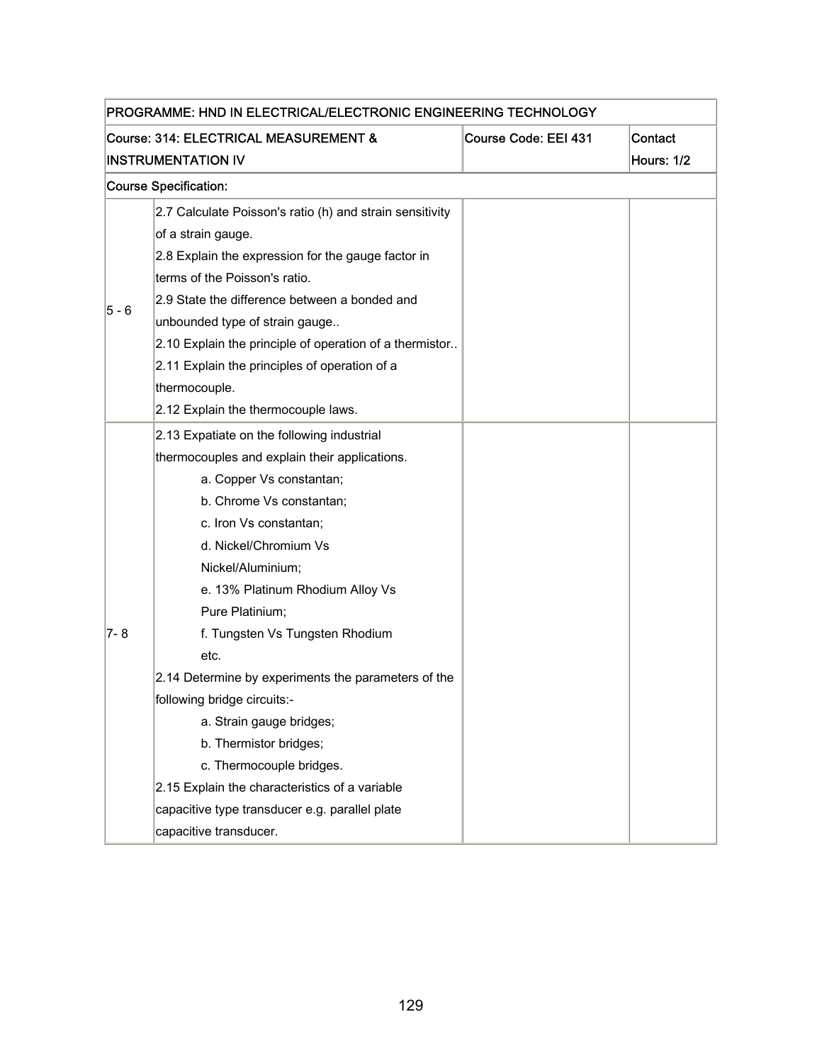| PROGRAMME: HND IN ELECTRICAL/ELECTRONIC ENGINEERING TECHNOLOGY | | | |
|---|---|---|---|
| Course: 314: ELECTRICAL MEASUREMENT & INSTRUMENTATION IV | | Course Code: EEI 431 | Contact Hours: 1/2 |
| Course Specification: | | | |
| 5 - 6 | 2.7 Calculate Poisson's ratio (h) and strain sensitivity of a strain gauge.<br>2.8 Explain the expression for the gauge factor in terms of the Poisson's ratio.<br>2.9 State the difference between a bonded and unbounded type of strain gauge..<br>2.10 Explain the principle of operation of a thermistor..<br>2.11 Explain the principles of operation of a thermocouple.<br>2.12 Explain the thermocouple laws. | | |
| 7- 8 | 2.13 Expatiate on the following industrial thermocouples and explain their applications.<br>a. Copper Vs constantan;<br>b. Chrome Vs constantan;<br>c. Iron Vs constantan;<br>d. Nickel/Chromium Vs Nickel/Aluminium;<br>e. 13% Platinum Rhodium Alloy Vs Pure Platinium;<br>f. Tungsten Vs Tungsten Rhodium<br>etc.<br>2.14 Determine by experiments the parameters of the following bridge circuits:-<br>a. Strain gauge bridges;<br>b. Thermistor bridges;<br>c. Thermocouple bridges.<br>2.15 Explain the characteristics of a variable capacitive type transducer e.g. parallel plate capacitive transducer. | | |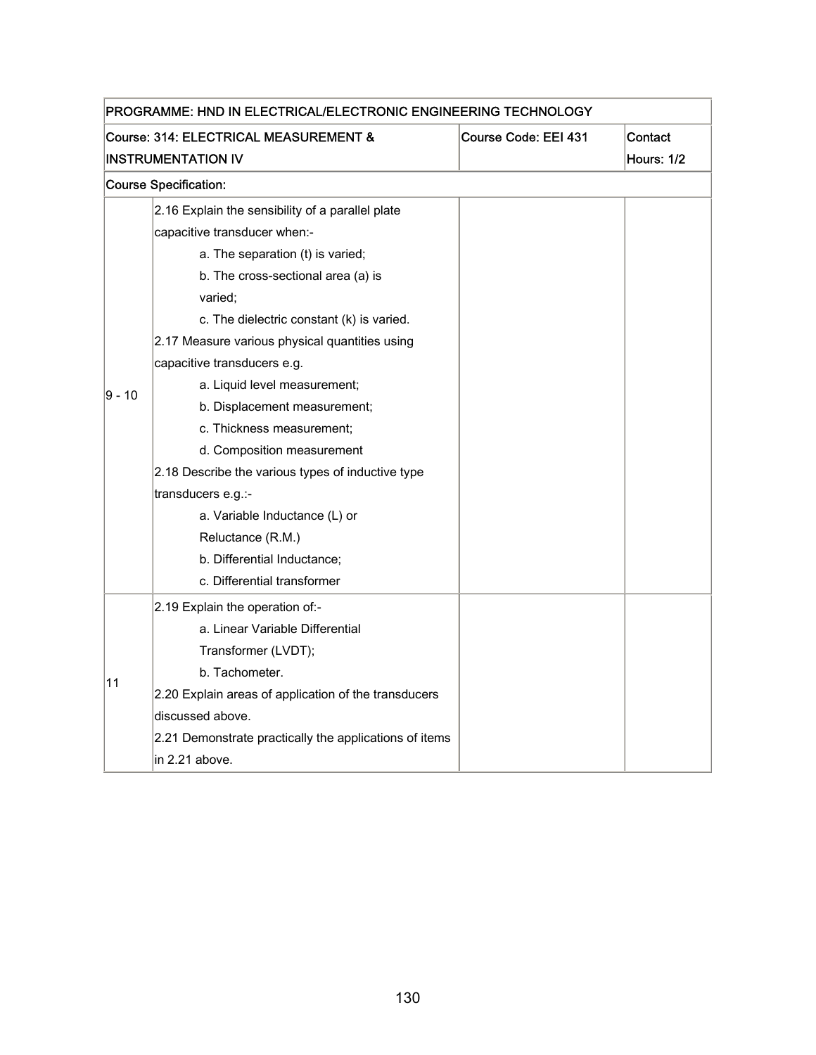| PROGRAMME: HND IN ELECTRICAL/ELECTRONIC ENGINEERING TECHNOLOGY | | | |
|---|---|---|---|
| Course: 314: ELECTRICAL MEASUREMENT & INSTRUMENTATION IV | | Course Code: EEI 431 | Contact Hours: 1/2 |
| Course Specification: | | | |
| 9 - 10 | 2.16 Explain the sensibility of a parallel plate capacitive transducer when:-<br>a. The separation (t) is varied;<br>b. The cross-sectional area (a) is varied;<br>c. The dielectric constant (k) is varied.<br>2.17 Measure various physical quantities using capacitive transducers e.g.<br>a. Liquid level measurement;<br>b. Displacement measurement;<br>c. Thickness measurement;<br>d. Composition measurement<br>2.18 Describe the various types of inductive type transducers e.g.:-<br>a. Variable Inductance (L) or Reluctance (R.M.)<br>b. Differential Inductance;<br>c. Differential transformer | | |
| 11 | 2.19 Explain the operation of:-<br>a. Linear Variable Differential Transformer (LVDT);<br>b. Tachometer.<br>2.20 Explain areas of application of the transducers discussed above.<br>2.21 Demonstrate practically the applications of items in 2.21 above. | | |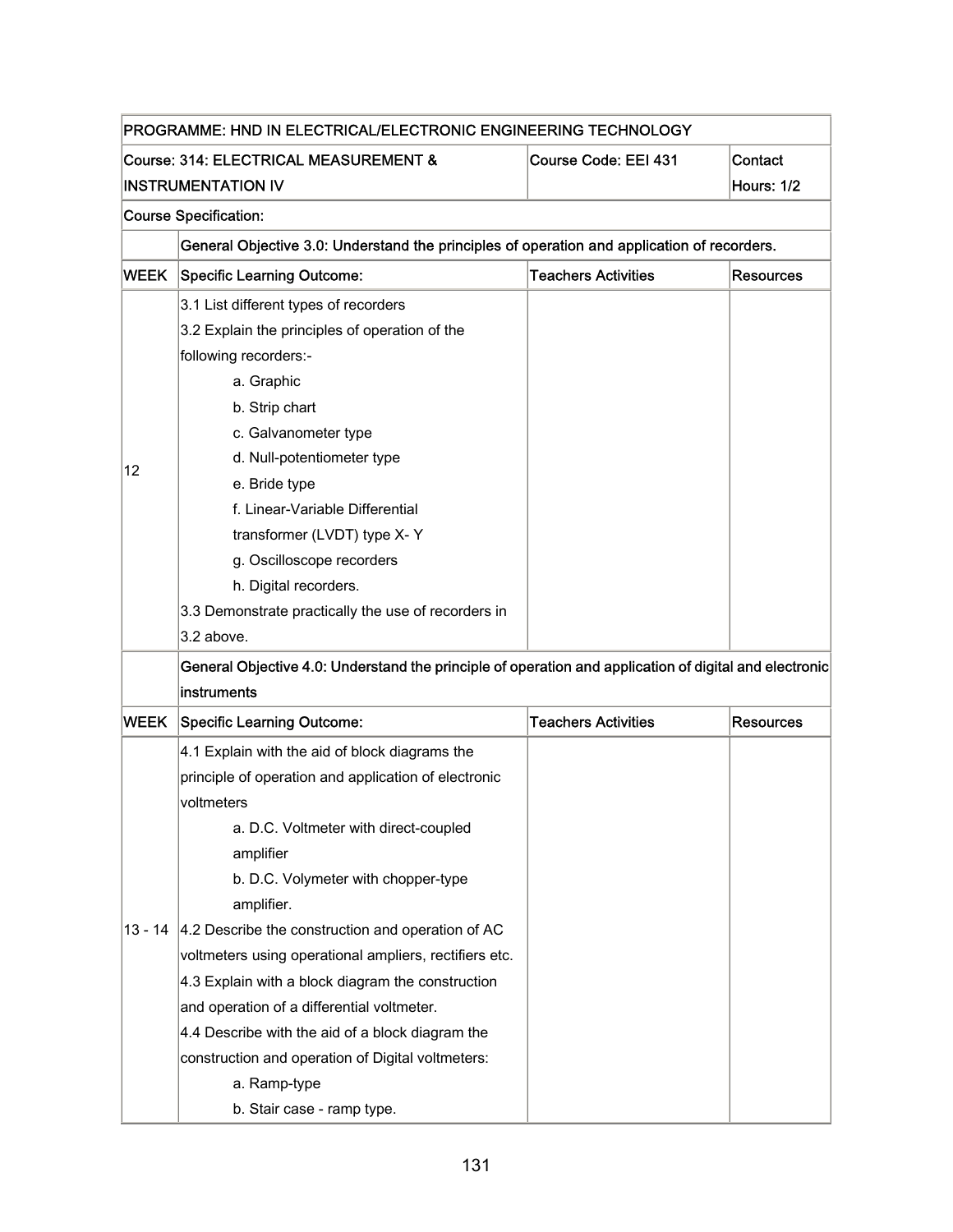| PROGRAMME: HND IN ELECTRICAL/ELECTRONIC ENGINEERING TECHNOLOGY | | | |
|---|---|---|---|
| Course: 314: ELECTRICAL MEASUREMENT & INSTRUMENTATION IV | | Course Code: EEI 431 | Contact Hours: 1/2 |
| Course Specification: | | | |
| | **General Objective 3.0: Understand the principles of operation and application of recorders.** | | |
| WEEK | Specific Learning Outcome: | Teachers Activities | Resources |
| 12 | 3.1 List different types of recorders<br>3.2 Explain the principles of operation of the following recorders:-<br>a. Graphic<br>b. Strip chart<br>c. Galvanometer type<br>d. Null-potentiometer type<br>e. Bride type<br>f. Linear-Variable Differential transformer (LVDT) type X- Y<br>g. Oscilloscope recorders<br>h. Digital recorders.<br>3.3 Demonstrate practically the use of recorders in 3.2 above. | | |
| | **General Objective 4.0: Understand the principle of operation and application of digital and electronic instruments** | | |
| WEEK | Specific Learning Outcome: | Teachers Activities | Resources |
| 13 - 14 | 4.1 Explain with the aid of block diagrams the principle of operation and application of electronic voltmeters<br>a. D.C. Voltmeter with direct-coupled amplifier<br>b. D.C. Volymeter with chopper-type amplifier.<br>4.2 Describe the construction and operation of AC voltmeters using operational ampliers, rectifiers etc.<br>4.3 Explain with a block diagram the construction and operation of a differential voltmeter.<br>4.4 Describe with the aid of a block diagram the construction and operation of Digital voltmeters:<br>a. Ramp-type<br>b. Stair case - ramp type. | | |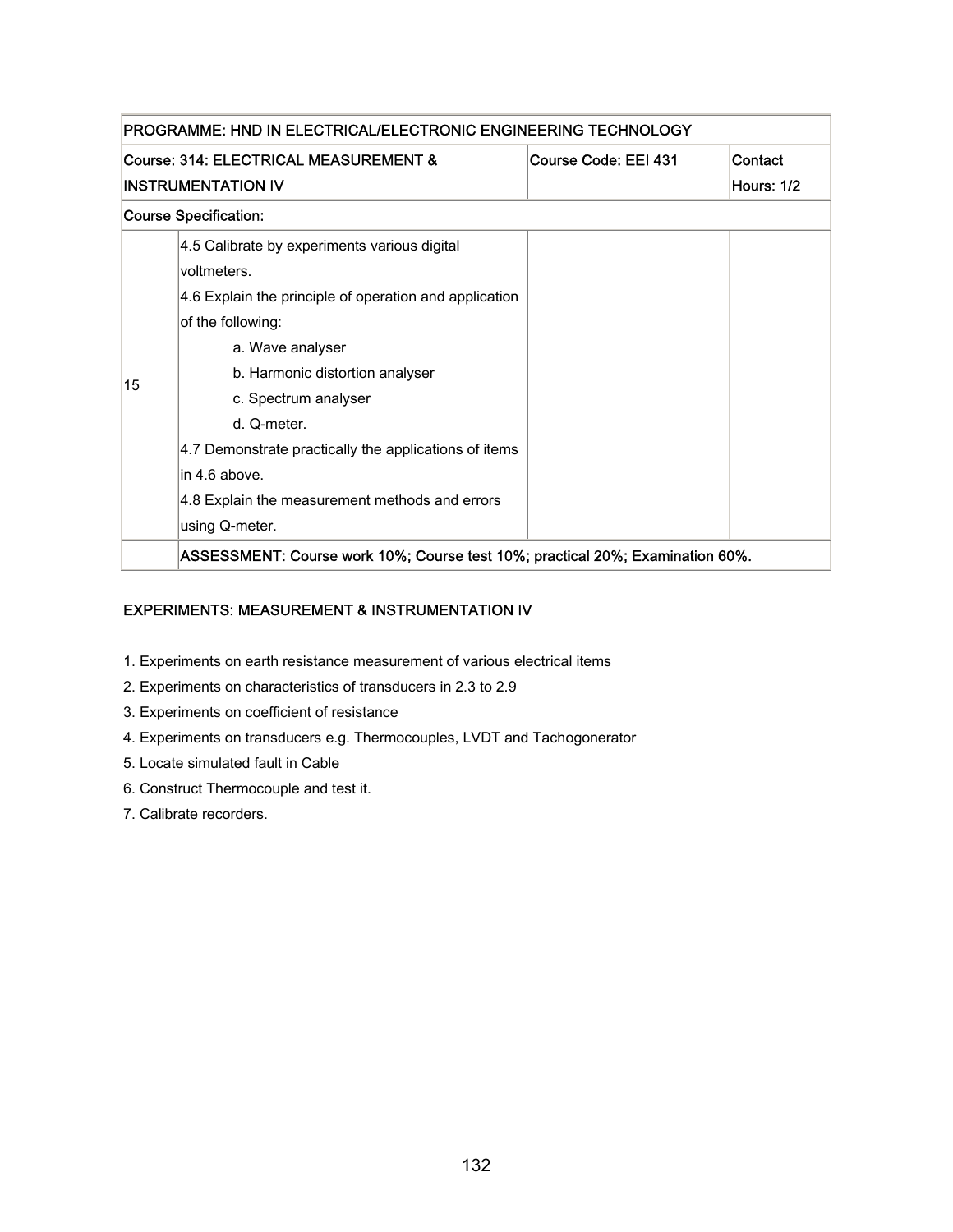| PROGRAMME: HND IN ELECTRICAL/ELECTRONIC ENGINEERING TECHNOLOGY | | | |
|---|---|---|---|
| Course: 314: ELECTRICAL MEASUREMENT & INSTRUMENTATION IV | | Course Code: EEI 431 | Contact Hours: 1/2 |
| Course Specification: | | | |
| 15 | 4.5 Calibrate by experiments various digital voltmeters.<br>4.6 Explain the principle of operation and application of the following:<br>a. Wave analyser<br>b. Harmonic distortion analyser<br>c. Spectrum analyser<br>d. Q-meter.<br>4.7 Demonstrate practically the applications of items in 4.6 above.<br>4.8 Explain the measurement methods and errors using Q-meter. | | |
| | ASSESSMENT: Course work 10%; Course test 10%; practical 20%; Examination 60%. | | |

**EXPERIMENTS: MEASUREMENT & INSTRUMENTATION IV**

1. Experiments on earth resistance measurement of various electrical items
2. Experiments on characteristics of transducers in 2.3 to 2.9
3. Experiments on coefficient of resistance
4. Experiments on transducers e.g. Thermocouples, LVDT and Tachogonerator
5. Locate simulated fault in Cable
6. Construct Thermocouple and test it.
7. Calibrate recorders.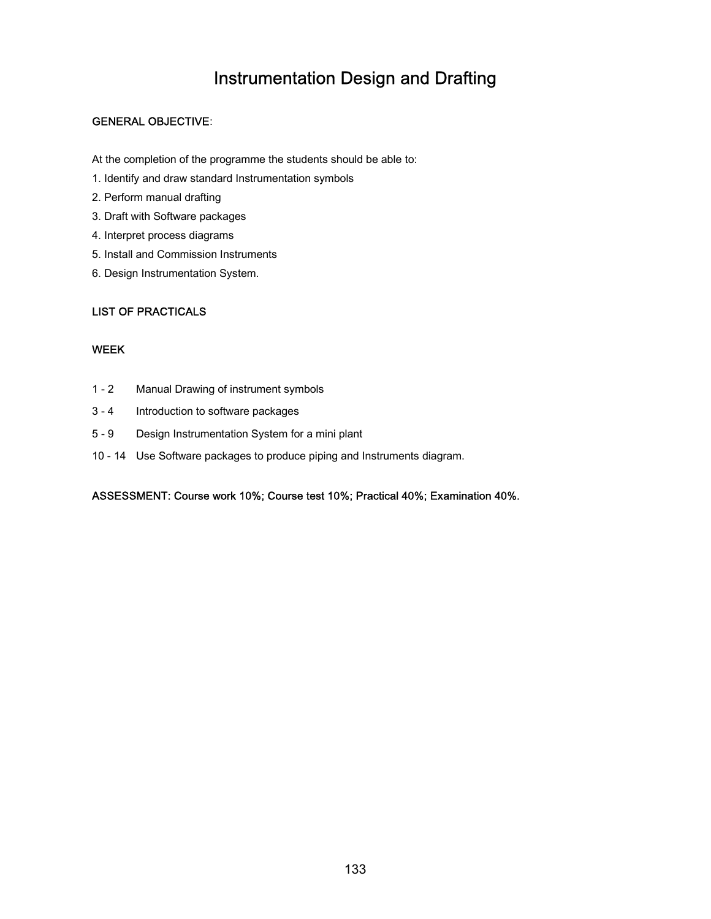# Instrumentation Design and Drafting

GENERAL OBJECTIVE:

At the completion of the programme the students should be able to:

1. Identify and draw standard Instrumentation symbols
2. Perform manual drafting
3. Draft with Software packages
4. Interpret process diagrams
5. Install and Commission Instruments
6. Design Instrumentation System.

LIST OF PRACTICALS

WEEK

| | |
|---|---|
| 1 - 2 | Manual Drawing of instrument symbols |
| 3 - 4 | Introduction to software packages |
| 5 - 9 | Design Instrumentation System for a mini plant |
| 10 - 14 | Use Software packages to produce piping and Instruments diagram. |

**ASSESSMENT: Course work 10%; Course test 10%; Practical 40%; Examination 40%.**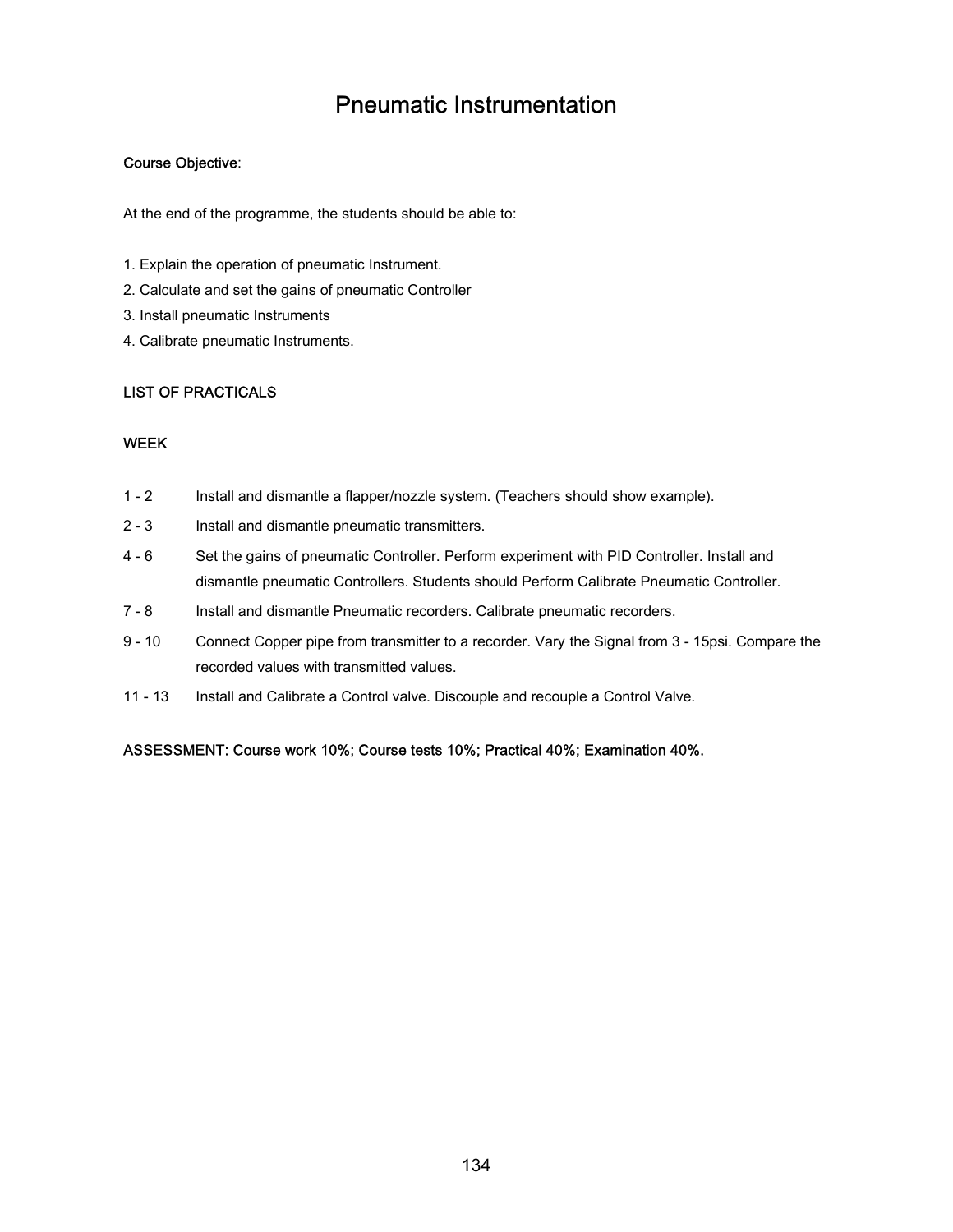# Pneumatic Instrumentation

**Course Objective**:

At the end of the programme, the students should be able to:

1. Explain the operation of pneumatic Instrument.
2. Calculate and set the gains of pneumatic Controller
3. Install pneumatic Instruments
4. Calibrate pneumatic Instruments.

**LIST OF PRACTICALS**

**WEEK**

| | |
|---|---|
| 1 - 2 | Install and dismantle a flapper/nozzle system. (Teachers should show example). |
| 2 - 3 | Install and dismantle pneumatic transmitters. |
| 4 - 6 | Set the gains of pneumatic Controller. Perform experiment with PID Controller. Install and dismantle pneumatic Controllers. Students should Perform Calibrate Pneumatic Controller. |
| 7 - 8 | Install and dismantle Pneumatic recorders. Calibrate pneumatic recorders. |
| 9 - 10 | Connect Copper pipe from transmitter to a recorder. Vary the Signal from 3 - 15psi. Compare the recorded values with transmitted values. |
| 11 - 13 | Install and Calibrate a Control valve. Discouple and recouple a Control Valve. |

**ASSESSMENT: Course work 10%; Course tests 10%; Practical 40%; Examination 40%.**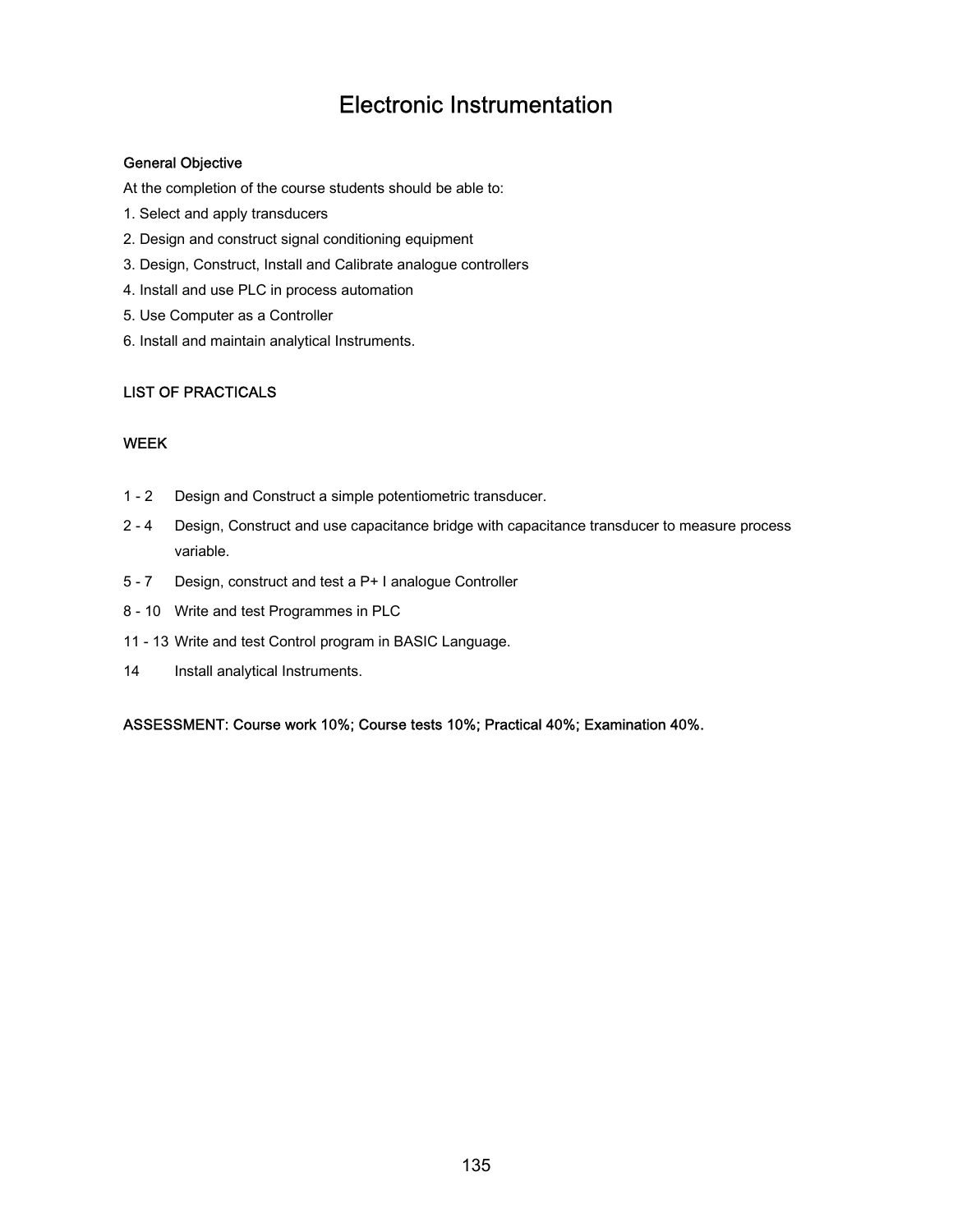# Electronic Instrumentation

**General Objective**

At the completion of the course students should be able to:

1. Select and apply transducers
2. Design and construct signal conditioning equipment
3. Design, Construct, Install and Calibrate analogue controllers
4. Install and use PLC in process automation
5. Use Computer as a Controller
6. Install and maintain analytical Instruments.

**LIST OF PRACTICALS**

**WEEK**

| | |
|---|---|
| 1 - 2 | Design and Construct a simple potentiometric transducer. |
| 2 - 4 | Design, Construct and use capacitance bridge with capacitance transducer to measure process variable. |
| 5 - 7 | Design, construct and test a P+ I analogue Controller |
| 8 - 10 | Write and test Programmes in PLC |
| 11 - 13 | Write and test Control program in BASIC Language. |
| 14 | Install analytical Instruments. |

**ASSESSMENT: Course work 10%; Course tests 10%; Practical 40%; Examination 40%.**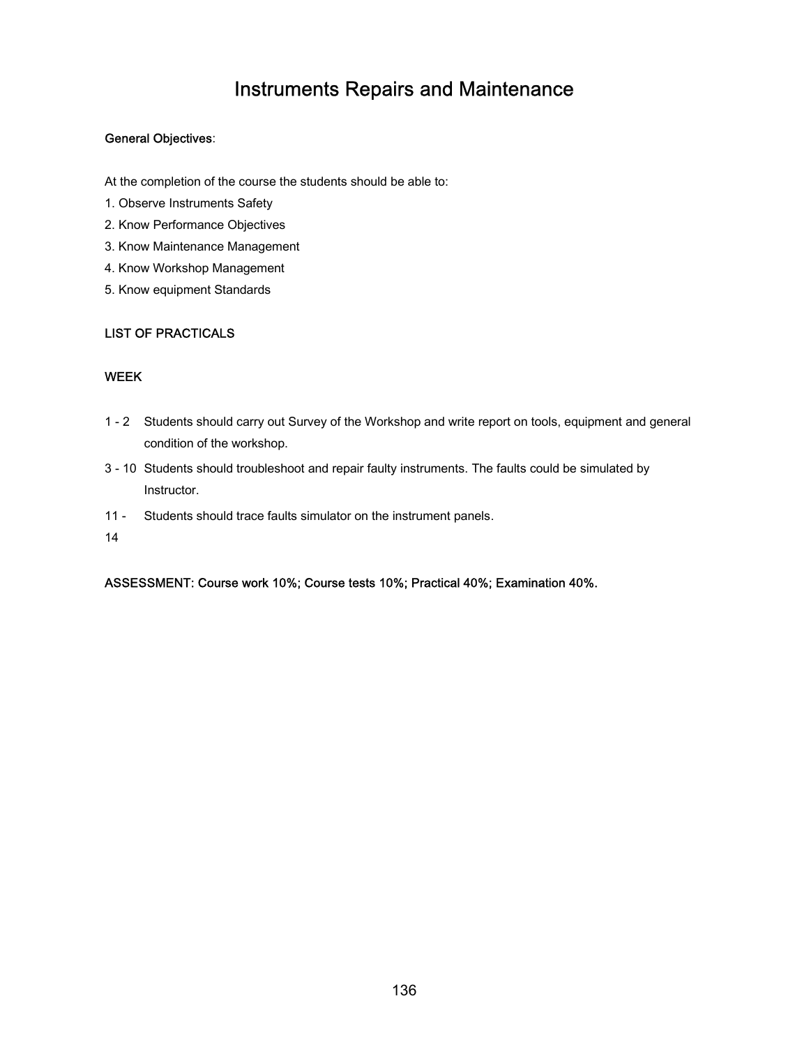# Instruments Repairs and Maintenance

**General Objectives**:

At the completion of the course the students should be able to:

1. Observe Instruments Safety
2. Know Performance Objectives
3. Know Maintenance Management
4. Know Workshop Management
5. Know equipment Standards

**LIST OF PRACTICALS**

**WEEK**

| | |
|---|---|
| 1 - 2 | Students should carry out Survey of the Workshop and write report on tools, equipment and general condition of the workshop. |
| 3 - 10 | Students should troubleshoot and repair faulty instruments. The faults could be simulated by Instructor. |
| 11 - 14 | Students should trace faults simulator on the instrument panels. |

**ASSESSMENT: Course work 10%; Course tests 10%; Practical 40%; Examination 40%.**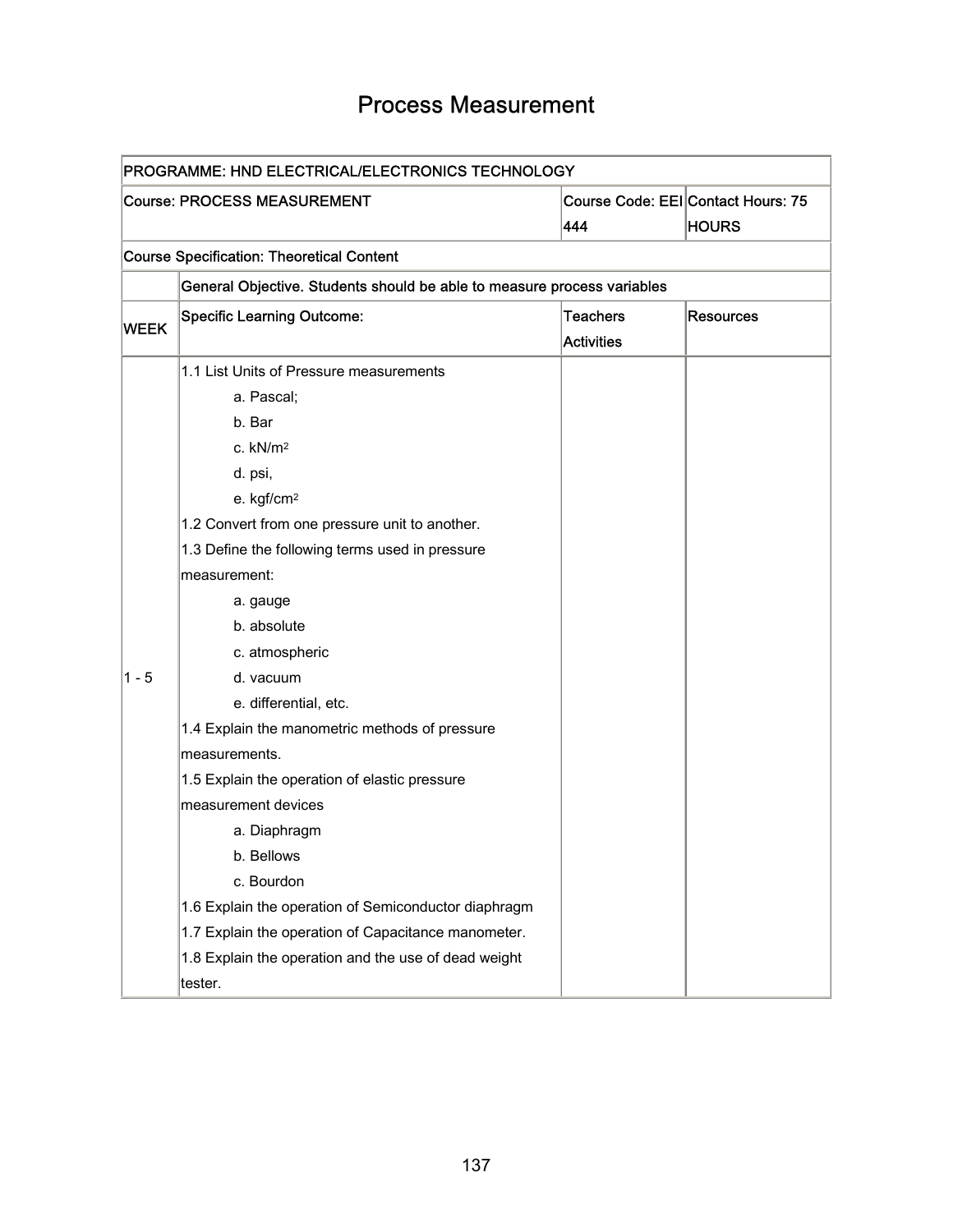# Process Measurement

| PROGRAMME: HND ELECTRICAL/ELECTRONICS TECHNOLOGY | | | |
|---|---|---|---|
| Course: PROCESS MEASUREMENT | | Course Code: EEI 444 | Contact Hours: 75 HOURS |
| Course Specification: Theoretical Content | | | |
| | General Objective. Students should be able to measure process variables | | |
| WEEK | Specific Learning Outcome: | Teachers Activities | Resources |
| 1 - 5 | 1.1 List Units of Pressure measurements<br>a. Pascal;<br>b. Bar<br>c. $kN/m^2$<br>d. psi,<br>e. $kgf/cm^2$<br>1.2 Convert from one pressure unit to another.<br>1.3 Define the following terms used in pressure measurement:<br>a. gauge<br>b. absolute<br>c. atmospheric<br>d. vacuum<br>e. differential, etc.<br>1.4 Explain the manometric methods of pressure measurements.<br>1.5 Explain the operation of elastic pressure measurement devices<br>a. Diaphragm<br>b. Bellows<br>c. Bourdon<br>1.6 Explain the operation of Semiconductor diaphragm<br>1.7 Explain the operation of Capacitance manometer.<br>1.8 Explain the operation and the use of dead weight tester. | | |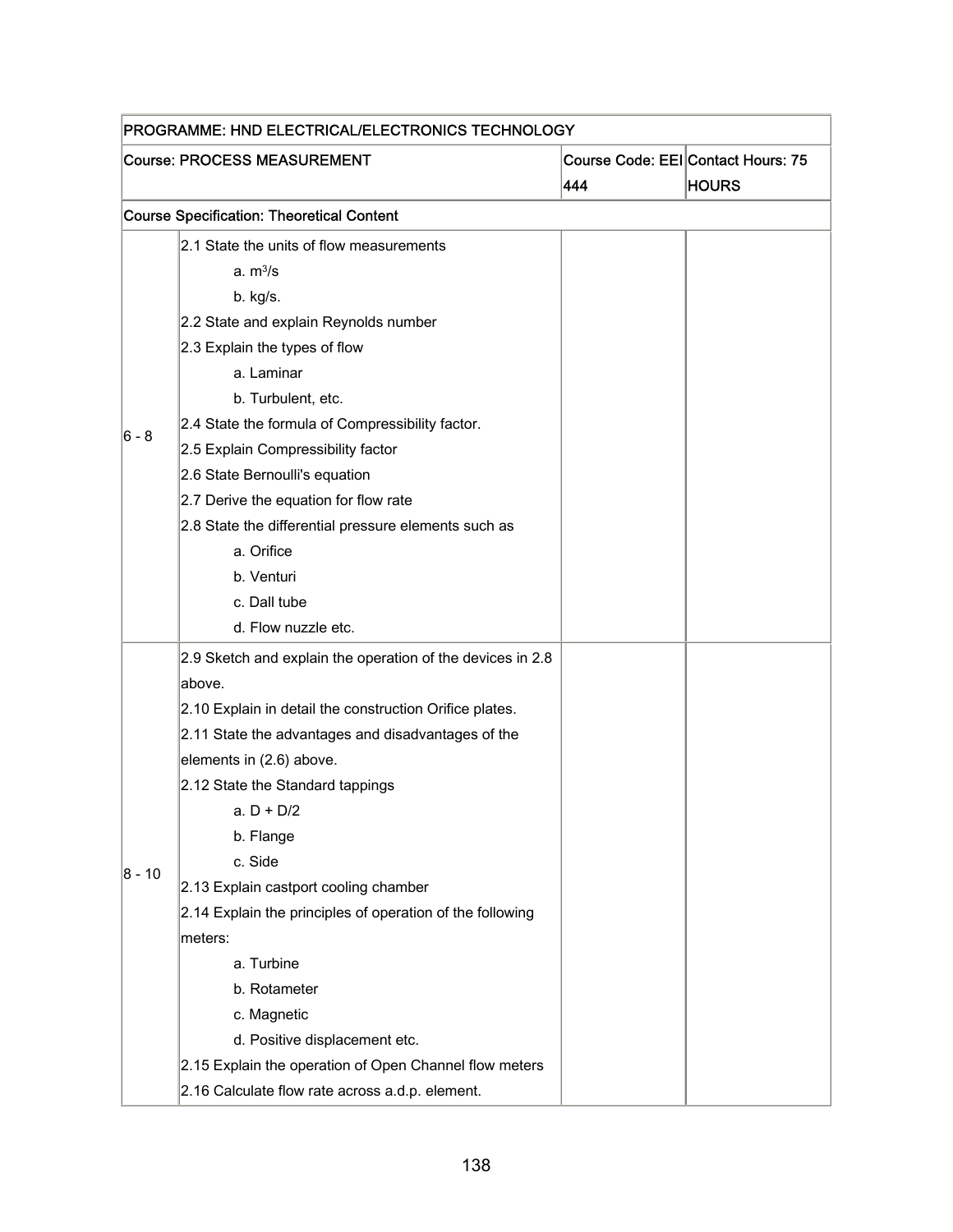| PROGRAMME: HND ELECTRICAL/ELECTRONICS TECHNOLOGY | | | |
|---|---|---|---|
| Course: PROCESS MEASUREMENT | | Course Code: EEI 444 | Contact Hours: 75 HOURS |
| Course Specification: Theoretical Content | | | |
| 6 - 8 | 2.1 State the units of flow measurements<br>a. $m^3/s$<br>b. kg/s.<br>2.2 State and explain Reynolds number<br>2.3 Explain the types of flow<br>a. Laminar<br>b. Turbulent, etc.<br>2.4 State the formula of Compressibility factor.<br>2.5 Explain Compressibility factor<br>2.6 State Bernoulli's equation<br>2.7 Derive the equation for flow rate<br>2.8 State the differential pressure elements such as<br>a. Orifice<br>b. Venturi<br>c. Dall tube<br>d. Flow nuzzle etc. | | |
| 8 - 10 | 2.9 Sketch and explain the operation of the devices in 2.8 above.<br>2.10 Explain in detail the construction Orifice plates.<br>2.11 State the advantages and disadvantages of the elements in (2.6) above.<br>2.12 State the Standard tappings<br>a. D + D/2<br>b. Flange<br>c. Side<br>2.13 Explain castport cooling chamber<br>2.14 Explain the principles of operation of the following meters:<br>a. Turbine<br>b. Rotameter<br>c. Magnetic<br>d. Positive displacement etc.<br>2.15 Explain the operation of Open Channel flow meters<br>2.16 Calculate flow rate across a.d.p. element. | | |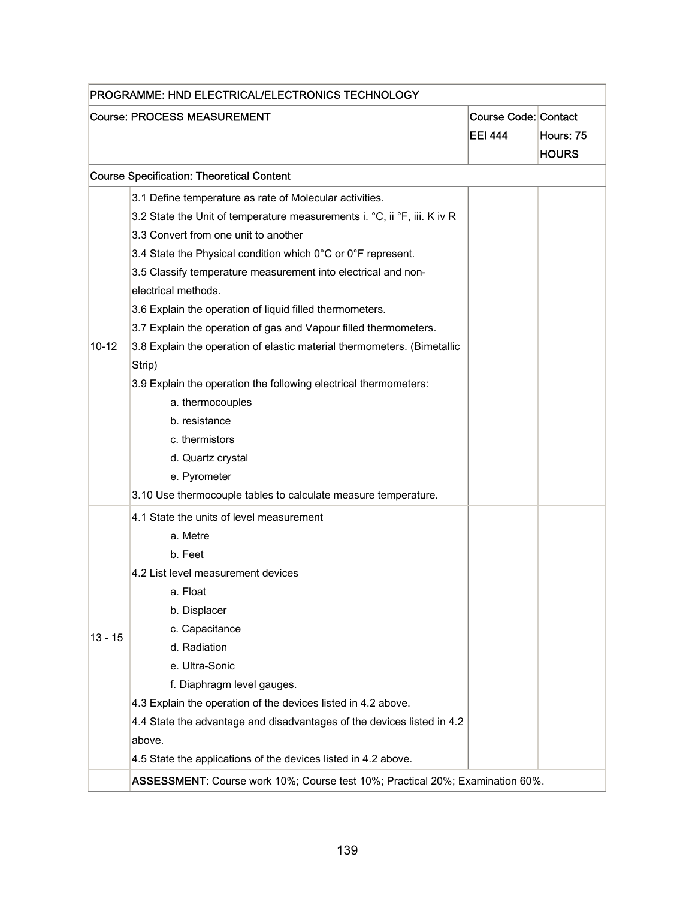| PROGRAMME: HND ELECTRICAL/ELECTRONICS TECHNOLOGY | | | |
|---|---|---|---|
| Course: PROCESS MEASUREMENT | | Course Code: EEI 444 | Contact Hours: 75 HOURS |
| Course Specification: Theoretical Content | | | |
| 10-12 | 3.1 Define temperature as rate of Molecular activities.<br>3.2 State the Unit of temperature measurements i. °C, ii °F, iii. K iv R<br>3.3 Convert from one unit to another<br>3.4 State the Physical condition which 0°C or 0°F represent.<br>3.5 Classify temperature measurement into electrical and non-electrical methods.<br>3.6 Explain the operation of liquid filled thermometers.<br>3.7 Explain the operation of gas and Vapour filled thermometers.<br>3.8 Explain the operation of elastic material thermometers. (Bimetallic Strip)<br>3.9 Explain the operation the following electrical thermometers:<br>a. thermocouples<br>b. resistance<br>c. thermistors<br>d. Quartz crystal<br>e. Pyrometer<br>3.10 Use thermocouple tables to calculate measure temperature. | | |
| 13 - 15 | 4.1 State the units of level measurement<br>a. Metre<br>b. Feet<br>4.2 List level measurement devices<br>a. Float<br>b. Displacer<br>c. Capacitance<br>d. Radiation<br>e. Ultra-Sonic<br>f. Diaphragm level gauges.<br>4.3 Explain the operation of the devices listed in 4.2 above.<br>4.4 State the advantage and disadvantages of the devices listed in 4.2 above.<br>4.5 State the applications of the devices listed in 4.2 above. | | |
| | **ASSESSMENT:** Course work 10%; Course test 10%; Practical 20%; Examination 60%. | | |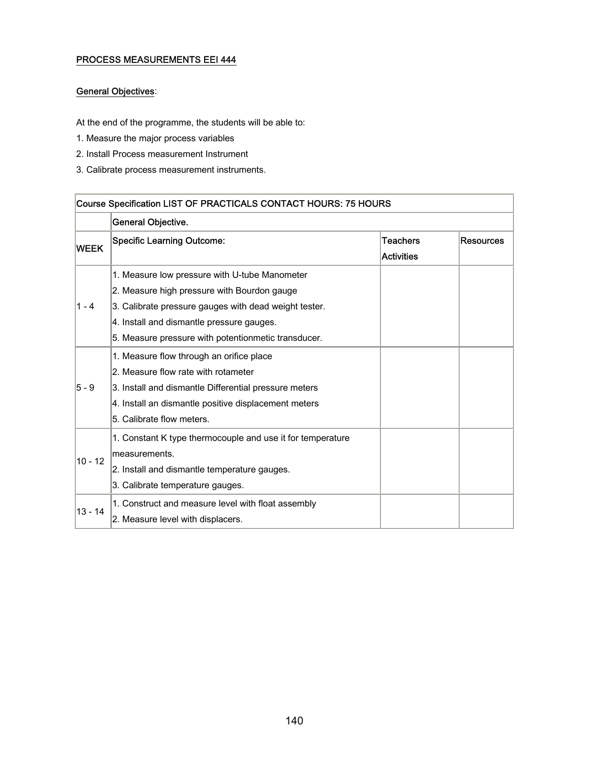PROCESS MEASUREMENTS EEI 444

General Objectives:

At the end of the programme, the students will be able to:

1. Measure the major process variables
2. Install Process measurement Instrument
3. Calibrate process measurement instruments.

| Course Specification LIST OF PRACTICALS CONTACT HOURS: 75 HOURS | | | |
|---|---|---|---|
| | General Objective. | | |
| WEEK | Specific Learning Outcome: | Teachers Activities | Resources |
| 1 - 4 | 1. Measure low pressure with U-tube Manometer<br>2. Measure high pressure with Bourdon gauge<br>3. Calibrate pressure gauges with dead weight tester.<br>4. Install and dismantle pressure gauges.<br>5. Measure pressure with potentionmetic transducer. | | |
| 5 - 9 | 1. Measure flow through an orifice place<br>2. Measure flow rate with rotameter<br>3. Install and dismantle Differential pressure meters<br>4. Install an dismantle positive displacement meters<br>5. Calibrate flow meters. | | |
| 10 - 12 | 1. Constant K type thermocouple and use it for temperature measurements.<br>2. Install and dismantle temperature gauges.<br>3. Calibrate temperature gauges. | | |
| 13 - 14 | 1. Construct and measure level with float assembly<br>2. Measure level with displacers. | | |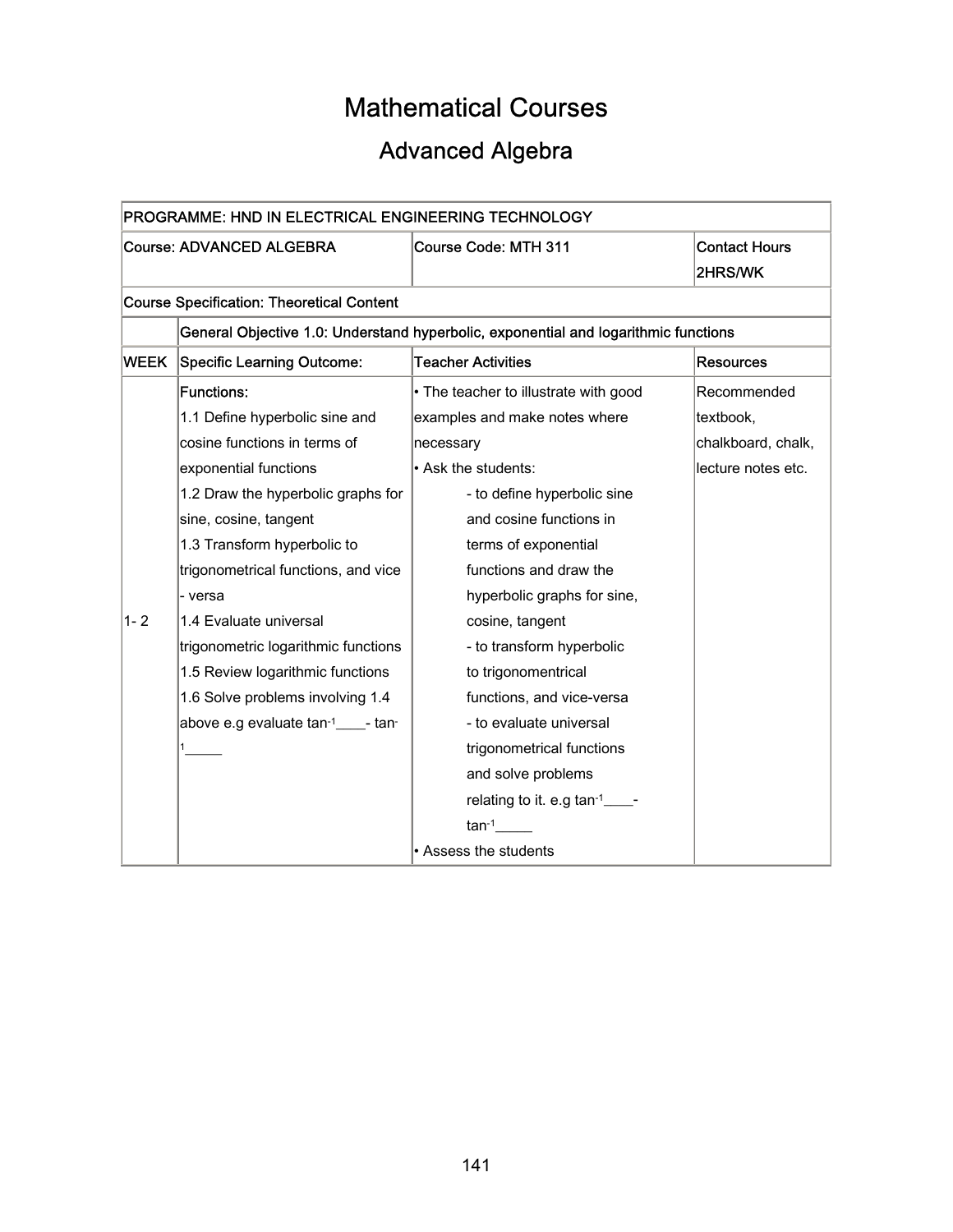# Mathematical Courses

## Advanced Algebra

| PROGRAMME: HND IN ELECTRICAL ENGINEERING TECHNOLOGY | | | |
|---|---|---|---|
| Course: ADVANCED ALGEBRA | | Course Code: MTH 311 | Contact Hours 2HRS/WK |
| Course Specification: Theoretical Content | | | |
| | General Objective 1.0: Understand hyperbolic, exponential and logarithmic functions | | |
| WEEK | Specific Learning Outcome: | Teacher Activities | Resources |
| 1- 2 | Functions:<br>1.1 Define hyperbolic sine and cosine functions in terms of exponential functions<br>1.2 Draw the hyperbolic graphs for sine, cosine, tangent<br>1.3 Transform hyperbolic to trigonometrical functions, and vice - versa<br>1.4 Evaluate universal trigonometric logarithmic functions<br>1.5 Review logarithmic functions<br>1.6 Solve problems involving 1.4 above e.g evaluate $\tan^{-1}$\_\_\_\_- $\tan^{-1}$\_\_\_\_\_ | • The teacher to illustrate with good examples and make notes where necessary<br>• Ask the students:<br>- to define hyperbolic sine and cosine functions in terms of exponential functions and draw the hyperbolic graphs for sine, cosine, tangent<br>- to transform hyperbolic to trigonomentrical functions, and vice-versa<br>- to evaluate universal trigonometrical functions and solve problems relating to it. e.g $\tan^{-1}$\_\_\_\_- $\tan^{-1}$\_\_\_\_\_<br>• Assess the students | Recommended textbook, chalkboard, chalk, lecture notes etc. |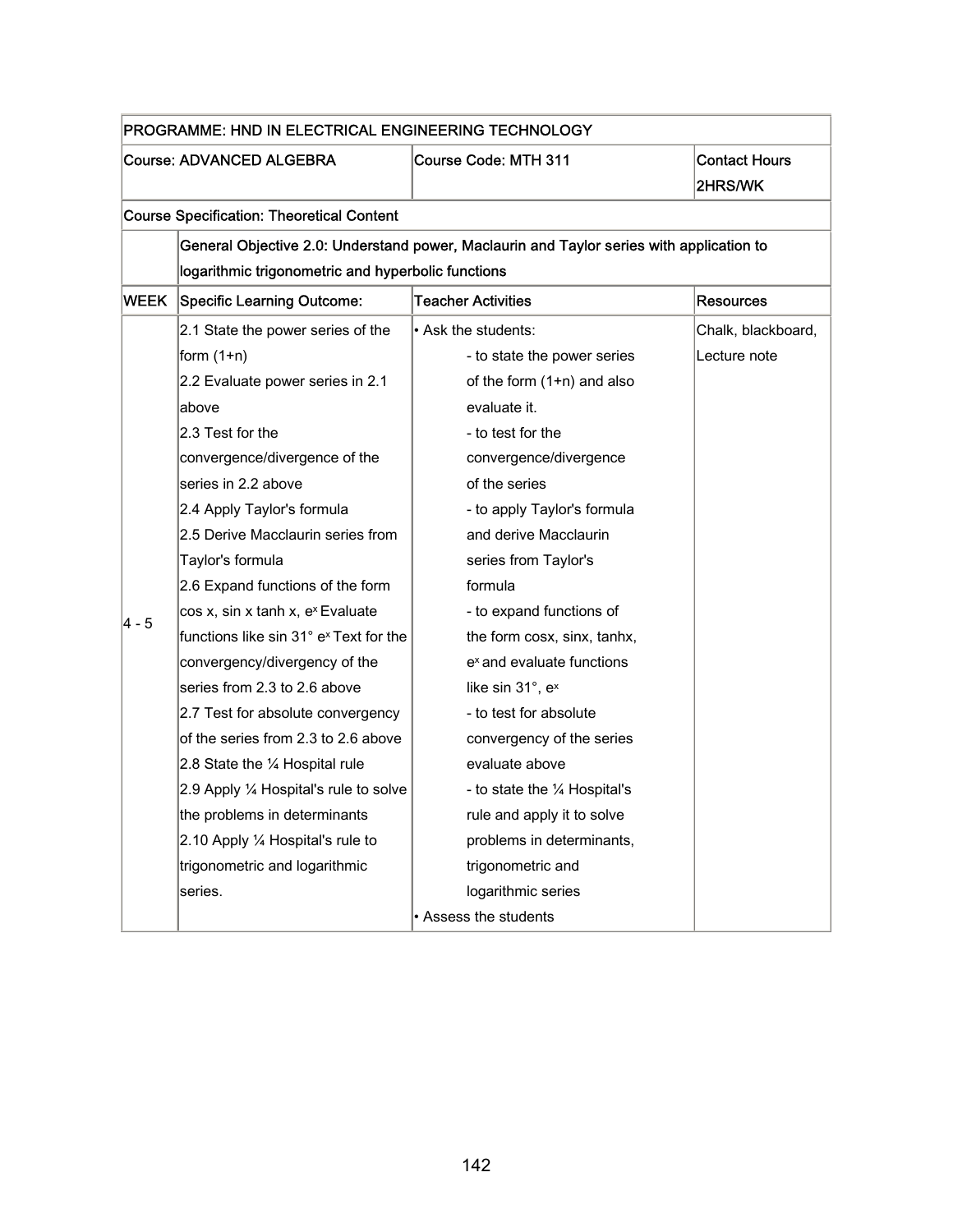| PROGRAMME: HND IN ELECTRICAL ENGINEERING TECHNOLOGY | | | |
|---|---|---|---|
| Course: ADVANCED ALGEBRA | | Course Code: MTH 311 | Contact Hours 2HRS/WK |
| Course Specification: Theoretical Content | | | |
| | General Objective 2.0: Understand power, Maclaurin and Taylor series with application to logarithmic trigonometric and hyperbolic functions | | |
| WEEK | Specific Learning Outcome: | Teacher Activities | Resources |
| 4 - 5 | 2.1 State the power series of the form (1+n)<br>2.2 Evaluate power series in 2.1 above<br>2.3 Test for the convergence/divergence of the series in 2.2 above<br>2.4 Apply Taylor's formula<br>2.5 Derive Macclaurin series from Taylor's formula<br>2.6 Expand functions of the form cos x, sin x tanh x, $e^x$ Evaluate functions like sin 31° $e^x$ Text for the convergency/divergency of the series from 2.3 to 2.6 above<br>2.7 Test for absolute convergency of the series from 2.3 to 2.6 above<br>2.8 State the ¼ Hospital rule<br>2.9 Apply ¼ Hospital's rule to solve the problems in determinants<br>2.10 Apply ¼ Hospital's rule to trigonometric and logarithmic series. | • Ask the students:<br>- to state the power series of the form (1+n) and also evaluate it.<br>- to test for the convergence/divergence of the series<br>- to apply Taylor's formula and derive Macclaurin series from Taylor's formula<br>- to expand functions of the form cosx, sinx, tanhx, $e^x$ and evaluate functions like sin 31°, $e^x$<br>- to test for absolute convergency of the series evaluate above<br>- to state the ¼ Hospital's rule and apply it to solve problems in determinants, trigonometric and logarithmic series<br>• Assess the students | Chalk, blackboard, Lecture note |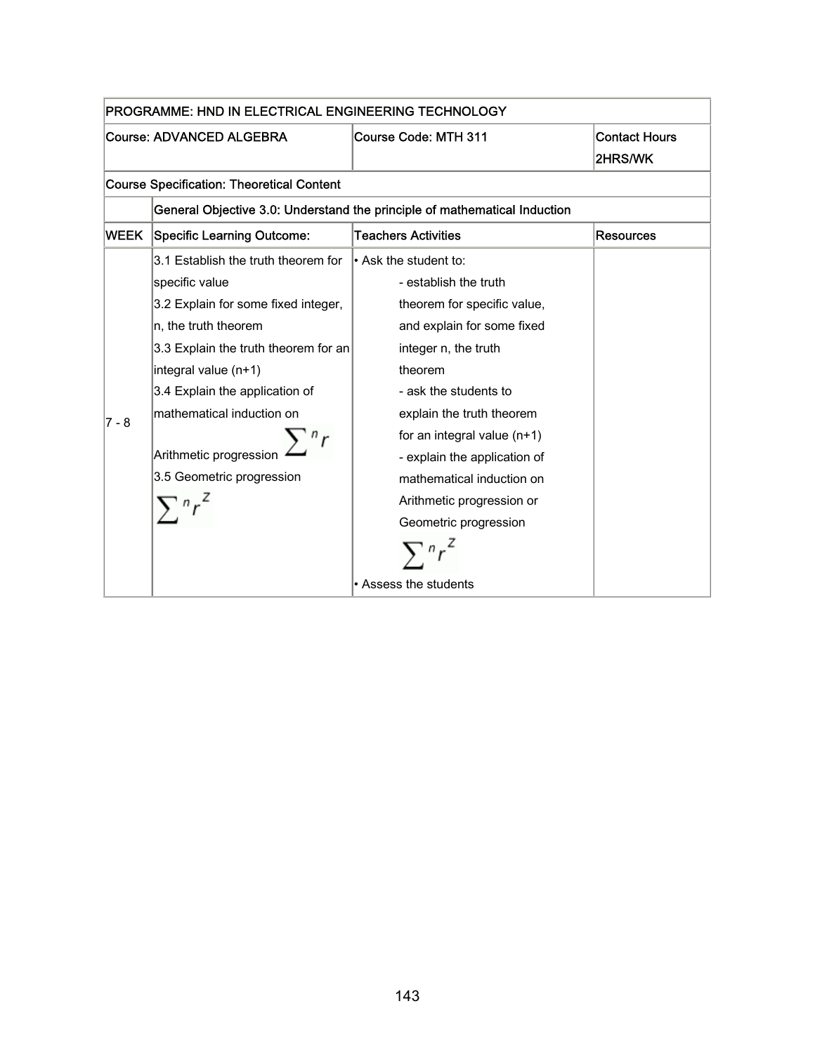| PROGRAMME: HND IN ELECTRICAL ENGINEERING TECHNOLOGY | | | |
|---|---|---|---|
| Course: ADVANCED ALGEBRA | | Course Code: MTH 311 | Contact Hours 2HRS/WK |
| Course Specification: Theoretical Content | | | |
| | General Objective 3.0: Understand the principle of mathematical Induction | | |
| WEEK | Specific Learning Outcome: | Teachers Activities | Resources |
| 7 - 8 | 3.1 Establish the truth theorem for specific value<br>3.2 Explain for some fixed integer, n, the truth theorem<br>3.3 Explain the truth theorem for an integral value (n+1)<br>3.4 Explain the application of mathematical induction on Arithmetic progression $\sum^n r$<br>3.5 Geometric progression $\sum^n r^z$ | • Ask the student to:<br>- establish the truth theorem for specific value, and explain for some fixed integer n, the truth theorem<br>- ask the students to explain the truth theorem for an integral value (n+1)<br>- explain the application of mathematical induction on Arithmetic progression or Geometric progression $\sum^n r^z$<br>• Assess the students | |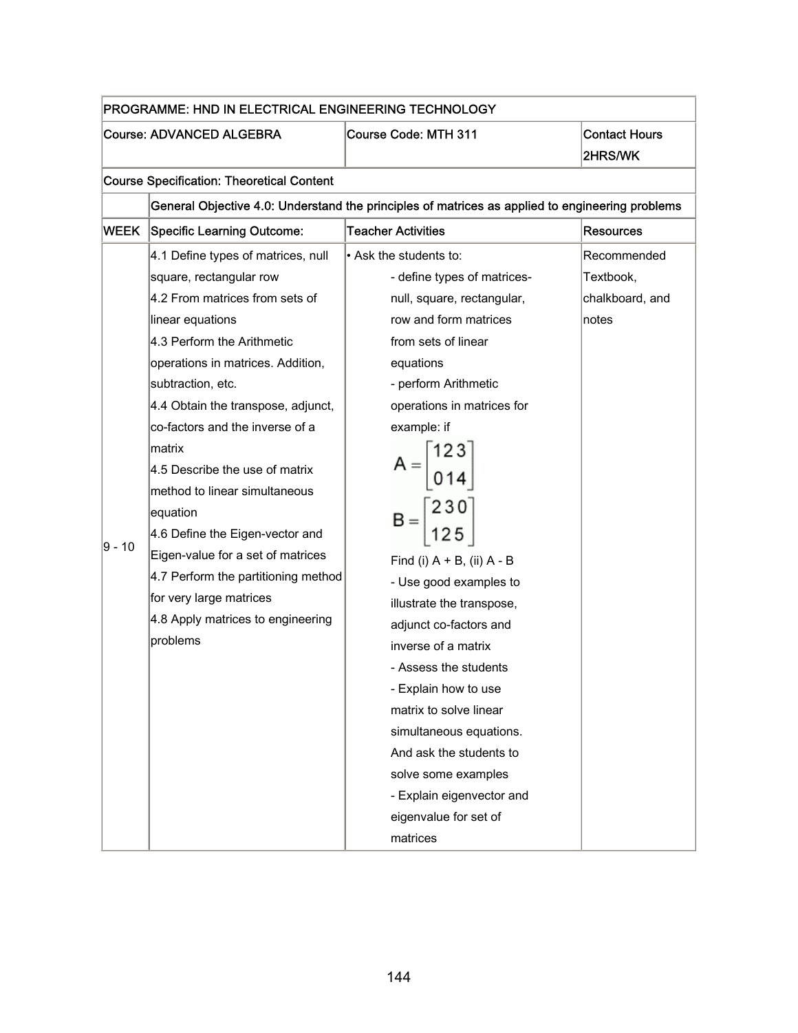| PROGRAMME: HND IN ELECTRICAL ENGINEERING TECHNOLOGY | | | |
|---|---|---|---|
| Course: ADVANCED ALGEBRA | | Course Code: MTH 311 | Contact Hours 2HRS/WK |
| Course Specification: Theoretical Content | | | |
| | General Objective 4.0: Understand the principles of matrices as applied to engineering problems | | |
| WEEK | Specific Learning Outcome: | Teacher Activities | Resources |
| 9 - 10 | 4.1 Define types of matrices, null square, rectangular row<br>4.2 From matrices from sets of linear equations<br>4.3 Perform the Arithmetic operations in matrices. Addition, subtraction, etc.<br>4.4 Obtain the transpose, adjunct, co-factors and the inverse of a matrix<br>4.5 Describe the use of matrix method to linear simultaneous equation<br>4.6 Define the Eigen-vector and Eigen-value for a set of matrices<br>4.7 Perform the partitioning method for very large matrices<br>4.8 Apply matrices to engineering problems | • Ask the students to:<br>- define types of matrices- null, square, rectangular, row and form matrices from sets of linear equations<br>- perform Arithmetic operations in matrices for example: if<br>$A = \begin{bmatrix} 1 2 3 \\ 0 1 4 \end{bmatrix}$<br>$B = \begin{bmatrix} 2 3 0 \\ 1 2 5 \end{bmatrix}$<br>Find (i) A + B, (ii) A - B<br>- Use good examples to illustrate the transpose, adjunct co-factors and inverse of a matrix<br>- Assess the students<br>- Explain how to use matrix to solve linear simultaneous equations. And ask the students to solve some examples<br>- Explain eigenvector and eigenvalue for set of matrices | Recommended Textbook, chalkboard, and notes |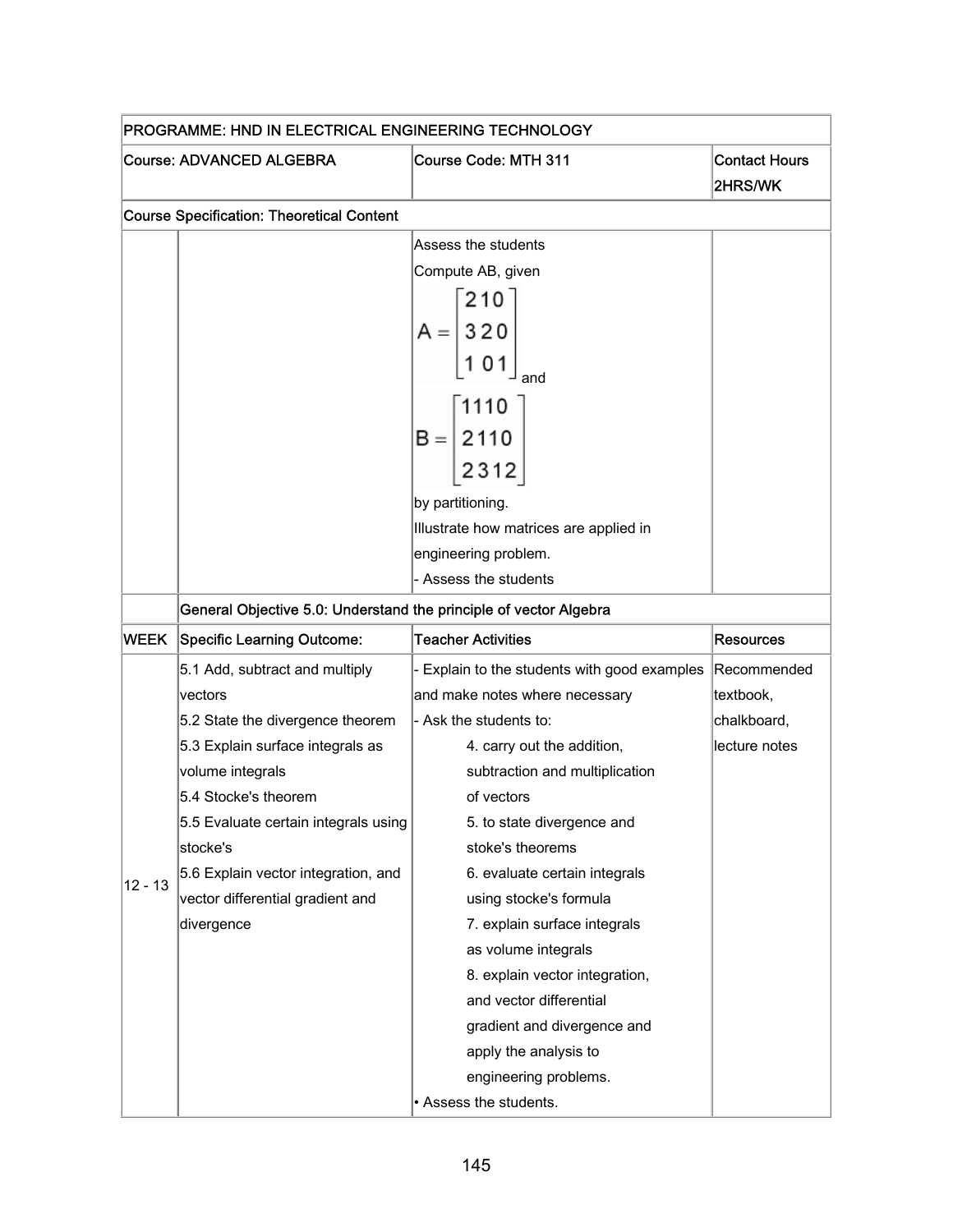| PROGRAMME: HND IN ELECTRICAL ENGINEERING TECHNOLOGY | | | |
|---|---|---|---|
| Course: ADVANCED ALGEBRA | | Course Code: MTH 311 | Contact Hours 2HRS/WK |
| Course Specification: Theoretical Content | | | |
| | | Assess the students<br>Compute AB, given<br>$A = \begin{bmatrix} 2 & 1 & 0 \\ 3 & 2 & 0 \\ 1 & 0 & 1 \end{bmatrix}$ and<br>$B = \begin{bmatrix} 1 & 1 & 1 & 0 \\ 2 & 1 & 1 & 0 \\ 2 & 3 & 1 & 2 \end{bmatrix}$<br>by partitioning.<br>Illustrate how matrices are applied in engineering problem.<br>- Assess the students | |
| | **General Objective 5.0: Understand the principle of vector Algebra** | | |
| **WEEK** | **Specific Learning Outcome:** | **Teacher Activities** | **Resources** |
| 12 - 13 | 5.1 Add, subtract and multiply vectors<br>5.2 State the divergence theorem<br>5.3 Explain surface integrals as volume integrals<br>5.4 Stocke's theorem<br>5.5 Evaluate certain integrals using stocke's<br>5.6 Explain vector integration, and vector differential gradient and divergence | - Explain to the students with good examples and make notes where necessary<br>- Ask the students to:<br>4. carry out the addition, subtraction and multiplication of vectors<br>5. to state divergence and stoke's theorems<br>6. evaluate certain integrals using stocke's formula<br>7. explain surface integrals as volume integrals<br>8. explain vector integration, and vector differential gradient and divergence and apply the analysis to engineering problems.<br>• Assess the students. | Recommended textbook, chalkboard, lecture notes |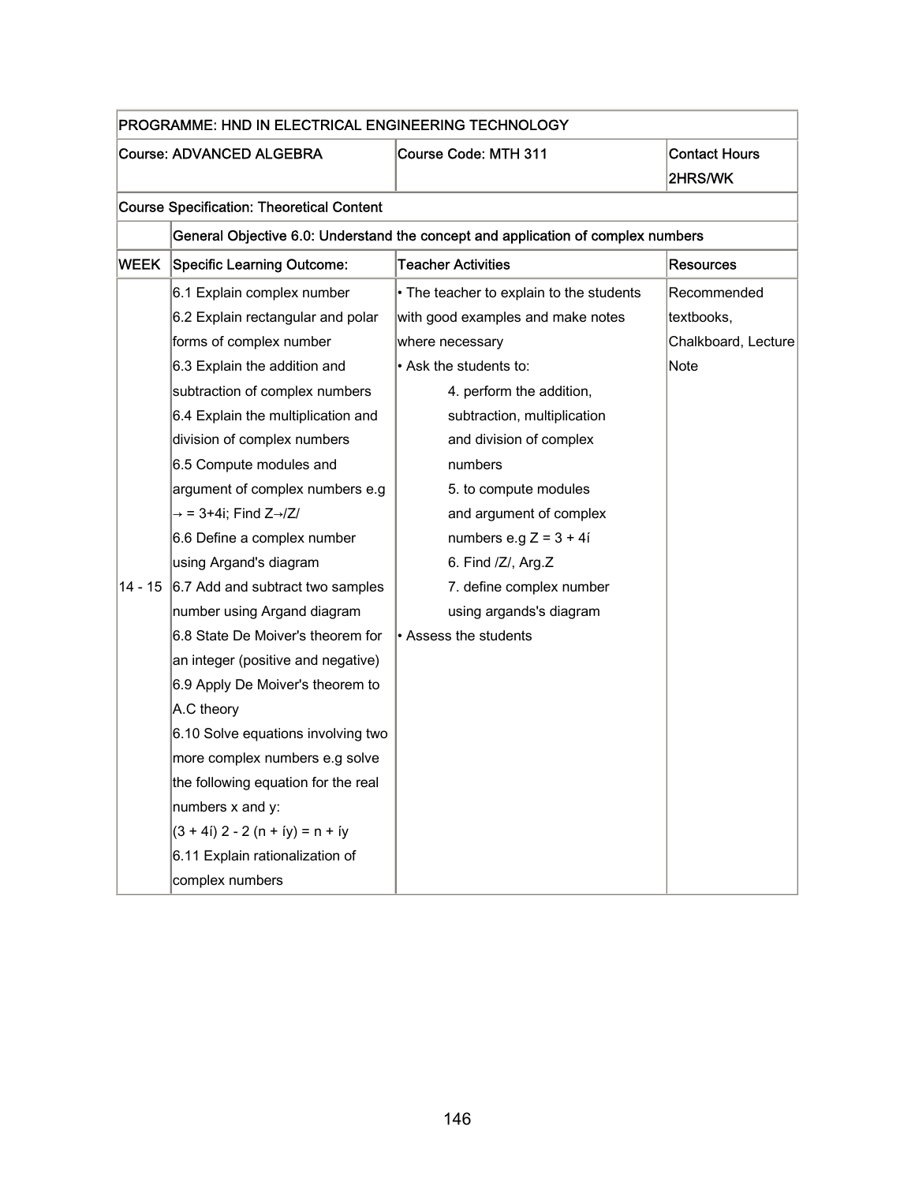| PROGRAMME: HND IN ELECTRICAL ENGINEERING TECHNOLOGY | | | |
|---|---|---|---|
| Course: ADVANCED ALGEBRA | | Course Code: MTH 311 | Contact Hours 2HRS/WK |
| Course Specification: Theoretical Content | | | |
| | General Objective 6.0: Understand the concept and application of complex numbers | | |
| WEEK | Specific Learning Outcome: | Teacher Activities | Resources |
| 14 - 15 | 6.1 Explain complex number<br>6.2 Explain rectangular and polar forms of complex number<br>6.3 Explain the addition and subtraction of complex numbers<br>6.4 Explain the multiplication and division of complex numbers<br>6.5 Compute modules and argument of complex numbers e.g → = 3+4i; Find Z→/Z/<br>6.6 Define a complex number using Argand's diagram<br>6.7 Add and subtract two samples number using Argand diagram<br>6.8 State De Moiver's theorem for an integer (positive and negative)<br>6.9 Apply De Moiver's theorem to A.C theory<br>6.10 Solve equations involving two more complex numbers e.g solve the following equation for the real numbers x and y:<br>(3 + 4í) 2 - 2 (n + íy) = n + íy<br>6.11 Explain rationalization of complex numbers | • The teacher to explain to the students with good examples and make notes where necessary<br>• Ask the students to:<br>4. perform the addition, subtraction, multiplication and division of complex numbers<br>5. to compute modules and argument of complex numbers e.g Z = 3 + 4í<br>6. Find /Z/, Arg.Z<br>7. define complex number using argands's diagram<br>• Assess the students | Recommended textbooks, Chalkboard, Lecture Note |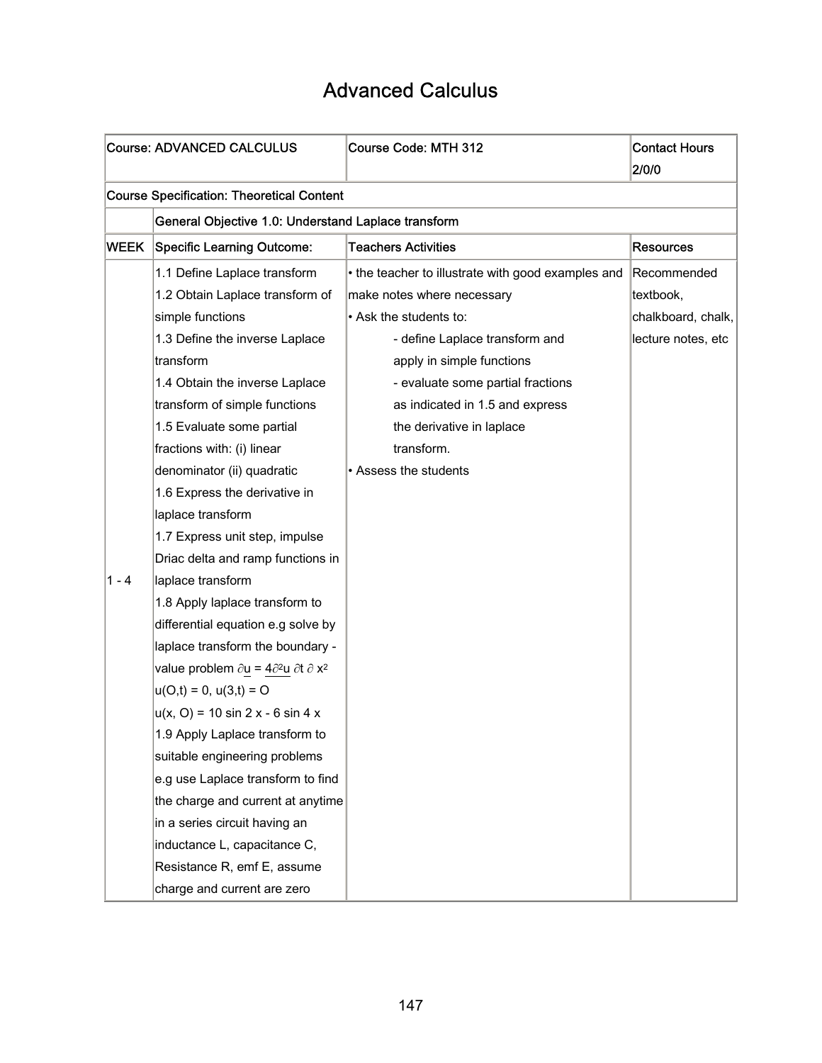# Advanced Calculus

| Course: ADVANCED CALCULUS | | Course Code: MTH 312 | Contact Hours 2/0/0 |
|---|---|---|---|
| Course Specification: Theoretical Content | | | |
| | General Objective 1.0: Understand Laplace transform | | |
| WEEK | Specific Learning Outcome: | Teachers Activities | Resources |
| 1 - 4 | 1.1 Define Laplace transform<br>1.2 Obtain Laplace transform of simple functions<br>1.3 Define the inverse Laplace transform<br>1.4 Obtain the inverse Laplace transform of simple functions<br>1.5 Evaluate some partial fractions with: (i) linear denominator (ii) quadratic<br>1.6 Express the derivative in laplace transform<br>1.7 Express unit step, impulse Driac delta and ramp functions in laplace transform<br>1.8 Apply laplace transform to differential equation e.g solve by laplace transform the boundary - value problem $\frac{\partial u}{\partial t} = \frac{4\partial^2 u}{\partial x^2}$<br>u(O,t) = 0, u(3,t) = O<br>u(x, O) = 10 sin 2 x - 6 sin 4 x<br>1.9 Apply Laplace transform to suitable engineering problems e.g use Laplace transform to find the charge and current at anytime in a series circuit having an inductance L, capacitance C, Resistance R, emf E, assume charge and current are zero | • the teacher to illustrate with good examples and make notes where necessary<br>• Ask the students to:<br>- define Laplace transform and apply in simple functions<br>- evaluate some partial fractions as indicated in 1.5 and express the derivative in laplace transform.<br>• Assess the students | Recommended textbook, chalkboard, chalk, lecture notes, etc |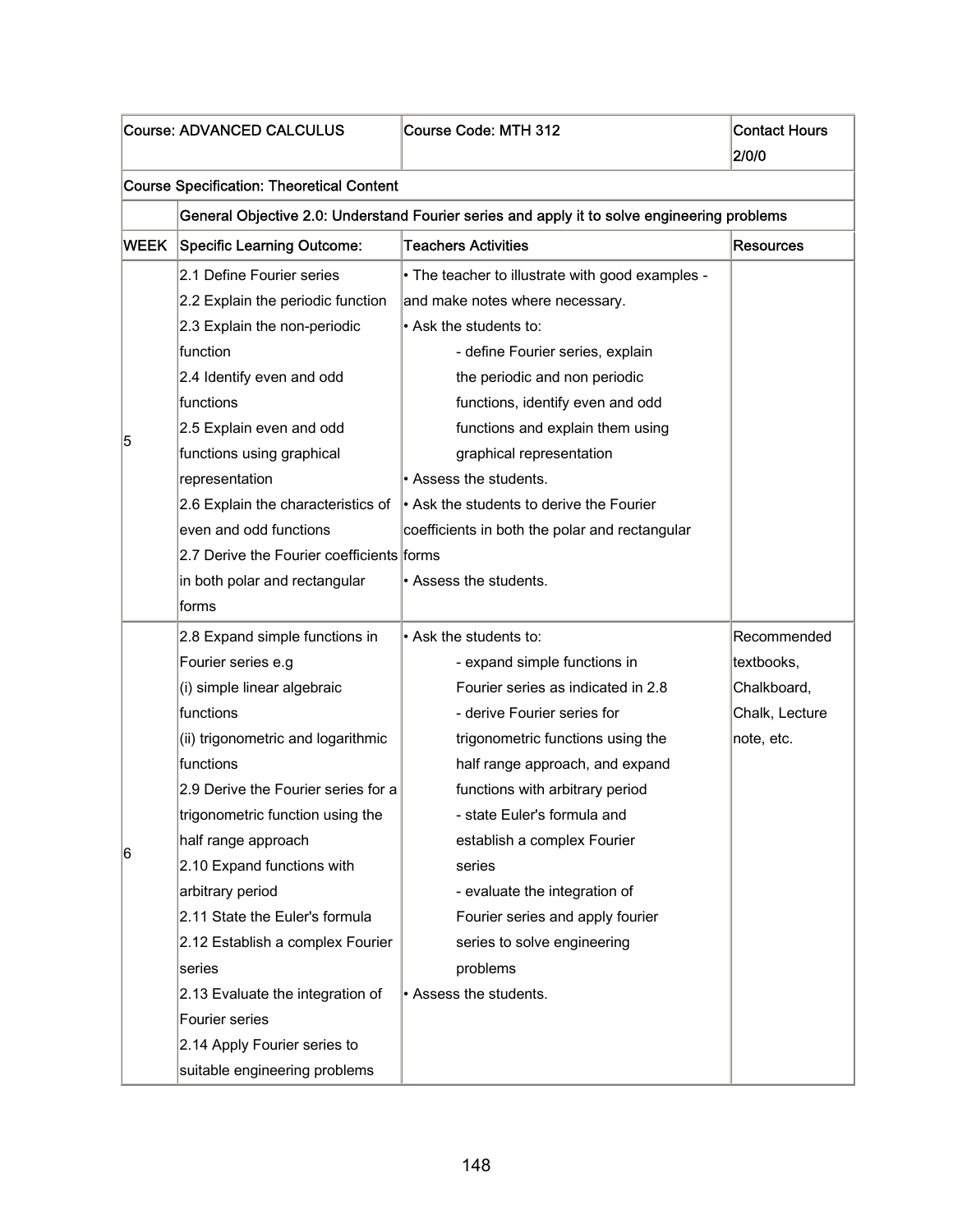| Course: ADVANCED CALCULUS | | Course Code: MTH 312 | Contact Hours 2/0/0 |
|---|---|---|---|
| **Course Specification: Theoretical Content** | | | |
| | **General Objective 2.0: Understand Fourier series and apply it to solve engineering problems** | | |
| **WEEK** | **Specific Learning Outcome:** | **Teachers Activities** | **Resources** |
| 5 | 2.1 Define Fourier series<br>2.2 Explain the periodic function<br>2.3 Explain the non-periodic function<br>2.4 Identify even and odd functions<br>2.5 Explain even and odd functions using graphical representation<br>2.6 Explain the characteristics of even and odd functions<br>2.7 Derive the Fourier coefficients in both polar and rectangular forms | • The teacher to illustrate with good examples - and make notes where necessary.<br>• Ask the students to:<br>- define Fourier series, explain the periodic and non periodic functions, identify even and odd functions and explain them using graphical representation<br>• Assess the students.<br>• Ask the students to derive the Fourier coefficients in both the polar and rectangular forms<br>• Assess the students. | |
| 6 | 2.8 Expand simple functions in Fourier series e.g<br>(i) simple linear algebraic functions<br>(ii) trigonometric and logarithmic functions<br>2.9 Derive the Fourier series for a trigonometric function using the half range approach<br>2.10 Expand functions with arbitrary period<br>2.11 State the Euler's formula<br>2.12 Establish a complex Fourier series<br>2.13 Evaluate the integration of Fourier series<br>2.14 Apply Fourier series to suitable engineering problems | • Ask the students to:<br>- expand simple functions in Fourier series as indicated in 2.8<br>- derive Fourier series for trigonometric functions using the half range approach, and expand functions with arbitrary period<br>- state Euler's formula and establish a complex Fourier series<br>- evaluate the integration of Fourier series and apply fourier series to solve engineering problems<br>• Assess the students. | Recommended textbooks, Chalkboard, Chalk, Lecture note, etc. |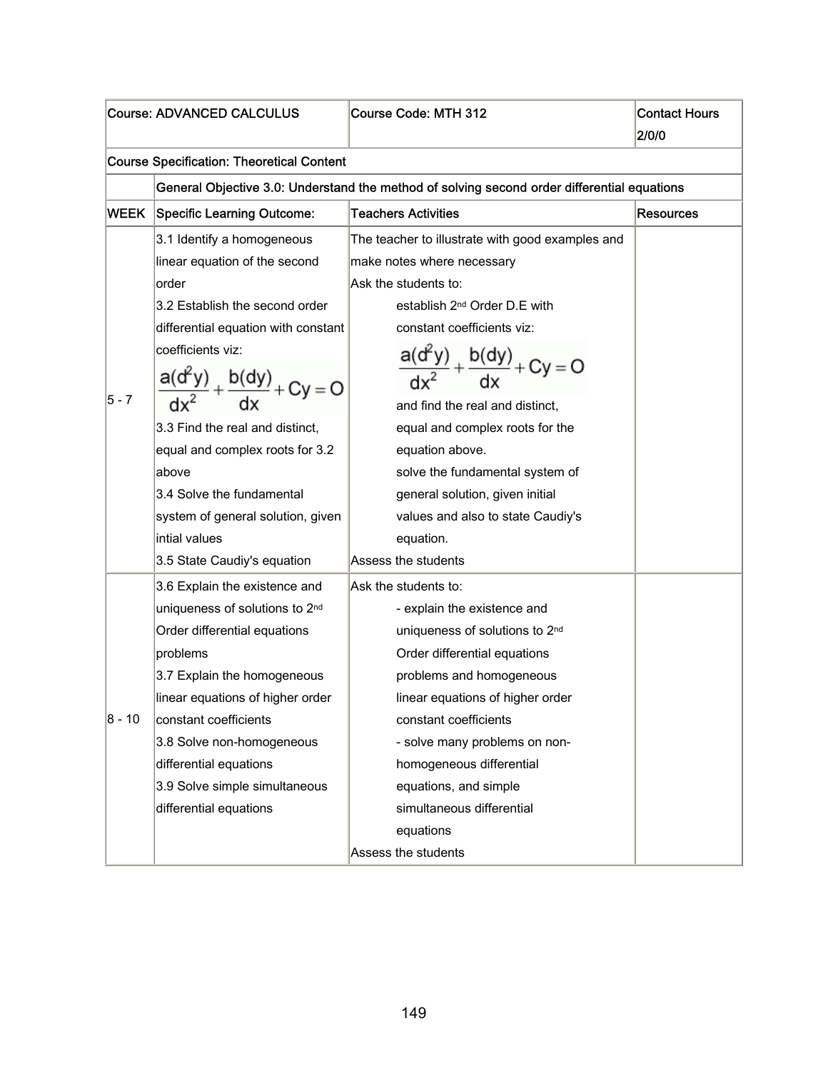| Course: ADVANCED CALCULUS | | Course Code: MTH 312 | Contact Hours 2/0/0 |
|---|---|---|---|
| **Course Specification: Theoretical Content** | | | |
| | **General Objective 3.0: Understand the method of solving second order differential equations** | | |
| **WEEK** | **Specific Learning Outcome:** | **Teachers Activities** | **Resources** |
| 5 - 7 | 3.1 Identify a homogeneous linear equation of the second order<br>3.2 Establish the second order differential equation with constant coefficients viz: $\frac{a(d^2y)}{dx^2} + \frac{b(dy)}{dx} + Cy = O$<br>3.3 Find the real and distinct, equal and complex roots for 3.2 above<br>3.4 Solve the fundamental system of general solution, given intial values<br>3.5 State Caudiy's equation | The teacher to illustrate with good examples and make notes where necessary<br>Ask the students to:<br>establish 2nd Order D.E with constant coefficients viz: $\frac{a(d^2y)}{dx^2} + \frac{b(dy)}{dx} + Cy = O$ and find the real and distinct, equal and complex roots for the equation above.<br>solve the fundamental system of general solution, given initial values and also to state Caudiy's equation.<br>Assess the students | |
| 8 - 10 | 3.6 Explain the existence and uniqueness of solutions to 2nd Order differential equations problems<br>3.7 Explain the homogeneous linear equations of higher order constant coefficients<br>3.8 Solve non-homogeneous differential equations<br>3.9 Solve simple simultaneous differential equations | Ask the students to:<br>- explain the existence and uniqueness of solutions to 2nd Order differential equations problems and homogeneous linear equations of higher order constant coefficients<br>- solve many problems on non-homogeneous differential equations, and simple simultaneous differential equations<br>Assess the students | |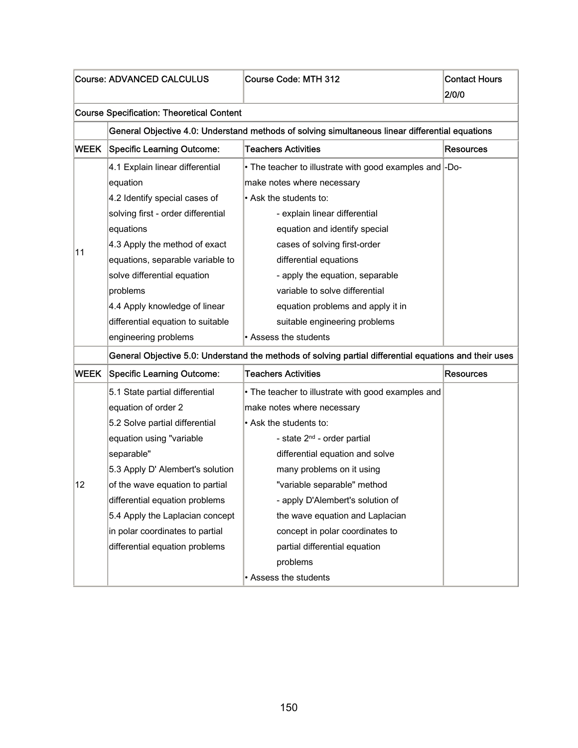| Course: ADVANCED CALCULUS | | Course Code: MTH 312 | Contact Hours 2/0/0 |
|---|---|---|---|
| Course Specification: Theoretical Content | | | |
| | General Objective 4.0: Understand methods of solving simultaneous linear differential equations | | |
| WEEK | Specific Learning Outcome: | Teachers Activities | Resources |
| 11 | 4.1 Explain linear differential equation<br>4.2 Identify special cases of solving first - order differential equations<br>4.3 Apply the method of exact equations, separable variable to solve differential equation problems<br>4.4 Apply knowledge of linear differential equation to suitable engineering problems | • The teacher to illustrate with good examples and make notes where necessary<br>• Ask the students to:<br>- explain linear differential equation and identify special cases of solving first-order differential equations<br>- apply the equation, separable variable to solve differential equation problems and apply it in suitable engineering problems<br>• Assess the students | -Do- |
| | General Objective 5.0: Understand the methods of solving partial differential equations and their uses | | |
| WEEK | Specific Learning Outcome: | Teachers Activities | Resources |
| 12 | 5.1 State partial differential equation of order 2<br>5.2 Solve partial differential equation using "variable separable"<br>5.3 Apply D' Alembert's solution of the wave equation to partial differential equation problems<br>5.4 Apply the Laplacian concept in polar coordinates to partial differential equation problems | • The teacher to illustrate with good examples and make notes where necessary<br>• Ask the students to:<br>- state 2nd - order partial differential equation and solve many problems on it using "variable separable" method<br>- apply D'Alembert's solution of the wave equation and Laplacian concept in polar coordinates to partial differential equation problems<br>• Assess the students | |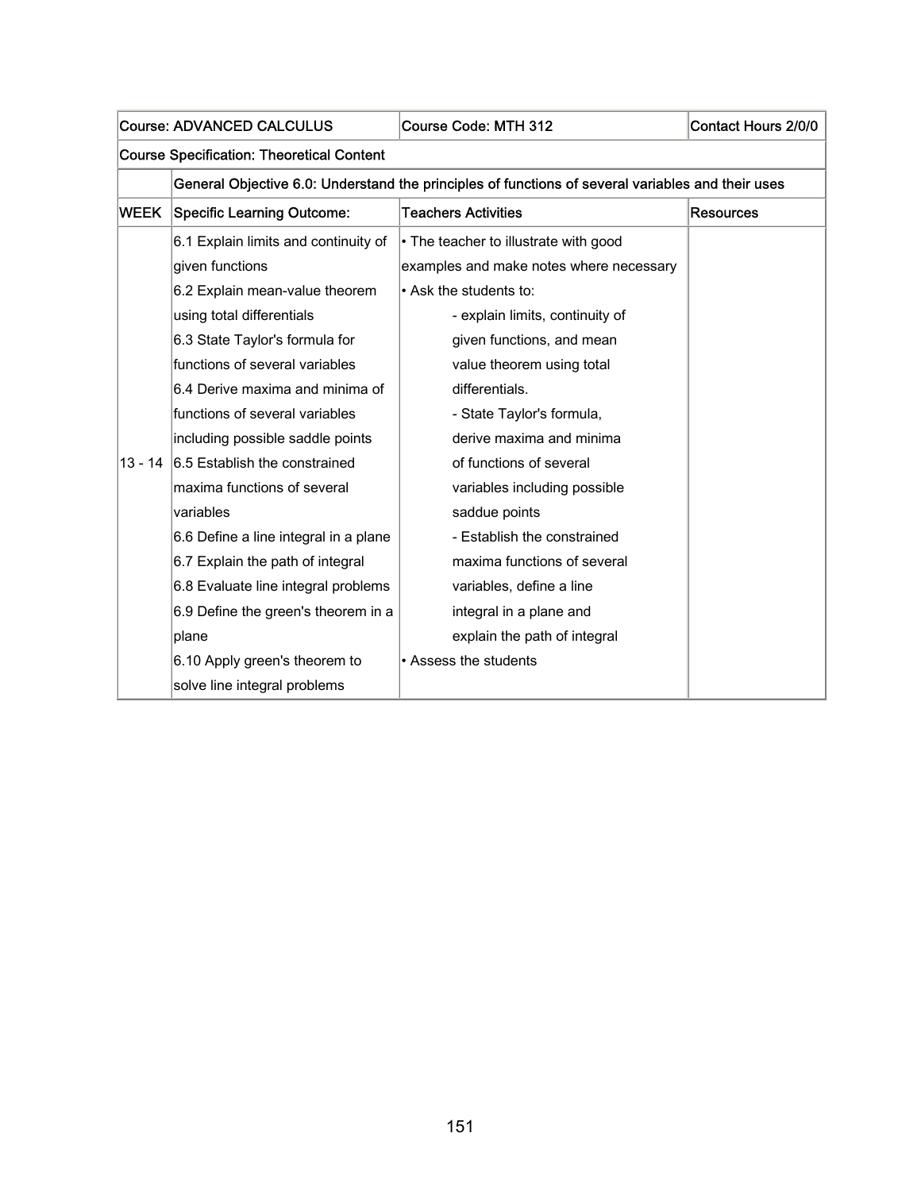| Course: ADVANCED CALCULUS | | Course Code: MTH 312 | Contact Hours 2/0/0 |
|---|---|---|---|
| Course Specification: Theoretical Content | | | |
| | General Objective 6.0: Understand the principles of functions of several variables and their uses | | |
| WEEK | Specific Learning Outcome: | Teachers Activities | Resources |
| 13 - 14 | 6.1 Explain limits and continuity of given functions<br>6.2 Explain mean-value theorem using total differentials<br>6.3 State Taylor's formula for functions of several variables<br>6.4 Derive maxima and minima of functions of several variables including possible saddle points<br>6.5 Establish the constrained maxima functions of several variables<br>6.6 Define a line integral in a plane<br>6.7 Explain the path of integral<br>6.8 Evaluate line integral problems<br>6.9 Define the green's theorem in a plane<br>6.10 Apply green's theorem to solve line integral problems | • The teacher to illustrate with good examples and make notes where necessary<br>• Ask the students to:<br>- explain limits, continuity of given functions, and mean value theorem using total differentials.<br>- State Taylor's formula, derive maxima and minima of functions of several variables including possible saddue points<br>- Establish the constrained maxima functions of several variables, define a line integral in a plane and explain the path of integral<br>• Assess the students | |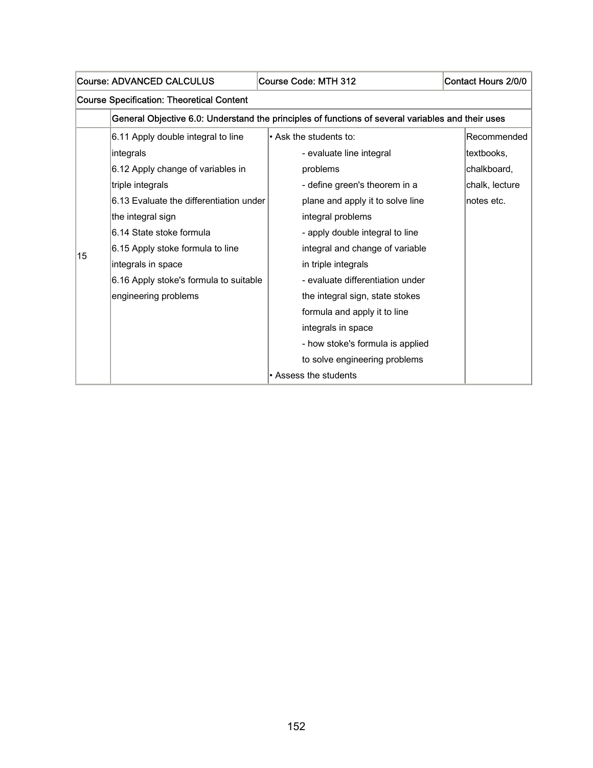| Course: ADVANCED CALCULUS | | Course Code: MTH 312 | Contact Hours 2/0/0 |
|---|---|---|---|
| Course Specification: Theoretical Content | | | |
| | General Objective 6.0: Understand the principles of functions of several variables and their uses | | |
| 15 | 6.11 Apply double integral to line integrals<br>6.12 Apply change of variables in triple integrals<br>6.13 Evaluate the differentiation under the integral sign<br>6.14 State stoke formula<br>6.15 Apply stoke formula to line integrals in space<br>6.16 Apply stoke's formula to suitable engineering problems | • Ask the students to:<br>- evaluate line integral problems<br>- define green's theorem in a plane and apply it to solve line integral problems<br>- apply double integral to line integral and change of variable in triple integrals<br>- evaluate differentiation under the integral sign, state stokes formula and apply it to line integrals in space<br>- how stoke's formula is applied to solve engineering problems<br>• Assess the students | Recommended textbooks, chalkboard, chalk, lecture notes etc. |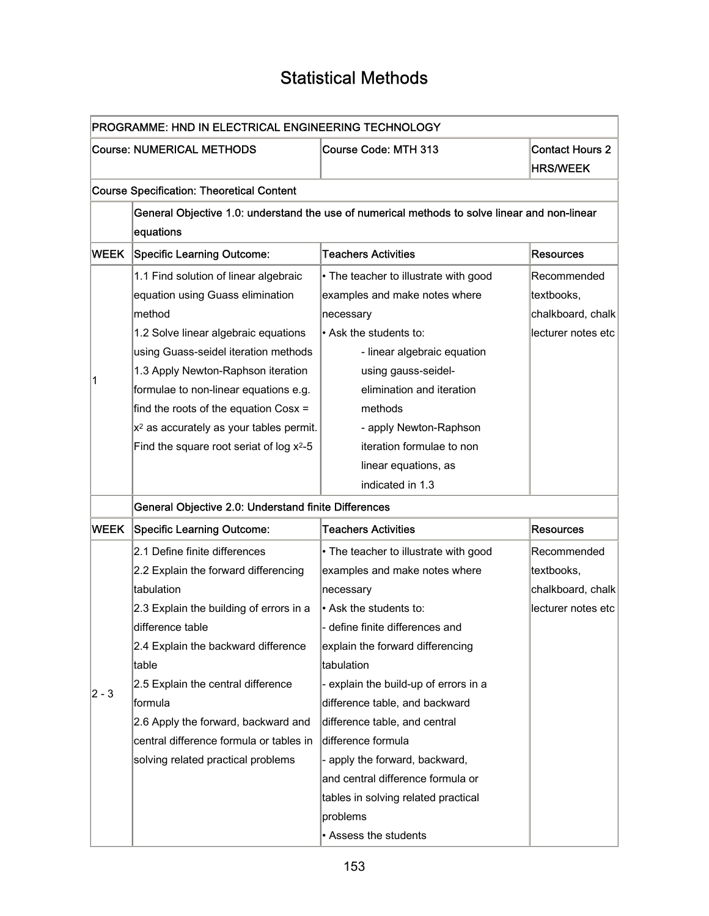# Statistical Methods

| PROGRAMME: HND IN ELECTRICAL ENGINEERING TECHNOLOGY | | | |
|---|---|---|---|
| Course: NUMERICAL METHODS | | Course Code: MTH 313 | Contact Hours 2 HRS/WEEK |
| Course Specification: Theoretical Content | | | |
| | General Objective 1.0: understand the use of numerical methods to solve linear and non-linear equations | | |
| WEEK | Specific Learning Outcome: | Teachers Activities | Resources |
| 1 | 1.1 Find solution of linear algebraic equation using Guass elimination method<br>1.2 Solve linear algebraic equations using Guass-seidel iteration methods<br>1.3 Apply Newton-Raphson iteration formulae to non-linear equations e.g. find the roots of the equation Cosx = $x^2$ as accurately as your tables permit. Find the square root seriat of log $x^2$-5 | • The teacher to illustrate with good examples and make notes where necessary<br>• Ask the students to:<br>- linear algebraic equation using gauss-seidel-elimination and iteration methods<br>- apply Newton-Raphson iteration formulae to non linear equations, as indicated in 1.3 | Recommended textbooks, chalkboard, chalk lecturer notes etc |
| | General Objective 2.0: Understand finite Differences | | |
| WEEK | Specific Learning Outcome: | Teachers Activities | Resources |
| 2 - 3 | 2.1 Define finite differences<br>2.2 Explain the forward differencing tabulation<br>2.3 Explain the building of errors in a difference table<br>2.4 Explain the backward difference table<br>2.5 Explain the central difference formula<br>2.6 Apply the forward, backward and central difference formula or tables in solving related practical problems | • The teacher to illustrate with good examples and make notes where necessary<br>• Ask the students to:<br>- define finite differences and explain the forward differencing tabulation<br>- explain the build-up of errors in a difference table, and backward difference table, and central difference formula<br>- apply the forward, backward, and central difference formula or tables in solving related practical problems<br>• Assess the students | Recommended textbooks, chalkboard, chalk lecturer notes etc |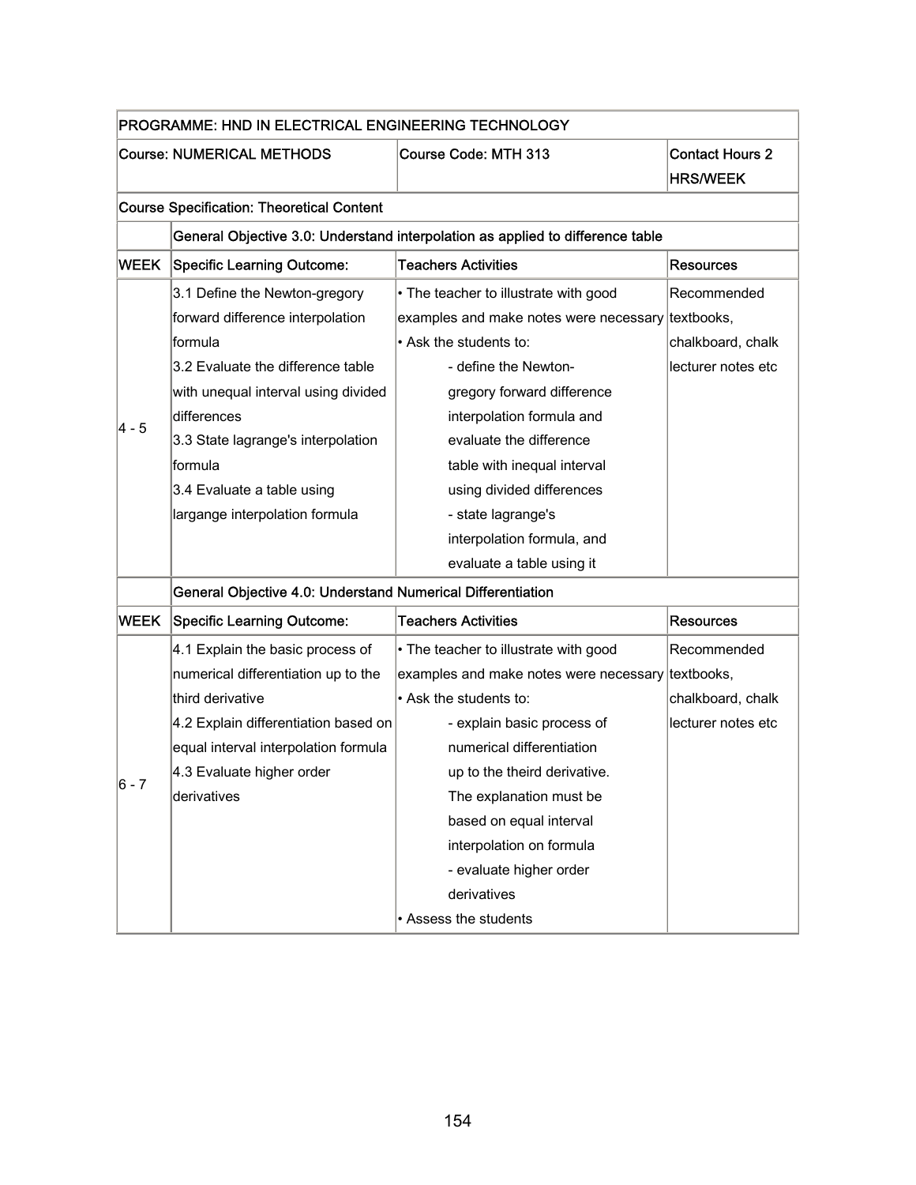| PROGRAMME: HND IN ELECTRICAL ENGINEERING TECHNOLOGY | | | |
|---|---|---|---|
| Course: NUMERICAL METHODS | | Course Code: MTH 313 | Contact Hours 2 HRS/WEEK |
| Course Specification: Theoretical Content | | | |
| | General Objective 3.0: Understand interpolation as applied to difference table | | |
| WEEK | Specific Learning Outcome: | Teachers Activities | Resources |
| 4 - 5 | 3.1 Define the Newton-gregory forward difference interpolation formula<br>3.2 Evaluate the difference table with unequal interval using divided differences<br>3.3 State lagrange's interpolation formula<br>3.4 Evaluate a table using largange interpolation formula | • The teacher to illustrate with good examples and make notes were necessary<br>• Ask the students to:<br>- define the Newton-gregory forward difference interpolation formula and evaluate the difference table with inequal interval using divided differences<br>- state lagrange's interpolation formula, and evaluate a table using it | Recommended textbooks, chalkboard, chalk lecturer notes etc |
| | General Objective 4.0: Understand Numerical Differentiation | | |
| WEEK | Specific Learning Outcome: | Teachers Activities | Resources |
| 6 - 7 | 4.1 Explain the basic process of numerical differentiation up to the third derivative<br>4.2 Explain differentiation based on equal interval interpolation formula<br>4.3 Evaluate higher order derivatives | • The teacher to illustrate with good examples and make notes were necessary<br>• Ask the students to:<br>- explain basic process of numerical differentiation up to the theird derivative. The explanation must be based on equal interval interpolation on formula<br>- evaluate higher order derivatives<br>• Assess the students | Recommended textbooks, chalkboard, chalk lecturer notes etc |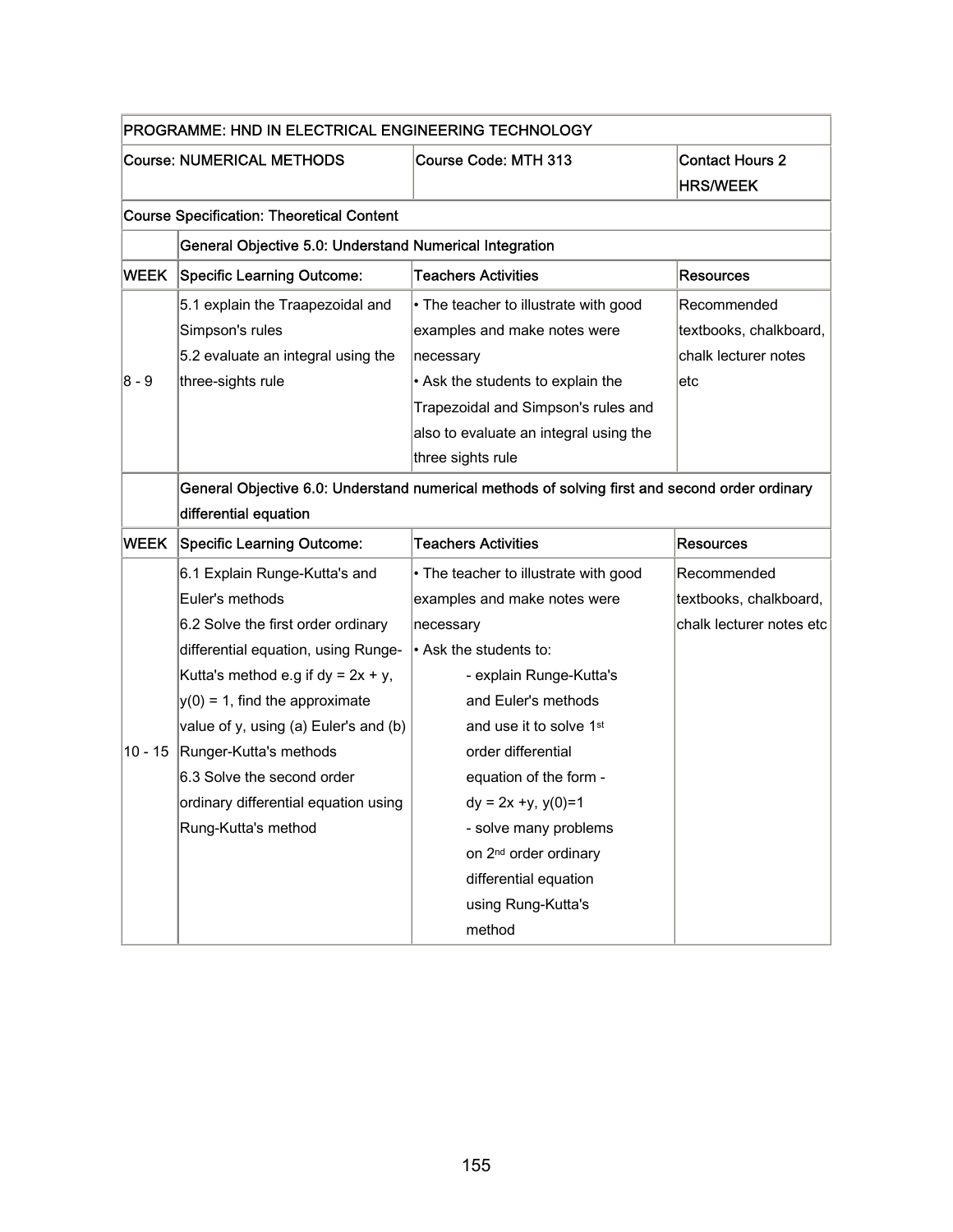| PROGRAMME: HND IN ELECTRICAL ENGINEERING TECHNOLOGY | | | |
|---|---|---|---|
| Course: NUMERICAL METHODS | | Course Code: MTH 313 | Contact Hours 2 HRS/WEEK |
| Course Specification: Theoretical Content | | | |
| | General Objective 5.0: Understand Numerical Integration | | |
| WEEK | Specific Learning Outcome: | Teachers Activities | Resources |
| 8 - 9 | 5.1 explain the Traapezoidal and Simpson's rules<br>5.2 evaluate an integral using the three-sights rule | • The teacher to illustrate with good examples and make notes were necessary<br>• Ask the students to explain the Trapezoidal and Simpson's rules and also to evaluate an integral using the three sights rule | Recommended textbooks, chalkboard, chalk lecturer notes etc |
| | General Objective 6.0: Understand numerical methods of solving first and second order ordinary differential equation | | |
| WEEK | Specific Learning Outcome: | Teachers Activities | Resources |
| 10 - 15 | 6.1 Explain Runge-Kutta's and Euler's methods<br>6.2 Solve the first order ordinary differential equation, using Runge-Kutta's method e.g if $dy = 2x + y$, $y(0) = 1$, find the approximate value of y, using (a) Euler's and (b) Runger-Kutta's methods<br>6.3 Solve the second order ordinary differential equation using Rung-Kutta's method | • The teacher to illustrate with good examples and make notes were necessary<br>• Ask the students to:<br>- explain Runge-Kutta's and Euler's methods and use it to solve 1st order differential equation of the form - $dy = 2x + y$, $y(0)=1$<br>- solve many problems on 2nd order ordinary differential equation using Rung-Kutta's method | Recommended textbooks, chalkboard, chalk lecturer notes etc |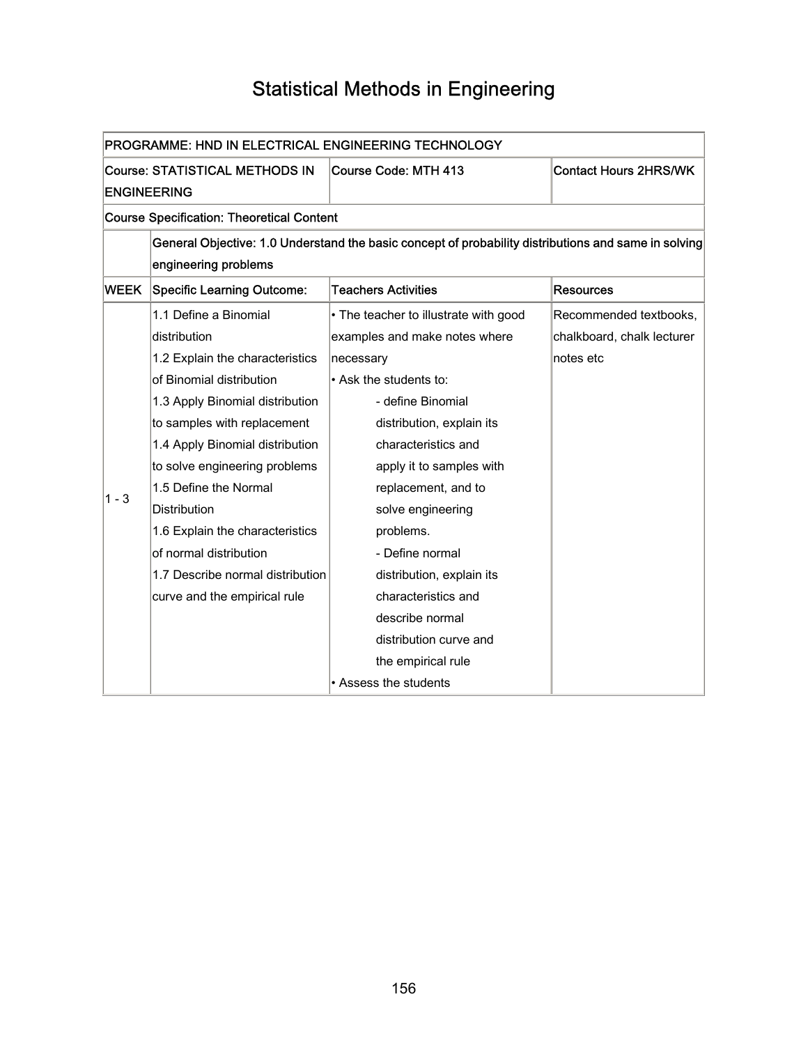# Statistical Methods in Engineering

| PROGRAMME: HND IN ELECTRICAL ENGINEERING TECHNOLOGY | | | |
|---|---|---|---|
| Course: STATISTICAL METHODS IN ENGINEERING | | Course Code: MTH 413 | Contact Hours 2HRS/WK |
| Course Specification: Theoretical Content | | | |
| | General Objective: 1.0 Understand the basic concept of probability distributions and same in solving engineering problems | | |
| WEEK | Specific Learning Outcome: | Teachers Activities | Resources |
| 1 - 3 | 1.1 Define a Binomial distribution<br>1.2 Explain the characteristics of Binomial distribution<br>1.3 Apply Binomial distribution to samples with replacement<br>1.4 Apply Binomial distribution to solve engineering problems<br>1.5 Define the Normal Distribution<br>1.6 Explain the characteristics of normal distribution<br>1.7 Describe normal distribution curve and the empirical rule | • The teacher to illustrate with good examples and make notes where necessary<br>• Ask the students to:<br>- define Binomial distribution, explain its characteristics and apply it to samples with replacement, and to solve engineering problems.<br>- Define normal distribution, explain its characteristics and describe normal distribution curve and the empirical rule<br>• Assess the students | Recommended textbooks, chalkboard, chalk lecturer notes etc |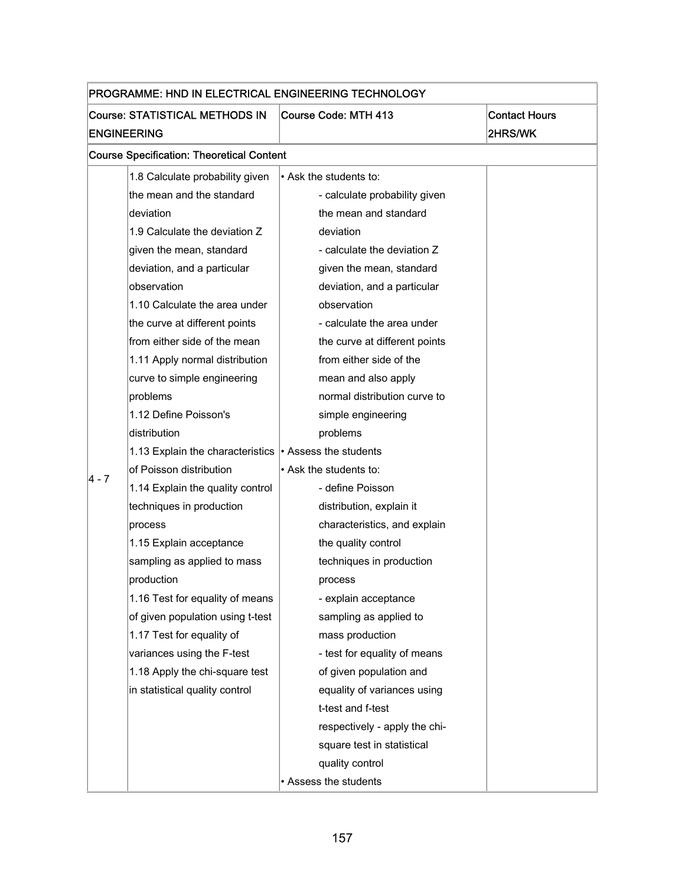| PROGRAMME: HND IN ELECTRICAL ENGINEERING TECHNOLOGY | | | |
|---|---|---|---|
| Course: STATISTICAL METHODS IN ENGINEERING | | Course Code: MTH 413 | Contact Hours 2HRS/WK |
| Course Specification: Theoretical Content | | | |
| 4 - 7 | 1.8 Calculate probability given the mean and the standard deviation<br>1.9 Calculate the deviation Z given the mean, standard deviation, and a particular observation<br>1.10 Calculate the area under the curve at different points from either side of the mean<br>1.11 Apply normal distribution curve to simple engineering problems<br>1.12 Define Poisson's distribution<br>1.13 Explain the characteristics of Poisson distribution<br>1.14 Explain the quality control techniques in production process<br>1.15 Explain acceptance sampling as applied to mass production<br>1.16 Test for equality of means of given population using t-test<br>1.17 Test for equality of variances using the F-test<br>1.18 Apply the chi-square test in statistical quality control | • Ask the students to:<br>- calculate probability given the mean and standard deviation<br>- calculate the deviation Z given the mean, standard deviation, and a particular observation<br>- calculate the area under the curve at different points from either side of the mean and also apply normal distribution curve to simple engineering problems<br>• Assess the students<br>• Ask the students to:<br>- define Poisson distribution, explain it characteristics, and explain the quality control techniques in production process<br>- explain acceptance sampling as applied to mass production<br>- test for equality of means of given population and equality of variances using t-test and f-test respectively - apply the chi-square test in statistical quality control<br>• Assess the students | |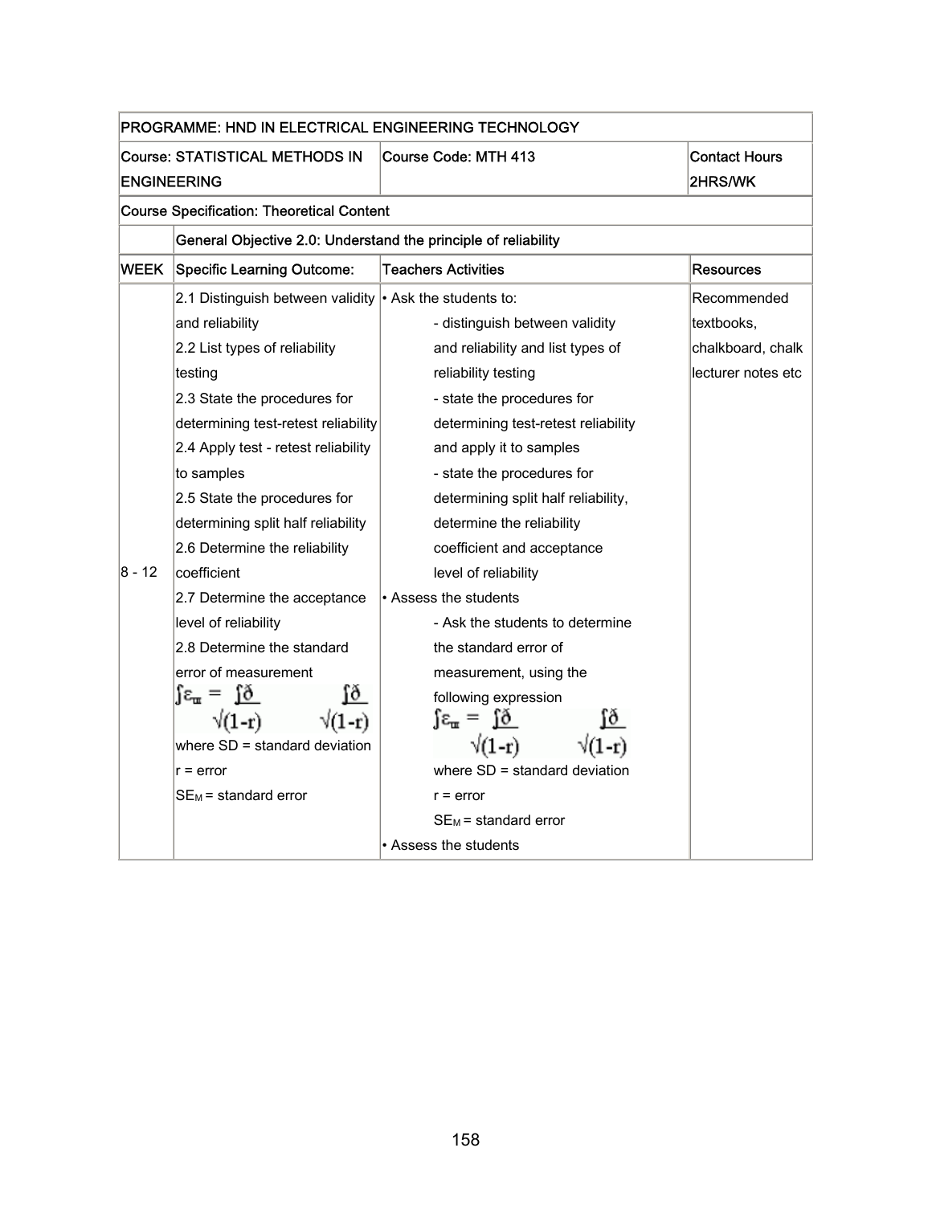| PROGRAMME: HND IN ELECTRICAL ENGINEERING TECHNOLOGY | | | |
|---|---|---|---|
| Course: STATISTICAL METHODS IN ENGINEERING | | Course Code: MTH 413 | Contact Hours 2HRS/WK |
| Course Specification: Theoretical Content | | | |
| | General Objective 2.0: Understand the principle of reliability | | |
| WEEK | Specific Learning Outcome: | Teachers Activities | Resources |
| 8 - 12 | 2.1 Distinguish between validity and reliability<br>2.2 List types of reliability testing<br>2.3 State the procedures for determining test-retest reliability<br>2.4 Apply test - retest reliability to samples<br>2.5 State the procedures for determining split half reliability<br>2.6 Determine the reliability coefficient<br>2.7 Determine the acceptance level of reliability<br>2.8 Determine the standard error of measurement<br>$\int\varepsilon_{m} = \frac{\int\delta}{\sqrt{(1-r)}} \quad \frac{\int\delta}{\sqrt{(1-r)}}$<br>where SD = standard deviation<br>r = error<br>$SE_M$ = standard error | • Ask the students to:<br>- distinguish between validity and reliability and list types of reliability testing<br>- state the procedures for determining test-retest reliability and apply it to samples<br>- state the procedures for determining split half reliability, determine the reliability coefficient and acceptance level of reliability<br>• Assess the students<br>- Ask the students to determine the standard error of measurement, using the following expression<br>$\int\varepsilon_{m} = \frac{\int\delta}{\sqrt{(1-r)}} \quad \frac{\int\delta}{\sqrt{(1-r)}}$<br>where SD = standard deviation<br>r = error<br>$SE_M$ = standard error<br>• Assess the students | Recommended textbooks, chalkboard, chalk lecturer notes etc |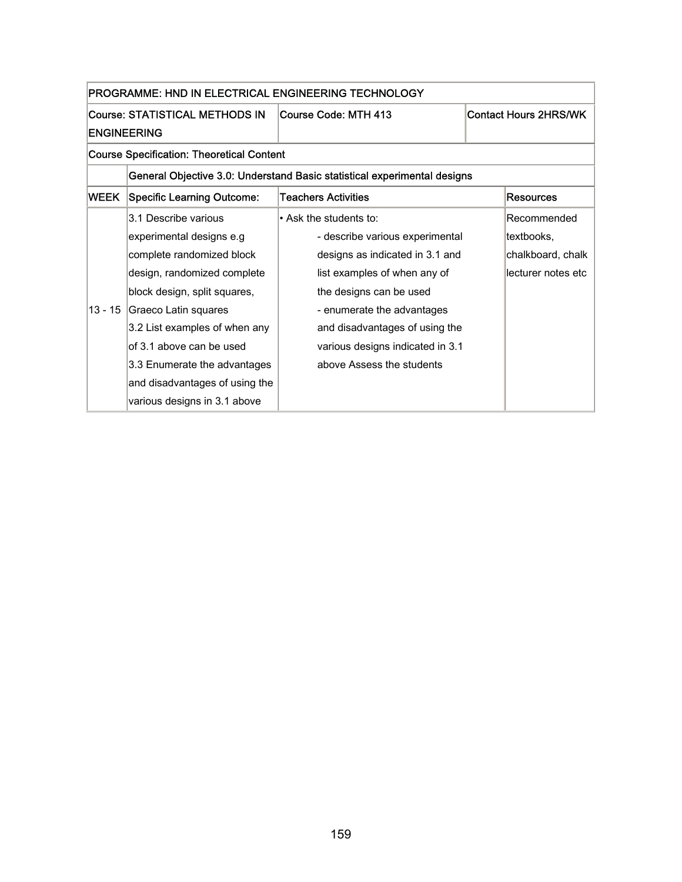| PROGRAMME: HND IN ELECTRICAL ENGINEERING TECHNOLOGY | | | |
|---|---|---|---|
| Course: STATISTICAL METHODS IN ENGINEERING | | Course Code: MTH 413 | Contact Hours 2HRS/WK |
| Course Specification: Theoretical Content | | | |
| | General Objective 3.0: Understand Basic statistical experimental designs | | |
| WEEK | Specific Learning Outcome: | Teachers Activities | Resources |
| 13 - 15 | 3.1 Describe various experimental designs e.g complete randomized block design, randomized complete block design, split squares, Graeco Latin squares<br>3.2 List examples of when any of 3.1 above can be used<br>3.3 Enumerate the advantages and disadvantages of using the various designs in 3.1 above | • Ask the students to:<br>- describe various experimental designs as indicated in 3.1 and list examples of when any of the designs can be used<br>- enumerate the advantages and disadvantages of using the various designs indicated in 3.1 above Assess the students | Recommended textbooks, chalkboard, chalk lecturer notes etc |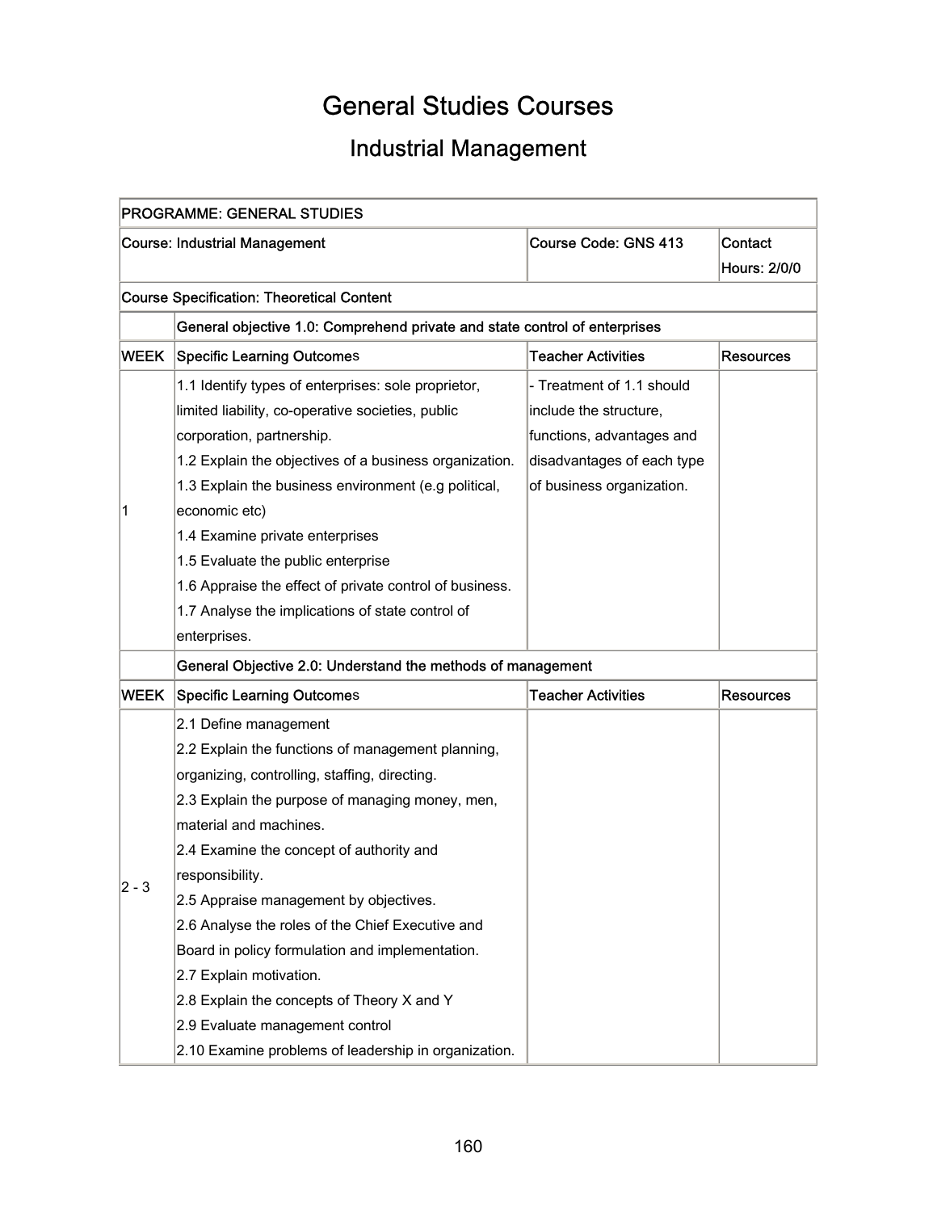# General Studies Courses

## Industrial Management

| PROGRAMME: GENERAL STUDIES | | | |
|---|---|---|---|
| Course: Industrial Management | | Course Code: GNS 413 | Contact Hours: 2/0/0 |
| Course Specification: Theoretical Content | | | |
| | General objective 1.0: Comprehend private and state control of enterprises | | |
| WEEK | Specific Learning Outcomes | Teacher Activities | Resources |
| 1 | 1.1 Identify types of enterprises: sole proprietor, limited liability, co-operative societies, public corporation, partnership.<br>1.2 Explain the objectives of a business organization.<br>1.3 Explain the business environment (e.g political, economic etc)<br>1.4 Examine private enterprises<br>1.5 Evaluate the public enterprise<br>1.6 Appraise the effect of private control of business.<br>1.7 Analyse the implications of state control of enterprises. | - Treatment of 1.1 should include the structure, functions, advantages and disadvantages of each type of business organization. | |
| | General Objective 2.0: Understand the methods of management | | |
| WEEK | Specific Learning Outcomes | Teacher Activities | Resources |
| 2 - 3 | 2.1 Define management<br>2.2 Explain the functions of management planning, organizing, controlling, staffing, directing.<br>2.3 Explain the purpose of managing money, men, material and machines.<br>2.4 Examine the concept of authority and responsibility.<br>2.5 Appraise management by objectives.<br>2.6 Analyse the roles of the Chief Executive and Board in policy formulation and implementation.<br>2.7 Explain motivation.<br>2.8 Explain the concepts of Theory X and Y<br>2.9 Evaluate management control<br>2.10 Examine problems of leadership in organization. | | |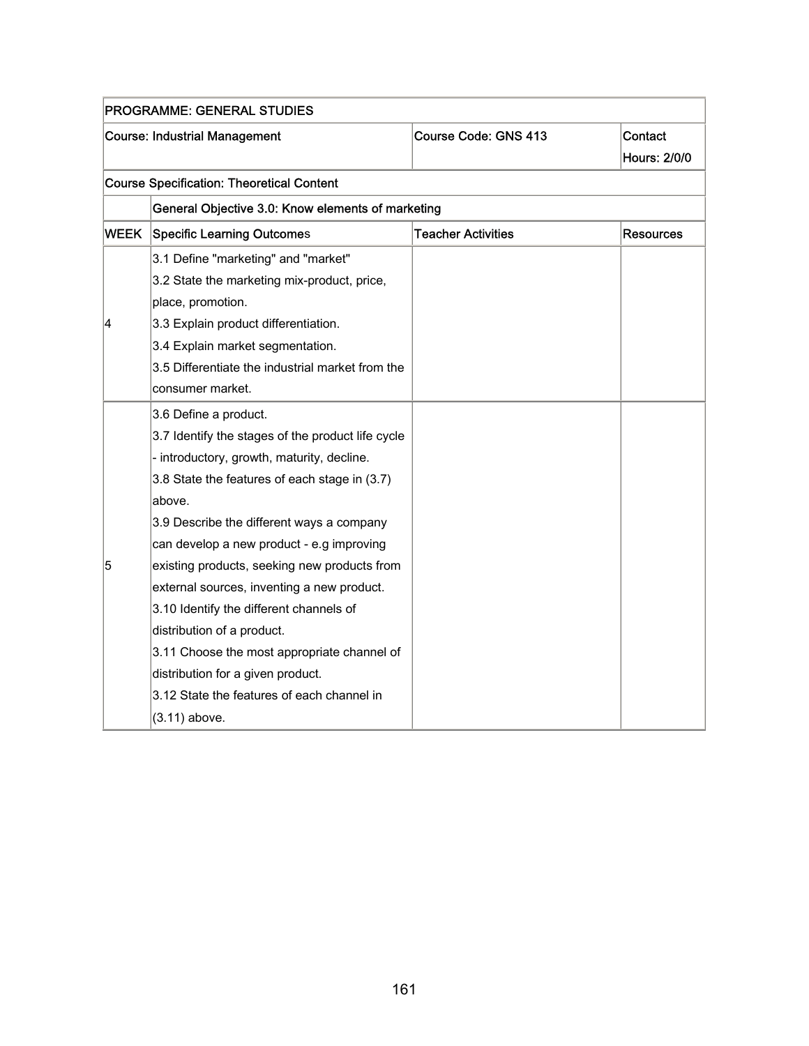| PROGRAMME: GENERAL STUDIES | | | |
|---|---|---|---|
| Course: Industrial Management | | Course Code: GNS 413 | Contact Hours: 2/0/0 |
| Course Specification: Theoretical Content | | | |
| | General Objective 3.0: Know elements of marketing | | |
| WEEK | Specific Learning Outcomes | Teacher Activities | Resources |
| 4 | 3.1 Define "marketing" and "market"<br>3.2 State the marketing mix-product, price, place, promotion.<br>3.3 Explain product differentiation.<br>3.4 Explain market segmentation.<br>3.5 Differentiate the industrial market from the consumer market. | | |
| 5 | 3.6 Define a product.<br>3.7 Identify the stages of the product life cycle - introductory, growth, maturity, decline.<br>3.8 State the features of each stage in (3.7) above.<br>3.9 Describe the different ways a company can develop a new product - e.g improving existing products, seeking new products from external sources, inventing a new product.<br>3.10 Identify the different channels of distribution of a product.<br>3.11 Choose the most appropriate channel of distribution for a given product.<br>3.12 State the features of each channel in (3.11) above. | | |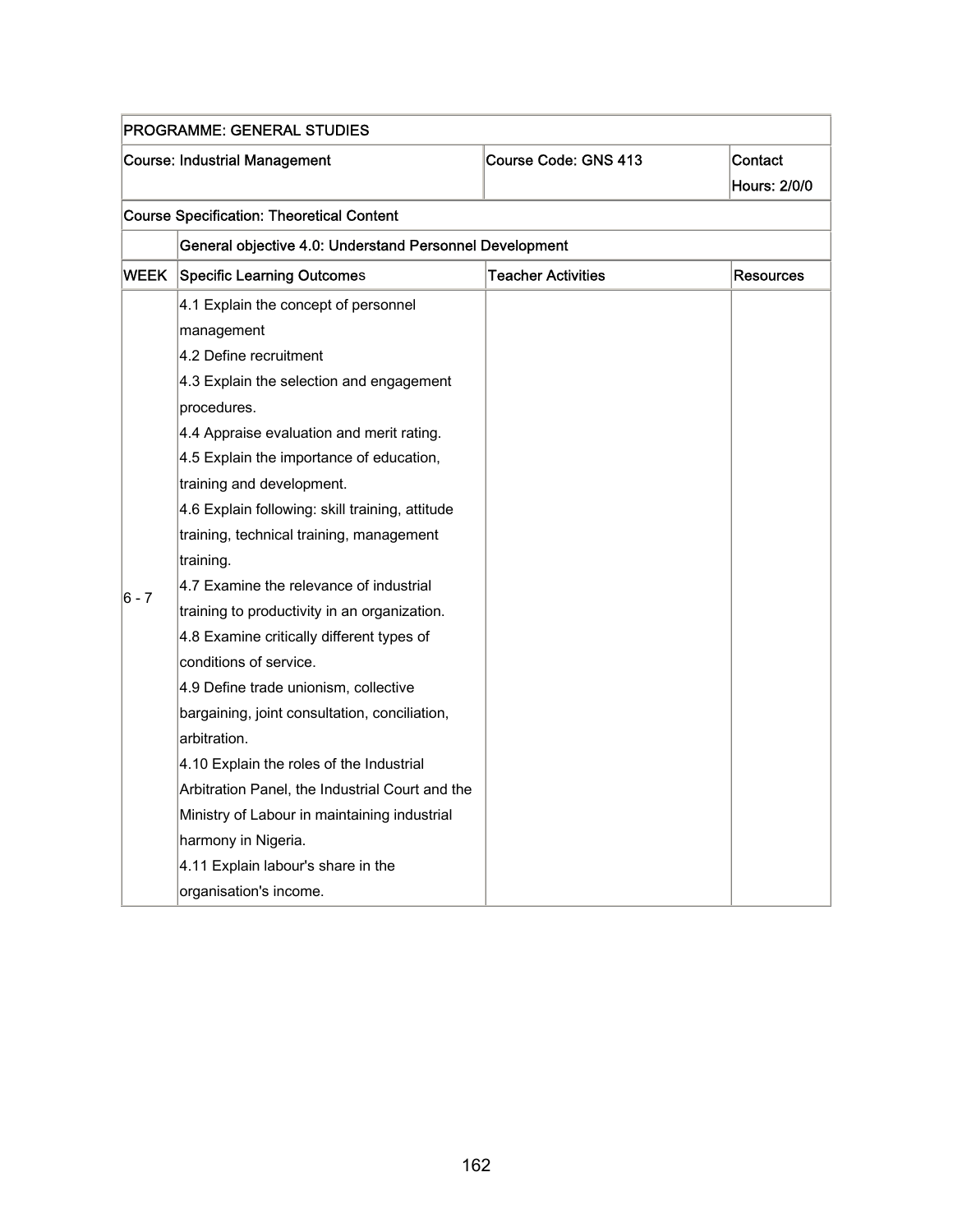| PROGRAMME: GENERAL STUDIES | | | |
|---|---|---|---|
| Course: Industrial Management | | Course Code: GNS 413 | Contact Hours: 2/0/0 |
| Course Specification: Theoretical Content | | | |
| | General objective 4.0: Understand Personnel Development | | |
| WEEK | Specific Learning Outcomes | Teacher Activities | Resources |
| 6 - 7 | 4.1 Explain the concept of personnel management<br>4.2 Define recruitment<br>4.3 Explain the selection and engagement procedures.<br>4.4 Appraise evaluation and merit rating.<br>4.5 Explain the importance of education, training and development.<br>4.6 Explain following: skill training, attitude training, technical training, management training.<br>4.7 Examine the relevance of industrial training to productivity in an organization.<br>4.8 Examine critically different types of conditions of service.<br>4.9 Define trade unionism, collective bargaining, joint consultation, conciliation, arbitration.<br>4.10 Explain the roles of the Industrial Arbitration Panel, the Industrial Court and the Ministry of Labour in maintaining industrial harmony in Nigeria.<br>4.11 Explain labour's share in the organisation's income. | | |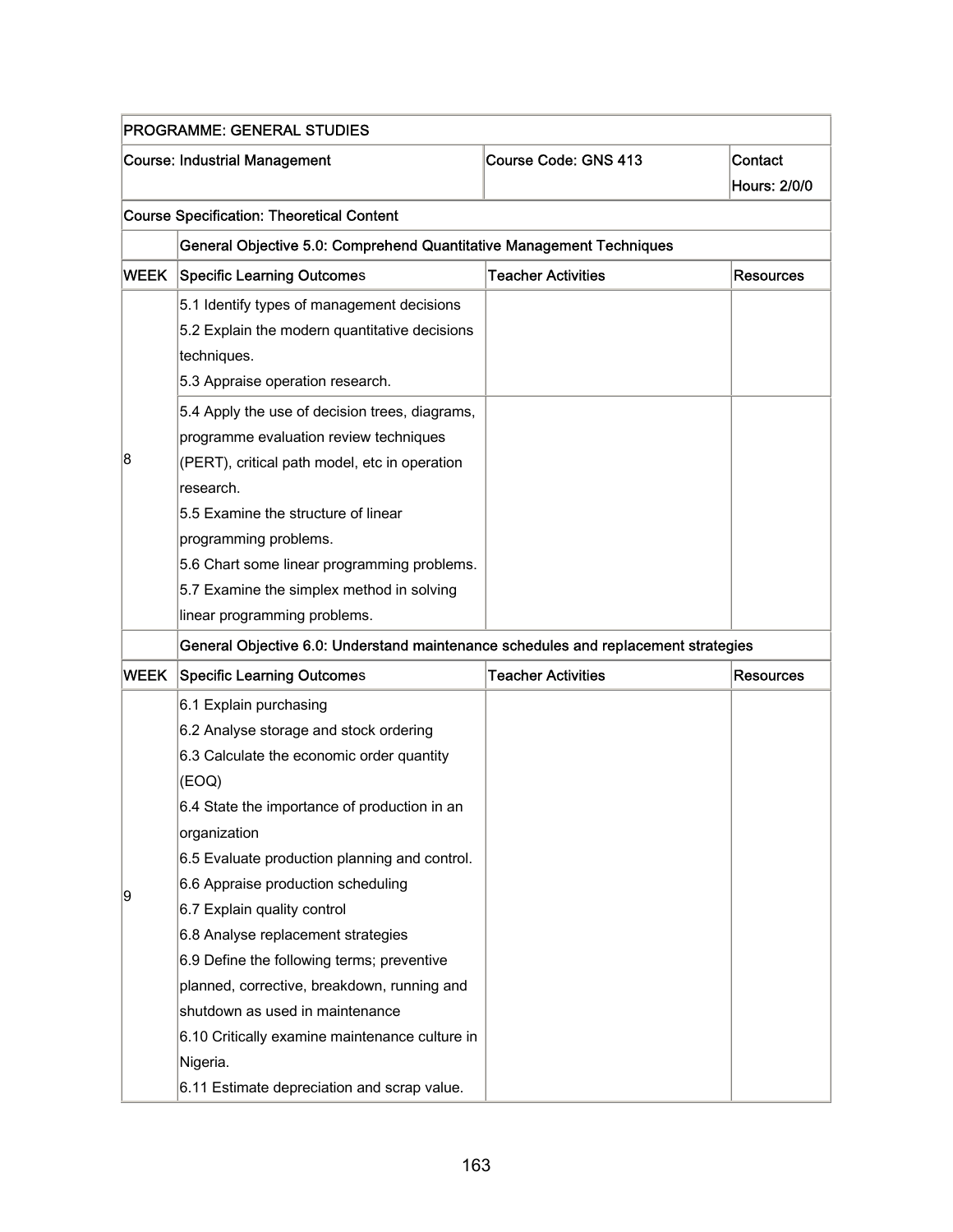| PROGRAMME: GENERAL STUDIES | | | |
|---|---|---|---|
| Course: Industrial Management | | Course Code: GNS 413 | Contact Hours: 2/0/0 |
| Course Specification: Theoretical Content | | | |
| | General Objective 5.0: Comprehend Quantitative Management Techniques | | |
| WEEK | Specific Learning Outcomes | Teacher Activities | Resources |
| 8 | 5.1 Identify types of management decisions<br>5.2 Explain the modern quantitative decisions techniques.<br>5.3 Appraise operation research. | | |
| | 5.4 Apply the use of decision trees, diagrams, programme evaluation review techniques (PERT), critical path model, etc in operation research.<br>5.5 Examine the structure of linear programming problems.<br>5.6 Chart some linear programming problems.<br>5.7 Examine the simplex method in solving linear programming problems. | | |
| | General Objective 6.0: Understand maintenance schedules and replacement strategies | | |
| WEEK | Specific Learning Outcomes | Teacher Activities | Resources |
| 9 | 6.1 Explain purchasing<br>6.2 Analyse storage and stock ordering<br>6.3 Calculate the economic order quantity (EOQ)<br>6.4 State the importance of production in an organization<br>6.5 Evaluate production planning and control.<br>6.6 Appraise production scheduling<br>6.7 Explain quality control<br>6.8 Analyse replacement strategies<br>6.9 Define the following terms; preventive planned, corrective, breakdown, running and shutdown as used in maintenance<br>6.10 Critically examine maintenance culture in Nigeria.<br>6.11 Estimate depreciation and scrap value. | | |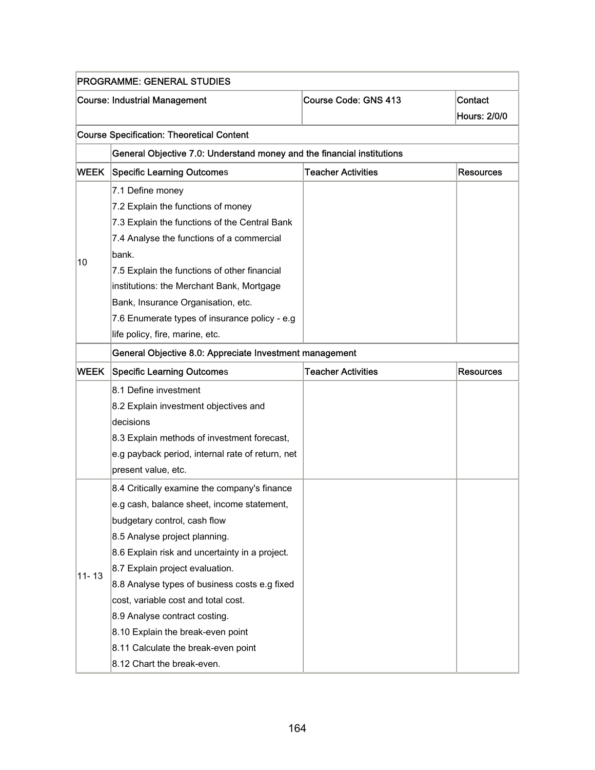| PROGRAMME: GENERAL STUDIES | | | |
|---|---|---|---|
| Course: Industrial Management | | Course Code: GNS 413 | Contact Hours: 2/0/0 |
| Course Specification: Theoretical Content | | | |
| | General Objective 7.0: Understand money and the financial institutions | | |
| WEEK | Specific Learning Outcomes | Teacher Activities | Resources |
| 10 | 7.1 Define money<br>7.2 Explain the functions of money<br>7.3 Explain the functions of the Central Bank<br>7.4 Analyse the functions of a commercial bank.<br>7.5 Explain the functions of other financial institutions: the Merchant Bank, Mortgage Bank, Insurance Organisation, etc.<br>7.6 Enumerate types of insurance policy - e.g life policy, fire, marine, etc. | | |
| | General Objective 8.0: Appreciate Investment management | | |
| WEEK | Specific Learning Outcomes | Teacher Activities | Resources |
| | 8.1 Define investment<br>8.2 Explain investment objectives and decisions<br>8.3 Explain methods of investment forecast, e.g payback period, internal rate of return, net present value, etc. | | |
| 11- 13 | 8.4 Critically examine the company's finance e.g cash, balance sheet, income statement, budgetary control, cash flow<br>8.5 Analyse project planning.<br>8.6 Explain risk and uncertainty in a project.<br>8.7 Explain project evaluation.<br>8.8 Analyse types of business costs e.g fixed cost, variable cost and total cost.<br>8.9 Analyse contract costing.<br>8.10 Explain the break-even point<br>8.11 Calculate the break-even point<br>8.12 Chart the break-even. | | |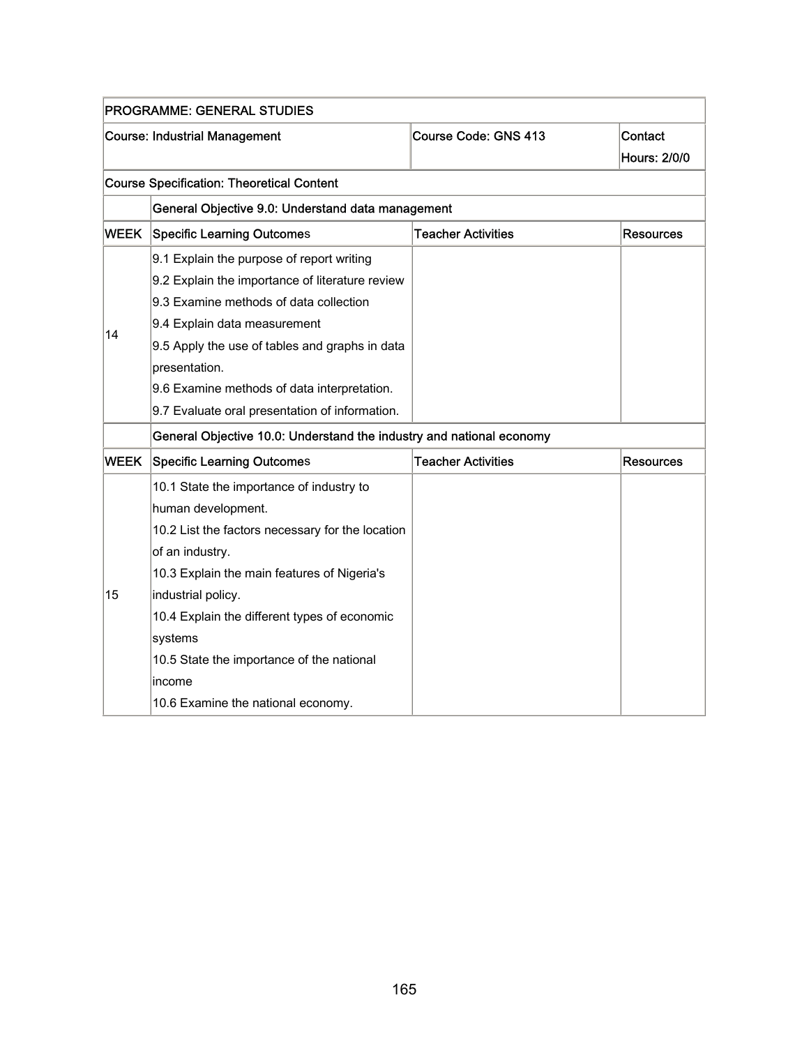| PROGRAMME: GENERAL STUDIES | | | |
|---|---|---|---|
| Course: Industrial Management | | Course Code: GNS 413 | Contact Hours: 2/0/0 |
| Course Specification: Theoretical Content | | | |
| | General Objective 9.0: Understand data management | | |
| WEEK | Specific Learning Outcomes | Teacher Activities | Resources |
| 14 | 9.1 Explain the purpose of report writing<br>9.2 Explain the importance of literature review<br>9.3 Examine methods of data collection<br>9.4 Explain data measurement<br>9.5 Apply the use of tables and graphs in data presentation.<br>9.6 Examine methods of data interpretation.<br>9.7 Evaluate oral presentation of information. | | |
| | General Objective 10.0: Understand the industry and national economy | | |
| WEEK | Specific Learning Outcomes | Teacher Activities | Resources |
| 15 | 10.1 State the importance of industry to human development.<br>10.2 List the factors necessary for the location of an industry.<br>10.3 Explain the main features of Nigeria's industrial policy.<br>10.4 Explain the different types of economic systems<br>10.5 State the importance of the national income<br>10.6 Examine the national economy. | | |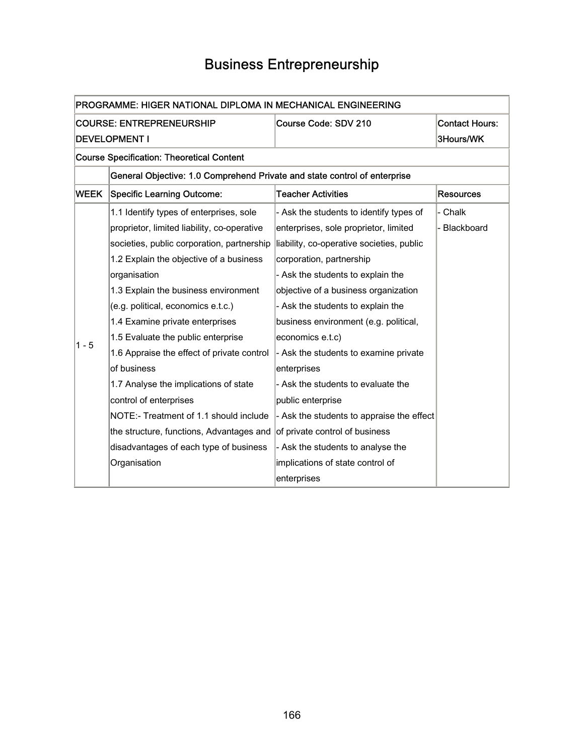# Business Entrepreneurship

| PROGRAMME: HIGER NATIONAL DIPLOMA IN MECHANICAL ENGINEERING | | | |
|---|---|---|---|
| COURSE: ENTREPRENEURSHIP DEVELOPMENT I | | Course Code: SDV 210 | Contact Hours: 3Hours/WK |
| Course Specification: Theoretical Content | | | |
| | General Objective: 1.0 Comprehend Private and state control of enterprise | | |
| WEEK | Specific Learning Outcome: | Teacher Activities | Resources |
| 1 - 5 | 1.1 Identify types of enterprises, sole proprietor, limited liability, co-operative societies, public corporation, partnership<br>1.2 Explain the objective of a business organisation<br>1.3 Explain the business environment (e.g. political, economics e.t.c.)<br>1.4 Examine private enterprises<br>1.5 Evaluate the public enterprise<br>1.6 Appraise the effect of private control of business<br>1.7 Analyse the implications of state control of enterprises<br>NOTE:- Treatment of 1.1 should include the structure, functions, Advantages and disadvantages of each type of business Organisation | - Ask the students to identify types of enterprises, sole proprietor, limited liability, co-operative societies, public corporation, partnership<br>- Ask the students to explain the objective of a business organization<br>- Ask the students to explain the business environment (e.g. political, economics e.t.c)<br>- Ask the students to examine private enterprises<br>- Ask the students to evaluate the public enterprise<br>- Ask the students to appraise the effect of private control of business<br>- Ask the students to analyse the implications of state control of enterprises | - Chalk<br>- Blackboard |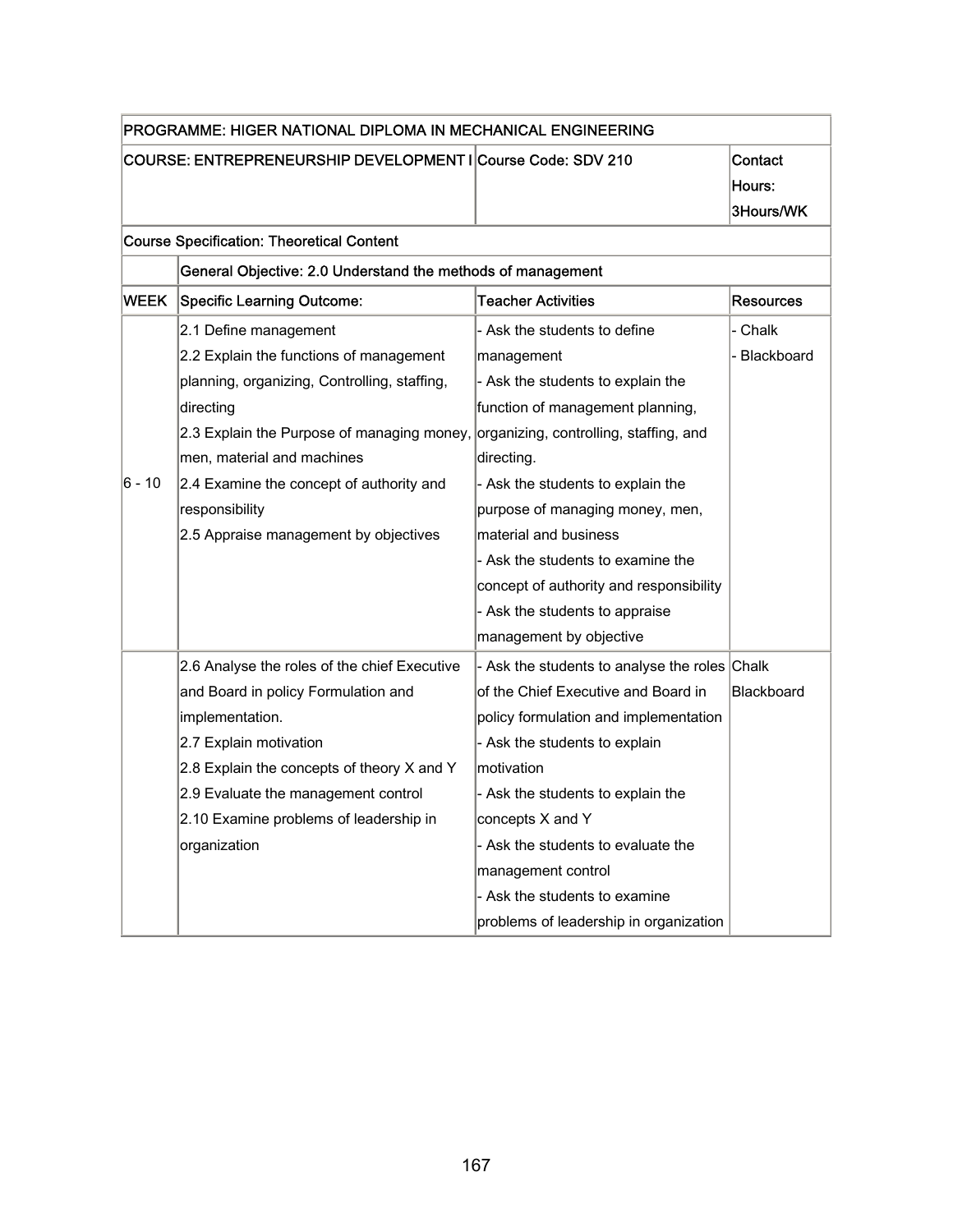| PROGRAMME: HIGER NATIONAL DIPLOMA IN MECHANICAL ENGINEERING | | | |
|---|---|---|---|
| COURSE: ENTREPRENEURSHIP DEVELOPMENT I | | Course Code: SDV 210 | Contact Hours: 3Hours/WK |
| Course Specification: Theoretical Content | | | |
| | General Objective: 2.0 Understand the methods of management | | |
| **WEEK** | **Specific Learning Outcome:** | **Teacher Activities** | **Resources** |
| 6 - 10 | 2.1 Define management<br>2.2 Explain the functions of management planning, organizing, Controlling, staffing, directing<br>2.3 Explain the Purpose of managing money, men, material and machines<br>2.4 Examine the concept of authority and responsibility<br>2.5 Appraise management by objectives | - Ask the students to define management<br>- Ask the students to explain the function of management planning, organizing, controlling, staffing, and directing.<br>- Ask the students to explain the purpose of managing money, men, material and business<br>- Ask the students to examine the concept of authority and responsibility<br>- Ask the students to appraise management by objective | - Chalk<br>- Blackboard |
| | 2.6 Analyse the roles of the chief Executive and Board in policy Formulation and implementation.<br>2.7 Explain motivation<br>2.8 Explain the concepts of theory X and Y<br>2.9 Evaluate the management control<br>2.10 Examine problems of leadership in organization | - Ask the students to analyse the roles of the Chief Executive and Board in policy formulation and implementation<br>- Ask the students to explain motivation<br>- Ask the students to explain the concepts X and Y<br>- Ask the students to evaluate the management control<br>- Ask the students to examine problems of leadership in organization | Chalk<br>Blackboard |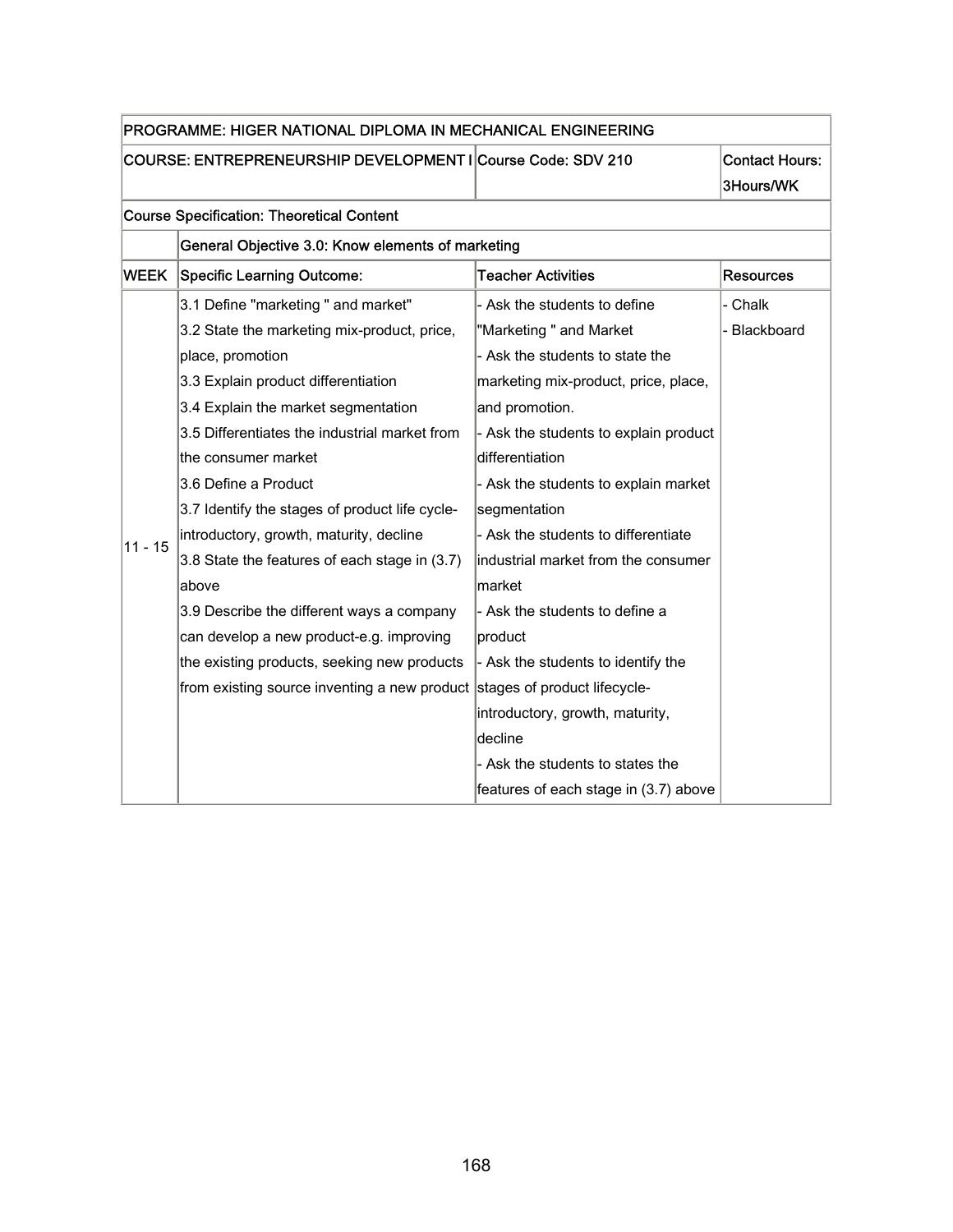| PROGRAMME: HIGER NATIONAL DIPLOMA IN MECHANICAL ENGINEERING | | | |
|---|---|---|---|
| COURSE: ENTREPRENEURSHIP DEVELOPMENT I | | Course Code: SDV 210 | Contact Hours: 3Hours/WK |
| Course Specification: Theoretical Content | | | |
| | General Objective 3.0: Know elements of marketing | | |
| WEEK | Specific Learning Outcome: | Teacher Activities | Resources |
| 11 - 15 | 3.1 Define "marketing " and market"<br>3.2 State the marketing mix-product, price, place, promotion<br>3.3 Explain product differentiation<br>3.4 Explain the market segmentation<br>3.5 Differentiates the industrial market from the consumer market<br>3.6 Define a Product<br>3.7 Identify the stages of product life cycle-introductory, growth, maturity, decline<br>3.8 State the features of each stage in (3.7) above<br>3.9 Describe the different ways a company can develop a new product-e.g. improving the existing products, seeking new products from existing source inventing a new product | - Ask the students to define "Marketing " and Market<br>- Ask the students to state the marketing mix-product, price, place, and promotion.<br>- Ask the students to explain product differentiation<br>- Ask the students to explain market segmentation<br>- Ask the students to differentiate industrial market from the consumer market<br>- Ask the students to define a product<br>- Ask the students to identify the stages of product lifecycle-introductory, growth, maturity, decline<br>- Ask the students to states the features of each stage in (3.7) above | - Chalk<br>- Blackboard |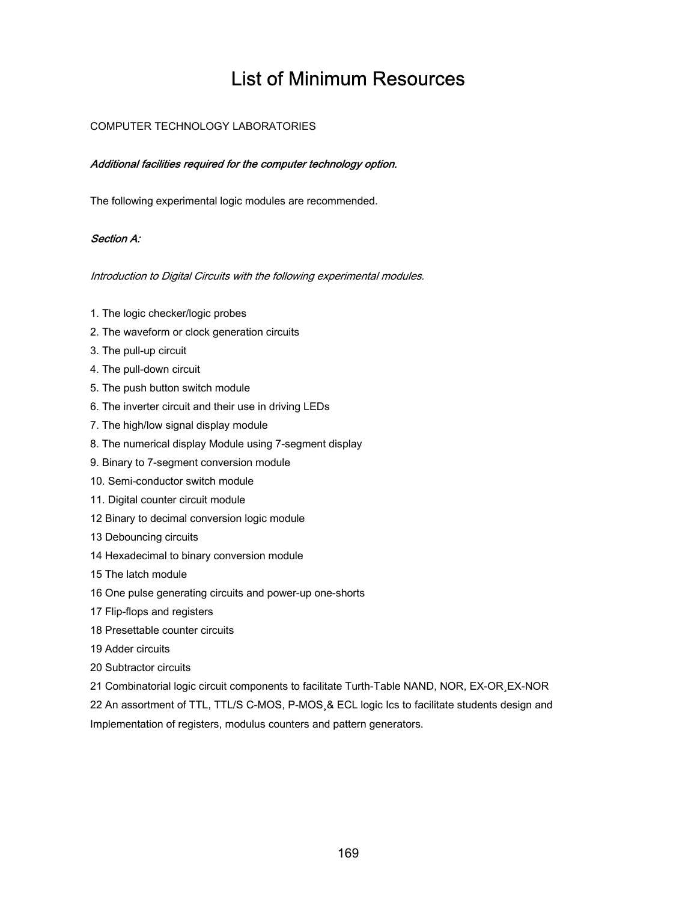# List of Minimum Resources

COMPUTER TECHNOLOGY LABORATORIES

*Additional facilities required for the computer technology option.*

The following experimental logic modules are recommended.

*Section A:*

*Introduction to Digital Circuits with the following experimental modules.*

1. The logic checker/logic probes
2. The waveform or clock generation circuits
3. The pull-up circuit
4. The pull-down circuit
5. The push button switch module
6. The inverter circuit and their use in driving LEDs
7. The high/low signal display module
8. The numerical display Module using 7-segment display
9. Binary to 7-segment conversion module
10. Semi-conductor switch module
11. Digital counter circuit module

12 Binary to decimal conversion logic module

13 Debouncing circuits

14 Hexadecimal to binary conversion module

15 The latch module

16 One pulse generating circuits and power-up one-shorts

17 Flip-flops and registers

18 Presettable counter circuits

19 Adder circuits

20 Subtractor circuits

21 Combinatorial logic circuit components to facilitate Turth-Table NAND, NOR, EX-OR¸EX-NOR

22 An assortment of TTL, TTL/S C-MOS, P-MOS¸& ECL logic Ics to facilitate students design and Implementation of registers, modulus counters and pattern generators.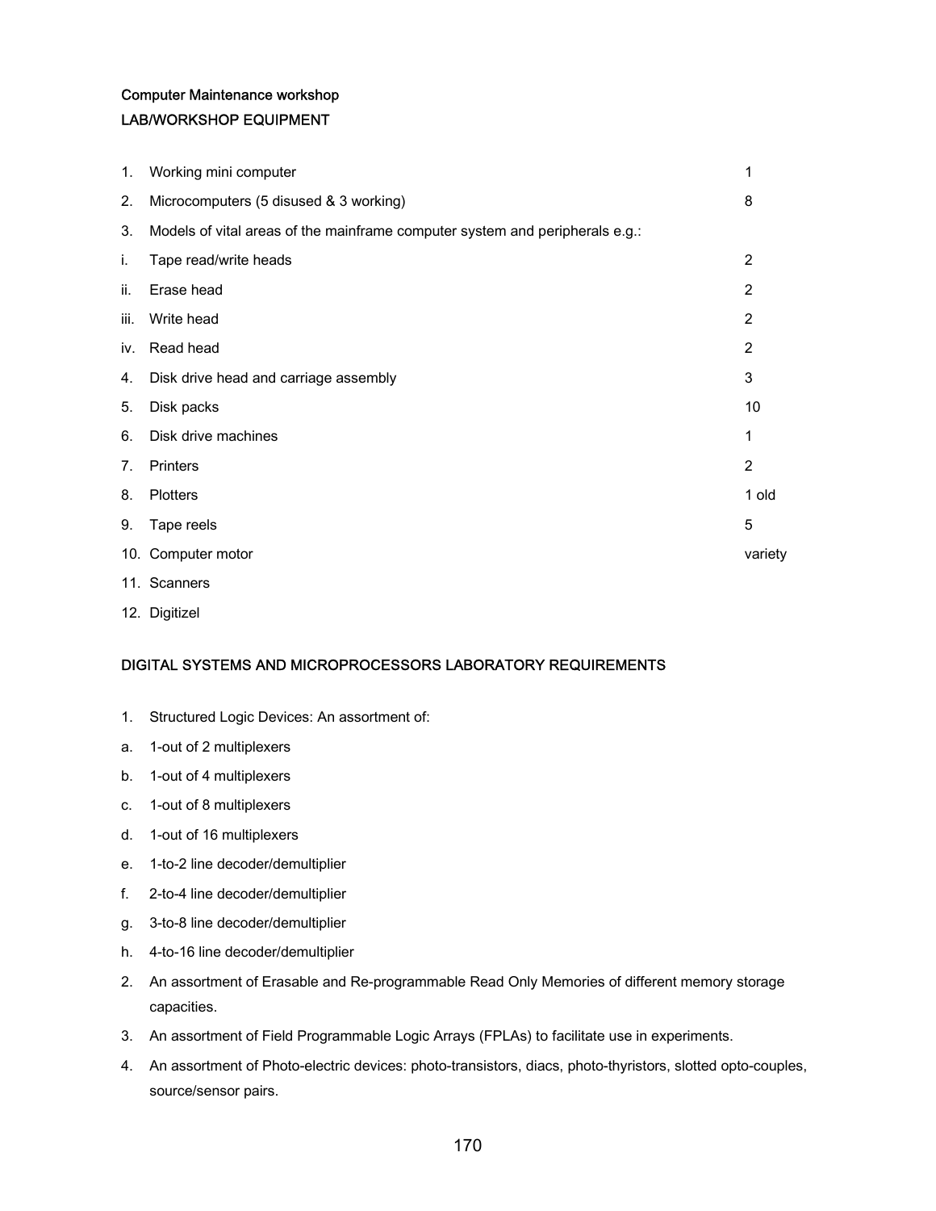### Computer Maintenance workshop

### LAB/WORKSHOP EQUIPMENT

| | Item | Quantity |
|---|---|---|
| 1. | Working mini computer | 1 |
| 2. | Microcomputers (5 disused & 3 working) | 8 |
| 3. | Models of vital areas of the mainframe computer system and peripherals e.g.: | |
| i. | Tape read/write heads | 2 |
| ii. | Erase head | 2 |
| iii. | Write head | 2 |
| iv. | Read head | 2 |
| 4. | Disk drive head and carriage assembly | 3 |
| 5. | Disk packs | 10 |
| 6. | Disk drive machines | 1 |
| 7. | Printers | 2 |
| 8. | Plotters | 1 old |
| 9. | Tape reels | 5 |
| 10. | Computer motor | variety |
| 11. | Scanners | |
| 12. | Digitizel | |

### DIGITAL SYSTEMS AND MICROPROCESSORS LABORATORY REQUIREMENTS

1. Structured Logic Devices: An assortment of:
   a. 1-out of 2 multiplexers
   b. 1-out of 4 multiplexers
   c. 1-out of 8 multiplexers
   d. 1-out of 16 multiplexers
   e. 1-to-2 line decoder/demultiplier
   f. 2-to-4 line decoder/demultiplier
   g. 3-to-8 line decoder/demultiplier
   h. 4-to-16 line decoder/demultiplier
2. An assortment of Erasable and Re-programmable Read Only Memories of different memory storage capacities.
3. An assortment of Field Programmable Logic Arrays (FPLAs) to facilitate use in experiments.
4. An assortment of Photo-electric devices: photo-transistors, diacs, photo-thyristors, slotted opto-couples, source/sensor pairs.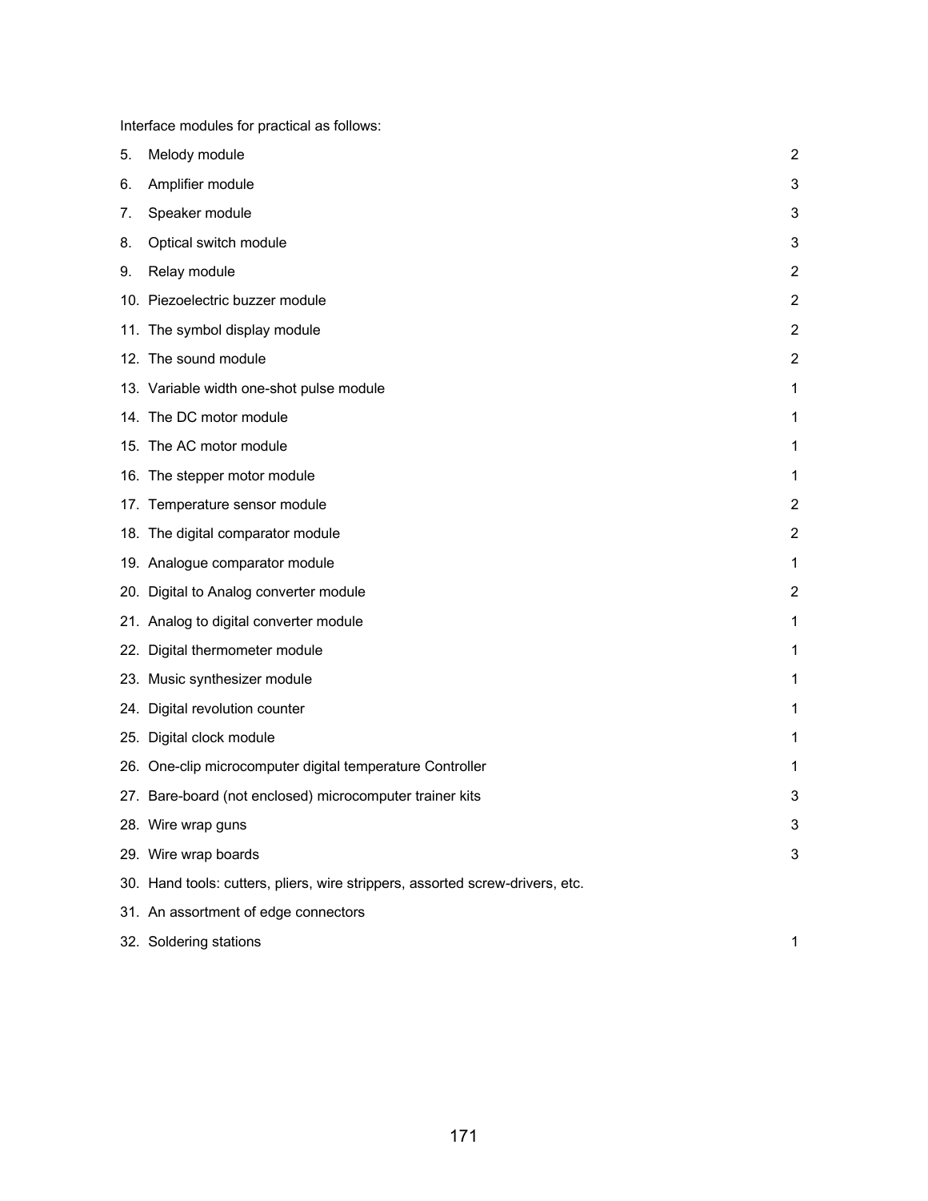Interface modules for practical as follows:

| No. | Item | Qty |
|---|---|---|
| 5. | Melody module | 2 |
| 6. | Amplifier module | 3 |
| 7. | Speaker module | 3 |
| 8. | Optical switch module | 3 |
| 9. | Relay module | 2 |
| 10. | Piezoelectric buzzer module | 2 |
| 11. | The symbol display module | 2 |
| 12. | The sound module | 2 |
| 13. | Variable width one-shot pulse module | 1 |
| 14. | The DC motor module | 1 |
| 15. | The AC motor module | 1 |
| 16. | The stepper motor module | 1 |
| 17. | Temperature sensor module | 2 |
| 18. | The digital comparator module | 2 |
| 19. | Analogue comparator module | 1 |
| 20. | Digital to Analog converter module | 2 |
| 21. | Analog to digital converter module | 1 |
| 22. | Digital thermometer module | 1 |
| 23. | Music synthesizer module | 1 |
| 24. | Digital revolution counter | 1 |
| 25. | Digital clock module | 1 |
| 26. | One-clip microcomputer digital temperature Controller | 1 |
| 27. | Bare-board (not enclosed) microcomputer trainer kits | 3 |
| 28. | Wire wrap guns | 3 |
| 29. | Wire wrap boards | 3 |
| 30. | Hand tools: cutters, pliers, wire strippers, assorted screw-drivers, etc. | |
| 31. | An assortment of edge connectors | |
| 32. | Soldering stations | 1 |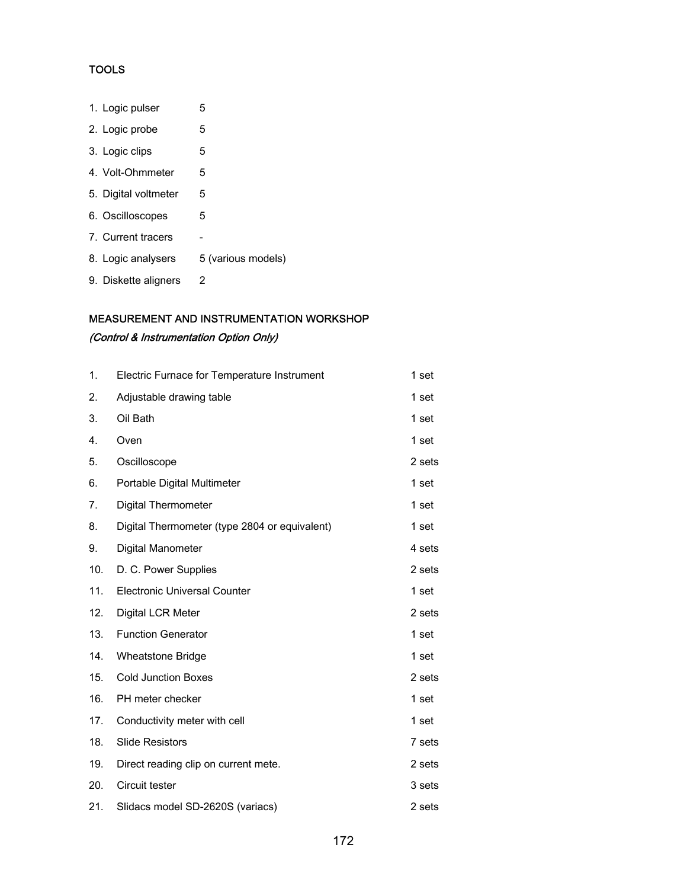TOOLS

1. Logic pulser 5
2. Logic probe 5
3. Logic clips 5
4. Volt-Ohmmeter 5
5. Digital voltmeter 5
6. Oscilloscopes 5
7. Current tracers -
8. Logic analysers 5 (various models)
9. Diskette aligners 2

MEASUREMENT AND INSTRUMENTATION WORKSHOP

*(Control & Instrumentation Option Only)*

| | | |
|---|---|---|
| 1. | Electric Furnace for Temperature Instrument | 1 set |
| 2. | Adjustable drawing table | 1 set |
| 3. | Oil Bath | 1 set |
| 4. | Oven | 1 set |
| 5. | Oscilloscope | 2 sets |
| 6. | Portable Digital Multimeter | 1 set |
| 7. | Digital Thermometer | 1 set |
| 8. | Digital Thermometer (type 2804 or equivalent) | 1 set |
| 9. | Digital Manometer | 4 sets |
| 10. | D. C. Power Supplies | 2 sets |
| 11. | Electronic Universal Counter | 1 set |
| 12. | Digital LCR Meter | 2 sets |
| 13. | Function Generator | 1 set |
| 14. | Wheatstone Bridge | 1 set |
| 15. | Cold Junction Boxes | 2 sets |
| 16. | PH meter checker | 1 set |
| 17. | Conductivity meter with cell | 1 set |
| 18. | Slide Resistors | 7 sets |
| 19. | Direct reading clip on current mete. | 2 sets |
| 20. | Circuit tester | 3 sets |
| 21. | Slidacs model SD-2620S (variacs) | 2 sets |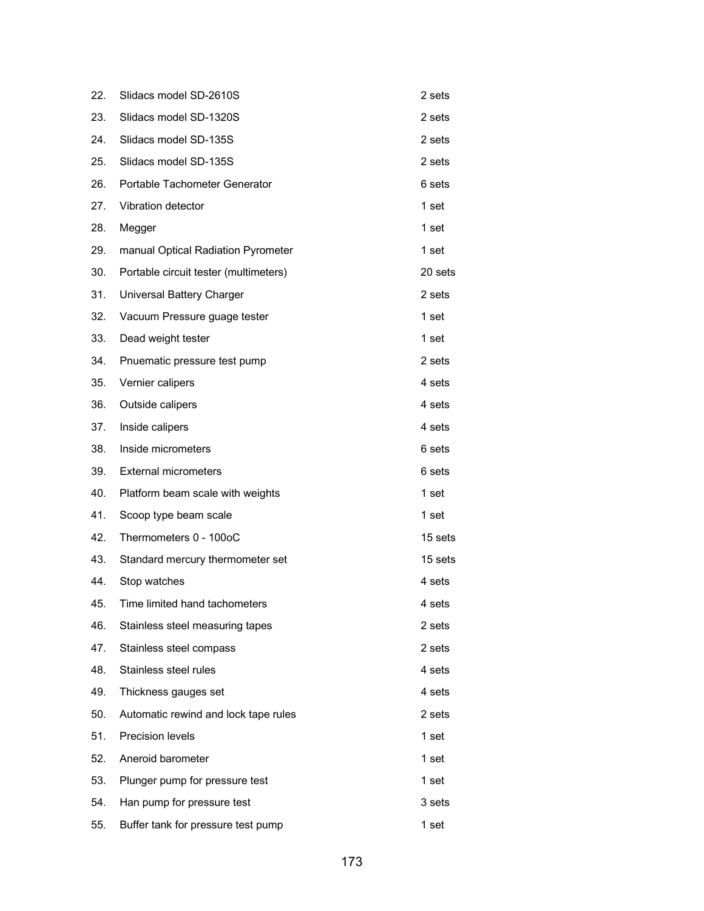22. Slidacs model SD-2610S 2 sets
23. Slidacs model SD-1320S 2 sets
24. Slidacs model SD-135S 2 sets
25. Slidacs model SD-135S 2 sets
26. Portable Tachometer Generator 6 sets
27. Vibration detector 1 set
28. Megger 1 set
29. manual Optical Radiation Pyrometer 1 set
30. Portable circuit tester (multimeters) 20 sets
31. Universal Battery Charger 2 sets
32. Vacuum Pressure guage tester 1 set
33. Dead weight tester 1 set
34. Pnuematic pressure test pump 2 sets
35. Vernier calipers 4 sets
36. Outside calipers 4 sets
37. Inside calipers 4 sets
38. Inside micrometers 6 sets
39. External micrometers 6 sets
40. Platform beam scale with weights 1 set
41. Scoop type beam scale 1 set
42. Thermometers 0 - 100oC 15 sets
43. Standard mercury thermometer set 15 sets
44. Stop watches 4 sets
45. Time limited hand tachometers 4 sets
46. Stainless steel measuring tapes 2 sets
47. Stainless steel compass 2 sets
48. Stainless steel rules 4 sets
49. Thickness gauges set 4 sets
50. Automatic rewind and lock tape rules 2 sets
51. Precision levels 1 set
52. Aneroid barometer 1 set
53. Plunger pump for pressure test 1 set
54. Han pump for pressure test 3 sets
55. Buffer tank for pressure test pump 1 set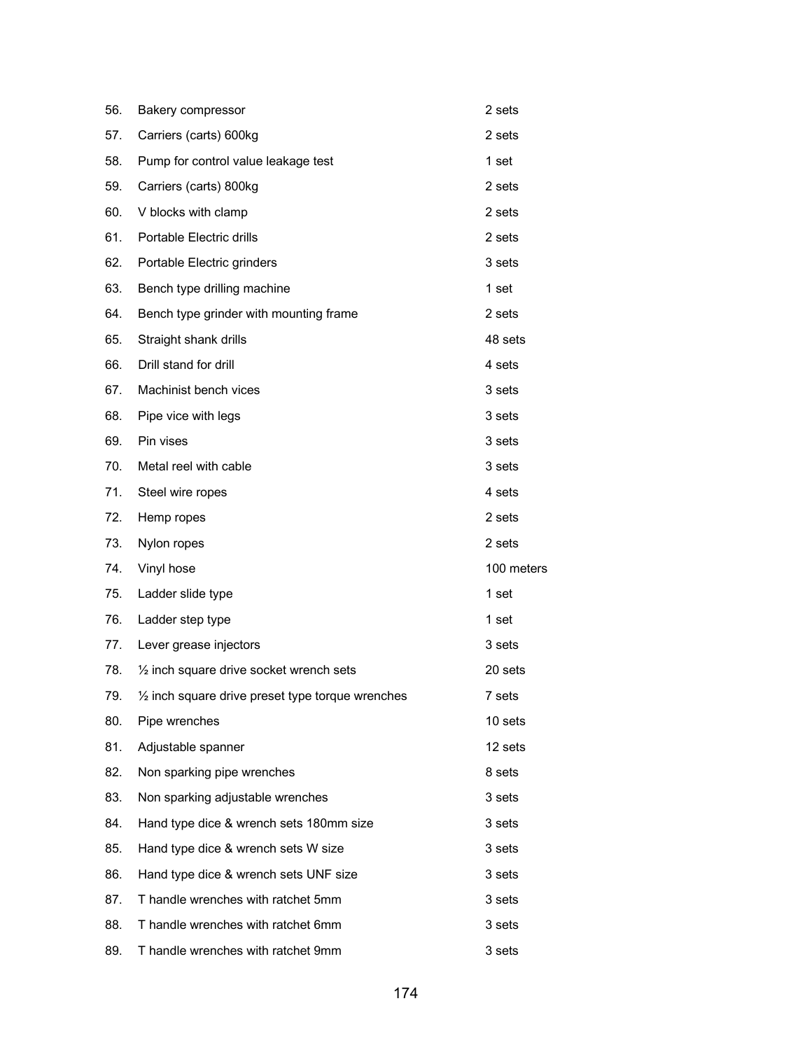| | | |
|---|---|---|
| 56. | Bakery compressor | 2 sets |
| 57. | Carriers (carts) 600kg | 2 sets |
| 58. | Pump for control value leakage test | 1 set |
| 59. | Carriers (carts) 800kg | 2 sets |
| 60. | V blocks with clamp | 2 sets |
| 61. | Portable Electric drills | 2 sets |
| 62. | Portable Electric grinders | 3 sets |
| 63. | Bench type drilling machine | 1 set |
| 64. | Bench type grinder with mounting frame | 2 sets |
| 65. | Straight shank drills | 48 sets |
| 66. | Drill stand for drill | 4 sets |
| 67. | Machinist bench vices | 3 sets |
| 68. | Pipe vice with legs | 3 sets |
| 69. | Pin vises | 3 sets |
| 70. | Metal reel with cable | 3 sets |
| 71. | Steel wire ropes | 4 sets |
| 72. | Hemp ropes | 2 sets |
| 73. | Nylon ropes | 2 sets |
| 74. | Vinyl hose | 100 meters |
| 75. | Ladder slide type | 1 set |
| 76. | Ladder step type | 1 set |
| 77. | Lever grease injectors | 3 sets |
| 78. | ½ inch square drive socket wrench sets | 20 sets |
| 79. | ½ inch square drive preset type torque wrenches | 7 sets |
| 80. | Pipe wrenches | 10 sets |
| 81. | Adjustable spanner | 12 sets |
| 82. | Non sparking pipe wrenches | 8 sets |
| 83. | Non sparking adjustable wrenches | 3 sets |
| 84. | Hand type dice & wrench sets 180mm size | 3 sets |
| 85. | Hand type dice & wrench sets W size | 3 sets |
| 86. | Hand type dice & wrench sets UNF size | 3 sets |
| 87. | T handle wrenches with ratchet 5mm | 3 sets |
| 88. | T handle wrenches with ratchet 6mm | 3 sets |
| 89. | T handle wrenches with ratchet 9mm | 3 sets |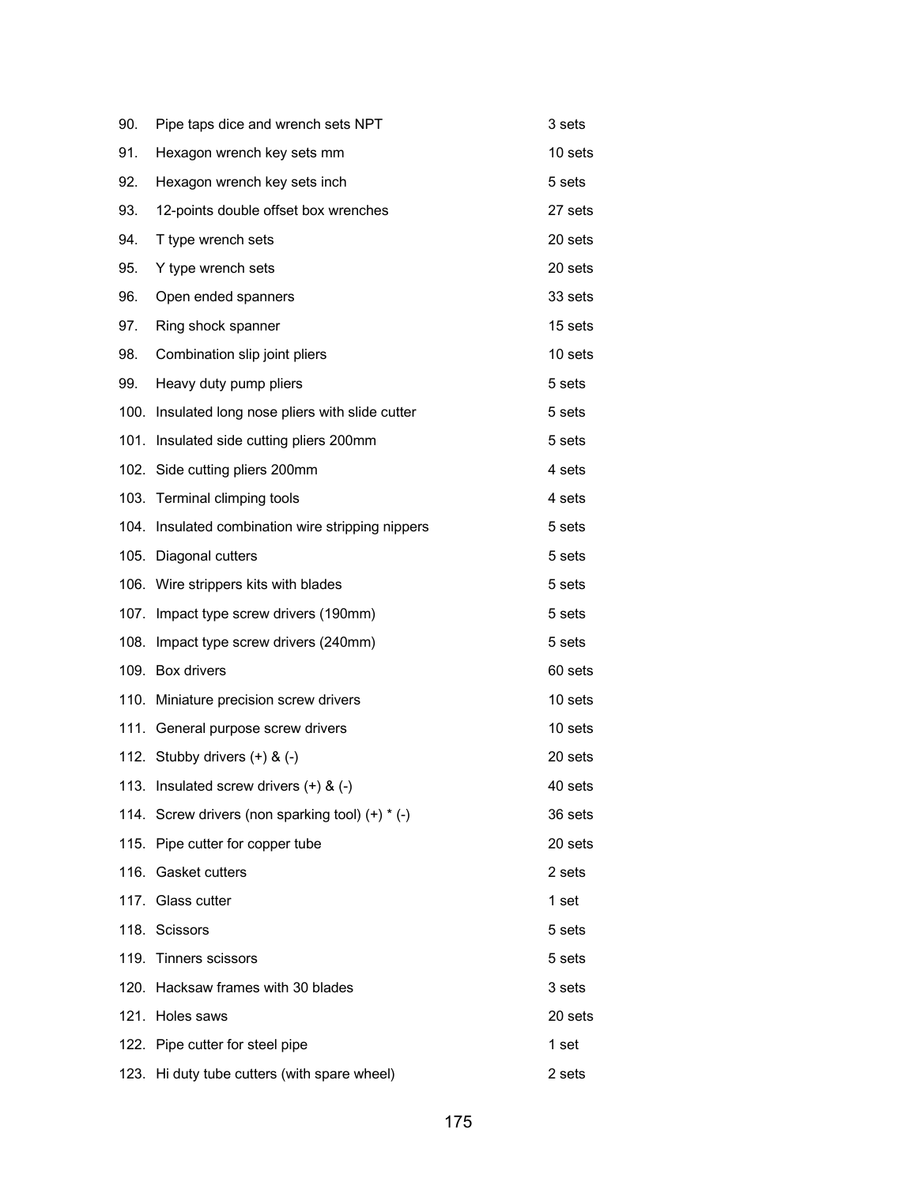| | | |
|---|---|---|
| 90. | Pipe taps dice and wrench sets NPT | 3 sets |
| 91. | Hexagon wrench key sets mm | 10 sets |
| 92. | Hexagon wrench key sets inch | 5 sets |
| 93. | 12-points double offset box wrenches | 27 sets |
| 94. | T type wrench sets | 20 sets |
| 95. | Y type wrench sets | 20 sets |
| 96. | Open ended spanners | 33 sets |
| 97. | Ring shock spanner | 15 sets |
| 98. | Combination slip joint pliers | 10 sets |
| 99. | Heavy duty pump pliers | 5 sets |
| 100. | Insulated long nose pliers with slide cutter | 5 sets |
| 101. | Insulated side cutting pliers 200mm | 5 sets |
| 102. | Side cutting pliers 200mm | 4 sets |
| 103. | Terminal climping tools | 4 sets |
| 104. | Insulated combination wire stripping nippers | 5 sets |
| 105. | Diagonal cutters | 5 sets |
| 106. | Wire strippers kits with blades | 5 sets |
| 107. | Impact type screw drivers (190mm) | 5 sets |
| 108. | Impact type screw drivers (240mm) | 5 sets |
| 109. | Box drivers | 60 sets |
| 110. | Miniature precision screw drivers | 10 sets |
| 111. | General purpose screw drivers | 10 sets |
| 112. | Stubby drivers (+) & (-) | 20 sets |
| 113. | Insulated screw drivers (+) & (-) | 40 sets |
| 114. | Screw drivers (non sparking tool) (+) * (-) | 36 sets |
| 115. | Pipe cutter for copper tube | 20 sets |
| 116. | Gasket cutters | 2 sets |
| 117. | Glass cutter | 1 set |
| 118. | Scissors | 5 sets |
| 119. | Tinners scissors | 5 sets |
| 120. | Hacksaw frames with 30 blades | 3 sets |
| 121. | Holes saws | 20 sets |
| 122. | Pipe cutter for steel pipe | 1 set |
| 123. | Hi duty tube cutters (with spare wheel) | 2 sets |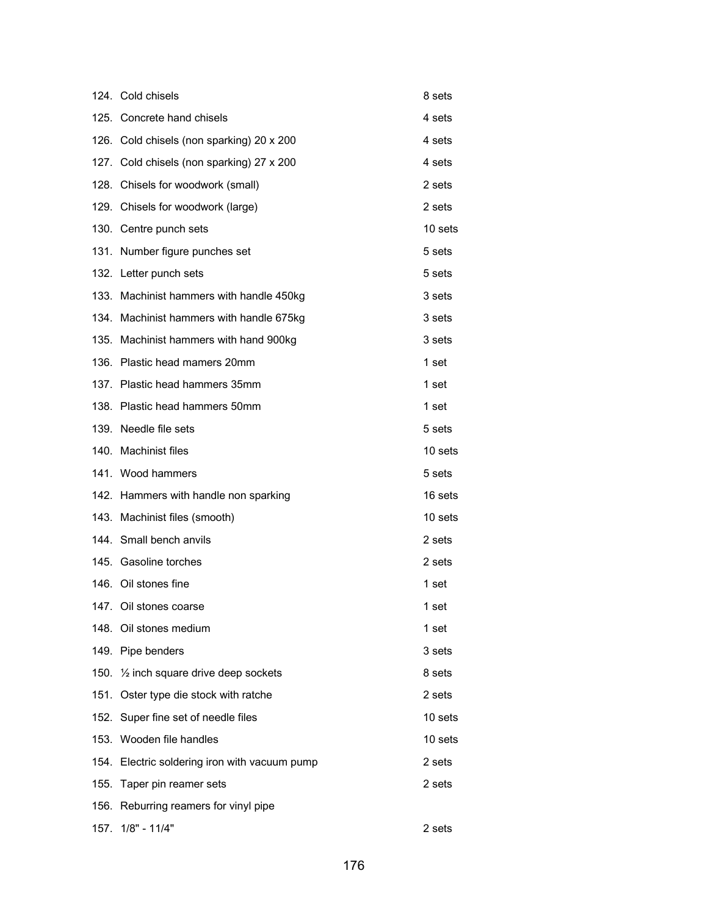124. Cold chisels 8 sets
125. Concrete hand chisels 4 sets
126. Cold chisels (non sparking) 20 x 200 4 sets
127. Cold chisels (non sparking) 27 x 200 4 sets
128. Chisels for woodwork (small) 2 sets
129. Chisels for woodwork (large) 2 sets
130. Centre punch sets 10 sets
131. Number figure punches set 5 sets
132. Letter punch sets 5 sets
133. Machinist hammers with handle 450kg 3 sets
134. Machinist hammers with handle 675kg 3 sets
135. Machinist hammers with hand 900kg 3 sets
136. Plastic head mamers 20mm 1 set
137. Plastic head hammers 35mm 1 set
138. Plastic head hammers 50mm 1 set
139. Needle file sets 5 sets
140. Machinist files 10 sets
141. Wood hammers 5 sets
142. Hammers with handle non sparking 16 sets
143. Machinist files (smooth) 10 sets
144. Small bench anvils 2 sets
145. Gasoline torches 2 sets
146. Oil stones fine 1 set
147. Oil stones coarse 1 set
148. Oil stones medium 1 set
149. Pipe benders 3 sets
150. ½ inch square drive deep sockets 8 sets
151. Oster type die stock with ratche 2 sets
152. Super fine set of needle files 10 sets
153. Wooden file handles 10 sets
154. Electric soldering iron with vacuum pump 2 sets
155. Taper pin reamer sets 2 sets
156. Reburring reamers for vinyl pipe
157. 1/8" - 11/4" 2 sets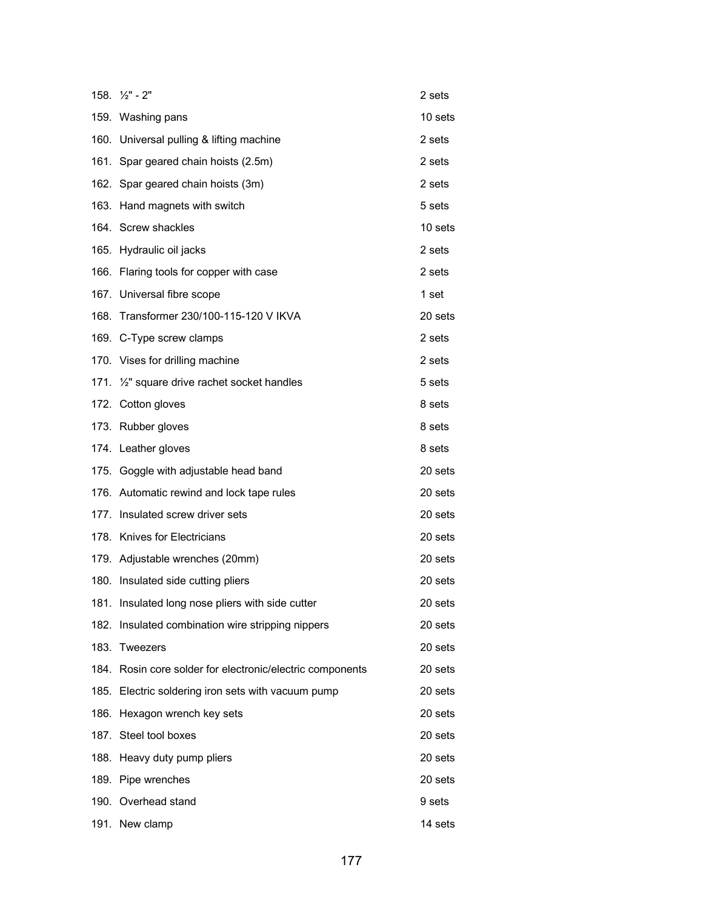| | |
|---|---|
| 158. ½" - 2" | 2 sets |
| 159. Washing pans | 10 sets |
| 160. Universal pulling & lifting machine | 2 sets |
| 161. Spar geared chain hoists (2.5m) | 2 sets |
| 162. Spar geared chain hoists (3m) | 2 sets |
| 163. Hand magnets with switch | 5 sets |
| 164. Screw shackles | 10 sets |
| 165. Hydraulic oil jacks | 2 sets |
| 166. Flaring tools for copper with case | 2 sets |
| 167. Universal fibre scope | 1 set |
| 168. Transformer 230/100-115-120 V IKVA | 20 sets |
| 169. C-Type screw clamps | 2 sets |
| 170. Vises for drilling machine | 2 sets |
| 171. ½" square drive rachet socket handles | 5 sets |
| 172. Cotton gloves | 8 sets |
| 173. Rubber gloves | 8 sets |
| 174. Leather gloves | 8 sets |
| 175. Goggle with adjustable head band | 20 sets |
| 176. Automatic rewind and lock tape rules | 20 sets |
| 177. Insulated screw driver sets | 20 sets |
| 178. Knives for Electricians | 20 sets |
| 179. Adjustable wrenches (20mm) | 20 sets |
| 180. Insulated side cutting pliers | 20 sets |
| 181. Insulated long nose pliers with side cutter | 20 sets |
| 182. Insulated combination wire stripping nippers | 20 sets |
| 183. Tweezers | 20 sets |
| 184. Rosin core solder for electronic/electric components | 20 sets |
| 185. Electric soldering iron sets with vacuum pump | 20 sets |
| 186. Hexagon wrench key sets | 20 sets |
| 187. Steel tool boxes | 20 sets |
| 188. Heavy duty pump pliers | 20 sets |
| 189. Pipe wrenches | 20 sets |
| 190. Overhead stand | 9 sets |
| 191. New clamp | 14 sets |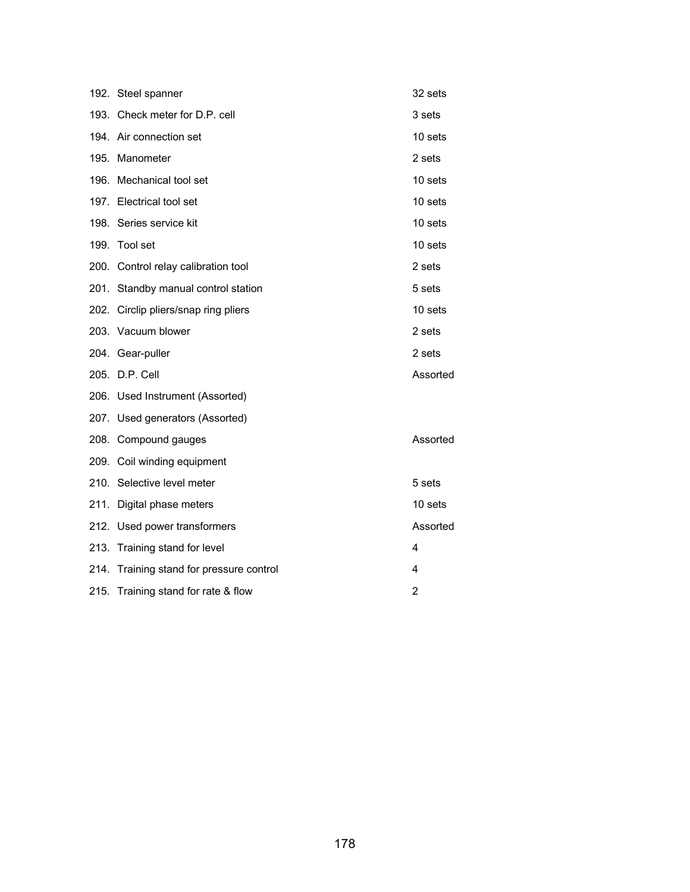| | | |
|---|---|---|
| 192. | Steel spanner | 32 sets |
| 193. | Check meter for D.P. cell | 3 sets |
| 194. | Air connection set | 10 sets |
| 195. | Manometer | 2 sets |
| 196. | Mechanical tool set | 10 sets |
| 197. | Electrical tool set | 10 sets |
| 198. | Series service kit | 10 sets |
| 199. | Tool set | 10 sets |
| 200. | Control relay calibration tool | 2 sets |
| 201. | Standby manual control station | 5 sets |
| 202. | Circlip pliers/snap ring pliers | 10 sets |
| 203. | Vacuum blower | 2 sets |
| 204. | Gear-puller | 2 sets |
| 205. | D.P. Cell | Assorted |
| 206. | Used Instrument (Assorted) | |
| 207. | Used generators (Assorted) | |
| 208. | Compound gauges | Assorted |
| 209. | Coil winding equipment | |
| 210. | Selective level meter | 5 sets |
| 211. | Digital phase meters | 10 sets |
| 212. | Used power transformers | Assorted |
| 213. | Training stand for level | 4 |
| 214. | Training stand for pressure control | 4 |
| 215. | Training stand for rate & flow | 2 |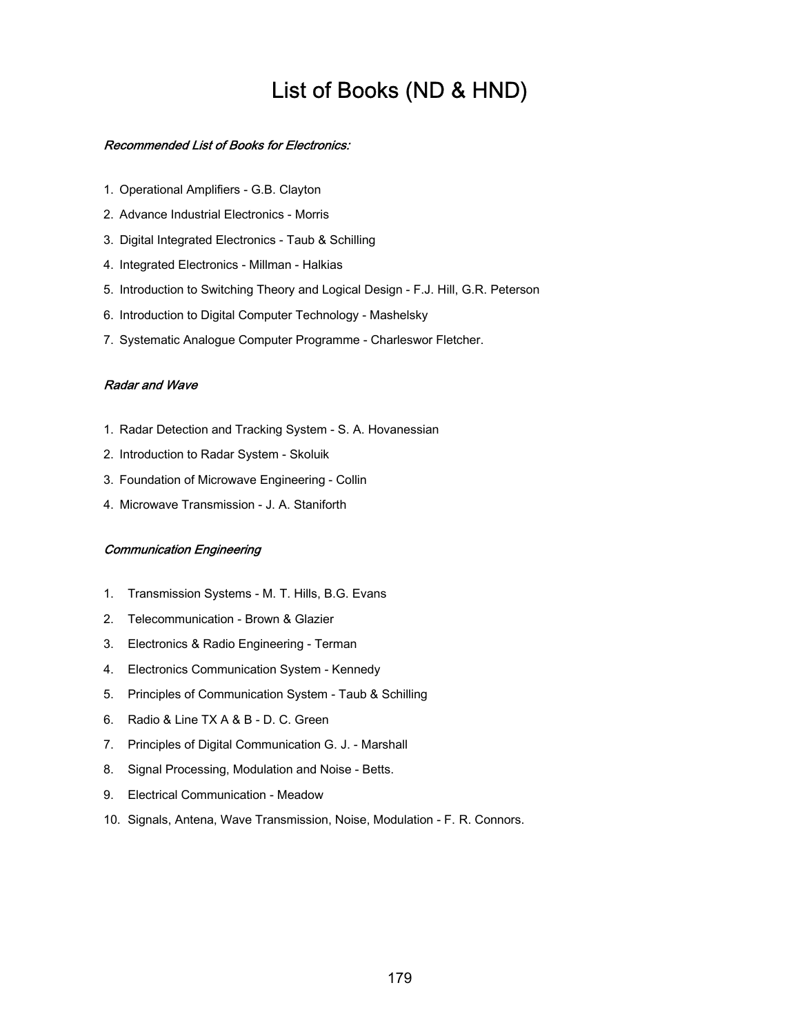# List of Books (ND & HND)

*Recommended List of Books for Electronics:*

1. Operational Amplifiers - G.B. Clayton
2. Advance Industrial Electronics - Morris
3. Digital Integrated Electronics - Taub & Schilling
4. Integrated Electronics - Millman - Halkias
5. Introduction to Switching Theory and Logical Design - F.J. Hill, G.R. Peterson
6. Introduction to Digital Computer Technology - Mashelsky
7. Systematic Analogue Computer Programme - Charleswor Fletcher.

*Radar and Wave*

1. Radar Detection and Tracking System - S. A. Hovanessian
2. Introduction to Radar System - Skoluik
3. Foundation of Microwave Engineering - Collin
4. Microwave Transmission - J. A. Staniforth

*Communication Engineering*

1. Transmission Systems - M. T. Hills, B.G. Evans
2. Telecommunication - Brown & Glazier
3. Electronics & Radio Engineering - Terman
4. Electronics Communication System - Kennedy
5. Principles of Communication System - Taub & Schilling
6. Radio & Line TX A & B - D. C. Green
7. Principles of Digital Communication G. J. - Marshall
8. Signal Processing, Modulation and Noise - Betts.
9. Electrical Communication - Meadow
10. Signals, Antena, Wave Transmission, Noise, Modulation - F. R. Connors.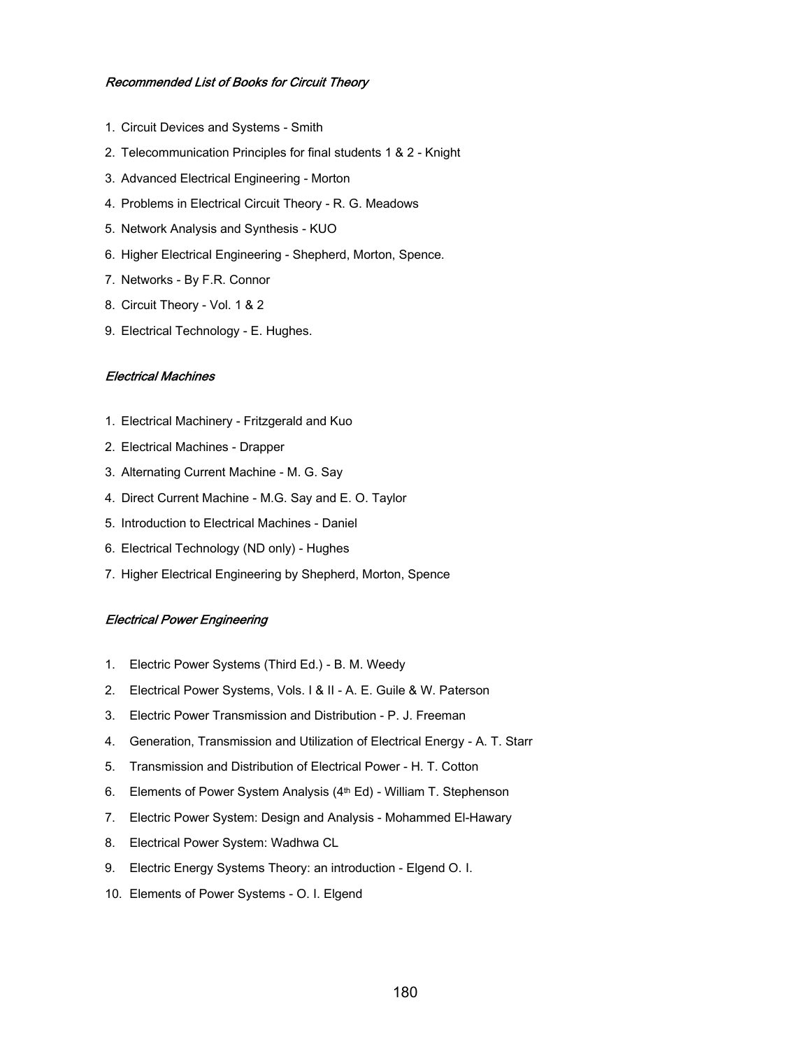### *Recommended List of Books for Circuit Theory*

1. Circuit Devices and Systems - Smith
2. Telecommunication Principles for final students 1 & 2 - Knight
3. Advanced Electrical Engineering - Morton
4. Problems in Electrical Circuit Theory - R. G. Meadows
5. Network Analysis and Synthesis - KUO
6. Higher Electrical Engineering - Shepherd, Morton, Spence.
7. Networks - By F.R. Connor
8. Circuit Theory - Vol. 1 & 2
9. Electrical Technology - E. Hughes.

### *Electrical Machines*

1. Electrical Machinery - Fritzgerald and Kuo
2. Electrical Machines - Drapper
3. Alternating Current Machine - M. G. Say
4. Direct Current Machine - M.G. Say and E. O. Taylor
5. Introduction to Electrical Machines - Daniel
6. Electrical Technology (ND only) - Hughes
7. Higher Electrical Engineering by Shepherd, Morton, Spence

### *Electrical Power Engineering*

1. Electric Power Systems (Third Ed.) - B. M. Weedy
2. Electrical Power Systems, Vols. I & II - A. E. Guile & W. Paterson
3. Electric Power Transmission and Distribution - P. J. Freeman
4. Generation, Transmission and Utilization of Electrical Energy - A. T. Starr
5. Transmission and Distribution of Electrical Power - H. T. Cotton
6. Elements of Power System Analysis (4th Ed) - William T. Stephenson
7. Electric Power System: Design and Analysis - Mohammed El-Hawary
8. Electrical Power System: Wadhwa CL
9. Electric Energy Systems Theory: an introduction - Elgend O. I.
10. Elements of Power Systems - O. I. Elgend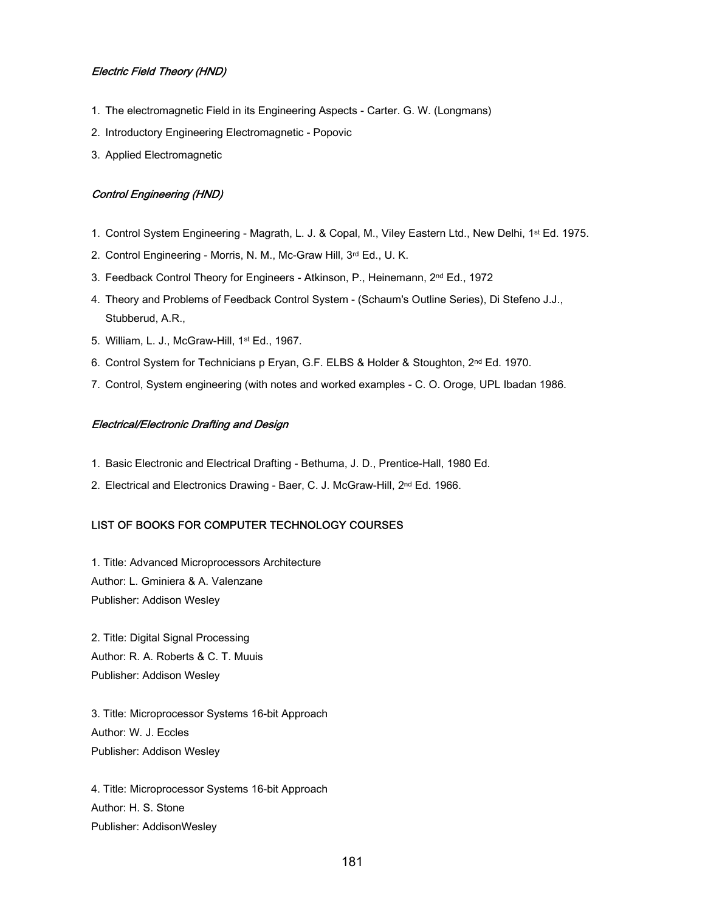*Electric Field Theory (HND)*

1. The electromagnetic Field in its Engineering Aspects - Carter. G. W. (Longmans)
2. Introductory Engineering Electromagnetic - Popovic
3. Applied Electromagnetic

*Control Engineering (HND)*

1. Control System Engineering - Magrath, L. J. & Copal, M., Viley Eastern Ltd., New Delhi, 1st Ed. 1975.
2. Control Engineering - Morris, N. M., Mc-Graw Hill, 3rd Ed., U. K.
3. Feedback Control Theory for Engineers - Atkinson, P., Heinemann, 2nd Ed., 1972
4. Theory and Problems of Feedback Control System - (Schaum's Outline Series), Di Stefeno J.J., Stubberud, A.R.,
5. William, L. J., McGraw-Hill, 1st Ed., 1967.
6. Control System for Technicians p Eryan, G.F. ELBS & Holder & Stoughton, 2nd Ed. 1970.
7. Control, System engineering (with notes and worked examples - C. O. Oroge, UPL Ibadan 1986.

*Electrical/Electronic Drafting and Design*

1. Basic Electronic and Electrical Drafting - Bethuma, J. D., Prentice-Hall, 1980 Ed.
2. Electrical and Electronics Drawing - Baer, C. J. McGraw-Hill, 2nd Ed. 1966.

LIST OF BOOKS FOR COMPUTER TECHNOLOGY COURSES

1. Title: Advanced Microprocessors Architecture
Author: L. Gminiera & A. Valenzane
Publisher: Addison Wesley

2. Title: Digital Signal Processing
Author: R. A. Roberts & C. T. Muuis
Publisher: Addison Wesley

3. Title: Microprocessor Systems 16-bit Approach
Author: W. J. Eccles
Publisher: Addison Wesley

4. Title: Microprocessor Systems 16-bit Approach
Author: H. S. Stone
Publisher: AddisonWesley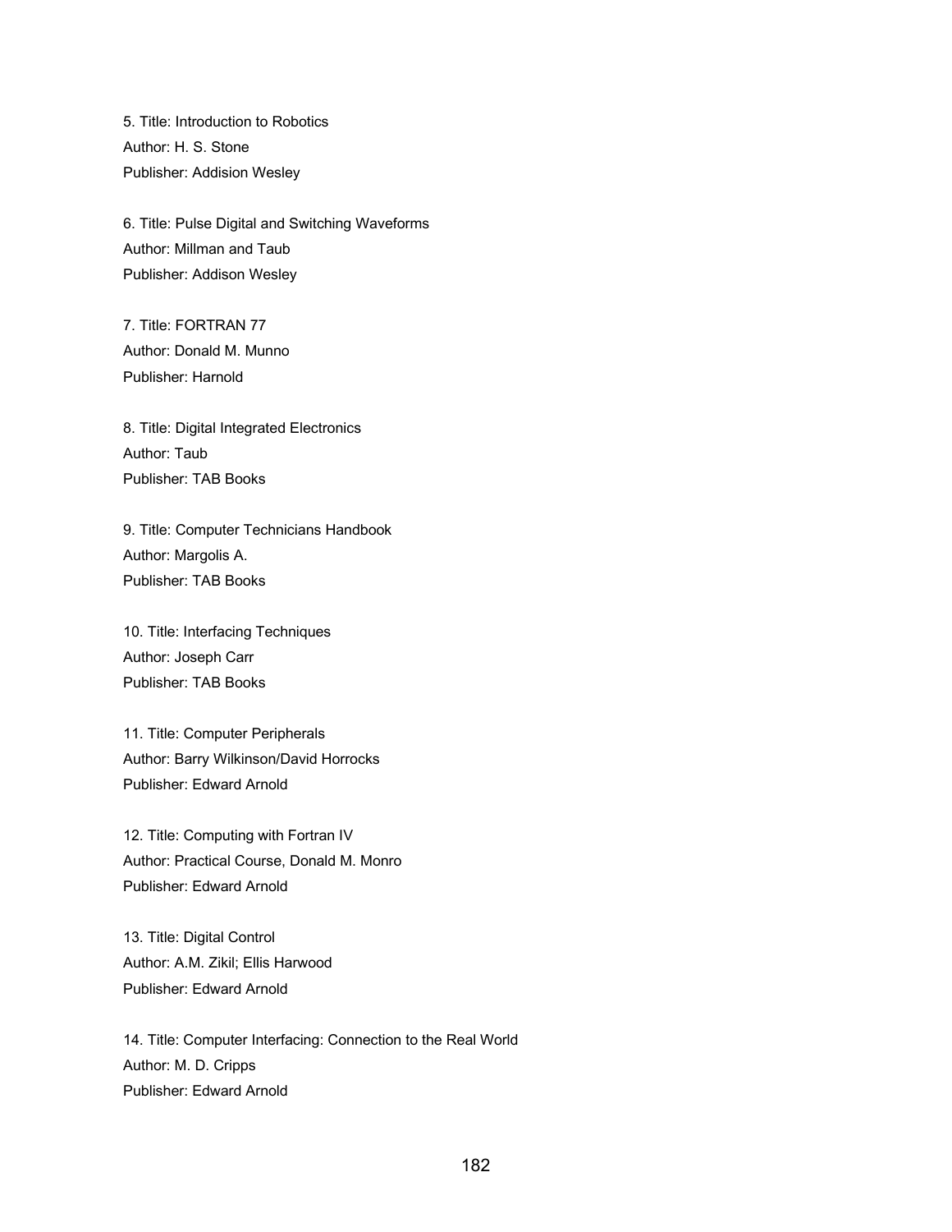5. Title: Introduction to Robotics
Author: H. S. Stone
Publisher: Addision Wesley

6. Title: Pulse Digital and Switching Waveforms
Author: Millman and Taub
Publisher: Addison Wesley

7. Title: FORTRAN 77
Author: Donald M. Munno
Publisher: Harnold

8. Title: Digital Integrated Electronics
Author: Taub
Publisher: TAB Books

9. Title: Computer Technicians Handbook
Author: Margolis A.
Publisher: TAB Books

10. Title: Interfacing Techniques
Author: Joseph Carr
Publisher: TAB Books

11. Title: Computer Peripherals
Author: Barry Wilkinson/David Horrocks
Publisher: Edward Arnold

12. Title: Computing with Fortran IV
Author: Practical Course, Donald M. Monro
Publisher: Edward Arnold

13. Title: Digital Control
Author: A.M. Zikil; Ellis Harwood
Publisher: Edward Arnold

14. Title: Computer Interfacing: Connection to the Real World
Author: M. D. Cripps
Publisher: Edward Arnold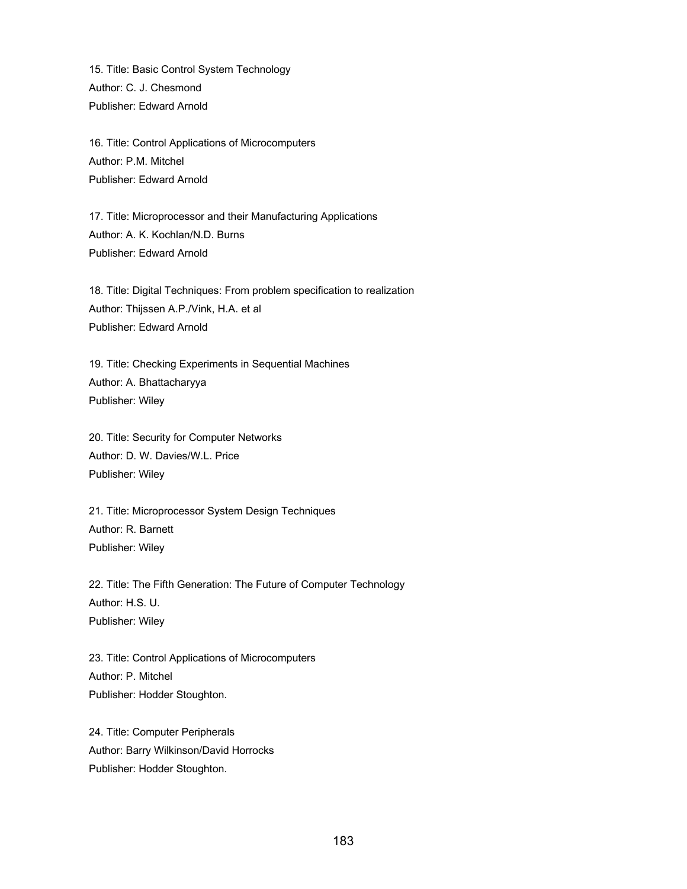15. Title: Basic Control System Technology
Author: C. J. Chesmond
Publisher: Edward Arnold

16. Title: Control Applications of Microcomputers
Author: P.M. Mitchel
Publisher: Edward Arnold

17. Title: Microprocessor and their Manufacturing Applications
Author: A. K. Kochlan/N.D. Burns
Publisher: Edward Arnold

18. Title: Digital Techniques: From problem specification to realization
Author: Thijssen A.P./Vink, H.A. et al
Publisher: Edward Arnold

19. Title: Checking Experiments in Sequential Machines
Author: A. Bhattacharyya
Publisher: Wiley

20. Title: Security for Computer Networks
Author: D. W. Davies/W.L. Price
Publisher: Wiley

21. Title: Microprocessor System Design Techniques
Author: R. Barnett
Publisher: Wiley

22. Title: The Fifth Generation: The Future of Computer Technology
Author: H.S. U.
Publisher: Wiley

23. Title: Control Applications of Microcomputers
Author: P. Mitchel
Publisher: Hodder Stoughton.

24. Title: Computer Peripherals
Author: Barry Wilkinson/David Horrocks
Publisher: Hodder Stoughton.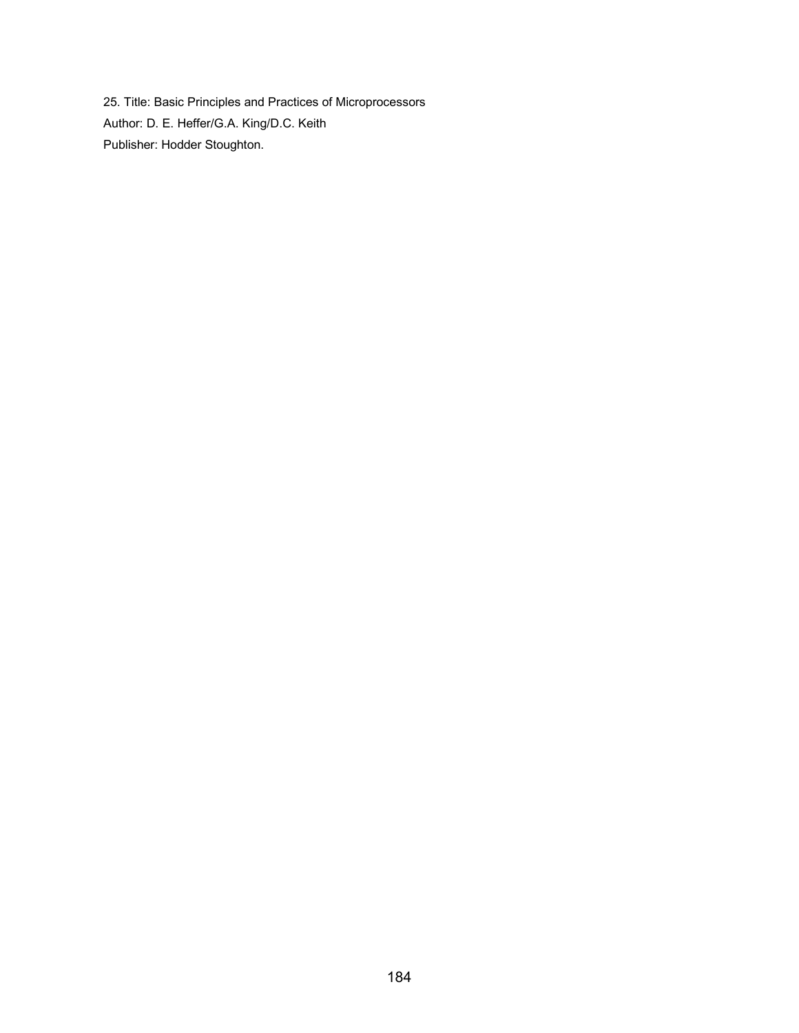25. Title: Basic Principles and Practices of Microprocessors

Author: D. E. Heffer/G.A. King/D.C. Keith

Publisher: Hodder Stoughton.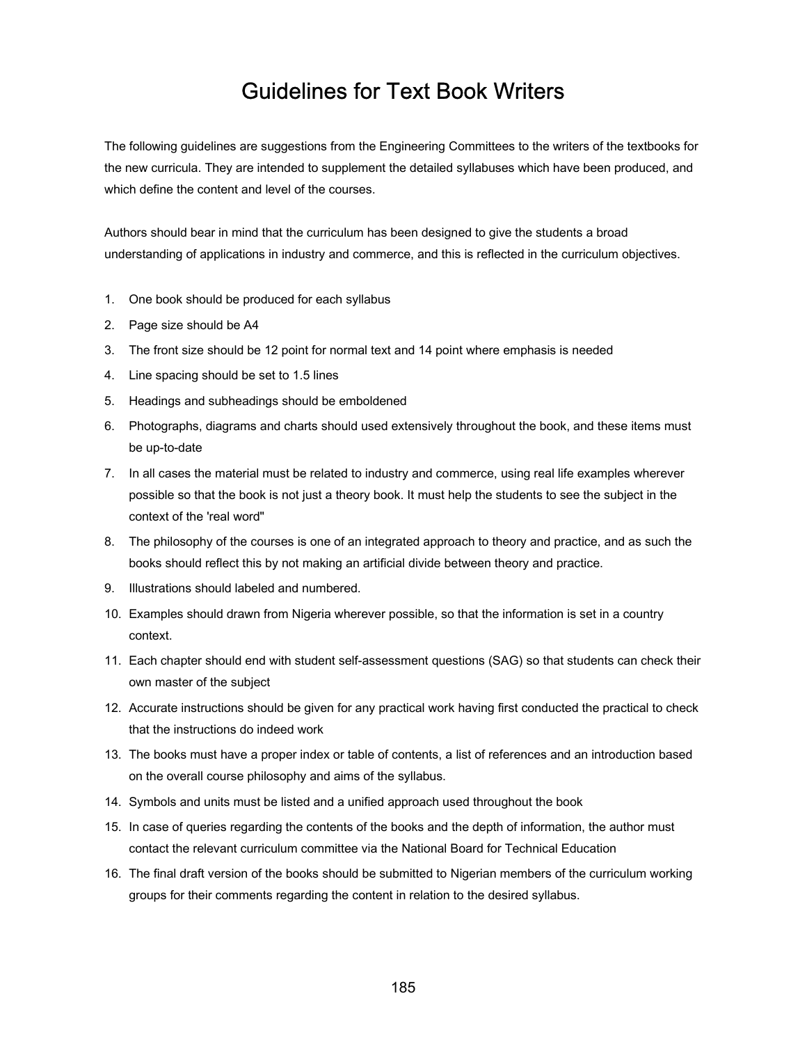# Guidelines for Text Book Writers

The following guidelines are suggestions from the Engineering Committees to the writers of the textbooks for the new curricula. They are intended to supplement the detailed syllabuses which have been produced, and which define the content and level of the courses.

Authors should bear in mind that the curriculum has been designed to give the students a broad understanding of applications in industry and commerce, and this is reflected in the curriculum objectives.

1. One book should be produced for each syllabus
2. Page size should be A4
3. The front size should be 12 point for normal text and 14 point where emphasis is needed
4. Line spacing should be set to 1.5 lines
5. Headings and subheadings should be emboldened
6. Photographs, diagrams and charts should used extensively throughout the book, and these items must be up-to-date
7. In all cases the material must be related to industry and commerce, using real life examples wherever possible so that the book is not just a theory book. It must help the students to see the subject in the context of the 'real word"
8. The philosophy of the courses is one of an integrated approach to theory and practice, and as such the books should reflect this by not making an artificial divide between theory and practice.
9. Illustrations should labeled and numbered.
10. Examples should drawn from Nigeria wherever possible, so that the information is set in a country context.
11. Each chapter should end with student self-assessment questions (SAG) so that students can check their own master of the subject
12. Accurate instructions should be given for any practical work having first conducted the practical to check that the instructions do indeed work
13. The books must have a proper index or table of contents, a list of references and an introduction based on the overall course philosophy and aims of the syllabus.
14. Symbols and units must be listed and a unified approach used throughout the book
15. In case of queries regarding the contents of the books and the depth of information, the author must contact the relevant curriculum committee via the National Board for Technical Education
16. The final draft version of the books should be submitted to Nigerian members of the curriculum working groups for their comments regarding the content in relation to the desired syllabus.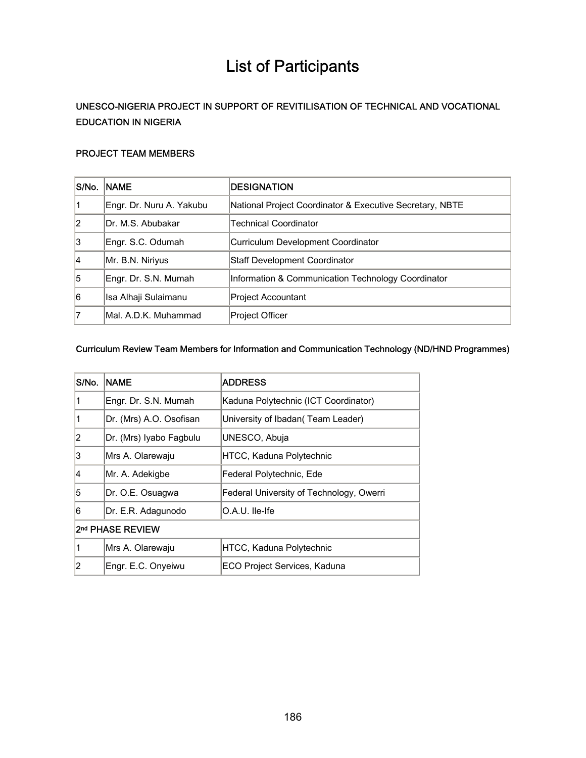# List of Participants

## UNESCO-NIGERIA PROJECT IN SUPPORT OF REVITILISATION OF TECHNICAL AND VOCATIONAL EDUCATION IN NIGERIA

### PROJECT TEAM MEMBERS

| S/No. | NAME | DESIGNATION |
|---|---|---|
| 1 | Engr. Dr. Nuru A. Yakubu | National Project Coordinator & Executive Secretary, NBTE |
| 2 | Dr. M.S. Abubakar | Technical Coordinator |
| 3 | Engr. S.C. Odumah | Curriculum Development Coordinator |
| 4 | Mr. B.N. Niriyus | Staff Development Coordinator |
| 5 | Engr. Dr. S.N. Mumah | Information & Communication Technology Coordinator |
| 6 | Isa Alhaji Sulaimanu | Project Accountant |
| 7 | Mal. A.D.K. Muhammad | Project Officer |

### Curriculum Review Team Members for Information and Communication Technology (ND/HND Programmes)

| S/No. | NAME | ADDRESS |
|---|---|---|
| 1 | Engr. Dr. S.N. Mumah | Kaduna Polytechnic (ICT Coordinator) |
| 1 | Dr. (Mrs) A.O. Osofisan | University of Ibadan( Team Leader) |
| 2 | Dr. (Mrs) Iyabo Fagbulu | UNESCO, Abuja |
| 3 | Mrs A. Olarewaju | HTCC, Kaduna Polytechnic |
| 4 | Mr. A. Adekigbe | Federal Polytechnic, Ede |
| 5 | Dr. O.E. Osuagwa | Federal University of Technology, Owerri |
| 6 | Dr. E.R. Adagunodo | O.A.U. Ile-Ife |
| 2nd PHASE REVIEW | | |
| 1 | Mrs A. Olarewaju | HTCC, Kaduna Polytechnic |
| 2 | Engr. E.C. Onyeiwu | ECO Project Services, Kaduna |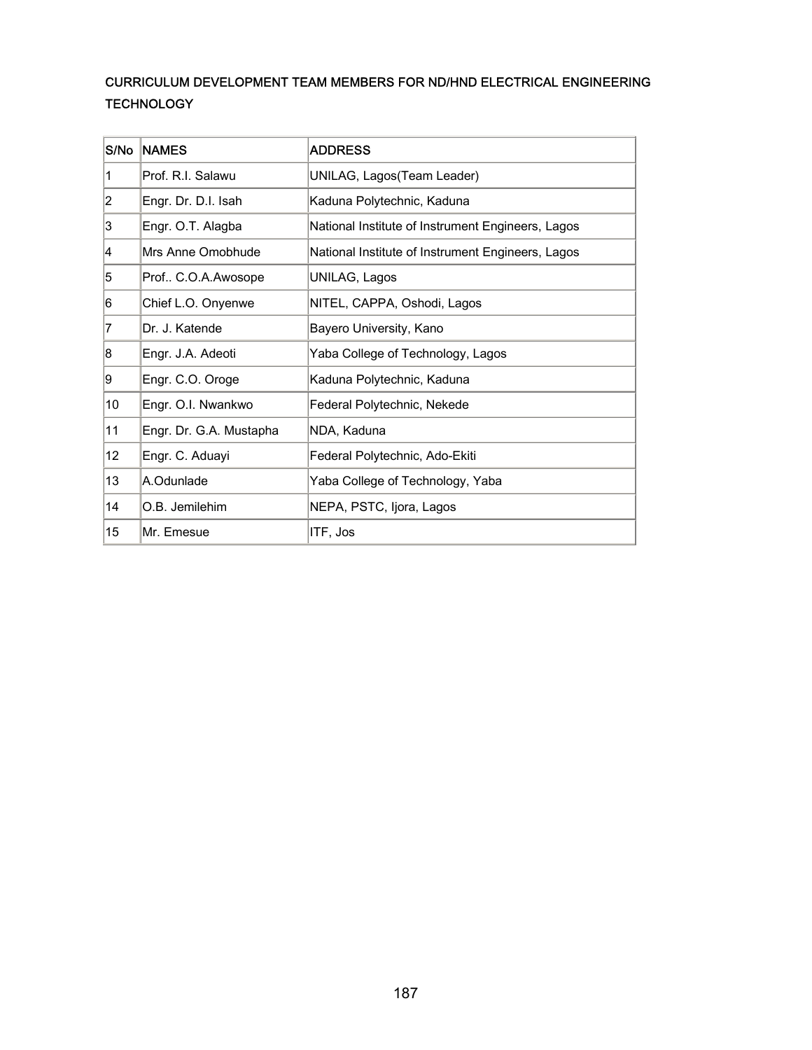## CURRICULUM DEVELOPMENT TEAM MEMBERS FOR ND/HND ELECTRICAL ENGINEERING TECHNOLOGY

| S/No | NAMES | ADDRESS |
|---|---|---|
| 1 | Prof. R.I. Salawu | UNILAG, Lagos(Team Leader) |
| 2 | Engr. Dr. D.I. Isah | Kaduna Polytechnic, Kaduna |
| 3 | Engr. O.T. Alagba | National Institute of Instrument Engineers, Lagos |
| 4 | Mrs Anne Omobhude | National Institute of Instrument Engineers, Lagos |
| 5 | Prof.. C.O.A.Awosope | UNILAG, Lagos |
| 6 | Chief L.O. Onyenwe | NITEL, CAPPA, Oshodi, Lagos |
| 7 | Dr. J. Katende | Bayero University, Kano |
| 8 | Engr. J.A. Adeoti | Yaba College of Technology, Lagos |
| 9 | Engr. C.O. Oroge | Kaduna Polytechnic, Kaduna |
| 10 | Engr. O.I. Nwankwo | Federal Polytechnic, Nekede |
| 11 | Engr. Dr. G.A. Mustapha | NDA, Kaduna |
| 12 | Engr. C. Aduayi | Federal Polytechnic, Ado-Ekiti |
| 13 | A.Odunlade | Yaba College of Technology, Yaba |
| 14 | O.B. Jemilehim | NEPA, PSTC, Ijora, Lagos |
| 15 | Mr. Emesue | ITF, Jos |